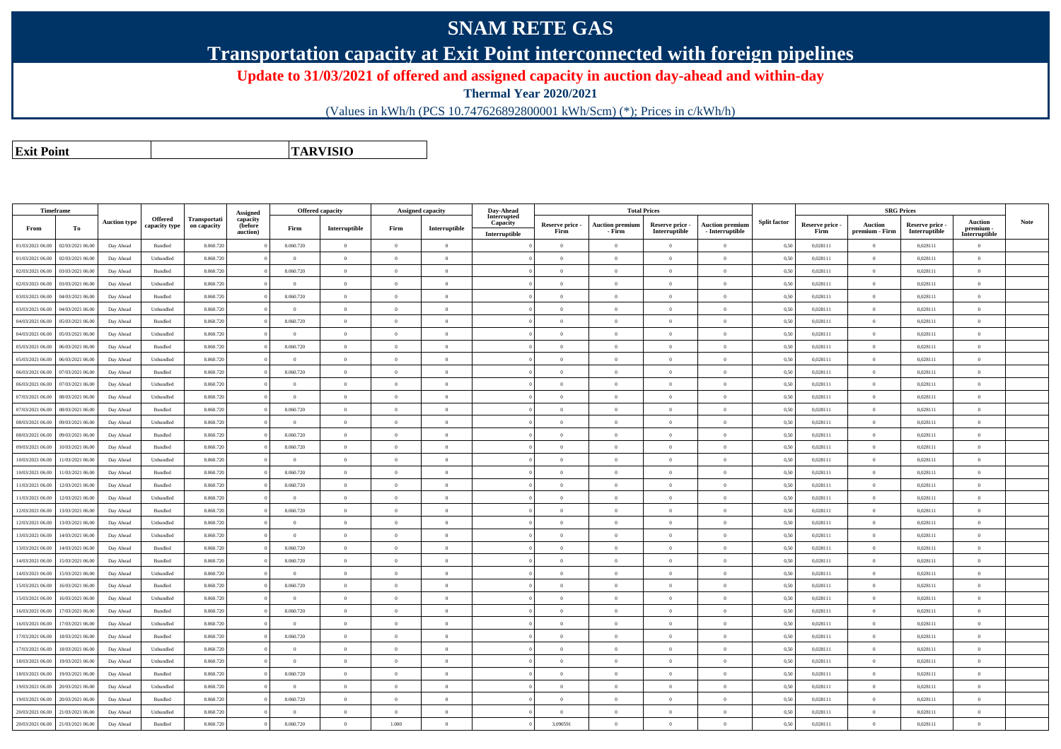# SNAM RETE GAS

## Transportation capacity at Exit Point interconnected with foreign pipelines

### Update to 31/03/2021 of offered and assigned capacity in auction day-ahead and within-day

**Thermal Year 2020/2021**

(Values in kWh/h (PCS 10.747626892800001 kWh/Scm) (*); Prices in c/kWh/h)

| Exit Point | TARVISIO |
|---|---|

| Timeframe | | Auction type | Offered capacity type | Transportation capacity | Assigned capacity (before auction) | Offered capacity | | Assigned capacity | | Day-Ahead Interrupted Capacity | Total Prices | | | | Split factor | SRG Prices | | | | Note |
|---|---|---|---|---|---|---|---|---|---|---|---|---|---|---|---|---|---|---|---|---|
| From | To | | | | | Firm | Interruptible | Firm | Interruptible | Interruptible | Reserve price - Firm | Auction premium - Firm | Reserve price - Interruptible | Auction premium - Interruptible | | Reserve price - Firm | Auction premium - Firm | Reserve price - Interruptible | Auction premium - Interruptible | |
| 01/03/2021 06.00 | 02/03/2021 06.00 | Day Ahead | Bundled | 8.060.720 | 0 | 8.060.720 | 0 | 0 | 0 | 0 | 0 | 0 | 0 | 0 | 0,50 | 0,028111 | 0 | 0,028111 | 0 | |
| 01/03/2021 06.00 | 02/03/2021 06.00 | Day Ahead | Unbundled | 8.060.720 | 0 | 0 | 0 | 0 | 0 | 0 | 0 | 0 | 0 | 0 | 0,50 | 0,028111 | 0 | 0,028111 | 0 | |
| 02/03/2021 06.00 | 03/03/2021 06.00 | Day Ahead | Bundled | 8.060.720 | 0 | 8.060.720 | 0 | 0 | 0 | 0 | 0 | 0 | 0 | 0 | 0,50 | 0,028111 | 0 | 0,028111 | 0 | |
| 02/03/2021 06.00 | 03/03/2021 06.00 | Day Ahead | Unbundled | 8.060.720 | 0 | 0 | 0 | 0 | 0 | 0 | 0 | 0 | 0 | 0 | 0,50 | 0,028111 | 0 | 0,028111 | 0 | |
| 03/03/2021 06.00 | 04/03/2021 06.00 | Day Ahead | Bundled | 8.060.720 | 0 | 8.060.720 | 0 | 0 | 0 | 0 | 0 | 0 | 0 | 0 | 0,50 | 0,028111 | 0 | 0,028111 | 0 | |
| 03/03/2021 06.00 | 04/03/2021 06.00 | Day Ahead | Unbundled | 8.060.720 | 0 | 0 | 0 | 0 | 0 | 0 | 0 | 0 | 0 | 0 | 0,50 | 0,028111 | 0 | 0,028111 | 0 | |
| 04/03/2021 06.00 | 05/03/2021 06.00 | Day Ahead | Bundled | 8.060.720 | 0 | 8.060.720 | 0 | 0 | 0 | 0 | 0 | 0 | 0 | 0 | 0,50 | 0,028111 | 0 | 0,028111 | 0 | |
| 04/03/2021 06.00 | 05/03/2021 06.00 | Day Ahead | Unbundled | 8.060.720 | 0 | 0 | 0 | 0 | 0 | 0 | 0 | 0 | 0 | 0 | 0,50 | 0,028111 | 0 | 0,028111 | 0 | |
| 05/03/2021 06.00 | 06/03/2021 06.00 | Day Ahead | Bundled | 8.060.720 | 0 | 8.060.720 | 0 | 0 | 0 | 0 | 0 | 0 | 0 | 0 | 0,50 | 0,028111 | 0 | 0,028111 | 0 | |
| 05/03/2021 06.00 | 06/03/2021 06.00 | Day Ahead | Unbundled | 8.060.720 | 0 | 0 | 0 | 0 | 0 | 0 | 0 | 0 | 0 | 0 | 0,50 | 0,028111 | 0 | 0,028111 | 0 | |
| 06/03/2021 06.00 | 07/03/2021 06.00 | Day Ahead | Bundled | 8.060.720 | 0 | 8.060.720 | 0 | 0 | 0 | 0 | 0 | 0 | 0 | 0 | 0,50 | 0,028111 | 0 | 0,028111 | 0 | |
| 06/03/2021 06.00 | 07/03/2021 06.00 | Day Ahead | Unbundled | 8.060.720 | 0 | 0 | 0 | 0 | 0 | 0 | 0 | 0 | 0 | 0 | 0,50 | 0,028111 | 0 | 0,028111 | 0 | |
| 07/03/2021 06.00 | 08/03/2021 06.00 | Day Ahead | Unbundled | 8.060.720 | 0 | 0 | 0 | 0 | 0 | 0 | 0 | 0 | 0 | 0 | 0,50 | 0,028111 | 0 | 0,028111 | 0 | |
| 07/03/2021 06.00 | 08/03/2021 06.00 | Day Ahead | Bundled | 8.060.720 | 0 | 8.060.720 | 0 | 0 | 0 | 0 | 0 | 0 | 0 | 0 | 0,50 | 0,028111 | 0 | 0,028111 | 0 | |
| 08/03/2021 06.00 | 09/03/2021 06.00 | Day Ahead | Unbundled | 8.060.720 | 0 | 0 | 0 | 0 | 0 | 0 | 0 | 0 | 0 | 0 | 0,50 | 0,028111 | 0 | 0,028111 | 0 | |
| 08/03/2021 06.00 | 09/03/2021 06.00 | Day Ahead | Bundled | 8.060.720 | 0 | 8.060.720 | 0 | 0 | 0 | 0 | 0 | 0 | 0 | 0 | 0,50 | 0,028111 | 0 | 0,028111 | 0 | |
| 09/03/2021 06.00 | 10/03/2021 06.00 | Day Ahead | Bundled | 8.060.720 | 0 | 8.060.720 | 0 | 0 | 0 | 0 | 0 | 0 | 0 | 0 | 0,50 | 0,028111 | 0 | 0,028111 | 0 | |
| 10/03/2021 06.00 | 11/03/2021 06.00 | Day Ahead | Unbundled | 8.060.720 | 0 | 0 | 0 | 0 | 0 | 0 | 0 | 0 | 0 | 0 | 0,50 | 0,028111 | 0 | 0,028111 | 0 | |
| 10/03/2021 06.00 | 11/03/2021 06.00 | Day Ahead | Bundled | 8.060.720 | 0 | 8.060.720 | 0 | 0 | 0 | 0 | 0 | 0 | 0 | 0 | 0,50 | 0,028111 | 0 | 0,028111 | 0 | |
| 11/03/2021 06.00 | 12/03/2021 06.00 | Day Ahead | Bundled | 8.060.720 | 0 | 8.060.720 | 0 | 0 | 0 | 0 | 0 | 0 | 0 | 0 | 0,50 | 0,028111 | 0 | 0,028111 | 0 | |
| 11/03/2021 06.00 | 12/03/2021 06.00 | Day Ahead | Unbundled | 8.060.720 | 0 | 0 | 0 | 0 | 0 | 0 | 0 | 0 | 0 | 0 | 0,50 | 0,028111 | 0 | 0,028111 | 0 | |
| 12/03/2021 06.00 | 13/03/2021 06.00 | Day Ahead | Bundled | 8.060.720 | 0 | 8.060.720 | 0 | 0 | 0 | 0 | 0 | 0 | 0 | 0 | 0,50 | 0,028111 | 0 | 0,028111 | 0 | |
| 12/03/2021 06.00 | 13/03/2021 06.00 | Day Ahead | Unbundled | 8.060.720 | 0 | 0 | 0 | 0 | 0 | 0 | 0 | 0 | 0 | 0 | 0,50 | 0,028111 | 0 | 0,028111 | 0 | |
| 13/03/2021 06.00 | 14/03/2021 06.00 | Day Ahead | Unbundled | 8.060.720 | 0 | 0 | 0 | 0 | 0 | 0 | 0 | 0 | 0 | 0 | 0,50 | 0,028111 | 0 | 0,028111 | 0 | |
| 13/03/2021 06.00 | 14/03/2021 06.00 | Day Ahead | Bundled | 8.060.720 | 0 | 8.060.720 | 0 | 0 | 0 | 0 | 0 | 0 | 0 | 0 | 0,50 | 0,028111 | 0 | 0,028111 | 0 | |
| 14/03/2021 06.00 | 15/03/2021 06.00 | Day Ahead | Bundled | 8.060.720 | 0 | 8.060.720 | 0 | 0 | 0 | 0 | 0 | 0 | 0 | 0 | 0,50 | 0,028111 | 0 | 0,028111 | 0 | |
| 14/03/2021 06.00 | 15/03/2021 06.00 | Day Ahead | Unbundled | 8.060.720 | 0 | 0 | 0 | 0 | 0 | 0 | 0 | 0 | 0 | 0 | 0,50 | 0,028111 | 0 | 0,028111 | 0 | |
| 15/03/2021 06.00 | 16/03/2021 06.00 | Day Ahead | Bundled | 8.060.720 | 0 | 8.060.720 | 0 | 0 | 0 | 0 | 0 | 0 | 0 | 0 | 0,50 | 0,028111 | 0 | 0,028111 | 0 | |
| 15/03/2021 06.00 | 16/03/2021 06.00 | Day Ahead | Unbundled | 8.060.720 | 0 | 0 | 0 | 0 | 0 | 0 | 0 | 0 | 0 | 0 | 0,50 | 0,028111 | 0 | 0,028111 | 0 | |
| 16/03/2021 06.00 | 17/03/2021 06.00 | Day Ahead | Bundled | 8.060.720 | 0 | 8.060.720 | 0 | 0 | 0 | 0 | 0 | 0 | 0 | 0 | 0,50 | 0,028111 | 0 | 0,028111 | 0 | |
| 16/03/2021 06.00 | 17/03/2021 06.00 | Day Ahead | Unbundled | 8.060.720 | 0 | 0 | 0 | 0 | 0 | 0 | 0 | 0 | 0 | 0 | 0,50 | 0,028111 | 0 | 0,028111 | 0 | |
| 17/03/2021 06.00 | 18/03/2021 06.00 | Day Ahead | Bundled | 8.060.720 | 0 | 8.060.720 | 0 | 0 | 0 | 0 | 0 | 0 | 0 | 0 | 0,50 | 0,028111 | 0 | 0,028111 | 0 | |
| 17/03/2021 06.00 | 18/03/2021 06.00 | Day Ahead | Unbundled | 8.060.720 | 0 | 0 | 0 | 0 | 0 | 0 | 0 | 0 | 0 | 0 | 0,50 | 0,028111 | 0 | 0,028111 | 0 | |
| 18/03/2021 06.00 | 19/03/2021 06.00 | Day Ahead | Unbundled | 8.060.720 | 0 | 0 | 0 | 0 | 0 | 0 | 0 | 0 | 0 | 0 | 0,50 | 0,028111 | 0 | 0,028111 | 0 | |
| 18/03/2021 06.00 | 19/03/2021 06.00 | Day Ahead | Bundled | 8.060.720 | 0 | 8.060.720 | 0 | 0 | 0 | 0 | 0 | 0 | 0 | 0 | 0,50 | 0,028111 | 0 | 0,028111 | 0 | |
| 19/03/2021 06.00 | 20/03/2021 06.00 | Day Ahead | Unbundled | 8.060.720 | 0 | 0 | 0 | 0 | 0 | 0 | 0 | 0 | 0 | 0 | 0,50 | 0,028111 | 0 | 0,028111 | 0 | |
| 19/03/2021 06.00 | 20/03/2021 06.00 | Day Ahead | Bundled | 8.060.720 | 0 | 8.060.720 | 0 | 0 | 0 | 0 | 0 | 0 | 0 | 0 | 0,50 | 0,028111 | 0 | 0,028111 | 0 | |
| 20/03/2021 06.00 | 21/03/2021 06.00 | Day Ahead | Unbundled | 8.060.720 | 0 | 0 | 0 | 0 | 0 | 0 | 0 | 0 | 0 | 0 | 0,50 | 0,028111 | 0 | 0,028111 | 0 | |
| 20/03/2021 06.00 | 21/03/2021 06.00 | Day Ahead | Bundled | 8.060.720 | 0 | 8.060.720 | 0 | 1.000 | 0 | 0 | 3,090591 | 0 | 0 | 0 | 0,50 | 0,028111 | 0 | 0,028111 | 0 | |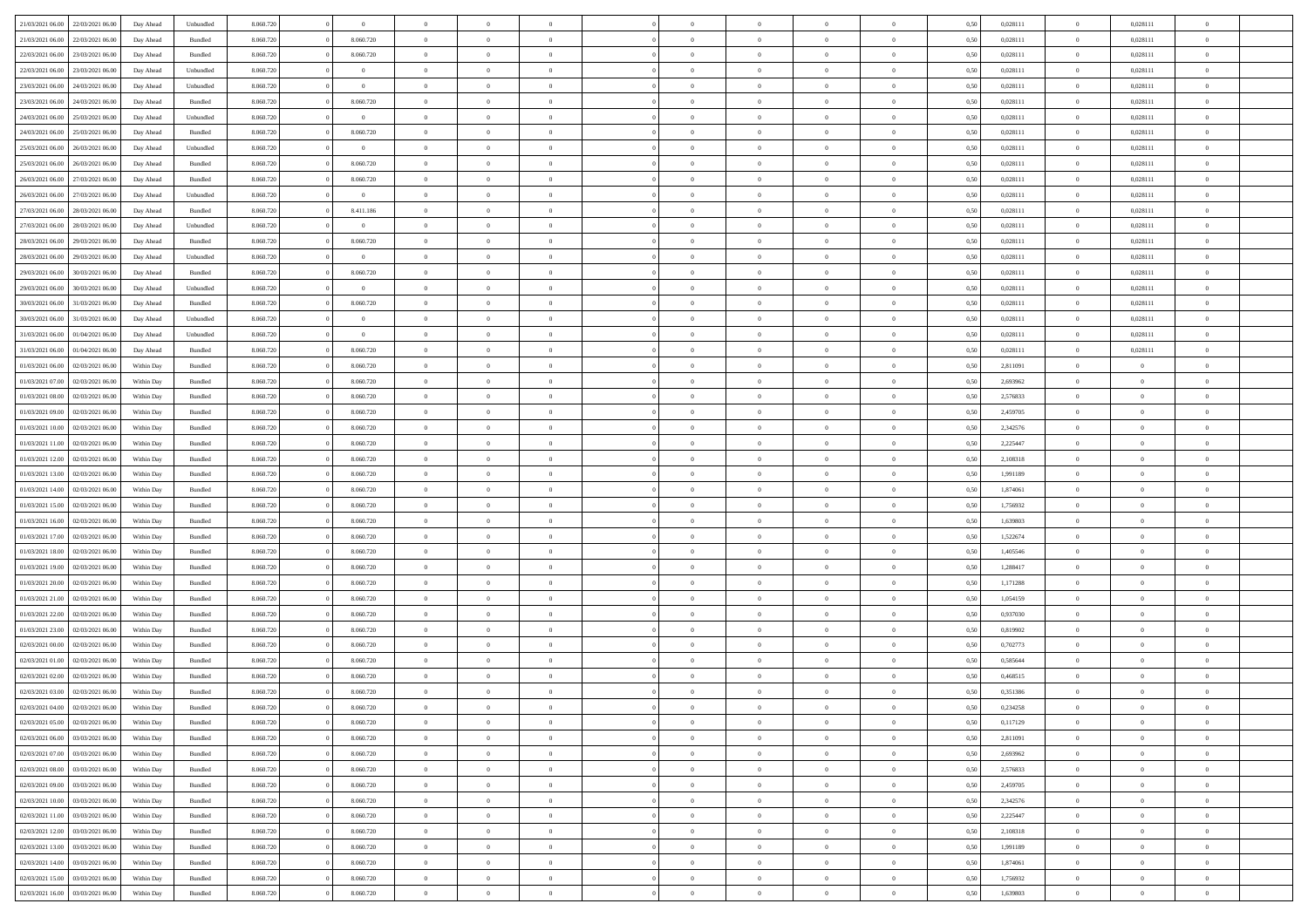| | | | | | | | | | | | | | | | | | | | | | | |
|---|---|---|---|---|---|---|---|---|---|---|---|---|---|---|---|---|---|---|---|---|---|---|
| 21/03/2021 06:00 | 22/03/2021 06:00 | Day Ahead | Unbundled | 8.060.720 | 0 | 0 | 0 | 0 | 0 | | 0 | 0 | 0 | 0 | 0 | 0,50 | 0,028111 | 0 | 0,028111 | 0 | |
| 21/03/2021 06:00 | 22/03/2021 06:00 | Day Ahead | Bundled | 8.060.720 | 0 | 8.060.720 | 0 | 0 | 0 | | 0 | 0 | 0 | 0 | 0 | 0,50 | 0,028111 | 0 | 0,028111 | 0 | |
| 22/03/2021 06:00 | 23/03/2021 06:00 | Day Ahead | Bundled | 8.060.720 | 0 | 8.060.720 | 0 | 0 | 0 | | 0 | 0 | 0 | 0 | 0 | 0,50 | 0,028111 | 0 | 0,028111 | 0 | |
| 22/03/2021 06:00 | 23/03/2021 06:00 | Day Ahead | Unbundled | 8.060.720 | 0 | 0 | 0 | 0 | 0 | | 0 | 0 | 0 | 0 | 0 | 0,50 | 0,028111 | 0 | 0,028111 | 0 | |
| 23/03/2021 06:00 | 24/03/2021 06:00 | Day Ahead | Unbundled | 8.060.720 | 0 | 0 | 0 | 0 | 0 | | 0 | 0 | 0 | 0 | 0 | 0,50 | 0,028111 | 0 | 0,028111 | 0 | |
| 23/03/2021 06:00 | 24/03/2021 06:00 | Day Ahead | Bundled | 8.060.720 | 0 | 8.060.720 | 0 | 0 | 0 | | 0 | 0 | 0 | 0 | 0 | 0,50 | 0,028111 | 0 | 0,028111 | 0 | |
| 24/03/2021 06:00 | 25/03/2021 06:00 | Day Ahead | Unbundled | 8.060.720 | 0 | 0 | 0 | 0 | 0 | | 0 | 0 | 0 | 0 | 0 | 0,50 | 0,028111 | 0 | 0,028111 | 0 | |
| 24/03/2021 06:00 | 25/03/2021 06:00 | Day Ahead | Bundled | 8.060.720 | 0 | 8.060.720 | 0 | 0 | 0 | | 0 | 0 | 0 | 0 | 0 | 0,50 | 0,028111 | 0 | 0,028111 | 0 | |
| 25/03/2021 06:00 | 26/03/2021 06:00 | Day Ahead | Unbundled | 8.060.720 | 0 | 0 | 0 | 0 | 0 | | 0 | 0 | 0 | 0 | 0 | 0,50 | 0,028111 | 0 | 0,028111 | 0 | |
| 25/03/2021 06:00 | 26/03/2021 06:00 | Day Ahead | Bundled | 8.060.720 | 0 | 8.060.720 | 0 | 0 | 0 | | 0 | 0 | 0 | 0 | 0 | 0,50 | 0,028111 | 0 | 0,028111 | 0 | |
| 26/03/2021 06:00 | 27/03/2021 06:00 | Day Ahead | Bundled | 8.060.720 | 0 | 8.060.720 | 0 | 0 | 0 | | 0 | 0 | 0 | 0 | 0 | 0,50 | 0,028111 | 0 | 0,028111 | 0 | |
| 26/03/2021 06:00 | 27/03/2021 06:00 | Day Ahead | Unbundled | 8.060.720 | 0 | 0 | 0 | 0 | 0 | | 0 | 0 | 0 | 0 | 0 | 0,50 | 0,028111 | 0 | 0,028111 | 0 | |
| 27/03/2021 06:00 | 28/03/2021 06:00 | Day Ahead | Bundled | 8.060.720 | 0 | 8.411.186 | 0 | 0 | 0 | | 0 | 0 | 0 | 0 | 0 | 0,50 | 0,028111 | 0 | 0,028111 | 0 | |
| 27/03/2021 06:00 | 28/03/2021 06:00 | Day Ahead | Unbundled | 8.060.720 | 0 | 0 | 0 | 0 | 0 | | 0 | 0 | 0 | 0 | 0 | 0,50 | 0,028111 | 0 | 0,028111 | 0 | |
| 28/03/2021 06:00 | 29/03/2021 06:00 | Day Ahead | Bundled | 8.060.720 | 0 | 8.060.720 | 0 | 0 | 0 | | 0 | 0 | 0 | 0 | 0 | 0,50 | 0,028111 | 0 | 0,028111 | 0 | |
| 28/03/2021 06:00 | 29/03/2021 06:00 | Day Ahead | Unbundled | 8.060.720 | 0 | 0 | 0 | 0 | 0 | | 0 | 0 | 0 | 0 | 0 | 0,50 | 0,028111 | 0 | 0,028111 | 0 | |
| 29/03/2021 06:00 | 30/03/2021 06:00 | Day Ahead | Bundled | 8.060.720 | 0 | 8.060.720 | 0 | 0 | 0 | | 0 | 0 | 0 | 0 | 0 | 0,50 | 0,028111 | 0 | 0,028111 | 0 | |
| 29/03/2021 06:00 | 30/03/2021 06:00 | Day Ahead | Unbundled | 8.060.720 | 0 | 0 | 0 | 0 | 0 | | 0 | 0 | 0 | 0 | 0 | 0,50 | 0,028111 | 0 | 0,028111 | 0 | |
| 30/03/2021 06:00 | 31/03/2021 06:00 | Day Ahead | Bundled | 8.060.720 | 0 | 8.060.720 | 0 | 0 | 0 | | 0 | 0 | 0 | 0 | 0 | 0,50 | 0,028111 | 0 | 0,028111 | 0 | |
| 30/03/2021 06:00 | 31/03/2021 06:00 | Day Ahead | Unbundled | 8.060.720 | 0 | 0 | 0 | 0 | 0 | | 0 | 0 | 0 | 0 | 0 | 0,50 | 0,028111 | 0 | 0,028111 | 0 | |
| 31/03/2021 06:00 | 01/04/2021 06:00 | Day Ahead | Unbundled | 8.060.720 | 0 | 0 | 0 | 0 | 0 | | 0 | 0 | 0 | 0 | 0 | 0,50 | 0,028111 | 0 | 0,028111 | 0 | |
| 31/03/2021 06:00 | 01/04/2021 06:00 | Day Ahead | Bundled | 8.060.720 | 0 | 8.060.720 | 0 | 0 | 0 | | 0 | 0 | 0 | 0 | 0 | 0,50 | 0,028111 | 0 | 0,028111 | 0 | |
| 01/03/2021 06:00 | 02/03/2021 06:00 | Within Day | Bundled | 8.060.720 | 0 | 8.060.720 | 0 | 0 | 0 | | 0 | 0 | 0 | 0 | 0 | 0,50 | 2,811091 | 0 | 0 | 0 | |
| 01/03/2021 07:00 | 02/03/2021 06:00 | Within Day | Bundled | 8.060.720 | 0 | 8.060.720 | 0 | 0 | 0 | | 0 | 0 | 0 | 0 | 0 | 0,50 | 2,693962 | 0 | 0 | 0 | |
| 01/03/2021 08:00 | 02/03/2021 06:00 | Within Day | Bundled | 8.060.720 | 0 | 8.060.720 | 0 | 0 | 0 | | 0 | 0 | 0 | 0 | 0 | 0,50 | 2,576833 | 0 | 0 | 0 | |
| 01/03/2021 09:00 | 02/03/2021 06:00 | Within Day | Bundled | 8.060.720 | 0 | 8.060.720 | 0 | 0 | 0 | | 0 | 0 | 0 | 0 | 0 | 0,50 | 2,459705 | 0 | 0 | 0 | |
| 01/03/2021 10:00 | 02/03/2021 06:00 | Within Day | Bundled | 8.060.720 | 0 | 8.060.720 | 0 | 0 | 0 | | 0 | 0 | 0 | 0 | 0 | 0,50 | 2,342576 | 0 | 0 | 0 | |
| 01/03/2021 11:00 | 02/03/2021 06:00 | Within Day | Bundled | 8.060.720 | 0 | 8.060.720 | 0 | 0 | 0 | | 0 | 0 | 0 | 0 | 0 | 0,50 | 2,225447 | 0 | 0 | 0 | |
| 01/03/2021 12:00 | 02/03/2021 06:00 | Within Day | Bundled | 8.060.720 | 0 | 8.060.720 | 0 | 0 | 0 | | 0 | 0 | 0 | 0 | 0 | 0,50 | 2,108318 | 0 | 0 | 0 | |
| 01/03/2021 13:00 | 02/03/2021 06:00 | Within Day | Bundled | 8.060.720 | 0 | 8.060.720 | 0 | 0 | 0 | | 0 | 0 | 0 | 0 | 0 | 0,50 | 1,991189 | 0 | 0 | 0 | |
| 01/03/2021 14:00 | 02/03/2021 06:00 | Within Day | Bundled | 8.060.720 | 0 | 8.060.720 | 0 | 0 | 0 | | 0 | 0 | 0 | 0 | 0 | 0,50 | 1,874061 | 0 | 0 | 0 | |
| 01/03/2021 15:00 | 02/03/2021 06:00 | Within Day | Bundled | 8.060.720 | 0 | 8.060.720 | 0 | 0 | 0 | | 0 | 0 | 0 | 0 | 0 | 0,50 | 1,756932 | 0 | 0 | 0 | |
| 01/03/2021 16:00 | 02/03/2021 06:00 | Within Day | Bundled | 8.060.720 | 0 | 8.060.720 | 0 | 0 | 0 | | 0 | 0 | 0 | 0 | 0 | 0,50 | 1,639803 | 0 | 0 | 0 | |
| 01/03/2021 17:00 | 02/03/2021 06:00 | Within Day | Bundled | 8.060.720 | 0 | 8.060.720 | 0 | 0 | 0 | | 0 | 0 | 0 | 0 | 0 | 0,50 | 1,522674 | 0 | 0 | 0 | |
| 01/03/2021 18:00 | 02/03/2021 06:00 | Within Day | Bundled | 8.060.720 | 0 | 8.060.720 | 0 | 0 | 0 | | 0 | 0 | 0 | 0 | 0 | 0,50 | 1,405546 | 0 | 0 | 0 | |
| 01/03/2021 19:00 | 02/03/2021 06:00 | Within Day | Bundled | 8.060.720 | 0 | 8.060.720 | 0 | 0 | 0 | | 0 | 0 | 0 | 0 | 0 | 0,50 | 1,288417 | 0 | 0 | 0 | |
| 01/03/2021 20:00 | 02/03/2021 06:00 | Within Day | Bundled | 8.060.720 | 0 | 8.060.720 | 0 | 0 | 0 | | 0 | 0 | 0 | 0 | 0 | 0,50 | 1,171288 | 0 | 0 | 0 | |
| 01/03/2021 21:00 | 02/03/2021 06:00 | Within Day | Bundled | 8.060.720 | 0 | 8.060.720 | 0 | 0 | 0 | | 0 | 0 | 0 | 0 | 0 | 0,50 | 1,054159 | 0 | 0 | 0 | |
| 01/03/2021 22:00 | 02/03/2021 06:00 | Within Day | Bundled | 8.060.720 | 0 | 8.060.720 | 0 | 0 | 0 | | 0 | 0 | 0 | 0 | 0 | 0,50 | 0,937030 | 0 | 0 | 0 | |
| 01/03/2021 23:00 | 02/03/2021 06:00 | Within Day | Bundled | 8.060.720 | 0 | 8.060.720 | 0 | 0 | 0 | | 0 | 0 | 0 | 0 | 0 | 0,50 | 0,819902 | 0 | 0 | 0 | |
| 02/03/2021 00:00 | 02/03/2021 06:00 | Within Day | Bundled | 8.060.720 | 0 | 8.060.720 | 0 | 0 | 0 | | 0 | 0 | 0 | 0 | 0 | 0,50 | 0,702773 | 0 | 0 | 0 | |
| 02/03/2021 01:00 | 02/03/2021 06:00 | Within Day | Bundled | 8.060.720 | 0 | 8.060.720 | 0 | 0 | 0 | | 0 | 0 | 0 | 0 | 0 | 0,50 | 0,585644 | 0 | 0 | 0 | |
| 02/03/2021 02:00 | 02/03/2021 06:00 | Within Day | Bundled | 8.060.720 | 0 | 8.060.720 | 0 | 0 | 0 | | 0 | 0 | 0 | 0 | 0 | 0,50 | 0,468515 | 0 | 0 | 0 | |
| 02/03/2021 03:00 | 02/03/2021 06:00 | Within Day | Bundled | 8.060.720 | 0 | 8.060.720 | 0 | 0 | 0 | | 0 | 0 | 0 | 0 | 0 | 0,50 | 0,351386 | 0 | 0 | 0 | |
| 02/03/2021 04:00 | 02/03/2021 06:00 | Within Day | Bundled | 8.060.720 | 0 | 8.060.720 | 0 | 0 | 0 | | 0 | 0 | 0 | 0 | 0 | 0,50 | 0,234258 | 0 | 0 | 0 | |
| 02/03/2021 05:00 | 02/03/2021 06:00 | Within Day | Bundled | 8.060.720 | 0 | 8.060.720 | 0 | 0 | 0 | | 0 | 0 | 0 | 0 | 0 | 0,50 | 0,117129 | 0 | 0 | 0 | |
| 02/03/2021 06:00 | 03/03/2021 06:00 | Within Day | Bundled | 8.060.720 | 0 | 8.060.720 | 0 | 0 | 0 | | 0 | 0 | 0 | 0 | 0 | 0,50 | 2,811091 | 0 | 0 | 0 | |
| 02/03/2021 07:00 | 03/03/2021 06:00 | Within Day | Bundled | 8.060.720 | 0 | 8.060.720 | 0 | 0 | 0 | | 0 | 0 | 0 | 0 | 0 | 0,50 | 2,693962 | 0 | 0 | 0 | |
| 02/03/2021 08:00 | 03/03/2021 06:00 | Within Day | Bundled | 8.060.720 | 0 | 8.060.720 | 0 | 0 | 0 | | 0 | 0 | 0 | 0 | 0 | 0,50 | 2,576833 | 0 | 0 | 0 | |
| 02/03/2021 09:00 | 03/03/2021 06:00 | Within Day | Bundled | 8.060.720 | 0 | 8.060.720 | 0 | 0 | 0 | | 0 | 0 | 0 | 0 | 0 | 0,50 | 2,459705 | 0 | 0 | 0 | |
| 02/03/2021 10:00 | 03/03/2021 06:00 | Within Day | Bundled | 8.060.720 | 0 | 8.060.720 | 0 | 0 | 0 | | 0 | 0 | 0 | 0 | 0 | 0,50 | 2,342576 | 0 | 0 | 0 | |
| 02/03/2021 11:00 | 03/03/2021 06:00 | Within Day | Bundled | 8.060.720 | 0 | 8.060.720 | 0 | 0 | 0 | | 0 | 0 | 0 | 0 | 0 | 0,50 | 2,225447 | 0 | 0 | 0 | |
| 02/03/2021 12:00 | 03/03/2021 06:00 | Within Day | Bundled | 8.060.720 | 0 | 8.060.720 | 0 | 0 | 0 | | 0 | 0 | 0 | 0 | 0 | 0,50 | 2,108318 | 0 | 0 | 0 | |
| 02/03/2021 13:00 | 03/03/2021 06:00 | Within Day | Bundled | 8.060.720 | 0 | 8.060.720 | 0 | 0 | 0 | | 0 | 0 | 0 | 0 | 0 | 0,50 | 1,991189 | 0 | 0 | 0 | |
| 02/03/2021 14:00 | 03/03/2021 06:00 | Within Day | Bundled | 8.060.720 | 0 | 8.060.720 | 0 | 0 | 0 | | 0 | 0 | 0 | 0 | 0 | 0,50 | 1,874061 | 0 | 0 | 0 | |
| 02/03/2021 15:00 | 03/03/2021 06:00 | Within Day | Bundled | 8.060.720 | 0 | 8.060.720 | 0 | 0 | 0 | | 0 | 0 | 0 | 0 | 0 | 0,50 | 1,756932 | 0 | 0 | 0 | |
| 02/03/2021 16:00 | 03/03/2021 06:00 | Within Day | Bundled | 8.060.720 | 0 | 8.060.720 | 0 | 0 | 0 | | 0 | 0 | 0 | 0 | 0 | 0,50 | 1,639803 | 0 | 0 | 0 | |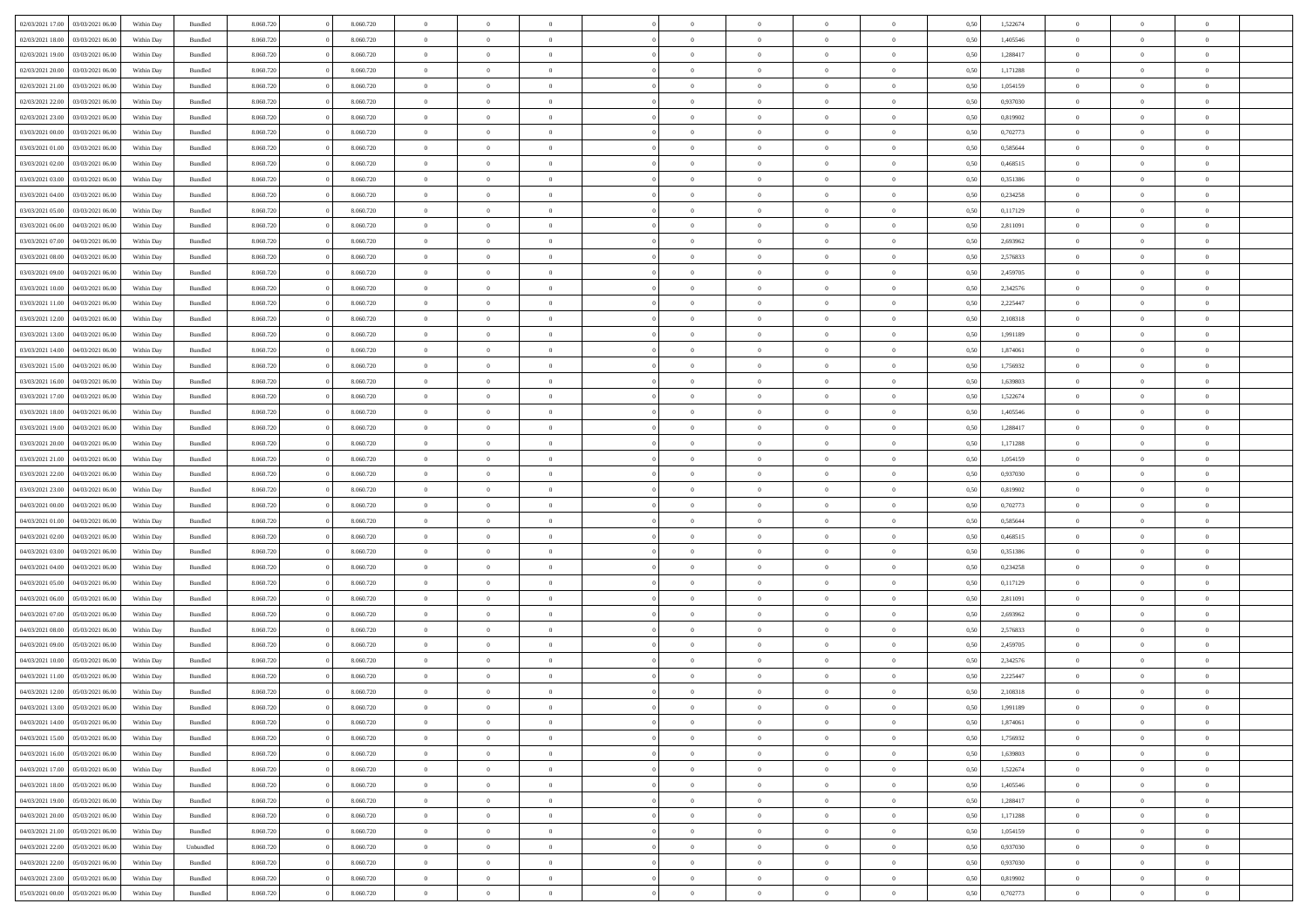| 02/03/2021 17:00 | 03/03/2021 06:00 | Within Day | Bundled | 8.060.720 | 0 | 8.060.720 | 0 | 0 | 0 | | 0 | 0 | 0 | 0 | 0,50 | 1,522674 | 0 | 0 | 0 | |
|---|---|---|---|---|---|---|---|---|---|---|---|---|---|---|---|---|---|---|---|---|
| 02/03/2021 18:00 | 03/03/2021 06:00 | Within Day | Bundled | 8.060.720 | 0 | 8.060.720 | 0 | 0 | 0 | | 0 | 0 | 0 | 0 | 0,50 | 1,405546 | 0 | 0 | 0 | |
| 02/03/2021 19:00 | 03/03/2021 06:00 | Within Day | Bundled | 8.060.720 | 0 | 8.060.720 | 0 | 0 | 0 | | 0 | 0 | 0 | 0 | 0,50 | 1,288417 | 0 | 0 | 0 | |
| 02/03/2021 20:00 | 03/03/2021 06:00 | Within Day | Bundled | 8.060.720 | 0 | 8.060.720 | 0 | 0 | 0 | | 0 | 0 | 0 | 0 | 0,50 | 1,171288 | 0 | 0 | 0 | |
| 02/03/2021 21:00 | 03/03/2021 06:00 | Within Day | Bundled | 8.060.720 | 0 | 8.060.720 | 0 | 0 | 0 | | 0 | 0 | 0 | 0 | 0,50 | 1,054159 | 0 | 0 | 0 | |
| 02/03/2021 22:00 | 03/03/2021 06:00 | Within Day | Bundled | 8.060.720 | 0 | 8.060.720 | 0 | 0 | 0 | | 0 | 0 | 0 | 0 | 0,50 | 0,937030 | 0 | 0 | 0 | |
| 02/03/2021 23:00 | 03/03/2021 06:00 | Within Day | Bundled | 8.060.720 | 0 | 8.060.720 | 0 | 0 | 0 | | 0 | 0 | 0 | 0 | 0,50 | 0,819902 | 0 | 0 | 0 | |
| 03/03/2021 00:00 | 03/03/2021 06:00 | Within Day | Bundled | 8.060.720 | 0 | 8.060.720 | 0 | 0 | 0 | | 0 | 0 | 0 | 0 | 0,50 | 0,702773 | 0 | 0 | 0 | |
| 03/03/2021 01:00 | 03/03/2021 06:00 | Within Day | Bundled | 8.060.720 | 0 | 8.060.720 | 0 | 0 | 0 | | 0 | 0 | 0 | 0 | 0,50 | 0,585644 | 0 | 0 | 0 | |
| 03/03/2021 02:00 | 03/03/2021 06:00 | Within Day | Bundled | 8.060.720 | 0 | 8.060.720 | 0 | 0 | 0 | | 0 | 0 | 0 | 0 | 0,50 | 0,468515 | 0 | 0 | 0 | |
| 03/03/2021 03:00 | 03/03/2021 06:00 | Within Day | Bundled | 8.060.720 | 0 | 8.060.720 | 0 | 0 | 0 | | 0 | 0 | 0 | 0 | 0,50 | 0,351386 | 0 | 0 | 0 | |
| 03/03/2021 04:00 | 03/03/2021 06:00 | Within Day | Bundled | 8.060.720 | 0 | 8.060.720 | 0 | 0 | 0 | | 0 | 0 | 0 | 0 | 0,50 | 0,234258 | 0 | 0 | 0 | |
| 03/03/2021 05:00 | 03/03/2021 06:00 | Within Day | Bundled | 8.060.720 | 0 | 8.060.720 | 0 | 0 | 0 | | 0 | 0 | 0 | 0 | 0,50 | 0,117129 | 0 | 0 | 0 | |
| 03/03/2021 06:00 | 04/03/2021 06:00 | Within Day | Bundled | 8.060.720 | 0 | 8.060.720 | 0 | 0 | 0 | | 0 | 0 | 0 | 0 | 0,50 | 2,811091 | 0 | 0 | 0 | |
| 03/03/2021 07:00 | 04/03/2021 06:00 | Within Day | Bundled | 8.060.720 | 0 | 8.060.720 | 0 | 0 | 0 | | 0 | 0 | 0 | 0 | 0,50 | 2,693962 | 0 | 0 | 0 | |
| 03/03/2021 08:00 | 04/03/2021 06:00 | Within Day | Bundled | 8.060.720 | 0 | 8.060.720 | 0 | 0 | 0 | | 0 | 0 | 0 | 0 | 0,50 | 2,576833 | 0 | 0 | 0 | |
| 03/03/2021 09:00 | 04/03/2021 06:00 | Within Day | Bundled | 8.060.720 | 0 | 8.060.720 | 0 | 0 | 0 | | 0 | 0 | 0 | 0 | 0,50 | 2,459705 | 0 | 0 | 0 | |
| 03/03/2021 10:00 | 04/03/2021 06:00 | Within Day | Bundled | 8.060.720 | 0 | 8.060.720 | 0 | 0 | 0 | | 0 | 0 | 0 | 0 | 0,50 | 2,342576 | 0 | 0 | 0 | |
| 03/03/2021 11:00 | 04/03/2021 06:00 | Within Day | Bundled | 8.060.720 | 0 | 8.060.720 | 0 | 0 | 0 | | 0 | 0 | 0 | 0 | 0,50 | 2,225447 | 0 | 0 | 0 | |
| 03/03/2021 12:00 | 04/03/2021 06:00 | Within Day | Bundled | 8.060.720 | 0 | 8.060.720 | 0 | 0 | 0 | | 0 | 0 | 0 | 0 | 0,50 | 2,108318 | 0 | 0 | 0 | |
| 03/03/2021 13:00 | 04/03/2021 06:00 | Within Day | Bundled | 8.060.720 | 0 | 8.060.720 | 0 | 0 | 0 | | 0 | 0 | 0 | 0 | 0,50 | 1,991189 | 0 | 0 | 0 | |
| 03/03/2021 14:00 | 04/03/2021 06:00 | Within Day | Bundled | 8.060.720 | 0 | 8.060.720 | 0 | 0 | 0 | | 0 | 0 | 0 | 0 | 0,50 | 1,874061 | 0 | 0 | 0 | |
| 03/03/2021 15:00 | 04/03/2021 06:00 | Within Day | Bundled | 8.060.720 | 0 | 8.060.720 | 0 | 0 | 0 | | 0 | 0 | 0 | 0 | 0,50 | 1,756932 | 0 | 0 | 0 | |
| 03/03/2021 16:00 | 04/03/2021 06:00 | Within Day | Bundled | 8.060.720 | 0 | 8.060.720 | 0 | 0 | 0 | | 0 | 0 | 0 | 0 | 0,50 | 1,639803 | 0 | 0 | 0 | |
| 03/03/2021 17:00 | 04/03/2021 06:00 | Within Day | Bundled | 8.060.720 | 0 | 8.060.720 | 0 | 0 | 0 | | 0 | 0 | 0 | 0 | 0,50 | 1,522674 | 0 | 0 | 0 | |
| 03/03/2021 18:00 | 04/03/2021 06:00 | Within Day | Bundled | 8.060.720 | 0 | 8.060.720 | 0 | 0 | 0 | | 0 | 0 | 0 | 0 | 0,50 | 1,405546 | 0 | 0 | 0 | |
| 03/03/2021 19:00 | 04/03/2021 06:00 | Within Day | Bundled | 8.060.720 | 0 | 8.060.720 | 0 | 0 | 0 | | 0 | 0 | 0 | 0 | 0,50 | 1,288417 | 0 | 0 | 0 | |
| 03/03/2021 20:00 | 04/03/2021 06:00 | Within Day | Bundled | 8.060.720 | 0 | 8.060.720 | 0 | 0 | 0 | | 0 | 0 | 0 | 0 | 0,50 | 1,171288 | 0 | 0 | 0 | |
| 03/03/2021 21:00 | 04/03/2021 06:00 | Within Day | Bundled | 8.060.720 | 0 | 8.060.720 | 0 | 0 | 0 | | 0 | 0 | 0 | 0 | 0,50 | 1,054159 | 0 | 0 | 0 | |
| 03/03/2021 22:00 | 04/03/2021 06:00 | Within Day | Bundled | 8.060.720 | 0 | 8.060.720 | 0 | 0 | 0 | | 0 | 0 | 0 | 0 | 0,50 | 0,937030 | 0 | 0 | 0 | |
| 03/03/2021 23:00 | 04/03/2021 06:00 | Within Day | Bundled | 8.060.720 | 0 | 8.060.720 | 0 | 0 | 0 | | 0 | 0 | 0 | 0 | 0,50 | 0,819902 | 0 | 0 | 0 | |
| 04/03/2021 00:00 | 04/03/2021 06:00 | Within Day | Bundled | 8.060.720 | 0 | 8.060.720 | 0 | 0 | 0 | | 0 | 0 | 0 | 0 | 0,50 | 0,702773 | 0 | 0 | 0 | |
| 04/03/2021 01:00 | 04/03/2021 06:00 | Within Day | Bundled | 8.060.720 | 0 | 8.060.720 | 0 | 0 | 0 | | 0 | 0 | 0 | 0 | 0,50 | 0,585644 | 0 | 0 | 0 | |
| 04/03/2021 02:00 | 04/03/2021 06:00 | Within Day | Bundled | 8.060.720 | 0 | 8.060.720 | 0 | 0 | 0 | | 0 | 0 | 0 | 0 | 0,50 | 0,468515 | 0 | 0 | 0 | |
| 04/03/2021 03:00 | 04/03/2021 06:00 | Within Day | Bundled | 8.060.720 | 0 | 8.060.720 | 0 | 0 | 0 | | 0 | 0 | 0 | 0 | 0,50 | 0,351386 | 0 | 0 | 0 | |
| 04/03/2021 04:00 | 04/03/2021 06:00 | Within Day | Bundled | 8.060.720 | 0 | 8.060.720 | 0 | 0 | 0 | | 0 | 0 | 0 | 0 | 0,50 | 0,234258 | 0 | 0 | 0 | |
| 04/03/2021 05:00 | 04/03/2021 06:00 | Within Day | Bundled | 8.060.720 | 0 | 8.060.720 | 0 | 0 | 0 | | 0 | 0 | 0 | 0 | 0,50 | 0,117129 | 0 | 0 | 0 | |
| 04/03/2021 06:00 | 05/03/2021 06:00 | Within Day | Bundled | 8.060.720 | 0 | 8.060.720 | 0 | 0 | 0 | | 0 | 0 | 0 | 0 | 0,50 | 2,811091 | 0 | 0 | 0 | |
| 04/03/2021 07:00 | 05/03/2021 06:00 | Within Day | Bundled | 8.060.720 | 0 | 8.060.720 | 0 | 0 | 0 | | 0 | 0 | 0 | 0 | 0,50 | 2,693962 | 0 | 0 | 0 | |
| 04/03/2021 08:00 | 05/03/2021 06:00 | Within Day | Bundled | 8.060.720 | 0 | 8.060.720 | 0 | 0 | 0 | | 0 | 0 | 0 | 0 | 0,50 | 2,576833 | 0 | 0 | 0 | |
| 04/03/2021 09:00 | 05/03/2021 06:00 | Within Day | Bundled | 8.060.720 | 0 | 8.060.720 | 0 | 0 | 0 | | 0 | 0 | 0 | 0 | 0,50 | 2,459705 | 0 | 0 | 0 | |
| 04/03/2021 10:00 | 05/03/2021 06:00 | Within Day | Bundled | 8.060.720 | 0 | 8.060.720 | 0 | 0 | 0 | | 0 | 0 | 0 | 0 | 0,50 | 2,342576 | 0 | 0 | 0 | |
| 04/03/2021 11:00 | 05/03/2021 06:00 | Within Day | Bundled | 8.060.720 | 0 | 8.060.720 | 0 | 0 | 0 | | 0 | 0 | 0 | 0 | 0,50 | 2,225447 | 0 | 0 | 0 | |
| 04/03/2021 12:00 | 05/03/2021 06:00 | Within Day | Bundled | 8.060.720 | 0 | 8.060.720 | 0 | 0 | 0 | | 0 | 0 | 0 | 0 | 0,50 | 2,108318 | 0 | 0 | 0 | |
| 04/03/2021 13:00 | 05/03/2021 06:00 | Within Day | Bundled | 8.060.720 | 0 | 8.060.720 | 0 | 0 | 0 | | 0 | 0 | 0 | 0 | 0,50 | 1,991189 | 0 | 0 | 0 | |
| 04/03/2021 14:00 | 05/03/2021 06:00 | Within Day | Bundled | 8.060.720 | 0 | 8.060.720 | 0 | 0 | 0 | | 0 | 0 | 0 | 0 | 0,50 | 1,874061 | 0 | 0 | 0 | |
| 04/03/2021 15:00 | 05/03/2021 06:00 | Within Day | Bundled | 8.060.720 | 0 | 8.060.720 | 0 | 0 | 0 | | 0 | 0 | 0 | 0 | 0,50 | 1,756932 | 0 | 0 | 0 | |
| 04/03/2021 16:00 | 05/03/2021 06:00 | Within Day | Bundled | 8.060.720 | 0 | 8.060.720 | 0 | 0 | 0 | | 0 | 0 | 0 | 0 | 0,50 | 1,639803 | 0 | 0 | 0 | |
| 04/03/2021 17:00 | 05/03/2021 06:00 | Within Day | Bundled | 8.060.720 | 0 | 8.060.720 | 0 | 0 | 0 | | 0 | 0 | 0 | 0 | 0,50 | 1,522674 | 0 | 0 | 0 | |
| 04/03/2021 18:00 | 05/03/2021 06:00 | Within Day | Bundled | 8.060.720 | 0 | 8.060.720 | 0 | 0 | 0 | | 0 | 0 | 0 | 0 | 0,50 | 1,405546 | 0 | 0 | 0 | |
| 04/03/2021 19:00 | 05/03/2021 06:00 | Within Day | Bundled | 8.060.720 | 0 | 8.060.720 | 0 | 0 | 0 | | 0 | 0 | 0 | 0 | 0,50 | 1,288417 | 0 | 0 | 0 | |
| 04/03/2021 20:00 | 05/03/2021 06:00 | Within Day | Bundled | 8.060.720 | 0 | 8.060.720 | 0 | 0 | 0 | | 0 | 0 | 0 | 0 | 0,50 | 1,171288 | 0 | 0 | 0 | |
| 04/03/2021 21:00 | 05/03/2021 06:00 | Within Day | Bundled | 8.060.720 | 0 | 8.060.720 | 0 | 0 | 0 | | 0 | 0 | 0 | 0 | 0,50 | 1,054159 | 0 | 0 | 0 | |
| 04/03/2021 22:00 | 05/03/2021 06:00 | Within Day | Unbundled | 8.060.720 | 0 | 8.060.720 | 0 | 0 | 0 | | 0 | 0 | 0 | 0 | 0,50 | 0,937030 | 0 | 0 | 0 | |
| 04/03/2021 22:00 | 05/03/2021 06:00 | Within Day | Bundled | 8.060.720 | 0 | 8.060.720 | 0 | 0 | 0 | | 0 | 0 | 0 | 0 | 0,50 | 0,937030 | 0 | 0 | 0 | |
| 04/03/2021 23:00 | 05/03/2021 06:00 | Within Day | Bundled | 8.060.720 | 0 | 8.060.720 | 0 | 0 | 0 | | 0 | 0 | 0 | 0 | 0,50 | 0,819902 | 0 | 0 | 0 | |
| 05/03/2021 00:00 | 05/03/2021 06:00 | Within Day | Bundled | 8.060.720 | 0 | 8.060.720 | 0 | 0 | 0 | | 0 | 0 | 0 | 0 | 0,50 | 0,702773 | 0 | 0 | 0 | |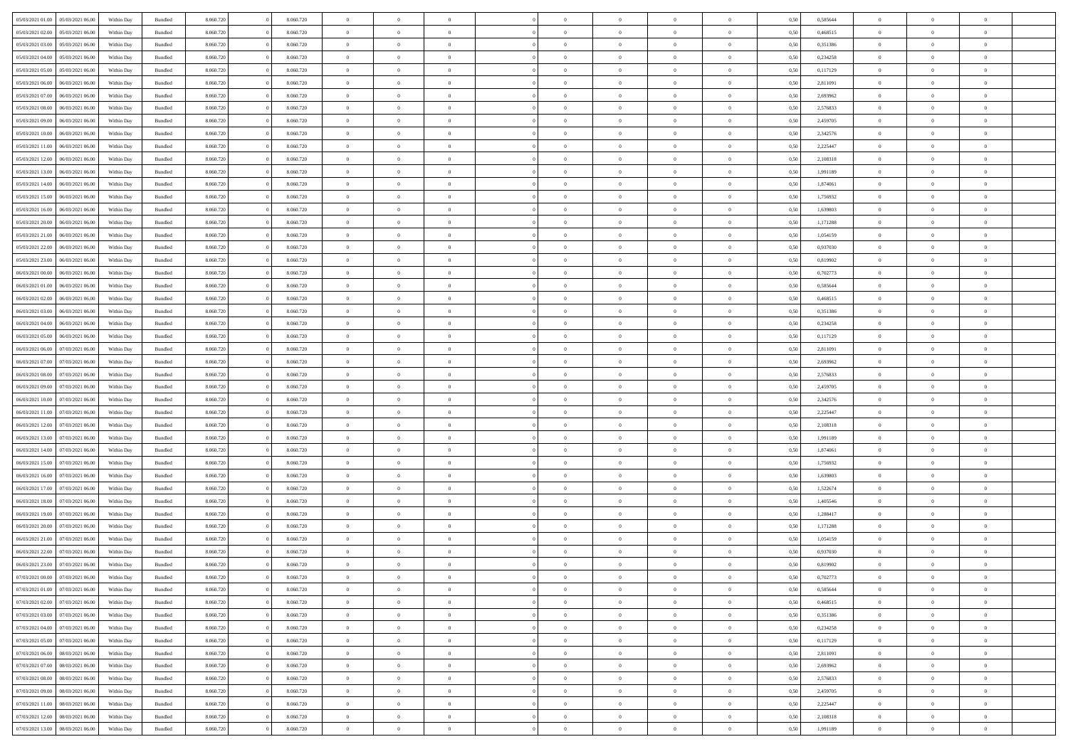| | | | | | | | | | | | | | | | | | | | | |
|---|---|---|---|---|---|---|---|---|---|---|---|---|---|---|---|---|---|---|---|---|
| 05/03/2021 01:00 | 05/03/2021 06:00 | Within Day | Bundled | 8.060.720 | 0 | 8.060.720 | 0 | 0 | 0 | | 0 | 0 | 0 | 0 | 0,50 | 0,585644 | 0 | 0 | 0 | |
| 05/03/2021 02:00 | 05/03/2021 06:00 | Within Day | Bundled | 8.060.720 | 0 | 8.060.720 | 0 | 0 | 0 | | 0 | 0 | 0 | 0 | 0,50 | 0,468515 | 0 | 0 | 0 | |
| 05/03/2021 03:00 | 05/03/2021 06:00 | Within Day | Bundled | 8.060.720 | 0 | 8.060.720 | 0 | 0 | 0 | | 0 | 0 | 0 | 0 | 0,50 | 0,351386 | 0 | 0 | 0 | |
| 05/03/2021 04:00 | 05/03/2021 06:00 | Within Day | Bundled | 8.060.720 | 0 | 8.060.720 | 0 | 0 | 0 | | 0 | 0 | 0 | 0 | 0,50 | 0,234258 | 0 | 0 | 0 | |
| 05/03/2021 05:00 | 05/03/2021 06:00 | Within Day | Bundled | 8.060.720 | 0 | 8.060.720 | 0 | 0 | 0 | | 0 | 0 | 0 | 0 | 0,50 | 0,117129 | 0 | 0 | 0 | |
| 05/03/2021 06:00 | 06/03/2021 06:00 | Within Day | Bundled | 8.060.720 | 0 | 8.060.720 | 0 | 0 | 0 | | 0 | 0 | 0 | 0 | 0,50 | 2,811091 | 0 | 0 | 0 | |
| 05/03/2021 07:00 | 06/03/2021 06:00 | Within Day | Bundled | 8.060.720 | 0 | 8.060.720 | 0 | 0 | 0 | | 0 | 0 | 0 | 0 | 0,50 | 2,693962 | 0 | 0 | 0 | |
| 05/03/2021 08:00 | 06/03/2021 06:00 | Within Day | Bundled | 8.060.720 | 0 | 8.060.720 | 0 | 0 | 0 | | 0 | 0 | 0 | 0 | 0,50 | 2,576833 | 0 | 0 | 0 | |
| 05/03/2021 09:00 | 06/03/2021 06:00 | Within Day | Bundled | 8.060.720 | 0 | 8.060.720 | 0 | 0 | 0 | | 0 | 0 | 0 | 0 | 0,50 | 2,459705 | 0 | 0 | 0 | |
| 05/03/2021 10:00 | 06/03/2021 06:00 | Within Day | Bundled | 8.060.720 | 0 | 8.060.720 | 0 | 0 | 0 | | 0 | 0 | 0 | 0 | 0,50 | 2,342576 | 0 | 0 | 0 | |
| 05/03/2021 11:00 | 06/03/2021 06:00 | Within Day | Bundled | 8.060.720 | 0 | 8.060.720 | 0 | 0 | 0 | | 0 | 0 | 0 | 0 | 0,50 | 2,225447 | 0 | 0 | 0 | |
| 05/03/2021 12:00 | 06/03/2021 06:00 | Within Day | Bundled | 8.060.720 | 0 | 8.060.720 | 0 | 0 | 0 | | 0 | 0 | 0 | 0 | 0,50 | 2,108318 | 0 | 0 | 0 | |
| 05/03/2021 13:00 | 06/03/2021 06:00 | Within Day | Bundled | 8.060.720 | 0 | 8.060.720 | 0 | 0 | 0 | | 0 | 0 | 0 | 0 | 0,50 | 1,991189 | 0 | 0 | 0 | |
| 05/03/2021 14:00 | 06/03/2021 06:00 | Within Day | Bundled | 8.060.720 | 0 | 8.060.720 | 0 | 0 | 0 | | 0 | 0 | 0 | 0 | 0,50 | 1,874061 | 0 | 0 | 0 | |
| 05/03/2021 15:00 | 06/03/2021 06:00 | Within Day | Bundled | 8.060.720 | 0 | 8.060.720 | 0 | 0 | 0 | | 0 | 0 | 0 | 0 | 0,50 | 1,756932 | 0 | 0 | 0 | |
| 05/03/2021 16:00 | 06/03/2021 06:00 | Within Day | Bundled | 8.060.720 | 0 | 8.060.720 | 0 | 0 | 0 | | 0 | 0 | 0 | 0 | 0,50 | 1,639803 | 0 | 0 | 0 | |
| 05/03/2021 20:00 | 06/03/2021 06:00 | Within Day | Bundled | 8.060.720 | 0 | 8.060.720 | 0 | 0 | 0 | | 0 | 0 | 0 | 0 | 0,50 | 1,171288 | 0 | 0 | 0 | |
| 05/03/2021 21:00 | 06/03/2021 06:00 | Within Day | Bundled | 8.060.720 | 0 | 8.060.720 | 0 | 0 | 0 | | 0 | 0 | 0 | 0 | 0,50 | 1,054159 | 0 | 0 | 0 | |
| 05/03/2021 22:00 | 06/03/2021 06:00 | Within Day | Bundled | 8.060.720 | 0 | 8.060.720 | 0 | 0 | 0 | | 0 | 0 | 0 | 0 | 0,50 | 0,937030 | 0 | 0 | 0 | |
| 05/03/2021 23:00 | 06/03/2021 06:00 | Within Day | Bundled | 8.060.720 | 0 | 8.060.720 | 0 | 0 | 0 | | 0 | 0 | 0 | 0 | 0,50 | 0,819902 | 0 | 0 | 0 | |
| 06/03/2021 00:00 | 06/03/2021 06:00 | Within Day | Bundled | 8.060.720 | 0 | 8.060.720 | 0 | 0 | 0 | | 0 | 0 | 0 | 0 | 0,50 | 0,702773 | 0 | 0 | 0 | |
| 06/03/2021 01:00 | 06/03/2021 06:00 | Within Day | Bundled | 8.060.720 | 0 | 8.060.720 | 0 | 0 | 0 | | 0 | 0 | 0 | 0 | 0,50 | 0,585644 | 0 | 0 | 0 | |
| 06/03/2021 02:00 | 06/03/2021 06:00 | Within Day | Bundled | 8.060.720 | 0 | 8.060.720 | 0 | 0 | 0 | | 0 | 0 | 0 | 0 | 0,50 | 0,468515 | 0 | 0 | 0 | |
| 06/03/2021 03:00 | 06/03/2021 06:00 | Within Day | Bundled | 8.060.720 | 0 | 8.060.720 | 0 | 0 | 0 | | 0 | 0 | 0 | 0 | 0,50 | 0,351386 | 0 | 0 | 0 | |
| 06/03/2021 04:00 | 06/03/2021 06:00 | Within Day | Bundled | 8.060.720 | 0 | 8.060.720 | 0 | 0 | 0 | | 0 | 0 | 0 | 0 | 0,50 | 0,234258 | 0 | 0 | 0 | |
| 06/03/2021 05:00 | 06/03/2021 06:00 | Within Day | Bundled | 8.060.720 | 0 | 8.060.720 | 0 | 0 | 0 | | 0 | 0 | 0 | 0 | 0,50 | 0,117129 | 0 | 0 | 0 | |
| 06/03/2021 06:00 | 07/03/2021 06:00 | Within Day | Bundled | 8.060.720 | 0 | 8.060.720 | 0 | 0 | 0 | | 0 | 0 | 0 | 0 | 0,50 | 2,811091 | 0 | 0 | 0 | |
| 06/03/2021 07:00 | 07/03/2021 06:00 | Within Day | Bundled | 8.060.720 | 0 | 8.060.720 | 0 | 0 | 0 | | 0 | 0 | 0 | 0 | 0,50 | 2,693962 | 0 | 0 | 0 | |
| 06/03/2021 08:00 | 07/03/2021 06:00 | Within Day | Bundled | 8.060.720 | 0 | 8.060.720 | 0 | 0 | 0 | | 0 | 0 | 0 | 0 | 0,50 | 2,576833 | 0 | 0 | 0 | |
| 06/03/2021 09:00 | 07/03/2021 06:00 | Within Day | Bundled | 8.060.720 | 0 | 8.060.720 | 0 | 0 | 0 | | 0 | 0 | 0 | 0 | 0,50 | 2,459705 | 0 | 0 | 0 | |
| 06/03/2021 10:00 | 07/03/2021 06:00 | Within Day | Bundled | 8.060.720 | 0 | 8.060.720 | 0 | 0 | 0 | | 0 | 0 | 0 | 0 | 0,50 | 2,342576 | 0 | 0 | 0 | |
| 06/03/2021 11:00 | 07/03/2021 06:00 | Within Day | Bundled | 8.060.720 | 0 | 8.060.720 | 0 | 0 | 0 | | 0 | 0 | 0 | 0 | 0,50 | 2,225447 | 0 | 0 | 0 | |
| 06/03/2021 12:00 | 07/03/2021 06:00 | Within Day | Bundled | 8.060.720 | 0 | 8.060.720 | 0 | 0 | 0 | | 0 | 0 | 0 | 0 | 0,50 | 2,108318 | 0 | 0 | 0 | |
| 06/03/2021 13:00 | 07/03/2021 06:00 | Within Day | Bundled | 8.060.720 | 0 | 8.060.720 | 0 | 0 | 0 | | 0 | 0 | 0 | 0 | 0,50 | 1,991189 | 0 | 0 | 0 | |
| 06/03/2021 14:00 | 07/03/2021 06:00 | Within Day | Bundled | 8.060.720 | 0 | 8.060.720 | 0 | 0 | 0 | | 0 | 0 | 0 | 0 | 0,50 | 1,874061 | 0 | 0 | 0 | |
| 06/03/2021 15:00 | 07/03/2021 06:00 | Within Day | Bundled | 8.060.720 | 0 | 8.060.720 | 0 | 0 | 0 | | 0 | 0 | 0 | 0 | 0,50 | 1,756932 | 0 | 0 | 0 | |
| 06/03/2021 16:00 | 07/03/2021 06:00 | Within Day | Bundled | 8.060.720 | 0 | 8.060.720 | 0 | 0 | 0 | | 0 | 0 | 0 | 0 | 0,50 | 1,639803 | 0 | 0 | 0 | |
| 06/03/2021 17:00 | 07/03/2021 06:00 | Within Day | Bundled | 8.060.720 | 0 | 8.060.720 | 0 | 0 | 0 | | 0 | 0 | 0 | 0 | 0,50 | 1,522674 | 0 | 0 | 0 | |
| 06/03/2021 18:00 | 07/03/2021 06:00 | Within Day | Bundled | 8.060.720 | 0 | 8.060.720 | 0 | 0 | 0 | | 0 | 0 | 0 | 0 | 0,50 | 1,405546 | 0 | 0 | 0 | |
| 06/03/2021 19:00 | 07/03/2021 06:00 | Within Day | Bundled | 8.060.720 | 0 | 8.060.720 | 0 | 0 | 0 | | 0 | 0 | 0 | 0 | 0,50 | 1,288417 | 0 | 0 | 0 | |
| 06/03/2021 20:00 | 07/03/2021 06:00 | Within Day | Bundled | 8.060.720 | 0 | 8.060.720 | 0 | 0 | 0 | | 0 | 0 | 0 | 0 | 0,50 | 1,171288 | 0 | 0 | 0 | |
| 06/03/2021 21:00 | 07/03/2021 06:00 | Within Day | Bundled | 8.060.720 | 0 | 8.060.720 | 0 | 0 | 0 | | 0 | 0 | 0 | 0 | 0,50 | 1,054159 | 0 | 0 | 0 | |
| 06/03/2021 22:00 | 07/03/2021 06:00 | Within Day | Bundled | 8.060.720 | 0 | 8.060.720 | 0 | 0 | 0 | | 0 | 0 | 0 | 0 | 0,50 | 0,937030 | 0 | 0 | 0 | |
| 06/03/2021 23:00 | 07/03/2021 06:00 | Within Day | Bundled | 8.060.720 | 0 | 8.060.720 | 0 | 0 | 0 | | 0 | 0 | 0 | 0 | 0,50 | 0,819902 | 0 | 0 | 0 | |
| 07/03/2021 00:00 | 07/03/2021 06:00 | Within Day | Bundled | 8.060.720 | 0 | 8.060.720 | 0 | 0 | 0 | | 0 | 0 | 0 | 0 | 0,50 | 0,702773 | 0 | 0 | 0 | |
| 07/03/2021 01:00 | 07/03/2021 06:00 | Within Day | Bundled | 8.060.720 | 0 | 8.060.720 | 0 | 0 | 0 | | 0 | 0 | 0 | 0 | 0,50 | 0,585644 | 0 | 0 | 0 | |
| 07/03/2021 02:00 | 07/03/2021 06:00 | Within Day | Bundled | 8.060.720 | 0 | 8.060.720 | 0 | 0 | 0 | | 0 | 0 | 0 | 0 | 0,50 | 0,468515 | 0 | 0 | 0 | |
| 07/03/2021 03:00 | 07/03/2021 06:00 | Within Day | Bundled | 8.060.720 | 0 | 8.060.720 | 0 | 0 | 0 | | 0 | 0 | 0 | 0 | 0,50 | 0,351386 | 0 | 0 | 0 | |
| 07/03/2021 04:00 | 07/03/2021 06:00 | Within Day | Bundled | 8.060.720 | 0 | 8.060.720 | 0 | 0 | 0 | | 0 | 0 | 0 | 0 | 0,50 | 0,234258 | 0 | 0 | 0 | |
| 07/03/2021 05:00 | 07/03/2021 06:00 | Within Day | Bundled | 8.060.720 | 0 | 8.060.720 | 0 | 0 | 0 | | 0 | 0 | 0 | 0 | 0,50 | 0,117129 | 0 | 0 | 0 | |
| 07/03/2021 06:00 | 08/03/2021 06:00 | Within Day | Bundled | 8.060.720 | 0 | 8.060.720 | 0 | 0 | 0 | | 0 | 0 | 0 | 0 | 0,50 | 2,811091 | 0 | 0 | 0 | |
| 07/03/2021 07:00 | 08/03/2021 06:00 | Within Day | Bundled | 8.060.720 | 0 | 8.060.720 | 0 | 0 | 0 | | 0 | 0 | 0 | 0 | 0,50 | 2,693962 | 0 | 0 | 0 | |
| 07/03/2021 08:00 | 08/03/2021 06:00 | Within Day | Bundled | 8.060.720 | 0 | 8.060.720 | 0 | 0 | 0 | | 0 | 0 | 0 | 0 | 0,50 | 2,576833 | 0 | 0 | 0 | |
| 07/03/2021 09:00 | 08/03/2021 06:00 | Within Day | Bundled | 8.060.720 | 0 | 8.060.720 | 0 | 0 | 0 | | 0 | 0 | 0 | 0 | 0,50 | 2,459705 | 0 | 0 | 0 | |
| 07/03/2021 11:00 | 08/03/2021 06:00 | Within Day | Bundled | 8.060.720 | 0 | 8.060.720 | 0 | 0 | 0 | | 0 | 0 | 0 | 0 | 0,50 | 2,225447 | 0 | 0 | 0 | |
| 07/03/2021 12:00 | 08/03/2021 06:00 | Within Day | Bundled | 8.060.720 | 0 | 8.060.720 | 0 | 0 | 0 | | 0 | 0 | 0 | 0 | 0,50 | 2,108318 | 0 | 0 | 0 | |
| 07/03/2021 13:00 | 08/03/2021 06:00 | Within Day | Bundled | 8.060.720 | 0 | 8.060.720 | 0 | 0 | 0 | | 0 | 0 | 0 | 0 | 0,50 | 1,991189 | 0 | 0 | 0 | |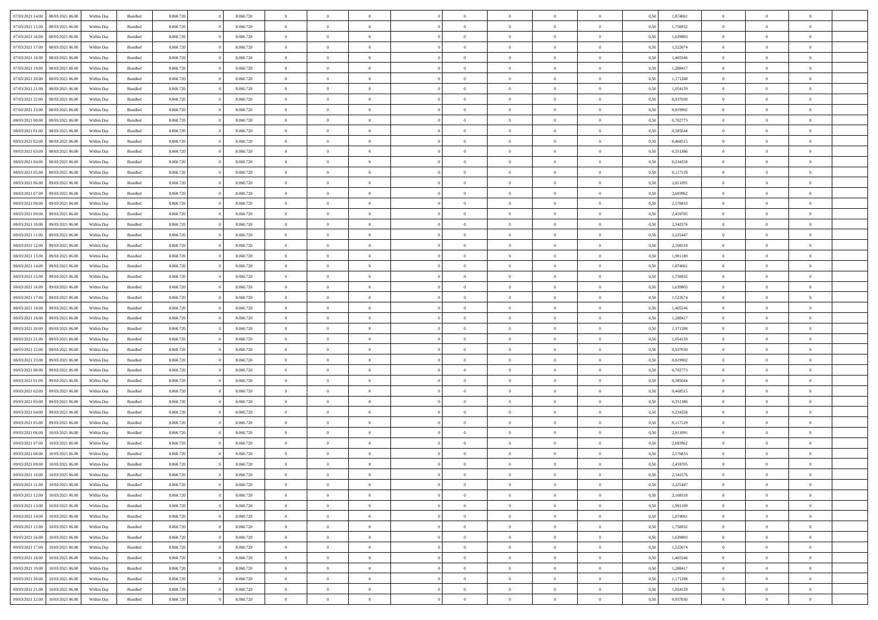| | | | | | | | | | | | | | | | | | | | | |
|---|---|---|---|---|---|---|---|---|---|---|---|---|---|---|---|---|---|---|---|---|
| 07/03/2021 14:00 | 08/03/2021 06:00 | Within Day | Bundled | 8.060.720 | 0 | 8.060.720 | 0 | 0 | 0 | | 0 | 0 | 0 | 0 | 0,50 | 1,874061 | 0 | 0 | 0 | |
| 07/03/2021 15:00 | 08/03/2021 06:00 | Within Day | Bundled | 8.060.720 | 0 | 8.060.720 | 0 | 0 | 0 | | 0 | 0 | 0 | 0 | 0,50 | 1,756932 | 0 | 0 | 0 | |
| 07/03/2021 16:00 | 08/03/2021 06:00 | Within Day | Bundled | 8.060.720 | 0 | 8.060.720 | 0 | 0 | 0 | | 0 | 0 | 0 | 0 | 0,50 | 1,639803 | 0 | 0 | 0 | |
| 07/03/2021 17:00 | 08/03/2021 06:00 | Within Day | Bundled | 8.060.720 | 0 | 8.060.720 | 0 | 0 | 0 | | 0 | 0 | 0 | 0 | 0,50 | 1,522674 | 0 | 0 | 0 | |
| 07/03/2021 18:00 | 08/03/2021 06:00 | Within Day | Bundled | 8.060.720 | 0 | 8.060.720 | 0 | 0 | 0 | | 0 | 0 | 0 | 0 | 0,50 | 1,405546 | 0 | 0 | 0 | |
| 07/03/2021 19:00 | 08/03/2021 06:00 | Within Day | Bundled | 8.060.720 | 0 | 8.060.720 | 0 | 0 | 0 | | 0 | 0 | 0 | 0 | 0,50 | 1,288417 | 0 | 0 | 0 | |
| 07/03/2021 20:00 | 08/03/2021 06:00 | Within Day | Bundled | 8.060.720 | 0 | 8.060.720 | 0 | 0 | 0 | | 0 | 0 | 0 | 0 | 0,50 | 1,171288 | 0 | 0 | 0 | |
| 07/03/2021 21:00 | 08/03/2021 06:00 | Within Day | Bundled | 8.060.720 | 0 | 8.060.720 | 0 | 0 | 0 | | 0 | 0 | 0 | 0 | 0,50 | 1,054159 | 0 | 0 | 0 | |
| 07/03/2021 22:00 | 08/03/2021 06:00 | Within Day | Bundled | 8.060.720 | 0 | 8.060.720 | 0 | 0 | 0 | | 0 | 0 | 0 | 0 | 0,50 | 0,937030 | 0 | 0 | 0 | |
| 07/03/2021 23:00 | 08/03/2021 06:00 | Within Day | Bundled | 8.060.720 | 0 | 8.060.720 | 0 | 0 | 0 | | 0 | 0 | 0 | 0 | 0,50 | 0,819902 | 0 | 0 | 0 | |
| 08/03/2021 00:00 | 08/03/2021 06:00 | Within Day | Bundled | 8.060.720 | 0 | 8.060.720 | 0 | 0 | 0 | | 0 | 0 | 0 | 0 | 0,50 | 0,702773 | 0 | 0 | 0 | |
| 08/03/2021 01:00 | 08/03/2021 06:00 | Within Day | Bundled | 8.060.720 | 0 | 8.060.720 | 0 | 0 | 0 | | 0 | 0 | 0 | 0 | 0,50 | 0,585644 | 0 | 0 | 0 | |
| 08/03/2021 02:00 | 08/03/2021 06:00 | Within Day | Bundled | 8.060.720 | 0 | 8.060.720 | 0 | 0 | 0 | | 0 | 0 | 0 | 0 | 0,50 | 0,468515 | 0 | 0 | 0 | |
| 08/03/2021 03:00 | 08/03/2021 06:00 | Within Day | Bundled | 8.060.720 | 0 | 8.060.720 | 0 | 0 | 0 | | 0 | 0 | 0 | 0 | 0,50 | 0,351386 | 0 | 0 | 0 | |
| 08/03/2021 04:00 | 08/03/2021 06:00 | Within Day | Bundled | 8.060.720 | 0 | 8.060.720 | 0 | 0 | 0 | | 0 | 0 | 0 | 0 | 0,50 | 0,234258 | 0 | 0 | 0 | |
| 08/03/2021 05:00 | 08/03/2021 06:00 | Within Day | Bundled | 8.060.720 | 0 | 8.060.720 | 0 | 0 | 0 | | 0 | 0 | 0 | 0 | 0,50 | 0,117129 | 0 | 0 | 0 | |
| 08/03/2021 06:00 | 09/03/2021 06:00 | Within Day | Bundled | 8.060.720 | 0 | 8.060.720 | 0 | 0 | 0 | | 0 | 0 | 0 | 0 | 0,50 | 2,811091 | 0 | 0 | 0 | |
| 08/03/2021 07:00 | 09/03/2021 06:00 | Within Day | Bundled | 8.060.720 | 0 | 8.060.720 | 0 | 0 | 0 | | 0 | 0 | 0 | 0 | 0,50 | 2,693962 | 0 | 0 | 0 | |
| 08/03/2021 08:00 | 09/03/2021 06:00 | Within Day | Bundled | 8.060.720 | 0 | 8.060.720 | 0 | 0 | 0 | | 0 | 0 | 0 | 0 | 0,50 | 2,576833 | 0 | 0 | 0 | |
| 08/03/2021 09:00 | 09/03/2021 06:00 | Within Day | Bundled | 8.060.720 | 0 | 8.060.720 | 0 | 0 | 0 | | 0 | 0 | 0 | 0 | 0,50 | 2,459705 | 0 | 0 | 0 | |
| 08/03/2021 10:00 | 09/03/2021 06:00 | Within Day | Bundled | 8.060.720 | 0 | 8.060.720 | 0 | 0 | 0 | | 0 | 0 | 0 | 0 | 0,50 | 2,342576 | 0 | 0 | 0 | |
| 08/03/2021 11:00 | 09/03/2021 06:00 | Within Day | Bundled | 8.060.720 | 0 | 8.060.720 | 0 | 0 | 0 | | 0 | 0 | 0 | 0 | 0,50 | 2,225447 | 0 | 0 | 0 | |
| 08/03/2021 12:00 | 09/03/2021 06:00 | Within Day | Bundled | 8.060.720 | 0 | 8.060.720 | 0 | 0 | 0 | | 0 | 0 | 0 | 0 | 0,50 | 2,108318 | 0 | 0 | 0 | |
| 08/03/2021 13:00 | 09/03/2021 06:00 | Within Day | Bundled | 8.060.720 | 0 | 8.060.720 | 0 | 0 | 0 | | 0 | 0 | 0 | 0 | 0,50 | 1,991189 | 0 | 0 | 0 | |
| 08/03/2021 14:00 | 09/03/2021 06:00 | Within Day | Bundled | 8.060.720 | 0 | 8.060.720 | 0 | 0 | 0 | | 0 | 0 | 0 | 0 | 0,50 | 1,874061 | 0 | 0 | 0 | |
| 08/03/2021 15:00 | 09/03/2021 06:00 | Within Day | Bundled | 8.060.720 | 0 | 8.060.720 | 0 | 0 | 0 | | 0 | 0 | 0 | 0 | 0,50 | 1,756932 | 0 | 0 | 0 | |
| 08/03/2021 16:00 | 09/03/2021 06:00 | Within Day | Bundled | 8.060.720 | 0 | 8.060.720 | 0 | 0 | 0 | | 0 | 0 | 0 | 0 | 0,50 | 1,639803 | 0 | 0 | 0 | |
| 08/03/2021 17:00 | 09/03/2021 06:00 | Within Day | Bundled | 8.060.720 | 0 | 8.060.720 | 0 | 0 | 0 | | 0 | 0 | 0 | 0 | 0,50 | 1,522674 | 0 | 0 | 0 | |
| 08/03/2021 18:00 | 09/03/2021 06:00 | Within Day | Bundled | 8.060.720 | 0 | 8.060.720 | 0 | 0 | 0 | | 0 | 0 | 0 | 0 | 0,50 | 1,405546 | 0 | 0 | 0 | |
| 08/03/2021 19:00 | 09/03/2021 06:00 | Within Day | Bundled | 8.060.720 | 0 | 8.060.720 | 0 | 0 | 0 | | 0 | 0 | 0 | 0 | 0,50 | 1,288417 | 0 | 0 | 0 | |
| 08/03/2021 20:00 | 09/03/2021 06:00 | Within Day | Bundled | 8.060.720 | 0 | 8.060.720 | 0 | 0 | 0 | | 0 | 0 | 0 | 0 | 0,50 | 1,171288 | 0 | 0 | 0 | |
| 08/03/2021 21:00 | 09/03/2021 06:00 | Within Day | Bundled | 8.060.720 | 0 | 8.060.720 | 0 | 0 | 0 | | 0 | 0 | 0 | 0 | 0,50 | 1,054159 | 0 | 0 | 0 | |
| 08/03/2021 22:00 | 09/03/2021 06:00 | Within Day | Bundled | 8.060.720 | 0 | 8.060.720 | 0 | 0 | 0 | | 0 | 0 | 0 | 0 | 0,50 | 0,937030 | 0 | 0 | 0 | |
| 08/03/2021 23:00 | 09/03/2021 06:00 | Within Day | Bundled | 8.060.720 | 0 | 8.060.720 | 0 | 0 | 0 | | 0 | 0 | 0 | 0 | 0,50 | 0,819902 | 0 | 0 | 0 | |
| 09/03/2021 00:00 | 09/03/2021 06:00 | Within Day | Bundled | 8.060.720 | 0 | 8.060.720 | 0 | 0 | 0 | | 0 | 0 | 0 | 0 | 0,50 | 0,702773 | 0 | 0 | 0 | |
| 09/03/2021 01:00 | 09/03/2021 06:00 | Within Day | Bundled | 8.060.720 | 0 | 8.060.720 | 0 | 0 | 0 | | 0 | 0 | 0 | 0 | 0,50 | 0,585644 | 0 | 0 | 0 | |
| 09/03/2021 02:00 | 09/03/2021 06:00 | Within Day | Bundled | 8.060.720 | 0 | 8.060.720 | 0 | 0 | 0 | | 0 | 0 | 0 | 0 | 0,50 | 0,468515 | 0 | 0 | 0 | |
| 09/03/2021 03:00 | 09/03/2021 06:00 | Within Day | Bundled | 8.060.720 | 0 | 8.060.720 | 0 | 0 | 0 | | 0 | 0 | 0 | 0 | 0,50 | 0,351386 | 0 | 0 | 0 | |
| 09/03/2021 04:00 | 09/03/2021 06:00 | Within Day | Bundled | 8.060.720 | 0 | 8.060.720 | 0 | 0 | 0 | | 0 | 0 | 0 | 0 | 0,50 | 0,234258 | 0 | 0 | 0 | |
| 09/03/2021 05:00 | 09/03/2021 06:00 | Within Day | Bundled | 8.060.720 | 0 | 8.060.720 | 0 | 0 | 0 | | 0 | 0 | 0 | 0 | 0,50 | 0,117129 | 0 | 0 | 0 | |
| 09/03/2021 06:00 | 10/03/2021 06:00 | Within Day | Bundled | 8.060.720 | 0 | 8.060.720 | 0 | 0 | 0 | | 0 | 0 | 0 | 0 | 0,50 | 2,811091 | 0 | 0 | 0 | |
| 09/03/2021 07:00 | 10/03/2021 06:00 | Within Day | Bundled | 8.060.720 | 0 | 8.060.720 | 0 | 0 | 0 | | 0 | 0 | 0 | 0 | 0,50 | 2,693962 | 0 | 0 | 0 | |
| 09/03/2021 08:00 | 10/03/2021 06:00 | Within Day | Bundled | 8.060.720 | 0 | 8.060.720 | 0 | 0 | 0 | | 0 | 0 | 0 | 0 | 0,50 | 2,576833 | 0 | 0 | 0 | |
| 09/03/2021 09:00 | 10/03/2021 06:00 | Within Day | Bundled | 8.060.720 | 0 | 8.060.720 | 0 | 0 | 0 | | 0 | 0 | 0 | 0 | 0,50 | 2,459705 | 0 | 0 | 0 | |
| 09/03/2021 10:00 | 10/03/2021 06:00 | Within Day | Bundled | 8.060.720 | 0 | 8.060.720 | 0 | 0 | 0 | | 0 | 0 | 0 | 0 | 0,50 | 2,342576 | 0 | 0 | 0 | |
| 09/03/2021 11:00 | 10/03/2021 06:00 | Within Day | Bundled | 8.060.720 | 0 | 8.060.720 | 0 | 0 | 0 | | 0 | 0 | 0 | 0 | 0,50 | 2,225447 | 0 | 0 | 0 | |
| 09/03/2021 12:00 | 10/03/2021 06:00 | Within Day | Bundled | 8.060.720 | 0 | 8.060.720 | 0 | 0 | 0 | | 0 | 0 | 0 | 0 | 0,50 | 2,108318 | 0 | 0 | 0 | |
| 09/03/2021 13:00 | 10/03/2021 06:00 | Within Day | Bundled | 8.060.720 | 0 | 8.060.720 | 0 | 0 | 0 | | 0 | 0 | 0 | 0 | 0,50 | 1,991189 | 0 | 0 | 0 | |
| 09/03/2021 14:00 | 10/03/2021 06:00 | Within Day | Bundled | 8.060.720 | 0 | 8.060.720 | 0 | 0 | 0 | | 0 | 0 | 0 | 0 | 0,50 | 1,874061 | 0 | 0 | 0 | |
| 09/03/2021 15:00 | 10/03/2021 06:00 | Within Day | Bundled | 8.060.720 | 0 | 8.060.720 | 0 | 0 | 0 | | 0 | 0 | 0 | 0 | 0,50 | 1,756932 | 0 | 0 | 0 | |
| 09/03/2021 16:00 | 10/03/2021 06:00 | Within Day | Bundled | 8.060.720 | 0 | 8.060.720 | 0 | 0 | 0 | | 0 | 0 | 0 | 0 | 0,50 | 1,639803 | 0 | 0 | 0 | |
| 09/03/2021 17:00 | 10/03/2021 06:00 | Within Day | Bundled | 8.060.720 | 0 | 8.060.720 | 0 | 0 | 0 | | 0 | 0 | 0 | 0 | 0,50 | 1,522674 | 0 | 0 | 0 | |
| 09/03/2021 18:00 | 10/03/2021 06:00 | Within Day | Bundled | 8.060.720 | 0 | 8.060.720 | 0 | 0 | 0 | | 0 | 0 | 0 | 0 | 0,50 | 1,405546 | 0 | 0 | 0 | |
| 09/03/2021 19:00 | 10/03/2021 06:00 | Within Day | Bundled | 8.060.720 | 0 | 8.060.720 | 0 | 0 | 0 | | 0 | 0 | 0 | 0 | 0,50 | 1,288417 | 0 | 0 | 0 | |
| 09/03/2021 20:00 | 10/03/2021 06:00 | Within Day | Bundled | 8.060.720 | 0 | 8.060.720 | 0 | 0 | 0 | | 0 | 0 | 0 | 0 | 0,50 | 1,171288 | 0 | 0 | 0 | |
| 09/03/2021 21:00 | 10/03/2021 06:00 | Within Day | Bundled | 8.060.720 | 0 | 8.060.720 | 0 | 0 | 0 | | 0 | 0 | 0 | 0 | 0,50 | 1,054159 | 0 | 0 | 0 | |
| 09/03/2021 22:00 | 10/03/2021 06:00 | Within Day | Bundled | 8.060.720 | 0 | 8.060.720 | 0 | 0 | 0 | | 0 | 0 | 0 | 0 | 0,50 | 0,937030 | 0 | 0 | 0 | |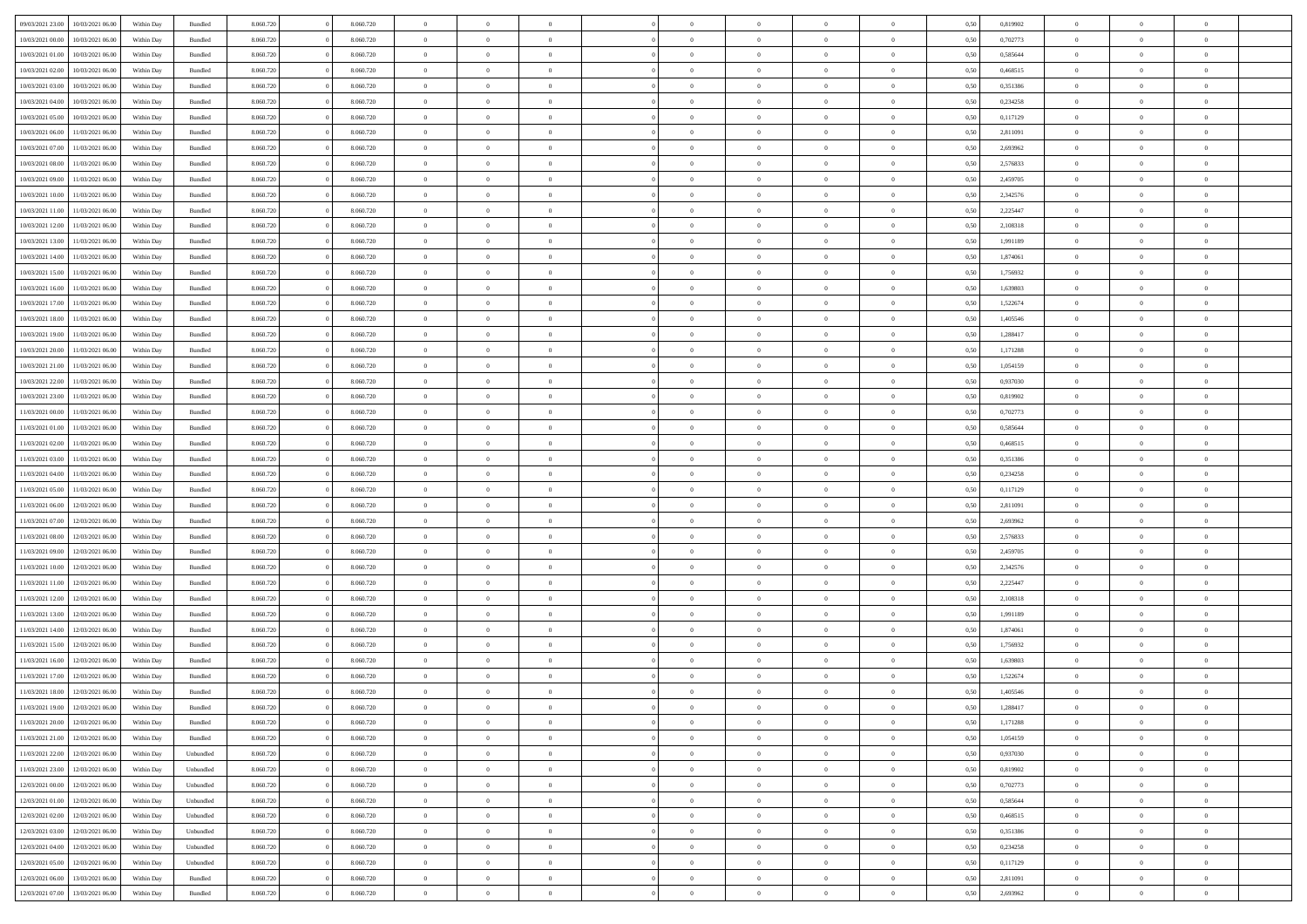| 09/03/2021 23:00 | 10/03/2021 06:00 | Within Day | Bundled | 8.060.720 | 0 | 8.060.720 | 0 | 0 | 0 | | 0 | 0 | 0 | 0 | 0,50 | 0,819902 | 0 | 0 | 0 | |
|---|---|---|---|---|---|---|---|---|---|---|---|---|---|---|---|---|---|---|---|---|
| 10/03/2021 00:00 | 10/03/2021 06:00 | Within Day | Bundled | 8.060.720 | 0 | 8.060.720 | 0 | 0 | 0 | | 0 | 0 | 0 | 0 | 0,50 | 0,702773 | 0 | 0 | 0 | |
| 10/03/2021 01:00 | 10/03/2021 06:00 | Within Day | Bundled | 8.060.720 | 0 | 8.060.720 | 0 | 0 | 0 | | 0 | 0 | 0 | 0 | 0,50 | 0,585644 | 0 | 0 | 0 | |
| 10/03/2021 02:00 | 10/03/2021 06:00 | Within Day | Bundled | 8.060.720 | 0 | 8.060.720 | 0 | 0 | 0 | | 0 | 0 | 0 | 0 | 0,50 | 0,468515 | 0 | 0 | 0 | |
| 10/03/2021 03:00 | 10/03/2021 06:00 | Within Day | Bundled | 8.060.720 | 0 | 8.060.720 | 0 | 0 | 0 | | 0 | 0 | 0 | 0 | 0,50 | 0,351386 | 0 | 0 | 0 | |
| 10/03/2021 04:00 | 10/03/2021 06:00 | Within Day | Bundled | 8.060.720 | 0 | 8.060.720 | 0 | 0 | 0 | | 0 | 0 | 0 | 0 | 0,50 | 0,234258 | 0 | 0 | 0 | |
| 10/03/2021 05:00 | 10/03/2021 06:00 | Within Day | Bundled | 8.060.720 | 0 | 8.060.720 | 0 | 0 | 0 | | 0 | 0 | 0 | 0 | 0,50 | 0,117129 | 0 | 0 | 0 | |
| 10/03/2021 06:00 | 11/03/2021 06:00 | Within Day | Bundled | 8.060.720 | 0 | 8.060.720 | 0 | 0 | 0 | | 0 | 0 | 0 | 0 | 0,50 | 2,811091 | 0 | 0 | 0 | |
| 10/03/2021 07:00 | 11/03/2021 06:00 | Within Day | Bundled | 8.060.720 | 0 | 8.060.720 | 0 | 0 | 0 | | 0 | 0 | 0 | 0 | 0,50 | 2,693962 | 0 | 0 | 0 | |
| 10/03/2021 08:00 | 11/03/2021 06:00 | Within Day | Bundled | 8.060.720 | 0 | 8.060.720 | 0 | 0 | 0 | | 0 | 0 | 0 | 0 | 0,50 | 2,576833 | 0 | 0 | 0 | |
| 10/03/2021 09:00 | 11/03/2021 06:00 | Within Day | Bundled | 8.060.720 | 0 | 8.060.720 | 0 | 0 | 0 | | 0 | 0 | 0 | 0 | 0,50 | 2,459705 | 0 | 0 | 0 | |
| 10/03/2021 10:00 | 11/03/2021 06:00 | Within Day | Bundled | 8.060.720 | 0 | 8.060.720 | 0 | 0 | 0 | | 0 | 0 | 0 | 0 | 0,50 | 2,342576 | 0 | 0 | 0 | |
| 10/03/2021 11:00 | 11/03/2021 06:00 | Within Day | Bundled | 8.060.720 | 0 | 8.060.720 | 0 | 0 | 0 | | 0 | 0 | 0 | 0 | 0,50 | 2,225447 | 0 | 0 | 0 | |
| 10/03/2021 12:00 | 11/03/2021 06:00 | Within Day | Bundled | 8.060.720 | 0 | 8.060.720 | 0 | 0 | 0 | | 0 | 0 | 0 | 0 | 0,50 | 2,108318 | 0 | 0 | 0 | |
| 10/03/2021 13:00 | 11/03/2021 06:00 | Within Day | Bundled | 8.060.720 | 0 | 8.060.720 | 0 | 0 | 0 | | 0 | 0 | 0 | 0 | 0,50 | 1,991189 | 0 | 0 | 0 | |
| 10/03/2021 14:00 | 11/03/2021 06:00 | Within Day | Bundled | 8.060.720 | 0 | 8.060.720 | 0 | 0 | 0 | | 0 | 0 | 0 | 0 | 0,50 | 1,874061 | 0 | 0 | 0 | |
| 10/03/2021 15:00 | 11/03/2021 06:00 | Within Day | Bundled | 8.060.720 | 0 | 8.060.720 | 0 | 0 | 0 | | 0 | 0 | 0 | 0 | 0,50 | 1,756932 | 0 | 0 | 0 | |
| 10/03/2021 16:00 | 11/03/2021 06:00 | Within Day | Bundled | 8.060.720 | 0 | 8.060.720 | 0 | 0 | 0 | | 0 | 0 | 0 | 0 | 0,50 | 1,639803 | 0 | 0 | 0 | |
| 10/03/2021 17:00 | 11/03/2021 06:00 | Within Day | Bundled | 8.060.720 | 0 | 8.060.720 | 0 | 0 | 0 | | 0 | 0 | 0 | 0 | 0,50 | 1,522674 | 0 | 0 | 0 | |
| 10/03/2021 18:00 | 11/03/2021 06:00 | Within Day | Bundled | 8.060.720 | 0 | 8.060.720 | 0 | 0 | 0 | | 0 | 0 | 0 | 0 | 0,50 | 1,405546 | 0 | 0 | 0 | |
| 10/03/2021 19:00 | 11/03/2021 06:00 | Within Day | Bundled | 8.060.720 | 0 | 8.060.720 | 0 | 0 | 0 | | 0 | 0 | 0 | 0 | 0,50 | 1,288417 | 0 | 0 | 0 | |
| 10/03/2021 20:00 | 11/03/2021 06:00 | Within Day | Bundled | 8.060.720 | 0 | 8.060.720 | 0 | 0 | 0 | | 0 | 0 | 0 | 0 | 0,50 | 1,171288 | 0 | 0 | 0 | |
| 10/03/2021 21:00 | 11/03/2021 06:00 | Within Day | Bundled | 8.060.720 | 0 | 8.060.720 | 0 | 0 | 0 | | 0 | 0 | 0 | 0 | 0,50 | 1,054159 | 0 | 0 | 0 | |
| 10/03/2021 22:00 | 11/03/2021 06:00 | Within Day | Bundled | 8.060.720 | 0 | 8.060.720 | 0 | 0 | 0 | | 0 | 0 | 0 | 0 | 0,50 | 0,937030 | 0 | 0 | 0 | |
| 10/03/2021 23:00 | 11/03/2021 06:00 | Within Day | Bundled | 8.060.720 | 0 | 8.060.720 | 0 | 0 | 0 | | 0 | 0 | 0 | 0 | 0,50 | 0,819902 | 0 | 0 | 0 | |
| 11/03/2021 00:00 | 11/03/2021 06:00 | Within Day | Bundled | 8.060.720 | 0 | 8.060.720 | 0 | 0 | 0 | | 0 | 0 | 0 | 0 | 0,50 | 0,702773 | 0 | 0 | 0 | |
| 11/03/2021 01:00 | 11/03/2021 06:00 | Within Day | Bundled | 8.060.720 | 0 | 8.060.720 | 0 | 0 | 0 | | 0 | 0 | 0 | 0 | 0,50 | 0,585644 | 0 | 0 | 0 | |
| 11/03/2021 02:00 | 11/03/2021 06:00 | Within Day | Bundled | 8.060.720 | 0 | 8.060.720 | 0 | 0 | 0 | | 0 | 0 | 0 | 0 | 0,50 | 0,468515 | 0 | 0 | 0 | |
| 11/03/2021 03:00 | 11/03/2021 06:00 | Within Day | Bundled | 8.060.720 | 0 | 8.060.720 | 0 | 0 | 0 | | 0 | 0 | 0 | 0 | 0,50 | 0,351386 | 0 | 0 | 0 | |
| 11/03/2021 04:00 | 11/03/2021 06:00 | Within Day | Bundled | 8.060.720 | 0 | 8.060.720 | 0 | 0 | 0 | | 0 | 0 | 0 | 0 | 0,50 | 0,234258 | 0 | 0 | 0 | |
| 11/03/2021 05:00 | 11/03/2021 06:00 | Within Day | Bundled | 8.060.720 | 0 | 8.060.720 | 0 | 0 | 0 | | 0 | 0 | 0 | 0 | 0,50 | 0,117129 | 0 | 0 | 0 | |
| 11/03/2021 06:00 | 12/03/2021 06:00 | Within Day | Bundled | 8.060.720 | 0 | 8.060.720 | 0 | 0 | 0 | | 0 | 0 | 0 | 0 | 0,50 | 2,811091 | 0 | 0 | 0 | |
| 11/03/2021 07:00 | 12/03/2021 06:00 | Within Day | Bundled | 8.060.720 | 0 | 8.060.720 | 0 | 0 | 0 | | 0 | 0 | 0 | 0 | 0,50 | 2,693962 | 0 | 0 | 0 | |
| 11/03/2021 08:00 | 12/03/2021 06:00 | Within Day | Bundled | 8.060.720 | 0 | 8.060.720 | 0 | 0 | 0 | | 0 | 0 | 0 | 0 | 0,50 | 2,576833 | 0 | 0 | 0 | |
| 11/03/2021 09:00 | 12/03/2021 06:00 | Within Day | Bundled | 8.060.720 | 0 | 8.060.720 | 0 | 0 | 0 | | 0 | 0 | 0 | 0 | 0,50 | 2,459705 | 0 | 0 | 0 | |
| 11/03/2021 10:00 | 12/03/2021 06:00 | Within Day | Bundled | 8.060.720 | 0 | 8.060.720 | 0 | 0 | 0 | | 0 | 0 | 0 | 0 | 0,50 | 2,342576 | 0 | 0 | 0 | |
| 11/03/2021 11:00 | 12/03/2021 06:00 | Within Day | Bundled | 8.060.720 | 0 | 8.060.720 | 0 | 0 | 0 | | 0 | 0 | 0 | 0 | 0,50 | 2,225447 | 0 | 0 | 0 | |
| 11/03/2021 12:00 | 12/03/2021 06:00 | Within Day | Bundled | 8.060.720 | 0 | 8.060.720 | 0 | 0 | 0 | | 0 | 0 | 0 | 0 | 0,50 | 2,108318 | 0 | 0 | 0 | |
| 11/03/2021 13:00 | 12/03/2021 06:00 | Within Day | Bundled | 8.060.720 | 0 | 8.060.720 | 0 | 0 | 0 | | 0 | 0 | 0 | 0 | 0,50 | 1,991189 | 0 | 0 | 0 | |
| 11/03/2021 14:00 | 12/03/2021 06:00 | Within Day | Bundled | 8.060.720 | 0 | 8.060.720 | 0 | 0 | 0 | | 0 | 0 | 0 | 0 | 0,50 | 1,874061 | 0 | 0 | 0 | |
| 11/03/2021 15:00 | 12/03/2021 06:00 | Within Day | Bundled | 8.060.720 | 0 | 8.060.720 | 0 | 0 | 0 | | 0 | 0 | 0 | 0 | 0,50 | 1,756932 | 0 | 0 | 0 | |
| 11/03/2021 16:00 | 12/03/2021 06:00 | Within Day | Bundled | 8.060.720 | 0 | 8.060.720 | 0 | 0 | 0 | | 0 | 0 | 0 | 0 | 0,50 | 1,639803 | 0 | 0 | 0 | |
| 11/03/2021 17:00 | 12/03/2021 06:00 | Within Day | Bundled | 8.060.720 | 0 | 8.060.720 | 0 | 0 | 0 | | 0 | 0 | 0 | 0 | 0,50 | 1,522674 | 0 | 0 | 0 | |
| 11/03/2021 18:00 | 12/03/2021 06:00 | Within Day | Bundled | 8.060.720 | 0 | 8.060.720 | 0 | 0 | 0 | | 0 | 0 | 0 | 0 | 0,50 | 1,405546 | 0 | 0 | 0 | |
| 11/03/2021 19:00 | 12/03/2021 06:00 | Within Day | Bundled | 8.060.720 | 0 | 8.060.720 | 0 | 0 | 0 | | 0 | 0 | 0 | 0 | 0,50 | 1,288417 | 0 | 0 | 0 | |
| 11/03/2021 20:00 | 12/03/2021 06:00 | Within Day | Bundled | 8.060.720 | 0 | 8.060.720 | 0 | 0 | 0 | | 0 | 0 | 0 | 0 | 0,50 | 1,171288 | 0 | 0 | 0 | |
| 11/03/2021 21:00 | 12/03/2021 06:00 | Within Day | Bundled | 8.060.720 | 0 | 8.060.720 | 0 | 0 | 0 | | 0 | 0 | 0 | 0 | 0,50 | 1,054159 | 0 | 0 | 0 | |
| 11/03/2021 22:00 | 12/03/2021 06:00 | Within Day | Unbundled | 8.060.720 | 0 | 8.060.720 | 0 | 0 | 0 | | 0 | 0 | 0 | 0 | 0,50 | 0,937030 | 0 | 0 | 0 | |
| 11/03/2021 23:00 | 12/03/2021 06:00 | Within Day | Unbundled | 8.060.720 | 0 | 8.060.720 | 0 | 0 | 0 | | 0 | 0 | 0 | 0 | 0,50 | 0,819902 | 0 | 0 | 0 | |
| 12/03/2021 00:00 | 12/03/2021 06:00 | Within Day | Unbundled | 8.060.720 | 0 | 8.060.720 | 0 | 0 | 0 | | 0 | 0 | 0 | 0 | 0,50 | 0,702773 | 0 | 0 | 0 | |
| 12/03/2021 01:00 | 12/03/2021 06:00 | Within Day | Unbundled | 8.060.720 | 0 | 8.060.720 | 0 | 0 | 0 | | 0 | 0 | 0 | 0 | 0,50 | 0,585644 | 0 | 0 | 0 | |
| 12/03/2021 02:00 | 12/03/2021 06:00 | Within Day | Unbundled | 8.060.720 | 0 | 8.060.720 | 0 | 0 | 0 | | 0 | 0 | 0 | 0 | 0,50 | 0,468515 | 0 | 0 | 0 | |
| 12/03/2021 03:00 | 12/03/2021 06:00 | Within Day | Unbundled | 8.060.720 | 0 | 8.060.720 | 0 | 0 | 0 | | 0 | 0 | 0 | 0 | 0,50 | 0,351386 | 0 | 0 | 0 | |
| 12/03/2021 04:00 | 12/03/2021 06:00 | Within Day | Unbundled | 8.060.720 | 0 | 8.060.720 | 0 | 0 | 0 | | 0 | 0 | 0 | 0 | 0,50 | 0,234258 | 0 | 0 | 0 | |
| 12/03/2021 05:00 | 12/03/2021 06:00 | Within Day | Unbundled | 8.060.720 | 0 | 8.060.720 | 0 | 0 | 0 | | 0 | 0 | 0 | 0 | 0,50 | 0,117129 | 0 | 0 | 0 | |
| 12/03/2021 06:00 | 13/03/2021 06:00 | Within Day | Bundled | 8.060.720 | 0 | 8.060.720 | 0 | 0 | 0 | | 0 | 0 | 0 | 0 | 0,50 | 2,811091 | 0 | 0 | 0 | |
| 12/03/2021 07:00 | 13/03/2021 06:00 | Within Day | Bundled | 8.060.720 | 0 | 8.060.720 | 0 | 0 | 0 | | 0 | 0 | 0 | 0 | 0,50 | 2,693962 | 0 | 0 | 0 | |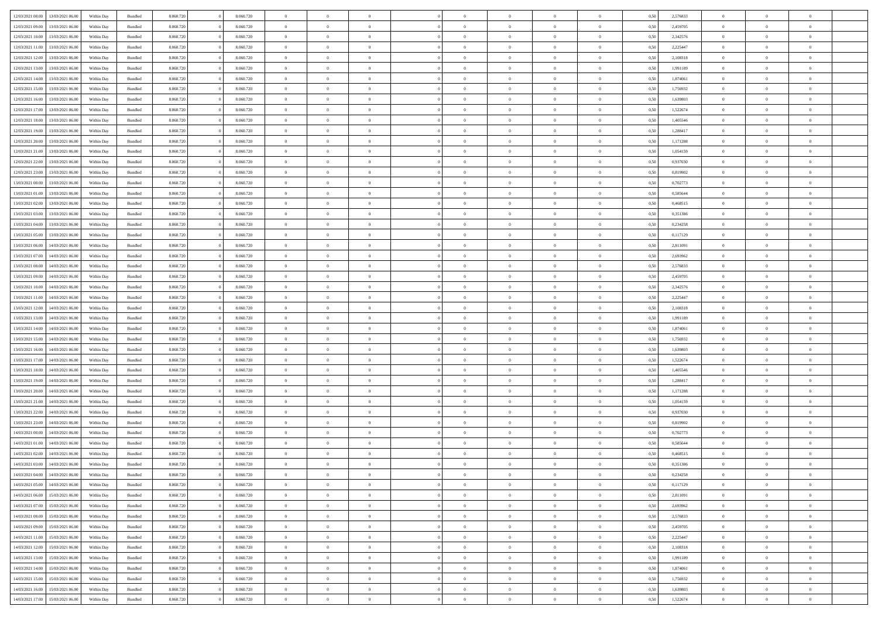| | | | | | | | | | | | | | | | | | | | | |
|---|---|---|---|---|---|---|---|---|---|---|---|---|---|---|---|---|---|---|---|---|
| 12/03/2021 08:00 | 13/03/2021 06:00 | Within Day | Bundled | 8.060.720 | 0 | 8.060.720 | 0 | 0 | 0 | | 0 | 0 | 0 | 0 | 0,50 | 2,576833 | 0 | 0 | 0 | |
| 12/03/2021 09:00 | 13/03/2021 06:00 | Within Day | Bundled | 8.060.720 | 0 | 8.060.720 | 0 | 0 | 0 | | 0 | 0 | 0 | 0 | 0,50 | 2,459705 | 0 | 0 | 0 | |
| 12/03/2021 10:00 | 13/03/2021 06:00 | Within Day | Bundled | 8.060.720 | 0 | 8.060.720 | 0 | 0 | 0 | | 0 | 0 | 0 | 0 | 0,50 | 2,342576 | 0 | 0 | 0 | |
| 12/03/2021 11:00 | 13/03/2021 06:00 | Within Day | Bundled | 8.060.720 | 0 | 8.060.720 | 0 | 0 | 0 | | 0 | 0 | 0 | 0 | 0,50 | 2,225447 | 0 | 0 | 0 | |
| 12/03/2021 12:00 | 13/03/2021 06:00 | Within Day | Bundled | 8.060.720 | 0 | 8.060.720 | 0 | 0 | 0 | | 0 | 0 | 0 | 0 | 0,50 | 2,108318 | 0 | 0 | 0 | |
| 12/03/2021 13:00 | 13/03/2021 06:00 | Within Day | Bundled | 8.060.720 | 0 | 8.060.720 | 0 | 0 | 0 | | 0 | 0 | 0 | 0 | 0,50 | 1,991189 | 0 | 0 | 0 | |
| 12/03/2021 14:00 | 13/03/2021 06:00 | Within Day | Bundled | 8.060.720 | 0 | 8.060.720 | 0 | 0 | 0 | | 0 | 0 | 0 | 0 | 0,50 | 1,874061 | 0 | 0 | 0 | |
| 12/03/2021 15:00 | 13/03/2021 06:00 | Within Day | Bundled | 8.060.720 | 0 | 8.060.720 | 0 | 0 | 0 | | 0 | 0 | 0 | 0 | 0,50 | 1,756932 | 0 | 0 | 0 | |
| 12/03/2021 16:00 | 13/03/2021 06:00 | Within Day | Bundled | 8.060.720 | 0 | 8.060.720 | 0 | 0 | 0 | | 0 | 0 | 0 | 0 | 0,50 | 1,639803 | 0 | 0 | 0 | |
| 12/03/2021 17:00 | 13/03/2021 06:00 | Within Day | Bundled | 8.060.720 | 0 | 8.060.720 | 0 | 0 | 0 | | 0 | 0 | 0 | 0 | 0,50 | 1,522674 | 0 | 0 | 0 | |
| 12/03/2021 18:00 | 13/03/2021 06:00 | Within Day | Bundled | 8.060.720 | 0 | 8.060.720 | 0 | 0 | 0 | | 0 | 0 | 0 | 0 | 0,50 | 1,405546 | 0 | 0 | 0 | |
| 12/03/2021 19:00 | 13/03/2021 06:00 | Within Day | Bundled | 8.060.720 | 0 | 8.060.720 | 0 | 0 | 0 | | 0 | 0 | 0 | 0 | 0,50 | 1,288417 | 0 | 0 | 0 | |
| 12/03/2021 20:00 | 13/03/2021 06:00 | Within Day | Bundled | 8.060.720 | 0 | 8.060.720 | 0 | 0 | 0 | | 0 | 0 | 0 | 0 | 0,50 | 1,171288 | 0 | 0 | 0 | |
| 12/03/2021 21:00 | 13/03/2021 06:00 | Within Day | Bundled | 8.060.720 | 0 | 8.060.720 | 0 | 0 | 0 | | 0 | 0 | 0 | 0 | 0,50 | 1,054159 | 0 | 0 | 0 | |
| 12/03/2021 22:00 | 13/03/2021 06:00 | Within Day | Bundled | 8.060.720 | 0 | 8.060.720 | 0 | 0 | 0 | | 0 | 0 | 0 | 0 | 0,50 | 0,937030 | 0 | 0 | 0 | |
| 12/03/2021 23:00 | 13/03/2021 06:00 | Within Day | Bundled | 8.060.720 | 0 | 8.060.720 | 0 | 0 | 0 | | 0 | 0 | 0 | 0 | 0,50 | 0,819902 | 0 | 0 | 0 | |
| 13/03/2021 00:00 | 13/03/2021 06:00 | Within Day | Bundled | 8.060.720 | 0 | 8.060.720 | 0 | 0 | 0 | | 0 | 0 | 0 | 0 | 0,50 | 0,702773 | 0 | 0 | 0 | |
| 13/03/2021 01:00 | 13/03/2021 06:00 | Within Day | Bundled | 8.060.720 | 0 | 8.060.720 | 0 | 0 | 0 | | 0 | 0 | 0 | 0 | 0,50 | 0,585644 | 0 | 0 | 0 | |
| 13/03/2021 02:00 | 13/03/2021 06:00 | Within Day | Bundled | 8.060.720 | 0 | 8.060.720 | 0 | 0 | 0 | | 0 | 0 | 0 | 0 | 0,50 | 0,468515 | 0 | 0 | 0 | |
| 13/03/2021 03:00 | 13/03/2021 06:00 | Within Day | Bundled | 8.060.720 | 0 | 8.060.720 | 0 | 0 | 0 | | 0 | 0 | 0 | 0 | 0,50 | 0,351386 | 0 | 0 | 0 | |
| 13/03/2021 04:00 | 13/03/2021 06:00 | Within Day | Bundled | 8.060.720 | 0 | 8.060.720 | 0 | 0 | 0 | | 0 | 0 | 0 | 0 | 0,50 | 0,234258 | 0 | 0 | 0 | |
| 13/03/2021 05:00 | 13/03/2021 06:00 | Within Day | Bundled | 8.060.720 | 0 | 8.060.720 | 0 | 0 | 0 | | 0 | 0 | 0 | 0 | 0,50 | 0,117129 | 0 | 0 | 0 | |
| 13/03/2021 06:00 | 14/03/2021 06:00 | Within Day | Bundled | 8.060.720 | 0 | 8.060.720 | 0 | 0 | 0 | | 0 | 0 | 0 | 0 | 0,50 | 2,811091 | 0 | 0 | 0 | |
| 13/03/2021 07:00 | 14/03/2021 06:00 | Within Day | Bundled | 8.060.720 | 0 | 8.060.720 | 0 | 0 | 0 | | 0 | 0 | 0 | 0 | 0,50 | 2,693962 | 0 | 0 | 0 | |
| 13/03/2021 08:00 | 14/03/2021 06:00 | Within Day | Bundled | 8.060.720 | 0 | 8.060.720 | 0 | 0 | 0 | | 0 | 0 | 0 | 0 | 0,50 | 2,576833 | 0 | 0 | 0 | |
| 13/03/2021 09:00 | 14/03/2021 06:00 | Within Day | Bundled | 8.060.720 | 0 | 8.060.720 | 0 | 0 | 0 | | 0 | 0 | 0 | 0 | 0,50 | 2,459705 | 0 | 0 | 0 | |
| 13/03/2021 10:00 | 14/03/2021 06:00 | Within Day | Bundled | 8.060.720 | 0 | 8.060.720 | 0 | 0 | 0 | | 0 | 0 | 0 | 0 | 0,50 | 2,342576 | 0 | 0 | 0 | |
| 13/03/2021 11:00 | 14/03/2021 06:00 | Within Day | Bundled | 8.060.720 | 0 | 8.060.720 | 0 | 0 | 0 | | 0 | 0 | 0 | 0 | 0,50 | 2,225447 | 0 | 0 | 0 | |
| 13/03/2021 12:00 | 14/03/2021 06:00 | Within Day | Bundled | 8.060.720 | 0 | 8.060.720 | 0 | 0 | 0 | | 0 | 0 | 0 | 0 | 0,50 | 2,108318 | 0 | 0 | 0 | |
| 13/03/2021 13:00 | 14/03/2021 06:00 | Within Day | Bundled | 8.060.720 | 0 | 8.060.720 | 0 | 0 | 0 | | 0 | 0 | 0 | 0 | 0,50 | 1,991189 | 0 | 0 | 0 | |
| 13/03/2021 14:00 | 14/03/2021 06:00 | Within Day | Bundled | 8.060.720 | 0 | 8.060.720 | 0 | 0 | 0 | | 0 | 0 | 0 | 0 | 0,50 | 1,874061 | 0 | 0 | 0 | |
| 13/03/2021 15:00 | 14/03/2021 06:00 | Within Day | Bundled | 8.060.720 | 0 | 8.060.720 | 0 | 0 | 0 | | 0 | 0 | 0 | 0 | 0,50 | 1,756932 | 0 | 0 | 0 | |
| 13/03/2021 16:00 | 14/03/2021 06:00 | Within Day | Bundled | 8.060.720 | 0 | 8.060.720 | 0 | 0 | 0 | | 0 | 0 | 0 | 0 | 0,50 | 1,639803 | 0 | 0 | 0 | |
| 13/03/2021 17:00 | 14/03/2021 06:00 | Within Day | Bundled | 8.060.720 | 0 | 8.060.720 | 0 | 0 | 0 | | 0 | 0 | 0 | 0 | 0,50 | 1,522674 | 0 | 0 | 0 | |
| 13/03/2021 18:00 | 14/03/2021 06:00 | Within Day | Bundled | 8.060.720 | 0 | 8.060.720 | 0 | 0 | 0 | | 0 | 0 | 0 | 0 | 0,50 | 1,405546 | 0 | 0 | 0 | |
| 13/03/2021 19:00 | 14/03/2021 06:00 | Within Day | Bundled | 8.060.720 | 0 | 8.060.720 | 0 | 0 | 0 | | 0 | 0 | 0 | 0 | 0,50 | 1,288417 | 0 | 0 | 0 | |
| 13/03/2021 20:00 | 14/03/2021 06:00 | Within Day | Bundled | 8.060.720 | 0 | 8.060.720 | 0 | 0 | 0 | | 0 | 0 | 0 | 0 | 0,50 | 1,171288 | 0 | 0 | 0 | |
| 13/03/2021 21:00 | 14/03/2021 06:00 | Within Day | Bundled | 8.060.720 | 0 | 8.060.720 | 0 | 0 | 0 | | 0 | 0 | 0 | 0 | 0,50 | 1,054159 | 0 | 0 | 0 | |
| 13/03/2021 22:00 | 14/03/2021 06:00 | Within Day | Bundled | 8.060.720 | 0 | 8.060.720 | 0 | 0 | 0 | | 0 | 0 | 0 | 0 | 0,50 | 0,937030 | 0 | 0 | 0 | |
| 13/03/2021 23:00 | 14/03/2021 06:00 | Within Day | Bundled | 8.060.720 | 0 | 8.060.720 | 0 | 0 | 0 | | 0 | 0 | 0 | 0 | 0,50 | 0,819902 | 0 | 0 | 0 | |
| 14/03/2021 00:00 | 14/03/2021 06:00 | Within Day | Bundled | 8.060.720 | 0 | 8.060.720 | 0 | 0 | 0 | | 0 | 0 | 0 | 0 | 0,50 | 0,702773 | 0 | 0 | 0 | |
| 14/03/2021 01:00 | 14/03/2021 06:00 | Within Day | Bundled | 8.060.720 | 0 | 8.060.720 | 0 | 0 | 0 | | 0 | 0 | 0 | 0 | 0,50 | 0,585644 | 0 | 0 | 0 | |
| 14/03/2021 02:00 | 14/03/2021 06:00 | Within Day | Bundled | 8.060.720 | 0 | 8.060.720 | 0 | 0 | 0 | | 0 | 0 | 0 | 0 | 0,50 | 0,468515 | 0 | 0 | 0 | |
| 14/03/2021 03:00 | 14/03/2021 06:00 | Within Day | Bundled | 8.060.720 | 0 | 8.060.720 | 0 | 0 | 0 | | 0 | 0 | 0 | 0 | 0,50 | 0,351386 | 0 | 0 | 0 | |
| 14/03/2021 04:00 | 14/03/2021 06:00 | Within Day | Bundled | 8.060.720 | 0 | 8.060.720 | 0 | 0 | 0 | | 0 | 0 | 0 | 0 | 0,50 | 0,234258 | 0 | 0 | 0 | |
| 14/03/2021 05:00 | 14/03/2021 06:00 | Within Day | Bundled | 8.060.720 | 0 | 8.060.720 | 0 | 0 | 0 | | 0 | 0 | 0 | 0 | 0,50 | 0,117129 | 0 | 0 | 0 | |
| 14/03/2021 06:00 | 15/03/2021 06:00 | Within Day | Bundled | 8.060.720 | 0 | 8.060.720 | 0 | 0 | 0 | | 0 | 0 | 0 | 0 | 0,50 | 2,811091 | 0 | 0 | 0 | |
| 14/03/2021 07:00 | 15/03/2021 06:00 | Within Day | Bundled | 8.060.720 | 0 | 8.060.720 | 0 | 0 | 0 | | 0 | 0 | 0 | 0 | 0,50 | 2,693962 | 0 | 0 | 0 | |
| 14/03/2021 08:00 | 15/03/2021 06:00 | Within Day | Bundled | 8.060.720 | 0 | 8.060.720 | 0 | 0 | 0 | | 0 | 0 | 0 | 0 | 0,50 | 2,576833 | 0 | 0 | 0 | |
| 14/03/2021 09:00 | 15/03/2021 06:00 | Within Day | Bundled | 8.060.720 | 0 | 8.060.720 | 0 | 0 | 0 | | 0 | 0 | 0 | 0 | 0,50 | 2,459705 | 0 | 0 | 0 | |
| 14/03/2021 11:00 | 15/03/2021 06:00 | Within Day | Bundled | 8.060.720 | 0 | 8.060.720 | 0 | 0 | 0 | | 0 | 0 | 0 | 0 | 0,50 | 2,225447 | 0 | 0 | 0 | |
| 14/03/2021 12:00 | 15/03/2021 06:00 | Within Day | Bundled | 8.060.720 | 0 | 8.060.720 | 0 | 0 | 0 | | 0 | 0 | 0 | 0 | 0,50 | 2,108318 | 0 | 0 | 0 | |
| 14/03/2021 13:00 | 15/03/2021 06:00 | Within Day | Bundled | 8.060.720 | 0 | 8.060.720 | 0 | 0 | 0 | | 0 | 0 | 0 | 0 | 0,50 | 1,991189 | 0 | 0 | 0 | |
| 14/03/2021 14:00 | 15/03/2021 06:00 | Within Day | Bundled | 8.060.720 | 0 | 8.060.720 | 0 | 0 | 0 | | 0 | 0 | 0 | 0 | 0,50 | 1,874061 | 0 | 0 | 0 | |
| 14/03/2021 15:00 | 15/03/2021 06:00 | Within Day | Bundled | 8.060.720 | 0 | 8.060.720 | 0 | 0 | 0 | | 0 | 0 | 0 | 0 | 0,50 | 1,756932 | 0 | 0 | 0 | |
| 14/03/2021 16:00 | 15/03/2021 06:00 | Within Day | Bundled | 8.060.720 | 0 | 8.060.720 | 0 | 0 | 0 | | 0 | 0 | 0 | 0 | 0,50 | 1,639803 | 0 | 0 | 0 | |
| 14/03/2021 17:00 | 15/03/2021 06:00 | Within Day | Bundled | 8.060.720 | 0 | 8.060.720 | 0 | 0 | 0 | | 0 | 0 | 0 | 0 | 0,50 | 1,522674 | 0 | 0 | 0 | |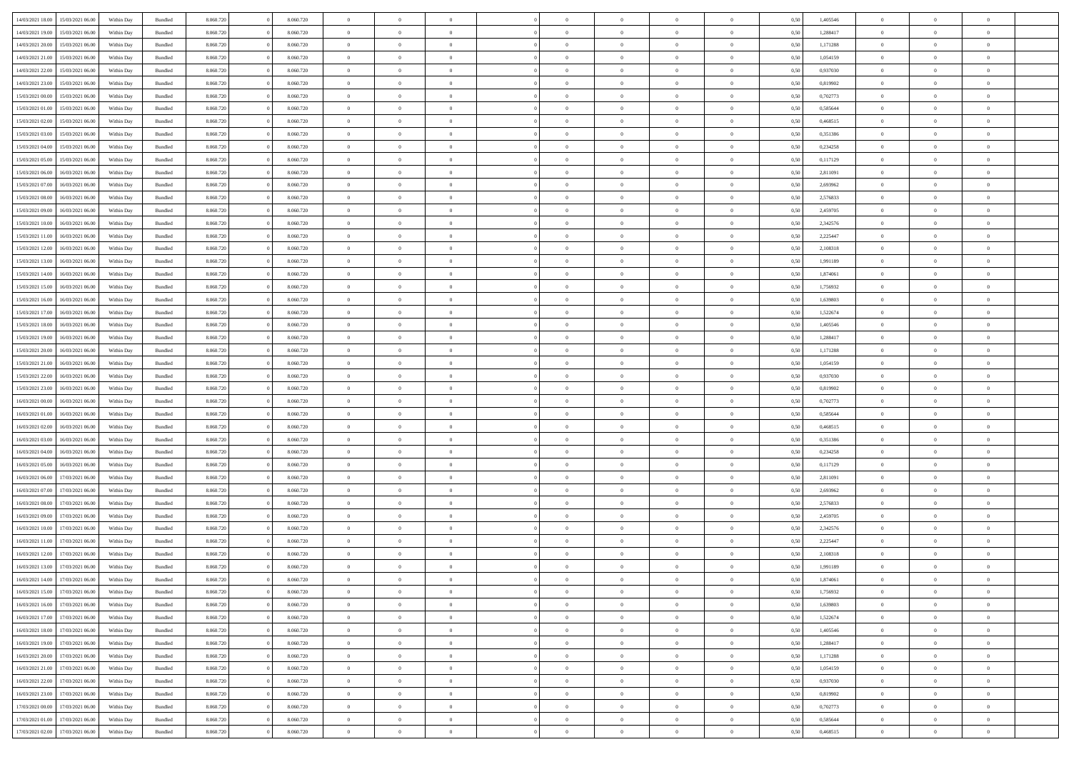| | | | | | | | | | | | | | | | | | | | | | |
|---|---|---|---|---|---|---|---|---|---|---|---|---|---|---|---|---|---|---|---|---|---|
| 14/03/2021 18:00 | 15/03/2021 06:00 | Within Day | Bundled | 8.060.720 | 0 | 8.060.720 | 0 | 0 | 0 | | 0 | 0 | 0 | 0 | 0,50 | 1,405546 | 0 | 0 | 0 | |
| 14/03/2021 19:00 | 15/03/2021 06:00 | Within Day | Bundled | 8.060.720 | 0 | 8.060.720 | 0 | 0 | 0 | | 0 | 0 | 0 | 0 | 0,50 | 1,288417 | 0 | 0 | 0 | |
| 14/03/2021 20:00 | 15/03/2021 06:00 | Within Day | Bundled | 8.060.720 | 0 | 8.060.720 | 0 | 0 | 0 | | 0 | 0 | 0 | 0 | 0,50 | 1,171288 | 0 | 0 | 0 | |
| 14/03/2021 21:00 | 15/03/2021 06:00 | Within Day | Bundled | 8.060.720 | 0 | 8.060.720 | 0 | 0 | 0 | | 0 | 0 | 0 | 0 | 0,50 | 1,054159 | 0 | 0 | 0 | |
| 14/03/2021 22:00 | 15/03/2021 06:00 | Within Day | Bundled | 8.060.720 | 0 | 8.060.720 | 0 | 0 | 0 | | 0 | 0 | 0 | 0 | 0,50 | 0,937030 | 0 | 0 | 0 | |
| 14/03/2021 23:00 | 15/03/2021 06:00 | Within Day | Bundled | 8.060.720 | 0 | 8.060.720 | 0 | 0 | 0 | | 0 | 0 | 0 | 0 | 0,50 | 0,819902 | 0 | 0 | 0 | |
| 15/03/2021 00:00 | 15/03/2021 06:00 | Within Day | Bundled | 8.060.720 | 0 | 8.060.720 | 0 | 0 | 0 | | 0 | 0 | 0 | 0 | 0,50 | 0,702773 | 0 | 0 | 0 | |
| 15/03/2021 01:00 | 15/03/2021 06:00 | Within Day | Bundled | 8.060.720 | 0 | 8.060.720 | 0 | 0 | 0 | | 0 | 0 | 0 | 0 | 0,50 | 0,585644 | 0 | 0 | 0 | |
| 15/03/2021 02:00 | 15/03/2021 06:00 | Within Day | Bundled | 8.060.720 | 0 | 8.060.720 | 0 | 0 | 0 | | 0 | 0 | 0 | 0 | 0,50 | 0,468515 | 0 | 0 | 0 | |
| 15/03/2021 03:00 | 15/03/2021 06:00 | Within Day | Bundled | 8.060.720 | 0 | 8.060.720 | 0 | 0 | 0 | | 0 | 0 | 0 | 0 | 0,50 | 0,351386 | 0 | 0 | 0 | |
| 15/03/2021 04:00 | 15/03/2021 06:00 | Within Day | Bundled | 8.060.720 | 0 | 8.060.720 | 0 | 0 | 0 | | 0 | 0 | 0 | 0 | 0,50 | 0,234258 | 0 | 0 | 0 | |
| 15/03/2021 05:00 | 15/03/2021 06:00 | Within Day | Bundled | 8.060.720 | 0 | 8.060.720 | 0 | 0 | 0 | | 0 | 0 | 0 | 0 | 0,50 | 0,117129 | 0 | 0 | 0 | |
| 15/03/2021 06:00 | 16/03/2021 06:00 | Within Day | Bundled | 8.060.720 | 0 | 8.060.720 | 0 | 0 | 0 | | 0 | 0 | 0 | 0 | 0,50 | 2,811091 | 0 | 0 | 0 | |
| 15/03/2021 07:00 | 16/03/2021 06:00 | Within Day | Bundled | 8.060.720 | 0 | 8.060.720 | 0 | 0 | 0 | | 0 | 0 | 0 | 0 | 0,50 | 2,693962 | 0 | 0 | 0 | |
| 15/03/2021 08:00 | 16/03/2021 06:00 | Within Day | Bundled | 8.060.720 | 0 | 8.060.720 | 0 | 0 | 0 | | 0 | 0 | 0 | 0 | 0,50 | 2,576833 | 0 | 0 | 0 | |
| 15/03/2021 09:00 | 16/03/2021 06:00 | Within Day | Bundled | 8.060.720 | 0 | 8.060.720 | 0 | 0 | 0 | | 0 | 0 | 0 | 0 | 0,50 | 2,459705 | 0 | 0 | 0 | |
| 15/03/2021 10:00 | 16/03/2021 06:00 | Within Day | Bundled | 8.060.720 | 0 | 8.060.720 | 0 | 0 | 0 | | 0 | 0 | 0 | 0 | 0,50 | 2,342576 | 0 | 0 | 0 | |
| 15/03/2021 11:00 | 16/03/2021 06:00 | Within Day | Bundled | 8.060.720 | 0 | 8.060.720 | 0 | 0 | 0 | | 0 | 0 | 0 | 0 | 0,50 | 2,225447 | 0 | 0 | 0 | |
| 15/03/2021 12:00 | 16/03/2021 06:00 | Within Day | Bundled | 8.060.720 | 0 | 8.060.720 | 0 | 0 | 0 | | 0 | 0 | 0 | 0 | 0,50 | 2,108318 | 0 | 0 | 0 | |
| 15/03/2021 13:00 | 16/03/2021 06:00 | Within Day | Bundled | 8.060.720 | 0 | 8.060.720 | 0 | 0 | 0 | | 0 | 0 | 0 | 0 | 0,50 | 1,991189 | 0 | 0 | 0 | |
| 15/03/2021 14:00 | 16/03/2021 06:00 | Within Day | Bundled | 8.060.720 | 0 | 8.060.720 | 0 | 0 | 0 | | 0 | 0 | 0 | 0 | 0,50 | 1,874061 | 0 | 0 | 0 | |
| 15/03/2021 15:00 | 16/03/2021 06:00 | Within Day | Bundled | 8.060.720 | 0 | 8.060.720 | 0 | 0 | 0 | | 0 | 0 | 0 | 0 | 0,50 | 1,756932 | 0 | 0 | 0 | |
| 15/03/2021 16:00 | 16/03/2021 06:00 | Within Day | Bundled | 8.060.720 | 0 | 8.060.720 | 0 | 0 | 0 | | 0 | 0 | 0 | 0 | 0,50 | 1,639803 | 0 | 0 | 0 | |
| 15/03/2021 17:00 | 16/03/2021 06:00 | Within Day | Bundled | 8.060.720 | 0 | 8.060.720 | 0 | 0 | 0 | | 0 | 0 | 0 | 0 | 0,50 | 1,522674 | 0 | 0 | 0 | |
| 15/03/2021 18:00 | 16/03/2021 06:00 | Within Day | Bundled | 8.060.720 | 0 | 8.060.720 | 0 | 0 | 0 | | 0 | 0 | 0 | 0 | 0,50 | 1,405546 | 0 | 0 | 0 | |
| 15/03/2021 19:00 | 16/03/2021 06:00 | Within Day | Bundled | 8.060.720 | 0 | 8.060.720 | 0 | 0 | 0 | | 0 | 0 | 0 | 0 | 0,50 | 1,288417 | 0 | 0 | 0 | |
| 15/03/2021 20:00 | 16/03/2021 06:00 | Within Day | Bundled | 8.060.720 | 0 | 8.060.720 | 0 | 0 | 0 | | 0 | 0 | 0 | 0 | 0,50 | 1,171288 | 0 | 0 | 0 | |
| 15/03/2021 21:00 | 16/03/2021 06:00 | Within Day | Bundled | 8.060.720 | 0 | 8.060.720 | 0 | 0 | 0 | | 0 | 0 | 0 | 0 | 0,50 | 1,054159 | 0 | 0 | 0 | |
| 15/03/2021 22:00 | 16/03/2021 06:00 | Within Day | Bundled | 8.060.720 | 0 | 8.060.720 | 0 | 0 | 0 | | 0 | 0 | 0 | 0 | 0,50 | 0,937030 | 0 | 0 | 0 | |
| 15/03/2021 23:00 | 16/03/2021 06:00 | Within Day | Bundled | 8.060.720 | 0 | 8.060.720 | 0 | 0 | 0 | | 0 | 0 | 0 | 0 | 0,50 | 0,819902 | 0 | 0 | 0 | |
| 16/03/2021 00:00 | 16/03/2021 06:00 | Within Day | Bundled | 8.060.720 | 0 | 8.060.720 | 0 | 0 | 0 | | 0 | 0 | 0 | 0 | 0,50 | 0,702773 | 0 | 0 | 0 | |
| 16/03/2021 01:00 | 16/03/2021 06:00 | Within Day | Bundled | 8.060.720 | 0 | 8.060.720 | 0 | 0 | 0 | | 0 | 0 | 0 | 0 | 0,50 | 0,585644 | 0 | 0 | 0 | |
| 16/03/2021 02:00 | 16/03/2021 06:00 | Within Day | Bundled | 8.060.720 | 0 | 8.060.720 | 0 | 0 | 0 | | 0 | 0 | 0 | 0 | 0,50 | 0,468515 | 0 | 0 | 0 | |
| 16/03/2021 03:00 | 16/03/2021 06:00 | Within Day | Bundled | 8.060.720 | 0 | 8.060.720 | 0 | 0 | 0 | | 0 | 0 | 0 | 0 | 0,50 | 0,351386 | 0 | 0 | 0 | |
| 16/03/2021 04:00 | 16/03/2021 06:00 | Within Day | Bundled | 8.060.720 | 0 | 8.060.720 | 0 | 0 | 0 | | 0 | 0 | 0 | 0 | 0,50 | 0,234258 | 0 | 0 | 0 | |
| 16/03/2021 05:00 | 16/03/2021 06:00 | Within Day | Bundled | 8.060.720 | 0 | 8.060.720 | 0 | 0 | 0 | | 0 | 0 | 0 | 0 | 0,50 | 0,117129 | 0 | 0 | 0 | |
| 16/03/2021 06:00 | 17/03/2021 06:00 | Within Day | Bundled | 8.060.720 | 0 | 8.060.720 | 0 | 0 | 0 | | 0 | 0 | 0 | 0 | 0,50 | 2,811091 | 0 | 0 | 0 | |
| 16/03/2021 07:00 | 17/03/2021 06:00 | Within Day | Bundled | 8.060.720 | 0 | 8.060.720 | 0 | 0 | 0 | | 0 | 0 | 0 | 0 | 0,50 | 2,693962 | 0 | 0 | 0 | |
| 16/03/2021 08:00 | 17/03/2021 06:00 | Within Day | Bundled | 8.060.720 | 0 | 8.060.720 | 0 | 0 | 0 | | 0 | 0 | 0 | 0 | 0,50 | 2,576833 | 0 | 0 | 0 | |
| 16/03/2021 09:00 | 17/03/2021 06:00 | Within Day | Bundled | 8.060.720 | 0 | 8.060.720 | 0 | 0 | 0 | | 0 | 0 | 0 | 0 | 0,50 | 2,459705 | 0 | 0 | 0 | |
| 16/03/2021 10:00 | 17/03/2021 06:00 | Within Day | Bundled | 8.060.720 | 0 | 8.060.720 | 0 | 0 | 0 | | 0 | 0 | 0 | 0 | 0,50 | 2,342576 | 0 | 0 | 0 | |
| 16/03/2021 11:00 | 17/03/2021 06:00 | Within Day | Bundled | 8.060.720 | 0 | 8.060.720 | 0 | 0 | 0 | | 0 | 0 | 0 | 0 | 0,50 | 2,225447 | 0 | 0 | 0 | |
| 16/03/2021 12:00 | 17/03/2021 06:00 | Within Day | Bundled | 8.060.720 | 0 | 8.060.720 | 0 | 0 | 0 | | 0 | 0 | 0 | 0 | 0,50 | 2,108318 | 0 | 0 | 0 | |
| 16/03/2021 13:00 | 17/03/2021 06:00 | Within Day | Bundled | 8.060.720 | 0 | 8.060.720 | 0 | 0 | 0 | | 0 | 0 | 0 | 0 | 0,50 | 1,991189 | 0 | 0 | 0 | |
| 16/03/2021 14:00 | 17/03/2021 06:00 | Within Day | Bundled | 8.060.720 | 0 | 8.060.720 | 0 | 0 | 0 | | 0 | 0 | 0 | 0 | 0,50 | 1,874061 | 0 | 0 | 0 | |
| 16/03/2021 15:00 | 17/03/2021 06:00 | Within Day | Bundled | 8.060.720 | 0 | 8.060.720 | 0 | 0 | 0 | | 0 | 0 | 0 | 0 | 0,50 | 1,756932 | 0 | 0 | 0 | |
| 16/03/2021 16:00 | 17/03/2021 06:00 | Within Day | Bundled | 8.060.720 | 0 | 8.060.720 | 0 | 0 | 0 | | 0 | 0 | 0 | 0 | 0,50 | 1,639803 | 0 | 0 | 0 | |
| 16/03/2021 17:00 | 17/03/2021 06:00 | Within Day | Bundled | 8.060.720 | 0 | 8.060.720 | 0 | 0 | 0 | | 0 | 0 | 0 | 0 | 0,50 | 1,522674 | 0 | 0 | 0 | |
| 16/03/2021 18:00 | 17/03/2021 06:00 | Within Day | Bundled | 8.060.720 | 0 | 8.060.720 | 0 | 0 | 0 | | 0 | 0 | 0 | 0 | 0,50 | 1,405546 | 0 | 0 | 0 | |
| 16/03/2021 19:00 | 17/03/2021 06:00 | Within Day | Bundled | 8.060.720 | 0 | 8.060.720 | 0 | 0 | 0 | | 0 | 0 | 0 | 0 | 0,50 | 1,288417 | 0 | 0 | 0 | |
| 16/03/2021 20:00 | 17/03/2021 06:00 | Within Day | Bundled | 8.060.720 | 0 | 8.060.720 | 0 | 0 | 0 | | 0 | 0 | 0 | 0 | 0,50 | 1,171288 | 0 | 0 | 0 | |
| 16/03/2021 21:00 | 17/03/2021 06:00 | Within Day | Bundled | 8.060.720 | 0 | 8.060.720 | 0 | 0 | 0 | | 0 | 0 | 0 | 0 | 0,50 | 1,054159 | 0 | 0 | 0 | |
| 16/03/2021 22:00 | 17/03/2021 06:00 | Within Day | Bundled | 8.060.720 | 0 | 8.060.720 | 0 | 0 | 0 | | 0 | 0 | 0 | 0 | 0,50 | 0,937030 | 0 | 0 | 0 | |
| 16/03/2021 23:00 | 17/03/2021 06:00 | Within Day | Bundled | 8.060.720 | 0 | 8.060.720 | 0 | 0 | 0 | | 0 | 0 | 0 | 0 | 0,50 | 0,819902 | 0 | 0 | 0 | |
| 17/03/2021 00:00 | 17/03/2021 06:00 | Within Day | Bundled | 8.060.720 | 0 | 8.060.720 | 0 | 0 | 0 | | 0 | 0 | 0 | 0 | 0,50 | 0,702773 | 0 | 0 | 0 | |
| 17/03/2021 01:00 | 17/03/2021 06:00 | Within Day | Bundled | 8.060.720 | 0 | 8.060.720 | 0 | 0 | 0 | | 0 | 0 | 0 | 0 | 0,50 | 0,585644 | 0 | 0 | 0 | |
| 17/03/2021 02:00 | 17/03/2021 06:00 | Within Day | Bundled | 8.060.720 | 0 | 8.060.720 | 0 | 0 | 0 | | 0 | 0 | 0 | 0 | 0,50 | 0,468515 | 0 | 0 | 0 | |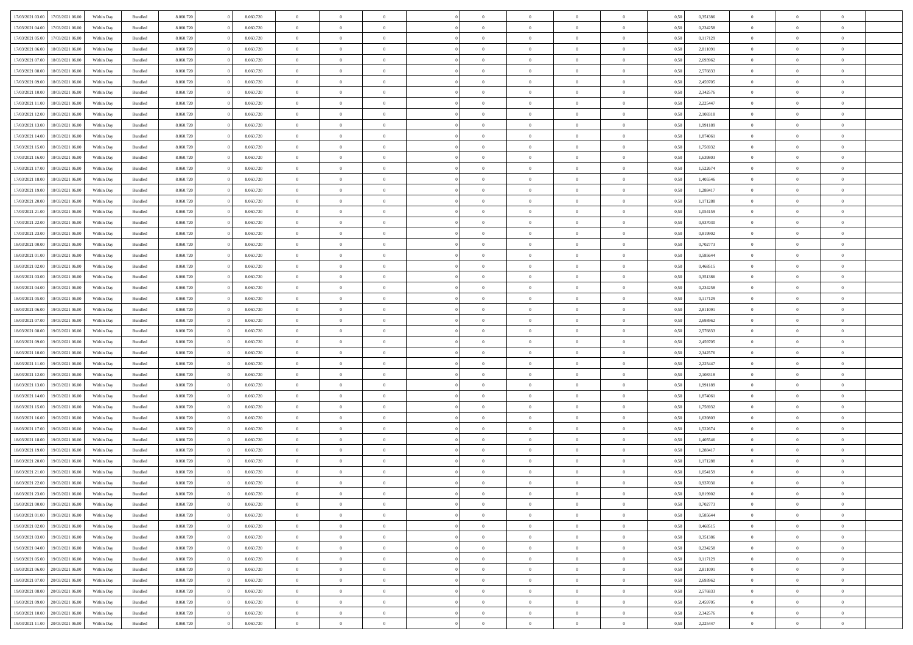| | | | | | | | | | | | | | | | | | | | | |
|---|---|---|---|---|---|---|---|---|---|---|---|---|---|---|---|---|---|---|---|---|
| 17/03/2021 03:00 | 17/03/2021 06:00 | Within Day | Bundled | 8.060.720 | 0 | 8.060.720 | 0 | 0 | 0 | | 0 | 0 | 0 | 0 | 0,50 | 0,351386 | 0 | 0 | 0 | |
| 17/03/2021 04:00 | 17/03/2021 06:00 | Within Day | Bundled | 8.060.720 | 0 | 8.060.720 | 0 | 0 | 0 | | 0 | 0 | 0 | 0 | 0,50 | 0,234258 | 0 | 0 | 0 | |
| 17/03/2021 05:00 | 17/03/2021 06:00 | Within Day | Bundled | 8.060.720 | 0 | 8.060.720 | 0 | 0 | 0 | | 0 | 0 | 0 | 0 | 0,50 | 0,117129 | 0 | 0 | 0 | |
| 17/03/2021 06:00 | 18/03/2021 06:00 | Within Day | Bundled | 8.060.720 | 0 | 8.060.720 | 0 | 0 | 0 | | 0 | 0 | 0 | 0 | 0,50 | 2,811091 | 0 | 0 | 0 | |
| 17/03/2021 07:00 | 18/03/2021 06:00 | Within Day | Bundled | 8.060.720 | 0 | 8.060.720 | 0 | 0 | 0 | | 0 | 0 | 0 | 0 | 0,50 | 2,693962 | 0 | 0 | 0 | |
| 17/03/2021 08:00 | 18/03/2021 06:00 | Within Day | Bundled | 8.060.720 | 0 | 8.060.720 | 0 | 0 | 0 | | 0 | 0 | 0 | 0 | 0,50 | 2,576833 | 0 | 0 | 0 | |
| 17/03/2021 09:00 | 18/03/2021 06:00 | Within Day | Bundled | 8.060.720 | 0 | 8.060.720 | 0 | 0 | 0 | | 0 | 0 | 0 | 0 | 0,50 | 2,459705 | 0 | 0 | 0 | |
| 17/03/2021 10:00 | 18/03/2021 06:00 | Within Day | Bundled | 8.060.720 | 0 | 8.060.720 | 0 | 0 | 0 | | 0 | 0 | 0 | 0 | 0,50 | 2,342576 | 0 | 0 | 0 | |
| 17/03/2021 11:00 | 18/03/2021 06:00 | Within Day | Bundled | 8.060.720 | 0 | 8.060.720 | 0 | 0 | 0 | | 0 | 0 | 0 | 0 | 0,50 | 2,225447 | 0 | 0 | 0 | |
| 17/03/2021 12:00 | 18/03/2021 06:00 | Within Day | Bundled | 8.060.720 | 0 | 8.060.720 | 0 | 0 | 0 | | 0 | 0 | 0 | 0 | 0,50 | 2,108318 | 0 | 0 | 0 | |
| 17/03/2021 13:00 | 18/03/2021 06:00 | Within Day | Bundled | 8.060.720 | 0 | 8.060.720 | 0 | 0 | 0 | | 0 | 0 | 0 | 0 | 0,50 | 1,991189 | 0 | 0 | 0 | |
| 17/03/2021 14:00 | 18/03/2021 06:00 | Within Day | Bundled | 8.060.720 | 0 | 8.060.720 | 0 | 0 | 0 | | 0 | 0 | 0 | 0 | 0,50 | 1,874061 | 0 | 0 | 0 | |
| 17/03/2021 15:00 | 18/03/2021 06:00 | Within Day | Bundled | 8.060.720 | 0 | 8.060.720 | 0 | 0 | 0 | | 0 | 0 | 0 | 0 | 0,50 | 1,756932 | 0 | 0 | 0 | |
| 17/03/2021 16:00 | 18/03/2021 06:00 | Within Day | Bundled | 8.060.720 | 0 | 8.060.720 | 0 | 0 | 0 | | 0 | 0 | 0 | 0 | 0,50 | 1,639803 | 0 | 0 | 0 | |
| 17/03/2021 17:00 | 18/03/2021 06:00 | Within Day | Bundled | 8.060.720 | 0 | 8.060.720 | 0 | 0 | 0 | | 0 | 0 | 0 | 0 | 0,50 | 1,522674 | 0 | 0 | 0 | |
| 17/03/2021 18:00 | 18/03/2021 06:00 | Within Day | Bundled | 8.060.720 | 0 | 8.060.720 | 0 | 0 | 0 | | 0 | 0 | 0 | 0 | 0,50 | 1,405546 | 0 | 0 | 0 | |
| 17/03/2021 19:00 | 18/03/2021 06:00 | Within Day | Bundled | 8.060.720 | 0 | 8.060.720 | 0 | 0 | 0 | | 0 | 0 | 0 | 0 | 0,50 | 1,288417 | 0 | 0 | 0 | |
| 17/03/2021 20:00 | 18/03/2021 06:00 | Within Day | Bundled | 8.060.720 | 0 | 8.060.720 | 0 | 0 | 0 | | 0 | 0 | 0 | 0 | 0,50 | 1,171288 | 0 | 0 | 0 | |
| 17/03/2021 21:00 | 18/03/2021 06:00 | Within Day | Bundled | 8.060.720 | 0 | 8.060.720 | 0 | 0 | 0 | | 0 | 0 | 0 | 0 | 0,50 | 1,054159 | 0 | 0 | 0 | |
| 17/03/2021 22:00 | 18/03/2021 06:00 | Within Day | Bundled | 8.060.720 | 0 | 8.060.720 | 0 | 0 | 0 | | 0 | 0 | 0 | 0 | 0,50 | 0,937030 | 0 | 0 | 0 | |
| 17/03/2021 23:00 | 18/03/2021 06:00 | Within Day | Bundled | 8.060.720 | 0 | 8.060.720 | 0 | 0 | 0 | | 0 | 0 | 0 | 0 | 0,50 | 0,819902 | 0 | 0 | 0 | |
| 18/03/2021 00:00 | 18/03/2021 06:00 | Within Day | Bundled | 8.060.720 | 0 | 8.060.720 | 0 | 0 | 0 | | 0 | 0 | 0 | 0 | 0,50 | 0,702773 | 0 | 0 | 0 | |
| 18/03/2021 01:00 | 18/03/2021 06:00 | Within Day | Bundled | 8.060.720 | 0 | 8.060.720 | 0 | 0 | 0 | | 0 | 0 | 0 | 0 | 0,50 | 0,585644 | 0 | 0 | 0 | |
| 18/03/2021 02:00 | 18/03/2021 06:00 | Within Day | Bundled | 8.060.720 | 0 | 8.060.720 | 0 | 0 | 0 | | 0 | 0 | 0 | 0 | 0,50 | 0,468515 | 0 | 0 | 0 | |
| 18/03/2021 03:00 | 18/03/2021 06:00 | Within Day | Bundled | 8.060.720 | 0 | 8.060.720 | 0 | 0 | 0 | | 0 | 0 | 0 | 0 | 0,50 | 0,351386 | 0 | 0 | 0 | |
| 18/03/2021 04:00 | 18/03/2021 06:00 | Within Day | Bundled | 8.060.720 | 0 | 8.060.720 | 0 | 0 | 0 | | 0 | 0 | 0 | 0 | 0,50 | 0,234258 | 0 | 0 | 0 | |
| 18/03/2021 05:00 | 18/03/2021 06:00 | Within Day | Bundled | 8.060.720 | 0 | 8.060.720 | 0 | 0 | 0 | | 0 | 0 | 0 | 0 | 0,50 | 0,117129 | 0 | 0 | 0 | |
| 18/03/2021 06:00 | 19/03/2021 06:00 | Within Day | Bundled | 8.060.720 | 0 | 8.060.720 | 0 | 0 | 0 | | 0 | 0 | 0 | 0 | 0,50 | 2,811091 | 0 | 0 | 0 | |
| 18/03/2021 07:00 | 19/03/2021 06:00 | Within Day | Bundled | 8.060.720 | 0 | 8.060.720 | 0 | 0 | 0 | | 0 | 0 | 0 | 0 | 0,50 | 2,693962 | 0 | 0 | 0 | |
| 18/03/2021 08:00 | 19/03/2021 06:00 | Within Day | Bundled | 8.060.720 | 0 | 8.060.720 | 0 | 0 | 0 | | 0 | 0 | 0 | 0 | 0,50 | 2,576833 | 0 | 0 | 0 | |
| 18/03/2021 09:00 | 19/03/2021 06:00 | Within Day | Bundled | 8.060.720 | 0 | 8.060.720 | 0 | 0 | 0 | | 0 | 0 | 0 | 0 | 0,50 | 2,459705 | 0 | 0 | 0 | |
| 18/03/2021 10:00 | 19/03/2021 06:00 | Within Day | Bundled | 8.060.720 | 0 | 8.060.720 | 0 | 0 | 0 | | 0 | 0 | 0 | 0 | 0,50 | 2,342576 | 0 | 0 | 0 | |
| 18/03/2021 11:00 | 19/03/2021 06:00 | Within Day | Bundled | 8.060.720 | 0 | 8.060.720 | 0 | 0 | 0 | | 0 | 0 | 0 | 0 | 0,50 | 2,225447 | 0 | 0 | 0 | |
| 18/03/2021 12:00 | 19/03/2021 06:00 | Within Day | Bundled | 8.060.720 | 0 | 8.060.720 | 0 | 0 | 0 | | 0 | 0 | 0 | 0 | 0,50 | 2,108318 | 0 | 0 | 0 | |
| 18/03/2021 13:00 | 19/03/2021 06:00 | Within Day | Bundled | 8.060.720 | 0 | 8.060.720 | 0 | 0 | 0 | | 0 | 0 | 0 | 0 | 0,50 | 1,991189 | 0 | 0 | 0 | |
| 18/03/2021 14:00 | 19/03/2021 06:00 | Within Day | Bundled | 8.060.720 | 0 | 8.060.720 | 0 | 0 | 0 | | 0 | 0 | 0 | 0 | 0,50 | 1,874061 | 0 | 0 | 0 | |
| 18/03/2021 15:00 | 19/03/2021 06:00 | Within Day | Bundled | 8.060.720 | 0 | 8.060.720 | 0 | 0 | 0 | | 0 | 0 | 0 | 0 | 0,50 | 1,756932 | 0 | 0 | 0 | |
| 18/03/2021 16:00 | 19/03/2021 06:00 | Within Day | Bundled | 8.060.720 | 0 | 8.060.720 | 0 | 0 | 0 | | 0 | 0 | 0 | 0 | 0,50 | 1,639803 | 0 | 0 | 0 | |
| 18/03/2021 17:00 | 19/03/2021 06:00 | Within Day | Bundled | 8.060.720 | 0 | 8.060.720 | 0 | 0 | 0 | | 0 | 0 | 0 | 0 | 0,50 | 1,522674 | 0 | 0 | 0 | |
| 18/03/2021 18:00 | 19/03/2021 06:00 | Within Day | Bundled | 8.060.720 | 0 | 8.060.720 | 0 | 0 | 0 | | 0 | 0 | 0 | 0 | 0,50 | 1,405546 | 0 | 0 | 0 | |
| 18/03/2021 19:00 | 19/03/2021 06:00 | Within Day | Bundled | 8.060.720 | 0 | 8.060.720 | 0 | 0 | 0 | | 0 | 0 | 0 | 0 | 0,50 | 1,288417 | 0 | 0 | 0 | |
| 18/03/2021 20:00 | 19/03/2021 06:00 | Within Day | Bundled | 8.060.720 | 0 | 8.060.720 | 0 | 0 | 0 | | 0 | 0 | 0 | 0 | 0,50 | 1,171288 | 0 | 0 | 0 | |
| 18/03/2021 21:00 | 19/03/2021 06:00 | Within Day | Bundled | 8.060.720 | 0 | 8.060.720 | 0 | 0 | 0 | | 0 | 0 | 0 | 0 | 0,50 | 1,054159 | 0 | 0 | 0 | |
| 18/03/2021 22:00 | 19/03/2021 06:00 | Within Day | Bundled | 8.060.720 | 0 | 8.060.720 | 0 | 0 | 0 | | 0 | 0 | 0 | 0 | 0,50 | 0,937030 | 0 | 0 | 0 | |
| 18/03/2021 23:00 | 19/03/2021 06:00 | Within Day | Bundled | 8.060.720 | 0 | 8.060.720 | 0 | 0 | 0 | | 0 | 0 | 0 | 0 | 0,50 | 0,819902 | 0 | 0 | 0 | |
| 19/03/2021 00:00 | 19/03/2021 06:00 | Within Day | Bundled | 8.060.720 | 0 | 8.060.720 | 0 | 0 | 0 | | 0 | 0 | 0 | 0 | 0,50 | 0,702773 | 0 | 0 | 0 | |
| 19/03/2021 01:00 | 19/03/2021 06:00 | Within Day | Bundled | 8.060.720 | 0 | 8.060.720 | 0 | 0 | 0 | | 0 | 0 | 0 | 0 | 0,50 | 0,585644 | 0 | 0 | 0 | |
| 19/03/2021 02:00 | 19/03/2021 06:00 | Within Day | Bundled | 8.060.720 | 0 | 8.060.720 | 0 | 0 | 0 | | 0 | 0 | 0 | 0 | 0,50 | 0,468515 | 0 | 0 | 0 | |
| 19/03/2021 03:00 | 19/03/2021 06:00 | Within Day | Bundled | 8.060.720 | 0 | 8.060.720 | 0 | 0 | 0 | | 0 | 0 | 0 | 0 | 0,50 | 0,351386 | 0 | 0 | 0 | |
| 19/03/2021 04:00 | 19/03/2021 06:00 | Within Day | Bundled | 8.060.720 | 0 | 8.060.720 | 0 | 0 | 0 | | 0 | 0 | 0 | 0 | 0,50 | 0,234258 | 0 | 0 | 0 | |
| 19/03/2021 05:00 | 19/03/2021 06:00 | Within Day | Bundled | 8.060.720 | 0 | 8.060.720 | 0 | 0 | 0 | | 0 | 0 | 0 | 0 | 0,50 | 0,117129 | 0 | 0 | 0 | |
| 19/03/2021 06:00 | 20/03/2021 06:00 | Within Day | Bundled | 8.060.720 | 0 | 8.060.720 | 0 | 0 | 0 | | 0 | 0 | 0 | 0 | 0,50 | 2,811091 | 0 | 0 | 0 | |
| 19/03/2021 07:00 | 20/03/2021 06:00 | Within Day | Bundled | 8.060.720 | 0 | 8.060.720 | 0 | 0 | 0 | | 0 | 0 | 0 | 0 | 0,50 | 2,693962 | 0 | 0 | 0 | |
| 19/03/2021 08:00 | 20/03/2021 06:00 | Within Day | Bundled | 8.060.720 | 0 | 8.060.720 | 0 | 0 | 0 | | 0 | 0 | 0 | 0 | 0,50 | 2,576833 | 0 | 0 | 0 | |
| 19/03/2021 09:00 | 20/03/2021 06:00 | Within Day | Bundled | 8.060.720 | 0 | 8.060.720 | 0 | 0 | 0 | | 0 | 0 | 0 | 0 | 0,50 | 2,459705 | 0 | 0 | 0 | |
| 19/03/2021 10:00 | 20/03/2021 06:00 | Within Day | Bundled | 8.060.720 | 0 | 8.060.720 | 0 | 0 | 0 | | 0 | 0 | 0 | 0 | 0,50 | 2,342576 | 0 | 0 | 0 | |
| 19/03/2021 11:00 | 20/03/2021 06:00 | Within Day | Bundled | 8.060.720 | 0 | 8.060.720 | 0 | 0 | 0 | | 0 | 0 | 0 | 0 | 0,50 | 2,225447 | 0 | 0 | 0 | |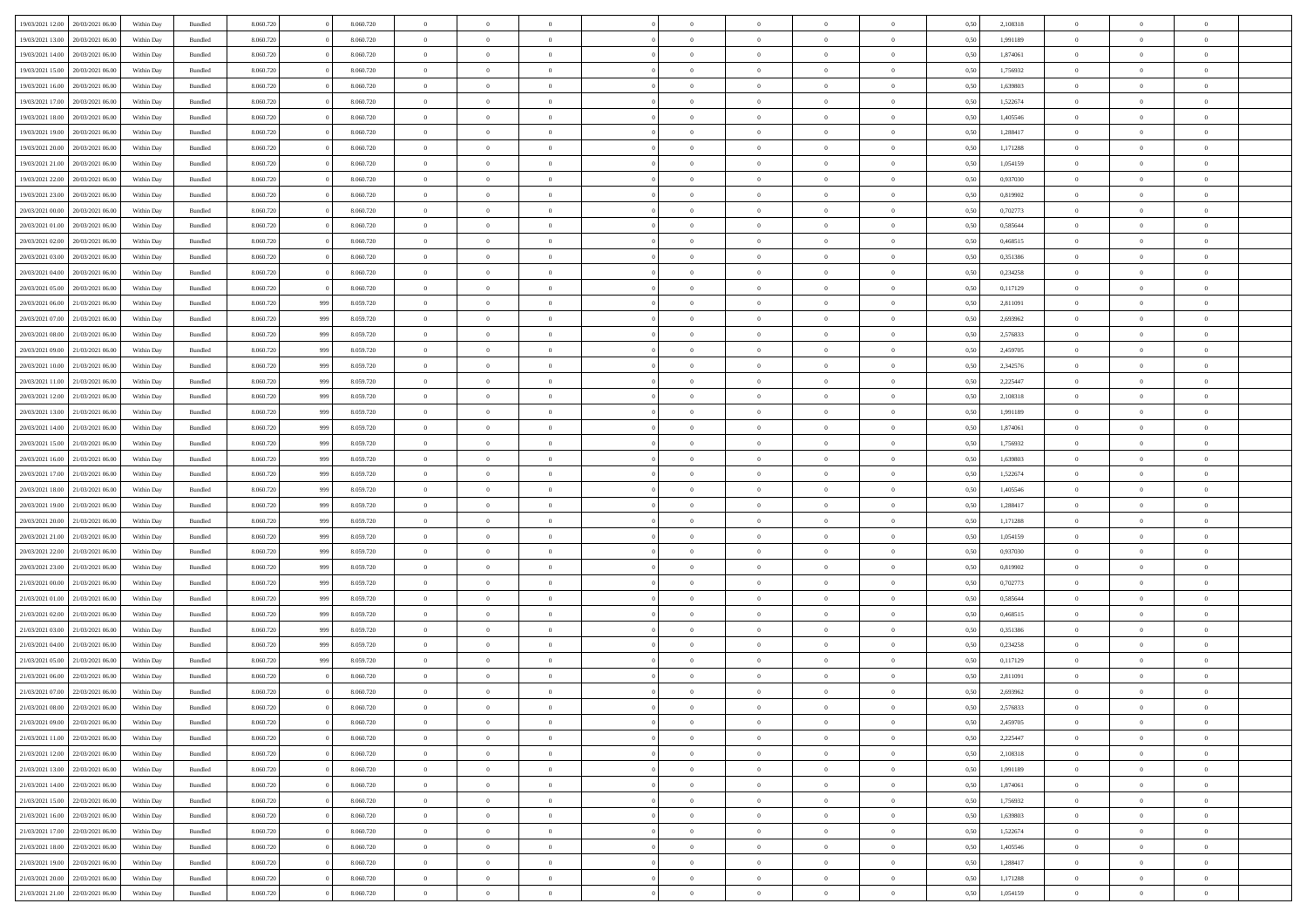| | | | | | | | | | | | | | | | | | | | | |
|---|---|---|---|---|---|---|---|---|---|---|---|---|---|---|---|---|---|---|---|---|
| 19/03/2021 12:00 | 20/03/2021 06:00 | Within Day | Bundled | 8.060.720 | 0 | 8.060.720 | 0 | 0 | 0 | | 0 | 0 | 0 | 0 | 0,50 | 2,108318 | 0 | 0 | 0 | |
| 19/03/2021 13:00 | 20/03/2021 06:00 | Within Day | Bundled | 8.060.720 | 0 | 8.060.720 | 0 | 0 | 0 | | 0 | 0 | 0 | 0 | 0,50 | 1,991189 | 0 | 0 | 0 | |
| 19/03/2021 14:00 | 20/03/2021 06:00 | Within Day | Bundled | 8.060.720 | 0 | 8.060.720 | 0 | 0 | 0 | | 0 | 0 | 0 | 0 | 0,50 | 1,874061 | 0 | 0 | 0 | |
| 19/03/2021 15:00 | 20/03/2021 06:00 | Within Day | Bundled | 8.060.720 | 0 | 8.060.720 | 0 | 0 | 0 | | 0 | 0 | 0 | 0 | 0,50 | 1,756932 | 0 | 0 | 0 | |
| 19/03/2021 16:00 | 20/03/2021 06:00 | Within Day | Bundled | 8.060.720 | 0 | 8.060.720 | 0 | 0 | 0 | | 0 | 0 | 0 | 0 | 0,50 | 1,639803 | 0 | 0 | 0 | |
| 19/03/2021 17:00 | 20/03/2021 06:00 | Within Day | Bundled | 8.060.720 | 0 | 8.060.720 | 0 | 0 | 0 | | 0 | 0 | 0 | 0 | 0,50 | 1,522674 | 0 | 0 | 0 | |
| 19/03/2021 18:00 | 20/03/2021 06:00 | Within Day | Bundled | 8.060.720 | 0 | 8.060.720 | 0 | 0 | 0 | | 0 | 0 | 0 | 0 | 0,50 | 1,405546 | 0 | 0 | 0 | |
| 19/03/2021 19:00 | 20/03/2021 06:00 | Within Day | Bundled | 8.060.720 | 0 | 8.060.720 | 0 | 0 | 0 | | 0 | 0 | 0 | 0 | 0,50 | 1,288417 | 0 | 0 | 0 | |
| 19/03/2021 20:00 | 20/03/2021 06:00 | Within Day | Bundled | 8.060.720 | 0 | 8.060.720 | 0 | 0 | 0 | | 0 | 0 | 0 | 0 | 0,50 | 1,171288 | 0 | 0 | 0 | |
| 19/03/2021 21:00 | 20/03/2021 06:00 | Within Day | Bundled | 8.060.720 | 0 | 8.060.720 | 0 | 0 | 0 | | 0 | 0 | 0 | 0 | 0,50 | 1,054159 | 0 | 0 | 0 | |
| 19/03/2021 22:00 | 20/03/2021 06:00 | Within Day | Bundled | 8.060.720 | 0 | 8.060.720 | 0 | 0 | 0 | | 0 | 0 | 0 | 0 | 0,50 | 0,937030 | 0 | 0 | 0 | |
| 19/03/2021 23:00 | 20/03/2021 06:00 | Within Day | Bundled | 8.060.720 | 0 | 8.060.720 | 0 | 0 | 0 | | 0 | 0 | 0 | 0 | 0,50 | 0,819902 | 0 | 0 | 0 | |
| 20/03/2021 00:00 | 20/03/2021 06:00 | Within Day | Bundled | 8.060.720 | 0 | 8.060.720 | 0 | 0 | 0 | | 0 | 0 | 0 | 0 | 0,50 | 0,702773 | 0 | 0 | 0 | |
| 20/03/2021 01:00 | 20/03/2021 06:00 | Within Day | Bundled | 8.060.720 | 0 | 8.060.720 | 0 | 0 | 0 | | 0 | 0 | 0 | 0 | 0,50 | 0,585644 | 0 | 0 | 0 | |
| 20/03/2021 02:00 | 20/03/2021 06:00 | Within Day | Bundled | 8.060.720 | 0 | 8.060.720 | 0 | 0 | 0 | | 0 | 0 | 0 | 0 | 0,50 | 0,468515 | 0 | 0 | 0 | |
| 20/03/2021 03:00 | 20/03/2021 06:00 | Within Day | Bundled | 8.060.720 | 0 | 8.060.720 | 0 | 0 | 0 | | 0 | 0 | 0 | 0 | 0,50 | 0,351386 | 0 | 0 | 0 | |
| 20/03/2021 04:00 | 20/03/2021 06:00 | Within Day | Bundled | 8.060.720 | 0 | 8.060.720 | 0 | 0 | 0 | | 0 | 0 | 0 | 0 | 0,50 | 0,234258 | 0 | 0 | 0 | |
| 20/03/2021 05:00 | 20/03/2021 06:00 | Within Day | Bundled | 8.060.720 | 0 | 8.060.720 | 0 | 0 | 0 | | 0 | 0 | 0 | 0 | 0,50 | 0,117129 | 0 | 0 | 0 | |
| 20/03/2021 06:00 | 21/03/2021 06:00 | Within Day | Bundled | 8.060.720 | 999 | 8.059.720 | 0 | 0 | 0 | | 0 | 0 | 0 | 0 | 0,50 | 2,811091 | 0 | 0 | 0 | |
| 20/03/2021 07:00 | 21/03/2021 06:00 | Within Day | Bundled | 8.060.720 | 999 | 8.059.720 | 0 | 0 | 0 | | 0 | 0 | 0 | 0 | 0,50 | 2,693962 | 0 | 0 | 0 | |
| 20/03/2021 08:00 | 21/03/2021 06:00 | Within Day | Bundled | 8.060.720 | 999 | 8.059.720 | 0 | 0 | 0 | | 0 | 0 | 0 | 0 | 0,50 | 2,576833 | 0 | 0 | 0 | |
| 20/03/2021 09:00 | 21/03/2021 06:00 | Within Day | Bundled | 8.060.720 | 999 | 8.059.720 | 0 | 0 | 0 | | 0 | 0 | 0 | 0 | 0,50 | 2,459705 | 0 | 0 | 0 | |
| 20/03/2021 10:00 | 21/03/2021 06:00 | Within Day | Bundled | 8.060.720 | 999 | 8.059.720 | 0 | 0 | 0 | | 0 | 0 | 0 | 0 | 0,50 | 2,342576 | 0 | 0 | 0 | |
| 20/03/2021 11:00 | 21/03/2021 06:00 | Within Day | Bundled | 8.060.720 | 999 | 8.059.720 | 0 | 0 | 0 | | 0 | 0 | 0 | 0 | 0,50 | 2,225447 | 0 | 0 | 0 | |
| 20/03/2021 12:00 | 21/03/2021 06:00 | Within Day | Bundled | 8.060.720 | 999 | 8.059.720 | 0 | 0 | 0 | | 0 | 0 | 0 | 0 | 0,50 | 2,108318 | 0 | 0 | 0 | |
| 20/03/2021 13:00 | 21/03/2021 06:00 | Within Day | Bundled | 8.060.720 | 999 | 8.059.720 | 0 | 0 | 0 | | 0 | 0 | 0 | 0 | 0,50 | 1,991189 | 0 | 0 | 0 | |
| 20/03/2021 14:00 | 21/03/2021 06:00 | Within Day | Bundled | 8.060.720 | 999 | 8.059.720 | 0 | 0 | 0 | | 0 | 0 | 0 | 0 | 0,50 | 1,874061 | 0 | 0 | 0 | |
| 20/03/2021 15:00 | 21/03/2021 06:00 | Within Day | Bundled | 8.060.720 | 999 | 8.059.720 | 0 | 0 | 0 | | 0 | 0 | 0 | 0 | 0,50 | 1,756932 | 0 | 0 | 0 | |
| 20/03/2021 16:00 | 21/03/2021 06:00 | Within Day | Bundled | 8.060.720 | 999 | 8.059.720 | 0 | 0 | 0 | | 0 | 0 | 0 | 0 | 0,50 | 1,639803 | 0 | 0 | 0 | |
| 20/03/2021 17:00 | 21/03/2021 06:00 | Within Day | Bundled | 8.060.720 | 999 | 8.059.720 | 0 | 0 | 0 | | 0 | 0 | 0 | 0 | 0,50 | 1,522674 | 0 | 0 | 0 | |
| 20/03/2021 18:00 | 21/03/2021 06:00 | Within Day | Bundled | 8.060.720 | 999 | 8.059.720 | 0 | 0 | 0 | | 0 | 0 | 0 | 0 | 0,50 | 1,405546 | 0 | 0 | 0 | |
| 20/03/2021 19:00 | 21/03/2021 06:00 | Within Day | Bundled | 8.060.720 | 999 | 8.059.720 | 0 | 0 | 0 | | 0 | 0 | 0 | 0 | 0,50 | 1,288417 | 0 | 0 | 0 | |
| 20/03/2021 20:00 | 21/03/2021 06:00 | Within Day | Bundled | 8.060.720 | 999 | 8.059.720 | 0 | 0 | 0 | | 0 | 0 | 0 | 0 | 0,50 | 1,171288 | 0 | 0 | 0 | |
| 20/03/2021 21:00 | 21/03/2021 06:00 | Within Day | Bundled | 8.060.720 | 999 | 8.059.720 | 0 | 0 | 0 | | 0 | 0 | 0 | 0 | 0,50 | 1,054159 | 0 | 0 | 0 | |
| 20/03/2021 22:00 | 21/03/2021 06:00 | Within Day | Bundled | 8.060.720 | 999 | 8.059.720 | 0 | 0 | 0 | | 0 | 0 | 0 | 0 | 0,50 | 0,937030 | 0 | 0 | 0 | |
| 20/03/2021 23:00 | 21/03/2021 06:00 | Within Day | Bundled | 8.060.720 | 999 | 8.059.720 | 0 | 0 | 0 | | 0 | 0 | 0 | 0 | 0,50 | 0,819902 | 0 | 0 | 0 | |
| 21/03/2021 00:00 | 21/03/2021 06:00 | Within Day | Bundled | 8.060.720 | 999 | 8.059.720 | 0 | 0 | 0 | | 0 | 0 | 0 | 0 | 0,50 | 0,702773 | 0 | 0 | 0 | |
| 21/03/2021 01:00 | 21/03/2021 06:00 | Within Day | Bundled | 8.060.720 | 999 | 8.059.720 | 0 | 0 | 0 | | 0 | 0 | 0 | 0 | 0,50 | 0,585644 | 0 | 0 | 0 | |
| 21/03/2021 02:00 | 21/03/2021 06:00 | Within Day | Bundled | 8.060.720 | 999 | 8.059.720 | 0 | 0 | 0 | | 0 | 0 | 0 | 0 | 0,50 | 0,468515 | 0 | 0 | 0 | |
| 21/03/2021 03:00 | 21/03/2021 06:00 | Within Day | Bundled | 8.060.720 | 999 | 8.059.720 | 0 | 0 | 0 | | 0 | 0 | 0 | 0 | 0,50 | 0,351386 | 0 | 0 | 0 | |
| 21/03/2021 04:00 | 21/03/2021 06:00 | Within Day | Bundled | 8.060.720 | 999 | 8.059.720 | 0 | 0 | 0 | | 0 | 0 | 0 | 0 | 0,50 | 0,234258 | 0 | 0 | 0 | |
| 21/03/2021 05:00 | 21/03/2021 06:00 | Within Day | Bundled | 8.060.720 | 999 | 8.059.720 | 0 | 0 | 0 | | 0 | 0 | 0 | 0 | 0,50 | 0,117129 | 0 | 0 | 0 | |
| 21/03/2021 06:00 | 22/03/2021 06:00 | Within Day | Bundled | 8.060.720 | 0 | 8.060.720 | 0 | 0 | 0 | | 0 | 0 | 0 | 0 | 0,50 | 2,811091 | 0 | 0 | 0 | |
| 21/03/2021 07:00 | 22/03/2021 06:00 | Within Day | Bundled | 8.060.720 | 0 | 8.060.720 | 0 | 0 | 0 | | 0 | 0 | 0 | 0 | 0,50 | 2,693962 | 0 | 0 | 0 | |
| 21/03/2021 08:00 | 22/03/2021 06:00 | Within Day | Bundled | 8.060.720 | 0 | 8.060.720 | 0 | 0 | 0 | | 0 | 0 | 0 | 0 | 0,50 | 2,576833 | 0 | 0 | 0 | |
| 21/03/2021 09:00 | 22/03/2021 06:00 | Within Day | Bundled | 8.060.720 | 0 | 8.060.720 | 0 | 0 | 0 | | 0 | 0 | 0 | 0 | 0,50 | 2,459705 | 0 | 0 | 0 | |
| 21/03/2021 11:00 | 22/03/2021 06:00 | Within Day | Bundled | 8.060.720 | 0 | 8.060.720 | 0 | 0 | 0 | | 0 | 0 | 0 | 0 | 0,50 | 2,225447 | 0 | 0 | 0 | |
| 21/03/2021 12:00 | 22/03/2021 06:00 | Within Day | Bundled | 8.060.720 | 0 | 8.060.720 | 0 | 0 | 0 | | 0 | 0 | 0 | 0 | 0,50 | 2,108318 | 0 | 0 | 0 | |
| 21/03/2021 13:00 | 22/03/2021 06:00 | Within Day | Bundled | 8.060.720 | 0 | 8.060.720 | 0 | 0 | 0 | | 0 | 0 | 0 | 0 | 0,50 | 1,991189 | 0 | 0 | 0 | |
| 21/03/2021 14:00 | 22/03/2021 06:00 | Within Day | Bundled | 8.060.720 | 0 | 8.060.720 | 0 | 0 | 0 | | 0 | 0 | 0 | 0 | 0,50 | 1,874061 | 0 | 0 | 0 | |
| 21/03/2021 15:00 | 22/03/2021 06:00 | Within Day | Bundled | 8.060.720 | 0 | 8.060.720 | 0 | 0 | 0 | | 0 | 0 | 0 | 0 | 0,50 | 1,756932 | 0 | 0 | 0 | |
| 21/03/2021 16:00 | 22/03/2021 06:00 | Within Day | Bundled | 8.060.720 | 0 | 8.060.720 | 0 | 0 | 0 | | 0 | 0 | 0 | 0 | 0,50 | 1,639803 | 0 | 0 | 0 | |
| 21/03/2021 17:00 | 22/03/2021 06:00 | Within Day | Bundled | 8.060.720 | 0 | 8.060.720 | 0 | 0 | 0 | | 0 | 0 | 0 | 0 | 0,50 | 1,522674 | 0 | 0 | 0 | |
| 21/03/2021 18:00 | 22/03/2021 06:00 | Within Day | Bundled | 8.060.720 | 0 | 8.060.720 | 0 | 0 | 0 | | 0 | 0 | 0 | 0 | 0,50 | 1,405546 | 0 | 0 | 0 | |
| 21/03/2021 19:00 | 22/03/2021 06:00 | Within Day | Bundled | 8.060.720 | 0 | 8.060.720 | 0 | 0 | 0 | | 0 | 0 | 0 | 0 | 0,50 | 1,288417 | 0 | 0 | 0 | |
| 21/03/2021 20:00 | 22/03/2021 06:00 | Within Day | Bundled | 8.060.720 | 0 | 8.060.720 | 0 | 0 | 0 | | 0 | 0 | 0 | 0 | 0,50 | 1,171288 | 0 | 0 | 0 | |
| 21/03/2021 21:00 | 22/03/2021 06:00 | Within Day | Bundled | 8.060.720 | 0 | 8.060.720 | 0 | 0 | 0 | | 0 | 0 | 0 | 0 | 0,50 | 1,054159 | 0 | 0 | 0 | |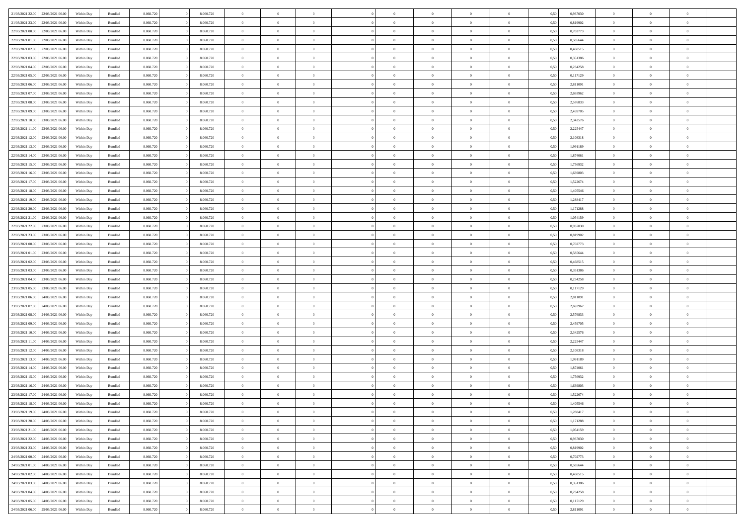| | | | | | | | | | | | | | | | | | | | | |
|---|---|---|---|---|---|---|---|---|---|---|---|---|---|---|---|---|---|---|---|---|
| 21/03/2021 22:00 | 22/03/2021 06:00 | Within Day | Bundled | 8.060.720 | 0 | 8.060.720 | 0 | 0 | 0 | 0 | 0 | 0 | 0 | 0 | 0,50 | 0,937030 | 0 | 0 | 0 | |
| 21/03/2021 23:00 | 22/03/2021 06:00 | Within Day | Bundled | 8.060.720 | 0 | 8.060.720 | 0 | 0 | 0 | 0 | 0 | 0 | 0 | 0 | 0,50 | 0,819902 | 0 | 0 | 0 | |
| 22/03/2021 00:00 | 22/03/2021 06:00 | Within Day | Bundled | 8.060.720 | 0 | 8.060.720 | 0 | 0 | 0 | 0 | 0 | 0 | 0 | 0 | 0,50 | 0,702773 | 0 | 0 | 0 | |
| 22/03/2021 01:00 | 22/03/2021 06:00 | Within Day | Bundled | 8.060.720 | 0 | 8.060.720 | 0 | 0 | 0 | 0 | 0 | 0 | 0 | 0 | 0,50 | 0,585644 | 0 | 0 | 0 | |
| 22/03/2021 02:00 | 22/03/2021 06:00 | Within Day | Bundled | 8.060.720 | 0 | 8.060.720 | 0 | 0 | 0 | 0 | 0 | 0 | 0 | 0 | 0,50 | 0,468515 | 0 | 0 | 0 | |
| 22/03/2021 03:00 | 22/03/2021 06:00 | Within Day | Bundled | 8.060.720 | 0 | 8.060.720 | 0 | 0 | 0 | 0 | 0 | 0 | 0 | 0 | 0,50 | 0,351386 | 0 | 0 | 0 | |
| 22/03/2021 04:00 | 22/03/2021 06:00 | Within Day | Bundled | 8.060.720 | 0 | 8.060.720 | 0 | 0 | 0 | 0 | 0 | 0 | 0 | 0 | 0,50 | 0,234258 | 0 | 0 | 0 | |
| 22/03/2021 05:00 | 22/03/2021 06:00 | Within Day | Bundled | 8.060.720 | 0 | 8.060.720 | 0 | 0 | 0 | 0 | 0 | 0 | 0 | 0 | 0,50 | 0,117129 | 0 | 0 | 0 | |
| 22/03/2021 06:00 | 23/03/2021 06:00 | Within Day | Bundled | 8.060.720 | 0 | 8.060.720 | 0 | 0 | 0 | 0 | 0 | 0 | 0 | 0 | 0,50 | 2,811091 | 0 | 0 | 0 | |
| 22/03/2021 07:00 | 23/03/2021 06:00 | Within Day | Bundled | 8.060.720 | 0 | 8.060.720 | 0 | 0 | 0 | 0 | 0 | 0 | 0 | 0 | 0,50 | 2,693962 | 0 | 0 | 0 | |
| 22/03/2021 08:00 | 23/03/2021 06:00 | Within Day | Bundled | 8.060.720 | 0 | 8.060.720 | 0 | 0 | 0 | 0 | 0 | 0 | 0 | 0 | 0,50 | 2,576833 | 0 | 0 | 0 | |
| 22/03/2021 09:00 | 23/03/2021 06:00 | Within Day | Bundled | 8.060.720 | 0 | 8.060.720 | 0 | 0 | 0 | 0 | 0 | 0 | 0 | 0 | 0,50 | 2,459705 | 0 | 0 | 0 | |
| 22/03/2021 10:00 | 23/03/2021 06:00 | Within Day | Bundled | 8.060.720 | 0 | 8.060.720 | 0 | 0 | 0 | 0 | 0 | 0 | 0 | 0 | 0,50 | 2,342576 | 0 | 0 | 0 | |
| 22/03/2021 11:00 | 23/03/2021 06:00 | Within Day | Bundled | 8.060.720 | 0 | 8.060.720 | 0 | 0 | 0 | 0 | 0 | 0 | 0 | 0 | 0,50 | 2,225447 | 0 | 0 | 0 | |
| 22/03/2021 12:00 | 23/03/2021 06:00 | Within Day | Bundled | 8.060.720 | 0 | 8.060.720 | 0 | 0 | 0 | 0 | 0 | 0 | 0 | 0 | 0,50 | 2,108318 | 0 | 0 | 0 | |
| 22/03/2021 13:00 | 23/03/2021 06:00 | Within Day | Bundled | 8.060.720 | 0 | 8.060.720 | 0 | 0 | 0 | 0 | 0 | 0 | 0 | 0 | 0,50 | 1,991189 | 0 | 0 | 0 | |
| 22/03/2021 14:00 | 23/03/2021 06:00 | Within Day | Bundled | 8.060.720 | 0 | 8.060.720 | 0 | 0 | 0 | 0 | 0 | 0 | 0 | 0 | 0,50 | 1,874061 | 0 | 0 | 0 | |
| 22/03/2021 15:00 | 23/03/2021 06:00 | Within Day | Bundled | 8.060.720 | 0 | 8.060.720 | 0 | 0 | 0 | 0 | 0 | 0 | 0 | 0 | 0,50 | 1,756932 | 0 | 0 | 0 | |
| 22/03/2021 16:00 | 23/03/2021 06:00 | Within Day | Bundled | 8.060.720 | 0 | 8.060.720 | 0 | 0 | 0 | 0 | 0 | 0 | 0 | 0 | 0,50 | 1,639803 | 0 | 0 | 0 | |
| 22/03/2021 17:00 | 23/03/2021 06:00 | Within Day | Bundled | 8.060.720 | 0 | 8.060.720 | 0 | 0 | 0 | 0 | 0 | 0 | 0 | 0 | 0,50 | 1,522674 | 0 | 0 | 0 | |
| 22/03/2021 18:00 | 23/03/2021 06:00 | Within Day | Bundled | 8.060.720 | 0 | 8.060.720 | 0 | 0 | 0 | 0 | 0 | 0 | 0 | 0 | 0,50 | 1,405546 | 0 | 0 | 0 | |
| 22/03/2021 19:00 | 23/03/2021 06:00 | Within Day | Bundled | 8.060.720 | 0 | 8.060.720 | 0 | 0 | 0 | 0 | 0 | 0 | 0 | 0 | 0,50 | 1,288417 | 0 | 0 | 0 | |
| 22/03/2021 20:00 | 23/03/2021 06:00 | Within Day | Bundled | 8.060.720 | 0 | 8.060.720 | 0 | 0 | 0 | 0 | 0 | 0 | 0 | 0 | 0,50 | 1,171288 | 0 | 0 | 0 | |
| 22/03/2021 21:00 | 23/03/2021 06:00 | Within Day | Bundled | 8.060.720 | 0 | 8.060.720 | 0 | 0 | 0 | 0 | 0 | 0 | 0 | 0 | 0,50 | 1,054159 | 0 | 0 | 0 | |
| 22/03/2021 22:00 | 23/03/2021 06:00 | Within Day | Bundled | 8.060.720 | 0 | 8.060.720 | 0 | 0 | 0 | 0 | 0 | 0 | 0 | 0 | 0,50 | 0,937030 | 0 | 0 | 0 | |
| 22/03/2021 23:00 | 23/03/2021 06:00 | Within Day | Bundled | 8.060.720 | 0 | 8.060.720 | 0 | 0 | 0 | 0 | 0 | 0 | 0 | 0 | 0,50 | 0,819902 | 0 | 0 | 0 | |
| 23/03/2021 00:00 | 23/03/2021 06:00 | Within Day | Bundled | 8.060.720 | 0 | 8.060.720 | 0 | 0 | 0 | 0 | 0 | 0 | 0 | 0 | 0,50 | 0,702773 | 0 | 0 | 0 | |
| 23/03/2021 01:00 | 23/03/2021 06:00 | Within Day | Bundled | 8.060.720 | 0 | 8.060.720 | 0 | 0 | 0 | 0 | 0 | 0 | 0 | 0 | 0,50 | 0,585644 | 0 | 0 | 0 | |
| 23/03/2021 02:00 | 23/03/2021 06:00 | Within Day | Bundled | 8.060.720 | 0 | 8.060.720 | 0 | 0 | 0 | 0 | 0 | 0 | 0 | 0 | 0,50 | 0,468515 | 0 | 0 | 0 | |
| 23/03/2021 03:00 | 23/03/2021 06:00 | Within Day | Bundled | 8.060.720 | 0 | 8.060.720 | 0 | 0 | 0 | 0 | 0 | 0 | 0 | 0 | 0,50 | 0,351386 | 0 | 0 | 0 | |
| 23/03/2021 04:00 | 23/03/2021 06:00 | Within Day | Bundled | 8.060.720 | 0 | 8.060.720 | 0 | 0 | 0 | 0 | 0 | 0 | 0 | 0 | 0,50 | 0,234258 | 0 | 0 | 0 | |
| 23/03/2021 05:00 | 23/03/2021 06:00 | Within Day | Bundled | 8.060.720 | 0 | 8.060.720 | 0 | 0 | 0 | 0 | 0 | 0 | 0 | 0 | 0,50 | 0,117129 | 0 | 0 | 0 | |
| 23/03/2021 06:00 | 24/03/2021 06:00 | Within Day | Bundled | 8.060.720 | 0 | 8.060.720 | 0 | 0 | 0 | 0 | 0 | 0 | 0 | 0 | 0,50 | 2,811091 | 0 | 0 | 0 | |
| 23/03/2021 07:00 | 24/03/2021 06:00 | Within Day | Bundled | 8.060.720 | 0 | 8.060.720 | 0 | 0 | 0 | 0 | 0 | 0 | 0 | 0 | 0,50 | 2,693962 | 0 | 0 | 0 | |
| 23/03/2021 08:00 | 24/03/2021 06:00 | Within Day | Bundled | 8.060.720 | 0 | 8.060.720 | 0 | 0 | 0 | 0 | 0 | 0 | 0 | 0 | 0,50 | 2,576833 | 0 | 0 | 0 | |
| 23/03/2021 09:00 | 24/03/2021 06:00 | Within Day | Bundled | 8.060.720 | 0 | 8.060.720 | 0 | 0 | 0 | 0 | 0 | 0 | 0 | 0 | 0,50 | 2,459705 | 0 | 0 | 0 | |
| 23/03/2021 10:00 | 24/03/2021 06:00 | Within Day | Bundled | 8.060.720 | 0 | 8.060.720 | 0 | 0 | 0 | 0 | 0 | 0 | 0 | 0 | 0,50 | 2,342576 | 0 | 0 | 0 | |
| 23/03/2021 11:00 | 24/03/2021 06:00 | Within Day | Bundled | 8.060.720 | 0 | 8.060.720 | 0 | 0 | 0 | 0 | 0 | 0 | 0 | 0 | 0,50 | 2,225447 | 0 | 0 | 0 | |
| 23/03/2021 12:00 | 24/03/2021 06:00 | Within Day | Bundled | 8.060.720 | 0 | 8.060.720 | 0 | 0 | 0 | 0 | 0 | 0 | 0 | 0 | 0,50 | 2,108318 | 0 | 0 | 0 | |
| 23/03/2021 13:00 | 24/03/2021 06:00 | Within Day | Bundled | 8.060.720 | 0 | 8.060.720 | 0 | 0 | 0 | 0 | 0 | 0 | 0 | 0 | 0,50 | 1,991189 | 0 | 0 | 0 | |
| 23/03/2021 14:00 | 24/03/2021 06:00 | Within Day | Bundled | 8.060.720 | 0 | 8.060.720 | 0 | 0 | 0 | 0 | 0 | 0 | 0 | 0 | 0,50 | 1,874061 | 0 | 0 | 0 | |
| 23/03/2021 15:00 | 24/03/2021 06:00 | Within Day | Bundled | 8.060.720 | 0 | 8.060.720 | 0 | 0 | 0 | 0 | 0 | 0 | 0 | 0 | 0,50 | 1,756932 | 0 | 0 | 0 | |
| 23/03/2021 16:00 | 24/03/2021 06:00 | Within Day | Bundled | 8.060.720 | 0 | 8.060.720 | 0 | 0 | 0 | 0 | 0 | 0 | 0 | 0 | 0,50 | 1,639803 | 0 | 0 | 0 | |
| 23/03/2021 17:00 | 24/03/2021 06:00 | Within Day | Bundled | 8.060.720 | 0 | 8.060.720 | 0 | 0 | 0 | 0 | 0 | 0 | 0 | 0 | 0,50 | 1,522674 | 0 | 0 | 0 | |
| 23/03/2021 18:00 | 24/03/2021 06:00 | Within Day | Bundled | 8.060.720 | 0 | 8.060.720 | 0 | 0 | 0 | 0 | 0 | 0 | 0 | 0 | 0,50 | 1,405546 | 0 | 0 | 0 | |
| 23/03/2021 19:00 | 24/03/2021 06:00 | Within Day | Bundled | 8.060.720 | 0 | 8.060.720 | 0 | 0 | 0 | 0 | 0 | 0 | 0 | 0 | 0,50 | 1,288417 | 0 | 0 | 0 | |
| 23/03/2021 20:00 | 24/03/2021 06:00 | Within Day | Bundled | 8.060.720 | 0 | 8.060.720 | 0 | 0 | 0 | 0 | 0 | 0 | 0 | 0 | 0,50 | 1,171288 | 0 | 0 | 0 | |
| 23/03/2021 21:00 | 24/03/2021 06:00 | Within Day | Bundled | 8.060.720 | 0 | 8.060.720 | 0 | 0 | 0 | 0 | 0 | 0 | 0 | 0 | 0,50 | 1,054159 | 0 | 0 | 0 | |
| 23/03/2021 22:00 | 24/03/2021 06:00 | Within Day | Bundled | 8.060.720 | 0 | 8.060.720 | 0 | 0 | 0 | 0 | 0 | 0 | 0 | 0 | 0,50 | 0,937030 | 0 | 0 | 0 | |
| 23/03/2021 23:00 | 24/03/2021 06:00 | Within Day | Bundled | 8.060.720 | 0 | 8.060.720 | 0 | 0 | 0 | 0 | 0 | 0 | 0 | 0 | 0,50 | 0,819902 | 0 | 0 | 0 | |
| 24/03/2021 00:00 | 24/03/2021 06:00 | Within Day | Bundled | 8.060.720 | 0 | 8.060.720 | 0 | 0 | 0 | 0 | 0 | 0 | 0 | 0 | 0,50 | 0,702773 | 0 | 0 | 0 | |
| 24/03/2021 01:00 | 24/03/2021 06:00 | Within Day | Bundled | 8.060.720 | 0 | 8.060.720 | 0 | 0 | 0 | 0 | 0 | 0 | 0 | 0 | 0,50 | 0,585644 | 0 | 0 | 0 | |
| 24/03/2021 02:00 | 24/03/2021 06:00 | Within Day | Bundled | 8.060.720 | 0 | 8.060.720 | 0 | 0 | 0 | 0 | 0 | 0 | 0 | 0 | 0,50 | 0,468515 | 0 | 0 | 0 | |
| 24/03/2021 03:00 | 24/03/2021 06:00 | Within Day | Bundled | 8.060.720 | 0 | 8.060.720 | 0 | 0 | 0 | 0 | 0 | 0 | 0 | 0 | 0,50 | 0,351386 | 0 | 0 | 0 | |
| 24/03/2021 04:00 | 24/03/2021 06:00 | Within Day | Bundled | 8.060.720 | 0 | 8.060.720 | 0 | 0 | 0 | 0 | 0 | 0 | 0 | 0 | 0,50 | 0,234258 | 0 | 0 | 0 | |
| 24/03/2021 05:00 | 24/03/2021 06:00 | Within Day | Bundled | 8.060.720 | 0 | 8.060.720 | 0 | 0 | 0 | 0 | 0 | 0 | 0 | 0 | 0,50 | 0,117129 | 0 | 0 | 0 | |
| 24/03/2021 06:00 | 25/03/2021 06:00 | Within Day | Bundled | 8.060.720 | 0 | 8.060.720 | 0 | 0 | 0 | 0 | 0 | 0 | 0 | 0 | 0,50 | 2,811091 | 0 | 0 | 0 | |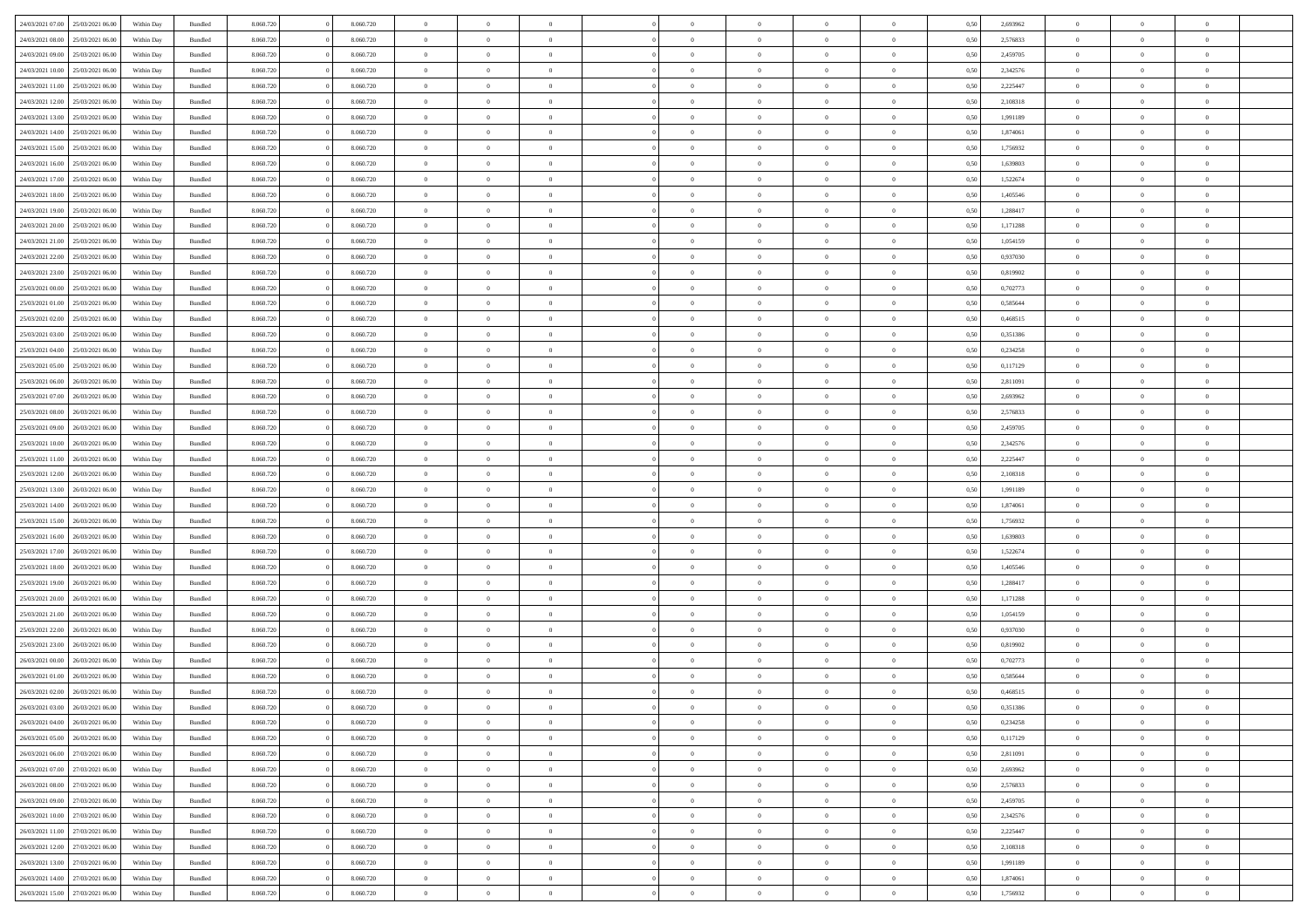| | | | | | | | | | | | | | | | | | | | | |
|---|---|---|---|---|---|---|---|---|---|---|---|---|---|---|---|---|---|---|---|---|
| 24/03/2021 07:00 | 25/03/2021 06:00 | Within Day | Bundled | 8.060.720 | 0 | 8.060.720 | 0 | 0 | 0 | | 0 | 0 | 0 | 0 | 0,50 | 2,693962 | 0 | 0 | 0 | |
| 24/03/2021 08:00 | 25/03/2021 06:00 | Within Day | Bundled | 8.060.720 | 0 | 8.060.720 | 0 | 0 | 0 | | 0 | 0 | 0 | 0 | 0,50 | 2,576833 | 0 | 0 | 0 | |
| 24/03/2021 09:00 | 25/03/2021 06:00 | Within Day | Bundled | 8.060.720 | 0 | 8.060.720 | 0 | 0 | 0 | | 0 | 0 | 0 | 0 | 0,50 | 2,459705 | 0 | 0 | 0 | |
| 24/03/2021 10:00 | 25/03/2021 06:00 | Within Day | Bundled | 8.060.720 | 0 | 8.060.720 | 0 | 0 | 0 | | 0 | 0 | 0 | 0 | 0,50 | 2,342576 | 0 | 0 | 0 | |
| 24/03/2021 11:00 | 25/03/2021 06:00 | Within Day | Bundled | 8.060.720 | 0 | 8.060.720 | 0 | 0 | 0 | | 0 | 0 | 0 | 0 | 0,50 | 2,225447 | 0 | 0 | 0 | |
| 24/03/2021 12:00 | 25/03/2021 06:00 | Within Day | Bundled | 8.060.720 | 0 | 8.060.720 | 0 | 0 | 0 | | 0 | 0 | 0 | 0 | 0,50 | 2,108318 | 0 | 0 | 0 | |
| 24/03/2021 13:00 | 25/03/2021 06:00 | Within Day | Bundled | 8.060.720 | 0 | 8.060.720 | 0 | 0 | 0 | | 0 | 0 | 0 | 0 | 0,50 | 1,991189 | 0 | 0 | 0 | |
| 24/03/2021 14:00 | 25/03/2021 06:00 | Within Day | Bundled | 8.060.720 | 0 | 8.060.720 | 0 | 0 | 0 | | 0 | 0 | 0 | 0 | 0,50 | 1,874061 | 0 | 0 | 0 | |
| 24/03/2021 15:00 | 25/03/2021 06:00 | Within Day | Bundled | 8.060.720 | 0 | 8.060.720 | 0 | 0 | 0 | | 0 | 0 | 0 | 0 | 0,50 | 1,756932 | 0 | 0 | 0 | |
| 24/03/2021 16:00 | 25/03/2021 06:00 | Within Day | Bundled | 8.060.720 | 0 | 8.060.720 | 0 | 0 | 0 | | 0 | 0 | 0 | 0 | 0,50 | 1,639803 | 0 | 0 | 0 | |
| 24/03/2021 17:00 | 25/03/2021 06:00 | Within Day | Bundled | 8.060.720 | 0 | 8.060.720 | 0 | 0 | 0 | | 0 | 0 | 0 | 0 | 0,50 | 1,522674 | 0 | 0 | 0 | |
| 24/03/2021 18:00 | 25/03/2021 06:00 | Within Day | Bundled | 8.060.720 | 0 | 8.060.720 | 0 | 0 | 0 | | 0 | 0 | 0 | 0 | 0,50 | 1,405546 | 0 | 0 | 0 | |
| 24/03/2021 19:00 | 25/03/2021 06:00 | Within Day | Bundled | 8.060.720 | 0 | 8.060.720 | 0 | 0 | 0 | | 0 | 0 | 0 | 0 | 0,50 | 1,288417 | 0 | 0 | 0 | |
| 24/03/2021 20:00 | 25/03/2021 06:00 | Within Day | Bundled | 8.060.720 | 0 | 8.060.720 | 0 | 0 | 0 | | 0 | 0 | 0 | 0 | 0,50 | 1,171288 | 0 | 0 | 0 | |
| 24/03/2021 21:00 | 25/03/2021 06:00 | Within Day | Bundled | 8.060.720 | 0 | 8.060.720 | 0 | 0 | 0 | | 0 | 0 | 0 | 0 | 0,50 | 1,054159 | 0 | 0 | 0 | |
| 24/03/2021 22:00 | 25/03/2021 06:00 | Within Day | Bundled | 8.060.720 | 0 | 8.060.720 | 0 | 0 | 0 | | 0 | 0 | 0 | 0 | 0,50 | 0,937030 | 0 | 0 | 0 | |
| 24/03/2021 23:00 | 25/03/2021 06:00 | Within Day | Bundled | 8.060.720 | 0 | 8.060.720 | 0 | 0 | 0 | | 0 | 0 | 0 | 0 | 0,50 | 0,819902 | 0 | 0 | 0 | |
| 25/03/2021 00:00 | 25/03/2021 06:00 | Within Day | Bundled | 8.060.720 | 0 | 8.060.720 | 0 | 0 | 0 | | 0 | 0 | 0 | 0 | 0,50 | 0,702773 | 0 | 0 | 0 | |
| 25/03/2021 01:00 | 25/03/2021 06:00 | Within Day | Bundled | 8.060.720 | 0 | 8.060.720 | 0 | 0 | 0 | | 0 | 0 | 0 | 0 | 0,50 | 0,585644 | 0 | 0 | 0 | |
| 25/03/2021 02:00 | 25/03/2021 06:00 | Within Day | Bundled | 8.060.720 | 0 | 8.060.720 | 0 | 0 | 0 | | 0 | 0 | 0 | 0 | 0,50 | 0,468515 | 0 | 0 | 0 | |
| 25/03/2021 03:00 | 25/03/2021 06:00 | Within Day | Bundled | 8.060.720 | 0 | 8.060.720 | 0 | 0 | 0 | | 0 | 0 | 0 | 0 | 0,50 | 0,351386 | 0 | 0 | 0 | |
| 25/03/2021 04:00 | 25/03/2021 06:00 | Within Day | Bundled | 8.060.720 | 0 | 8.060.720 | 0 | 0 | 0 | | 0 | 0 | 0 | 0 | 0,50 | 0,234258 | 0 | 0 | 0 | |
| 25/03/2021 05:00 | 25/03/2021 06:00 | Within Day | Bundled | 8.060.720 | 0 | 8.060.720 | 0 | 0 | 0 | | 0 | 0 | 0 | 0 | 0,50 | 0,117129 | 0 | 0 | 0 | |
| 25/03/2021 06:00 | 26/03/2021 06:00 | Within Day | Bundled | 8.060.720 | 0 | 8.060.720 | 0 | 0 | 0 | | 0 | 0 | 0 | 0 | 0,50 | 2,811091 | 0 | 0 | 0 | |
| 25/03/2021 07:00 | 26/03/2021 06:00 | Within Day | Bundled | 8.060.720 | 0 | 8.060.720 | 0 | 0 | 0 | | 0 | 0 | 0 | 0 | 0,50 | 2,693962 | 0 | 0 | 0 | |
| 25/03/2021 08:00 | 26/03/2021 06:00 | Within Day | Bundled | 8.060.720 | 0 | 8.060.720 | 0 | 0 | 0 | | 0 | 0 | 0 | 0 | 0,50 | 2,576833 | 0 | 0 | 0 | |
| 25/03/2021 09:00 | 26/03/2021 06:00 | Within Day | Bundled | 8.060.720 | 0 | 8.060.720 | 0 | 0 | 0 | | 0 | 0 | 0 | 0 | 0,50 | 2,459705 | 0 | 0 | 0 | |
| 25/03/2021 10:00 | 26/03/2021 06:00 | Within Day | Bundled | 8.060.720 | 0 | 8.060.720 | 0 | 0 | 0 | | 0 | 0 | 0 | 0 | 0,50 | 2,342576 | 0 | 0 | 0 | |
| 25/03/2021 11:00 | 26/03/2021 06:00 | Within Day | Bundled | 8.060.720 | 0 | 8.060.720 | 0 | 0 | 0 | | 0 | 0 | 0 | 0 | 0,50 | 2,225447 | 0 | 0 | 0 | |
| 25/03/2021 12:00 | 26/03/2021 06:00 | Within Day | Bundled | 8.060.720 | 0 | 8.060.720 | 0 | 0 | 0 | | 0 | 0 | 0 | 0 | 0,50 | 2,108318 | 0 | 0 | 0 | |
| 25/03/2021 13:00 | 26/03/2021 06:00 | Within Day | Bundled | 8.060.720 | 0 | 8.060.720 | 0 | 0 | 0 | | 0 | 0 | 0 | 0 | 0,50 | 1,991189 | 0 | 0 | 0 | |
| 25/03/2021 14:00 | 26/03/2021 06:00 | Within Day | Bundled | 8.060.720 | 0 | 8.060.720 | 0 | 0 | 0 | | 0 | 0 | 0 | 0 | 0,50 | 1,874061 | 0 | 0 | 0 | |
| 25/03/2021 15:00 | 26/03/2021 06:00 | Within Day | Bundled | 8.060.720 | 0 | 8.060.720 | 0 | 0 | 0 | | 0 | 0 | 0 | 0 | 0,50 | 1,756932 | 0 | 0 | 0 | |
| 25/03/2021 16:00 | 26/03/2021 06:00 | Within Day | Bundled | 8.060.720 | 0 | 8.060.720 | 0 | 0 | 0 | | 0 | 0 | 0 | 0 | 0,50 | 1,639803 | 0 | 0 | 0 | |
| 25/03/2021 17:00 | 26/03/2021 06:00 | Within Day | Bundled | 8.060.720 | 0 | 8.060.720 | 0 | 0 | 0 | | 0 | 0 | 0 | 0 | 0,50 | 1,522674 | 0 | 0 | 0 | |
| 25/03/2021 18:00 | 26/03/2021 06:00 | Within Day | Bundled | 8.060.720 | 0 | 8.060.720 | 0 | 0 | 0 | | 0 | 0 | 0 | 0 | 0,50 | 1,405546 | 0 | 0 | 0 | |
| 25/03/2021 19:00 | 26/03/2021 06:00 | Within Day | Bundled | 8.060.720 | 0 | 8.060.720 | 0 | 0 | 0 | | 0 | 0 | 0 | 0 | 0,50 | 1,288417 | 0 | 0 | 0 | |
| 25/03/2021 20:00 | 26/03/2021 06:00 | Within Day | Bundled | 8.060.720 | 0 | 8.060.720 | 0 | 0 | 0 | | 0 | 0 | 0 | 0 | 0,50 | 1,171288 | 0 | 0 | 0 | |
| 25/03/2021 21:00 | 26/03/2021 06:00 | Within Day | Bundled | 8.060.720 | 0 | 8.060.720 | 0 | 0 | 0 | | 0 | 0 | 0 | 0 | 0,50 | 1,054159 | 0 | 0 | 0 | |
| 25/03/2021 22:00 | 26/03/2021 06:00 | Within Day | Bundled | 8.060.720 | 0 | 8.060.720 | 0 | 0 | 0 | | 0 | 0 | 0 | 0 | 0,50 | 0,937030 | 0 | 0 | 0 | |
| 25/03/2021 23:00 | 26/03/2021 06:00 | Within Day | Bundled | 8.060.720 | 0 | 8.060.720 | 0 | 0 | 0 | | 0 | 0 | 0 | 0 | 0,50 | 0,819902 | 0 | 0 | 0 | |
| 26/03/2021 00:00 | 26/03/2021 06:00 | Within Day | Bundled | 8.060.720 | 0 | 8.060.720 | 0 | 0 | 0 | | 0 | 0 | 0 | 0 | 0,50 | 0,702773 | 0 | 0 | 0 | |
| 26/03/2021 01:00 | 26/03/2021 06:00 | Within Day | Bundled | 8.060.720 | 0 | 8.060.720 | 0 | 0 | 0 | | 0 | 0 | 0 | 0 | 0,50 | 0,585644 | 0 | 0 | 0 | |
| 26/03/2021 02:00 | 26/03/2021 06:00 | Within Day | Bundled | 8.060.720 | 0 | 8.060.720 | 0 | 0 | 0 | | 0 | 0 | 0 | 0 | 0,50 | 0,468515 | 0 | 0 | 0 | |
| 26/03/2021 03:00 | 26/03/2021 06:00 | Within Day | Bundled | 8.060.720 | 0 | 8.060.720 | 0 | 0 | 0 | | 0 | 0 | 0 | 0 | 0,50 | 0,351386 | 0 | 0 | 0 | |
| 26/03/2021 04:00 | 26/03/2021 06:00 | Within Day | Bundled | 8.060.720 | 0 | 8.060.720 | 0 | 0 | 0 | | 0 | 0 | 0 | 0 | 0,50 | 0,234258 | 0 | 0 | 0 | |
| 26/03/2021 05:00 | 26/03/2021 06:00 | Within Day | Bundled | 8.060.720 | 0 | 8.060.720 | 0 | 0 | 0 | | 0 | 0 | 0 | 0 | 0,50 | 0,117129 | 0 | 0 | 0 | |
| 26/03/2021 06:00 | 27/03/2021 06:00 | Within Day | Bundled | 8.060.720 | 0 | 8.060.720 | 0 | 0 | 0 | | 0 | 0 | 0 | 0 | 0,50 | 2,811091 | 0 | 0 | 0 | |
| 26/03/2021 07:00 | 27/03/2021 06:00 | Within Day | Bundled | 8.060.720 | 0 | 8.060.720 | 0 | 0 | 0 | | 0 | 0 | 0 | 0 | 0,50 | 2,693962 | 0 | 0 | 0 | |
| 26/03/2021 08:00 | 27/03/2021 06:00 | Within Day | Bundled | 8.060.720 | 0 | 8.060.720 | 0 | 0 | 0 | | 0 | 0 | 0 | 0 | 0,50 | 2,576833 | 0 | 0 | 0 | |
| 26/03/2021 09:00 | 27/03/2021 06:00 | Within Day | Bundled | 8.060.720 | 0 | 8.060.720 | 0 | 0 | 0 | | 0 | 0 | 0 | 0 | 0,50 | 2,459705 | 0 | 0 | 0 | |
| 26/03/2021 10:00 | 27/03/2021 06:00 | Within Day | Bundled | 8.060.720 | 0 | 8.060.720 | 0 | 0 | 0 | | 0 | 0 | 0 | 0 | 0,50 | 2,342576 | 0 | 0 | 0 | |
| 26/03/2021 11:00 | 27/03/2021 06:00 | Within Day | Bundled | 8.060.720 | 0 | 8.060.720 | 0 | 0 | 0 | | 0 | 0 | 0 | 0 | 0,50 | 2,225447 | 0 | 0 | 0 | |
| 26/03/2021 12:00 | 27/03/2021 06:00 | Within Day | Bundled | 8.060.720 | 0 | 8.060.720 | 0 | 0 | 0 | | 0 | 0 | 0 | 0 | 0,50 | 2,108318 | 0 | 0 | 0 | |
| 26/03/2021 13:00 | 27/03/2021 06:00 | Within Day | Bundled | 8.060.720 | 0 | 8.060.720 | 0 | 0 | 0 | | 0 | 0 | 0 | 0 | 0,50 | 1,991189 | 0 | 0 | 0 | |
| 26/03/2021 14:00 | 27/03/2021 06:00 | Within Day | Bundled | 8.060.720 | 0 | 8.060.720 | 0 | 0 | 0 | | 0 | 0 | 0 | 0 | 0,50 | 1,874061 | 0 | 0 | 0 | |
| 26/03/2021 15:00 | 27/03/2021 06:00 | Within Day | Bundled | 8.060.720 | 0 | 8.060.720 | 0 | 0 | 0 | | 0 | 0 | 0 | 0 | 0,50 | 1,756932 | 0 | 0 | 0 | |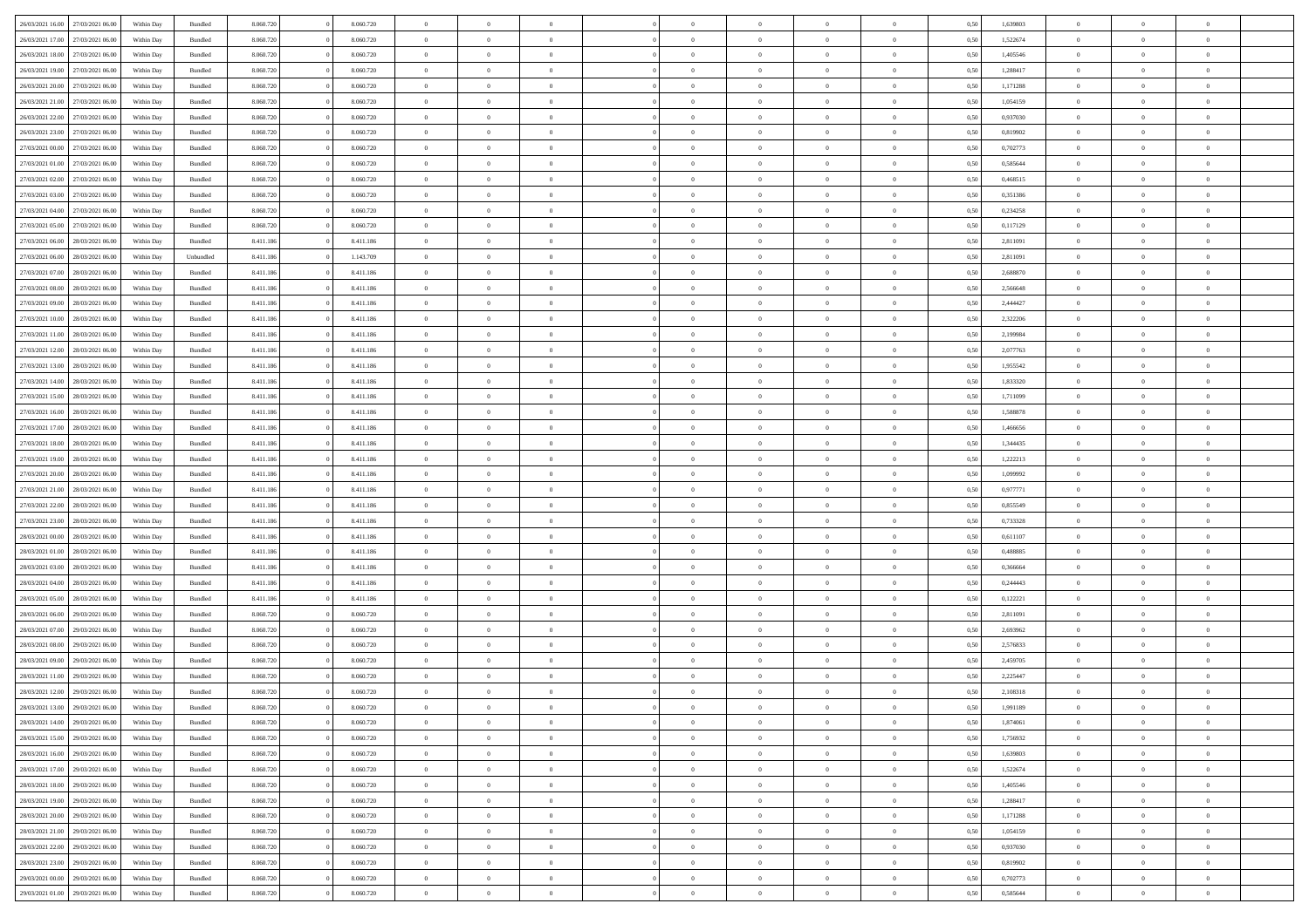| | | | | | | | | | | | | | | | | | | | | |
|---|---|---|---|---|---|---|---|---|---|---|---|---|---|---|---|---|---|---|---|---|
| 26/03/2021 16:00 | 27/03/2021 06:00 | Within Day | Bundled | 8.060.720 | 0 | 8.060.720 | 0 | 0 | 0 | | 0 | 0 | 0 | 0 | 0,50 | 1,639803 | 0 | 0 | 0 | |
| 26/03/2021 17:00 | 27/03/2021 06:00 | Within Day | Bundled | 8.060.720 | 0 | 8.060.720 | 0 | 0 | 0 | | 0 | 0 | 0 | 0 | 0,50 | 1,522674 | 0 | 0 | 0 | |
| 26/03/2021 18:00 | 27/03/2021 06:00 | Within Day | Bundled | 8.060.720 | 0 | 8.060.720 | 0 | 0 | 0 | | 0 | 0 | 0 | 0 | 0,50 | 1,405546 | 0 | 0 | 0 | |
| 26/03/2021 19:00 | 27/03/2021 06:00 | Within Day | Bundled | 8.060.720 | 0 | 8.060.720 | 0 | 0 | 0 | | 0 | 0 | 0 | 0 | 0,50 | 1,288417 | 0 | 0 | 0 | |
| 26/03/2021 20:00 | 27/03/2021 06:00 | Within Day | Bundled | 8.060.720 | 0 | 8.060.720 | 0 | 0 | 0 | | 0 | 0 | 0 | 0 | 0,50 | 1,171288 | 0 | 0 | 0 | |
| 26/03/2021 21:00 | 27/03/2021 06:00 | Within Day | Bundled | 8.060.720 | 0 | 8.060.720 | 0 | 0 | 0 | | 0 | 0 | 0 | 0 | 0,50 | 1,054159 | 0 | 0 | 0 | |
| 26/03/2021 22:00 | 27/03/2021 06:00 | Within Day | Bundled | 8.060.720 | 0 | 8.060.720 | 0 | 0 | 0 | | 0 | 0 | 0 | 0 | 0,50 | 0,937030 | 0 | 0 | 0 | |
| 26/03/2021 23:00 | 27/03/2021 06:00 | Within Day | Bundled | 8.060.720 | 0 | 8.060.720 | 0 | 0 | 0 | | 0 | 0 | 0 | 0 | 0,50 | 0,819902 | 0 | 0 | 0 | |
| 27/03/2021 00:00 | 27/03/2021 06:00 | Within Day | Bundled | 8.060.720 | 0 | 8.060.720 | 0 | 0 | 0 | | 0 | 0 | 0 | 0 | 0,50 | 0,702773 | 0 | 0 | 0 | |
| 27/03/2021 01:00 | 27/03/2021 06:00 | Within Day | Bundled | 8.060.720 | 0 | 8.060.720 | 0 | 0 | 0 | | 0 | 0 | 0 | 0 | 0,50 | 0,585644 | 0 | 0 | 0 | |
| 27/03/2021 02:00 | 27/03/2021 06:00 | Within Day | Bundled | 8.060.720 | 0 | 8.060.720 | 0 | 0 | 0 | | 0 | 0 | 0 | 0 | 0,50 | 0,468515 | 0 | 0 | 0 | |
| 27/03/2021 03:00 | 27/03/2021 06:00 | Within Day | Bundled | 8.060.720 | 0 | 8.060.720 | 0 | 0 | 0 | | 0 | 0 | 0 | 0 | 0,50 | 0,351386 | 0 | 0 | 0 | |
| 27/03/2021 04:00 | 27/03/2021 06:00 | Within Day | Bundled | 8.060.720 | 0 | 8.060.720 | 0 | 0 | 0 | | 0 | 0 | 0 | 0 | 0,50 | 0,234258 | 0 | 0 | 0 | |
| 27/03/2021 05:00 | 27/03/2021 06:00 | Within Day | Bundled | 8.060.720 | 0 | 8.060.720 | 0 | 0 | 0 | | 0 | 0 | 0 | 0 | 0,50 | 0,117129 | 0 | 0 | 0 | |
| 27/03/2021 06:00 | 28/03/2021 06:00 | Within Day | Bundled | 8.411.186 | 0 | 8.411.186 | 0 | 0 | 0 | | 0 | 0 | 0 | 0 | 0,50 | 2,811091 | 0 | 0 | 0 | |
| 27/03/2021 06:00 | 28/03/2021 06:00 | Within Day | Unbundled | 8.411.186 | 0 | 1.143.709 | 0 | 0 | 0 | | 0 | 0 | 0 | 0 | 0,50 | 2,811091 | 0 | 0 | 0 | |
| 27/03/2021 07:00 | 28/03/2021 06:00 | Within Day | Bundled | 8.411.186 | 0 | 8.411.186 | 0 | 0 | 0 | | 0 | 0 | 0 | 0 | 0,50 | 2,688870 | 0 | 0 | 0 | |
| 27/03/2021 08:00 | 28/03/2021 06:00 | Within Day | Bundled | 8.411.186 | 0 | 8.411.186 | 0 | 0 | 0 | | 0 | 0 | 0 | 0 | 0,50 | 2,566648 | 0 | 0 | 0 | |
| 27/03/2021 09:00 | 28/03/2021 06:00 | Within Day | Bundled | 8.411.186 | 0 | 8.411.186 | 0 | 0 | 0 | | 0 | 0 | 0 | 0 | 0,50 | 2,444427 | 0 | 0 | 0 | |
| 27/03/2021 10:00 | 28/03/2021 06:00 | Within Day | Bundled | 8.411.186 | 0 | 8.411.186 | 0 | 0 | 0 | | 0 | 0 | 0 | 0 | 0,50 | 2,322206 | 0 | 0 | 0 | |
| 27/03/2021 11:00 | 28/03/2021 06:00 | Within Day | Bundled | 8.411.186 | 0 | 8.411.186 | 0 | 0 | 0 | | 0 | 0 | 0 | 0 | 0,50 | 2,199984 | 0 | 0 | 0 | |
| 27/03/2021 12:00 | 28/03/2021 06:00 | Within Day | Bundled | 8.411.186 | 0 | 8.411.186 | 0 | 0 | 0 | | 0 | 0 | 0 | 0 | 0,50 | 2,077763 | 0 | 0 | 0 | |
| 27/03/2021 13:00 | 28/03/2021 06:00 | Within Day | Bundled | 8.411.186 | 0 | 8.411.186 | 0 | 0 | 0 | | 0 | 0 | 0 | 0 | 0,50 | 1,955542 | 0 | 0 | 0 | |
| 27/03/2021 14:00 | 28/03/2021 06:00 | Within Day | Bundled | 8.411.186 | 0 | 8.411.186 | 0 | 0 | 0 | | 0 | 0 | 0 | 0 | 0,50 | 1,833320 | 0 | 0 | 0 | |
| 27/03/2021 15:00 | 28/03/2021 06:00 | Within Day | Bundled | 8.411.186 | 0 | 8.411.186 | 0 | 0 | 0 | | 0 | 0 | 0 | 0 | 0,50 | 1,711099 | 0 | 0 | 0 | |
| 27/03/2021 16:00 | 28/03/2021 06:00 | Within Day | Bundled | 8.411.186 | 0 | 8.411.186 | 0 | 0 | 0 | | 0 | 0 | 0 | 0 | 0,50 | 1,588878 | 0 | 0 | 0 | |
| 27/03/2021 17:00 | 28/03/2021 06:00 | Within Day | Bundled | 8.411.186 | 0 | 8.411.186 | 0 | 0 | 0 | | 0 | 0 | 0 | 0 | 0,50 | 1,466656 | 0 | 0 | 0 | |
| 27/03/2021 18:00 | 28/03/2021 06:00 | Within Day | Bundled | 8.411.186 | 0 | 8.411.186 | 0 | 0 | 0 | | 0 | 0 | 0 | 0 | 0,50 | 1,344435 | 0 | 0 | 0 | |
| 27/03/2021 19:00 | 28/03/2021 06:00 | Within Day | Bundled | 8.411.186 | 0 | 8.411.186 | 0 | 0 | 0 | | 0 | 0 | 0 | 0 | 0,50 | 1,222213 | 0 | 0 | 0 | |
| 27/03/2021 20:00 | 28/03/2021 06:00 | Within Day | Bundled | 8.411.186 | 0 | 8.411.186 | 0 | 0 | 0 | | 0 | 0 | 0 | 0 | 0,50 | 1,099992 | 0 | 0 | 0 | |
| 27/03/2021 21:00 | 28/03/2021 06:00 | Within Day | Bundled | 8.411.186 | 0 | 8.411.186 | 0 | 0 | 0 | | 0 | 0 | 0 | 0 | 0,50 | 0,977771 | 0 | 0 | 0 | |
| 27/03/2021 22:00 | 28/03/2021 06:00 | Within Day | Bundled | 8.411.186 | 0 | 8.411.186 | 0 | 0 | 0 | | 0 | 0 | 0 | 0 | 0,50 | 0,855549 | 0 | 0 | 0 | |
| 27/03/2021 23:00 | 28/03/2021 06:00 | Within Day | Bundled | 8.411.186 | 0 | 8.411.186 | 0 | 0 | 0 | | 0 | 0 | 0 | 0 | 0,50 | 0,733328 | 0 | 0 | 0 | |
| 28/03/2021 00:00 | 28/03/2021 06:00 | Within Day | Bundled | 8.411.186 | 0 | 8.411.186 | 0 | 0 | 0 | | 0 | 0 | 0 | 0 | 0,50 | 0,611107 | 0 | 0 | 0 | |
| 28/03/2021 01:00 | 28/03/2021 06:00 | Within Day | Bundled | 8.411.186 | 0 | 8.411.186 | 0 | 0 | 0 | | 0 | 0 | 0 | 0 | 0,50 | 0,488885 | 0 | 0 | 0 | |
| 28/03/2021 03:00 | 28/03/2021 06:00 | Within Day | Bundled | 8.411.186 | 0 | 8.411.186 | 0 | 0 | 0 | | 0 | 0 | 0 | 0 | 0,50 | 0,366664 | 0 | 0 | 0 | |
| 28/03/2021 04:00 | 28/03/2021 06:00 | Within Day | Bundled | 8.411.186 | 0 | 8.411.186 | 0 | 0 | 0 | | 0 | 0 | 0 | 0 | 0,50 | 0,244443 | 0 | 0 | 0 | |
| 28/03/2021 05:00 | 28/03/2021 06:00 | Within Day | Bundled | 8.411.186 | 0 | 8.411.186 | 0 | 0 | 0 | | 0 | 0 | 0 | 0 | 0,50 | 0,122221 | 0 | 0 | 0 | |
| 28/03/2021 06:00 | 29/03/2021 06:00 | Within Day | Bundled | 8.060.720 | 0 | 8.060.720 | 0 | 0 | 0 | | 0 | 0 | 0 | 0 | 0,50 | 2,811091 | 0 | 0 | 0 | |
| 28/03/2021 07:00 | 29/03/2021 06:00 | Within Day | Bundled | 8.060.720 | 0 | 8.060.720 | 0 | 0 | 0 | | 0 | 0 | 0 | 0 | 0,50 | 2,693962 | 0 | 0 | 0 | |
| 28/03/2021 08:00 | 29/03/2021 06:00 | Within Day | Bundled | 8.060.720 | 0 | 8.060.720 | 0 | 0 | 0 | | 0 | 0 | 0 | 0 | 0,50 | 2,576833 | 0 | 0 | 0 | |
| 28/03/2021 09:00 | 29/03/2021 06:00 | Within Day | Bundled | 8.060.720 | 0 | 8.060.720 | 0 | 0 | 0 | | 0 | 0 | 0 | 0 | 0,50 | 2,459705 | 0 | 0 | 0 | |
| 28/03/2021 11:00 | 29/03/2021 06:00 | Within Day | Bundled | 8.060.720 | 0 | 8.060.720 | 0 | 0 | 0 | | 0 | 0 | 0 | 0 | 0,50 | 2,225447 | 0 | 0 | 0 | |
| 28/03/2021 12:00 | 29/03/2021 06:00 | Within Day | Bundled | 8.060.720 | 0 | 8.060.720 | 0 | 0 | 0 | | 0 | 0 | 0 | 0 | 0,50 | 2,108318 | 0 | 0 | 0 | |
| 28/03/2021 13:00 | 29/03/2021 06:00 | Within Day | Bundled | 8.060.720 | 0 | 8.060.720 | 0 | 0 | 0 | | 0 | 0 | 0 | 0 | 0,50 | 1,991189 | 0 | 0 | 0 | |
| 28/03/2021 14:00 | 29/03/2021 06:00 | Within Day | Bundled | 8.060.720 | 0 | 8.060.720 | 0 | 0 | 0 | | 0 | 0 | 0 | 0 | 0,50 | 1,874061 | 0 | 0 | 0 | |
| 28/03/2021 15:00 | 29/03/2021 06:00 | Within Day | Bundled | 8.060.720 | 0 | 8.060.720 | 0 | 0 | 0 | | 0 | 0 | 0 | 0 | 0,50 | 1,756932 | 0 | 0 | 0 | |
| 28/03/2021 16:00 | 29/03/2021 06:00 | Within Day | Bundled | 8.060.720 | 0 | 8.060.720 | 0 | 0 | 0 | | 0 | 0 | 0 | 0 | 0,50 | 1,639803 | 0 | 0 | 0 | |
| 28/03/2021 17:00 | 29/03/2021 06:00 | Within Day | Bundled | 8.060.720 | 0 | 8.060.720 | 0 | 0 | 0 | | 0 | 0 | 0 | 0 | 0,50 | 1,522674 | 0 | 0 | 0 | |
| 28/03/2021 18:00 | 29/03/2021 06:00 | Within Day | Bundled | 8.060.720 | 0 | 8.060.720 | 0 | 0 | 0 | | 0 | 0 | 0 | 0 | 0,50 | 1,405546 | 0 | 0 | 0 | |
| 28/03/2021 19:00 | 29/03/2021 06:00 | Within Day | Bundled | 8.060.720 | 0 | 8.060.720 | 0 | 0 | 0 | | 0 | 0 | 0 | 0 | 0,50 | 1,288417 | 0 | 0 | 0 | |
| 28/03/2021 20:00 | 29/03/2021 06:00 | Within Day | Bundled | 8.060.720 | 0 | 8.060.720 | 0 | 0 | 0 | | 0 | 0 | 0 | 0 | 0,50 | 1,171288 | 0 | 0 | 0 | |
| 28/03/2021 21:00 | 29/03/2021 06:00 | Within Day | Bundled | 8.060.720 | 0 | 8.060.720 | 0 | 0 | 0 | | 0 | 0 | 0 | 0 | 0,50 | 1,054159 | 0 | 0 | 0 | |
| 28/03/2021 22:00 | 29/03/2021 06:00 | Within Day | Bundled | 8.060.720 | 0 | 8.060.720 | 0 | 0 | 0 | | 0 | 0 | 0 | 0 | 0,50 | 0,937030 | 0 | 0 | 0 | |
| 28/03/2021 23:00 | 29/03/2021 06:00 | Within Day | Bundled | 8.060.720 | 0 | 8.060.720 | 0 | 0 | 0 | | 0 | 0 | 0 | 0 | 0,50 | 0,819902 | 0 | 0 | 0 | |
| 29/03/2021 00:00 | 29/03/2021 06:00 | Within Day | Bundled | 8.060.720 | 0 | 8.060.720 | 0 | 0 | 0 | | 0 | 0 | 0 | 0 | 0,50 | 0,702773 | 0 | 0 | 0 | |
| 29/03/2021 01:00 | 29/03/2021 06:00 | Within Day | Bundled | 8.060.720 | 0 | 8.060.720 | 0 | 0 | 0 | | 0 | 0 | 0 | 0 | 0,50 | 0,585644 | 0 | 0 | 0 | |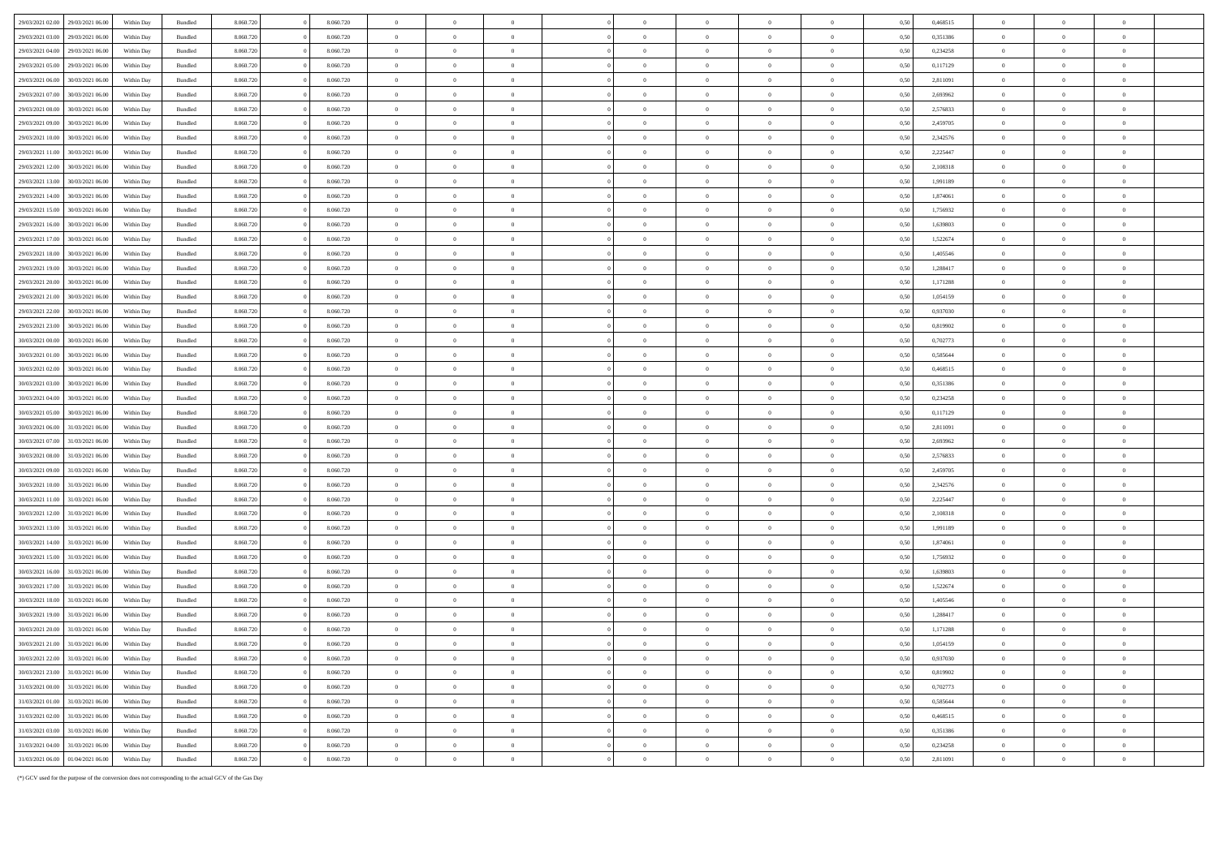| | | | | | | | | | | | | | | | | | | | | |
|---|---|---|---|---|---|---|---|---|---|---|---|---|---|---|---|---|---|---|---|---|
| 29/03/2021 02.00 | 29/03/2021 06.00 | Within Day | Bundled | 8.060.720 | 0 | 8.060.720 | 0 | 0 | 0 | | 0 | 0 | 0 | 0 | 0,50 | 0,468515 | 0 | 0 | 0 | |
| 29/03/2021 03.00 | 29/03/2021 06.00 | Within Day | Bundled | 8.060.720 | 0 | 8.060.720 | 0 | 0 | 0 | | 0 | 0 | 0 | 0 | 0,50 | 0,351386 | 0 | 0 | 0 | |
| 29/03/2021 04.00 | 29/03/2021 06.00 | Within Day | Bundled | 8.060.720 | 0 | 8.060.720 | 0 | 0 | 0 | | 0 | 0 | 0 | 0 | 0,50 | 0,234258 | 0 | 0 | 0 | |
| 29/03/2021 05.00 | 29/03/2021 06.00 | Within Day | Bundled | 8.060.720 | 0 | 8.060.720 | 0 | 0 | 0 | | 0 | 0 | 0 | 0 | 0,50 | 0,117129 | 0 | 0 | 0 | |
| 29/03/2021 06.00 | 30/03/2021 06.00 | Within Day | Bundled | 8.060.720 | 0 | 8.060.720 | 0 | 0 | 0 | | 0 | 0 | 0 | 0 | 0,50 | 2,811091 | 0 | 0 | 0 | |
| 29/03/2021 07.00 | 30/03/2021 06.00 | Within Day | Bundled | 8.060.720 | 0 | 8.060.720 | 0 | 0 | 0 | | 0 | 0 | 0 | 0 | 0,50 | 2,693962 | 0 | 0 | 0 | |
| 29/03/2021 08.00 | 30/03/2021 06.00 | Within Day | Bundled | 8.060.720 | 0 | 8.060.720 | 0 | 0 | 0 | | 0 | 0 | 0 | 0 | 0,50 | 2,576833 | 0 | 0 | 0 | |
| 29/03/2021 09.00 | 30/03/2021 06.00 | Within Day | Bundled | 8.060.720 | 0 | 8.060.720 | 0 | 0 | 0 | | 0 | 0 | 0 | 0 | 0,50 | 2,459705 | 0 | 0 | 0 | |
| 29/03/2021 10.00 | 30/03/2021 06.00 | Within Day | Bundled | 8.060.720 | 0 | 8.060.720 | 0 | 0 | 0 | | 0 | 0 | 0 | 0 | 0,50 | 2,342576 | 0 | 0 | 0 | |
| 29/03/2021 11.00 | 30/03/2021 06.00 | Within Day | Bundled | 8.060.720 | 0 | 8.060.720 | 0 | 0 | 0 | | 0 | 0 | 0 | 0 | 0,50 | 2,225447 | 0 | 0 | 0 | |
| 29/03/2021 12.00 | 30/03/2021 06.00 | Within Day | Bundled | 8.060.720 | 0 | 8.060.720 | 0 | 0 | 0 | | 0 | 0 | 0 | 0 | 0,50 | 2,108318 | 0 | 0 | 0 | |
| 29/03/2021 13.00 | 30/03/2021 06.00 | Within Day | Bundled | 8.060.720 | 0 | 8.060.720 | 0 | 0 | 0 | | 0 | 0 | 0 | 0 | 0,50 | 1,991189 | 0 | 0 | 0 | |
| 29/03/2021 14.00 | 30/03/2021 06.00 | Within Day | Bundled | 8.060.720 | 0 | 8.060.720 | 0 | 0 | 0 | | 0 | 0 | 0 | 0 | 0,50 | 1,874061 | 0 | 0 | 0 | |
| 29/03/2021 15.00 | 30/03/2021 06.00 | Within Day | Bundled | 8.060.720 | 0 | 8.060.720 | 0 | 0 | 0 | | 0 | 0 | 0 | 0 | 0,50 | 1,756932 | 0 | 0 | 0 | |
| 29/03/2021 16.00 | 30/03/2021 06.00 | Within Day | Bundled | 8.060.720 | 0 | 8.060.720 | 0 | 0 | 0 | | 0 | 0 | 0 | 0 | 0,50 | 1,639803 | 0 | 0 | 0 | |
| 29/03/2021 17.00 | 30/03/2021 06.00 | Within Day | Bundled | 8.060.720 | 0 | 8.060.720 | 0 | 0 | 0 | | 0 | 0 | 0 | 0 | 0,50 | 1,522674 | 0 | 0 | 0 | |
| 29/03/2021 18.00 | 30/03/2021 06.00 | Within Day | Bundled | 8.060.720 | 0 | 8.060.720 | 0 | 0 | 0 | | 0 | 0 | 0 | 0 | 0,50 | 1,405546 | 0 | 0 | 0 | |
| 29/03/2021 19.00 | 30/03/2021 06.00 | Within Day | Bundled | 8.060.720 | 0 | 8.060.720 | 0 | 0 | 0 | | 0 | 0 | 0 | 0 | 0,50 | 1,288417 | 0 | 0 | 0 | |
| 29/03/2021 20.00 | 30/03/2021 06.00 | Within Day | Bundled | 8.060.720 | 0 | 8.060.720 | 0 | 0 | 0 | | 0 | 0 | 0 | 0 | 0,50 | 1,171288 | 0 | 0 | 0 | |
| 29/03/2021 21.00 | 30/03/2021 06.00 | Within Day | Bundled | 8.060.720 | 0 | 8.060.720 | 0 | 0 | 0 | | 0 | 0 | 0 | 0 | 0,50 | 1,054159 | 0 | 0 | 0 | |
| 29/03/2021 22.00 | 30/03/2021 06.00 | Within Day | Bundled | 8.060.720 | 0 | 8.060.720 | 0 | 0 | 0 | | 0 | 0 | 0 | 0 | 0,50 | 0,937030 | 0 | 0 | 0 | |
| 29/03/2021 23.00 | 30/03/2021 06.00 | Within Day | Bundled | 8.060.720 | 0 | 8.060.720 | 0 | 0 | 0 | | 0 | 0 | 0 | 0 | 0,50 | 0,819902 | 0 | 0 | 0 | |
| 30/03/2021 00.00 | 30/03/2021 06.00 | Within Day | Bundled | 8.060.720 | 0 | 8.060.720 | 0 | 0 | 0 | | 0 | 0 | 0 | 0 | 0,50 | 0,702773 | 0 | 0 | 0 | |
| 30/03/2021 01.00 | 30/03/2021 06.00 | Within Day | Bundled | 8.060.720 | 0 | 8.060.720 | 0 | 0 | 0 | | 0 | 0 | 0 | 0 | 0,50 | 0,585644 | 0 | 0 | 0 | |
| 30/03/2021 02.00 | 30/03/2021 06.00 | Within Day | Bundled | 8.060.720 | 0 | 8.060.720 | 0 | 0 | 0 | | 0 | 0 | 0 | 0 | 0,50 | 0,468515 | 0 | 0 | 0 | |
| 30/03/2021 03.00 | 30/03/2021 06.00 | Within Day | Bundled | 8.060.720 | 0 | 8.060.720 | 0 | 0 | 0 | | 0 | 0 | 0 | 0 | 0,50 | 0,351386 | 0 | 0 | 0 | |
| 30/03/2021 04.00 | 30/03/2021 06.00 | Within Day | Bundled | 8.060.720 | 0 | 8.060.720 | 0 | 0 | 0 | | 0 | 0 | 0 | 0 | 0,50 | 0,234258 | 0 | 0 | 0 | |
| 30/03/2021 05.00 | 30/03/2021 06.00 | Within Day | Bundled | 8.060.720 | 0 | 8.060.720 | 0 | 0 | 0 | | 0 | 0 | 0 | 0 | 0,50 | 0,117129 | 0 | 0 | 0 | |
| 30/03/2021 06.00 | 31/03/2021 06.00 | Within Day | Bundled | 8.060.720 | 0 | 8.060.720 | 0 | 0 | 0 | | 0 | 0 | 0 | 0 | 0,50 | 2,811091 | 0 | 0 | 0 | |
| 30/03/2021 07.00 | 31/03/2021 06.00 | Within Day | Bundled | 8.060.720 | 0 | 8.060.720 | 0 | 0 | 0 | | 0 | 0 | 0 | 0 | 0,50 | 2,693962 | 0 | 0 | 0 | |
| 30/03/2021 08.00 | 31/03/2021 06.00 | Within Day | Bundled | 8.060.720 | 0 | 8.060.720 | 0 | 0 | 0 | | 0 | 0 | 0 | 0 | 0,50 | 2,576833 | 0 | 0 | 0 | |
| 30/03/2021 09.00 | 31/03/2021 06.00 | Within Day | Bundled | 8.060.720 | 0 | 8.060.720 | 0 | 0 | 0 | | 0 | 0 | 0 | 0 | 0,50 | 2,459705 | 0 | 0 | 0 | |
| 30/03/2021 10.00 | 31/03/2021 06.00 | Within Day | Bundled | 8.060.720 | 0 | 8.060.720 | 0 | 0 | 0 | | 0 | 0 | 0 | 0 | 0,50 | 2,342576 | 0 | 0 | 0 | |
| 30/03/2021 11.00 | 31/03/2021 06.00 | Within Day | Bundled | 8.060.720 | 0 | 8.060.720 | 0 | 0 | 0 | | 0 | 0 | 0 | 0 | 0,50 | 2,225447 | 0 | 0 | 0 | |
| 30/03/2021 12.00 | 31/03/2021 06.00 | Within Day | Bundled | 8.060.720 | 0 | 8.060.720 | 0 | 0 | 0 | | 0 | 0 | 0 | 0 | 0,50 | 2,108318 | 0 | 0 | 0 | |
| 30/03/2021 13.00 | 31/03/2021 06.00 | Within Day | Bundled | 8.060.720 | 0 | 8.060.720 | 0 | 0 | 0 | | 0 | 0 | 0 | 0 | 0,50 | 1,991189 | 0 | 0 | 0 | |
| 30/03/2021 14.00 | 31/03/2021 06.00 | Within Day | Bundled | 8.060.720 | 0 | 8.060.720 | 0 | 0 | 0 | | 0 | 0 | 0 | 0 | 0,50 | 1,874061 | 0 | 0 | 0 | |
| 30/03/2021 15.00 | 31/03/2021 06.00 | Within Day | Bundled | 8.060.720 | 0 | 8.060.720 | 0 | 0 | 0 | | 0 | 0 | 0 | 0 | 0,50 | 1,756932 | 0 | 0 | 0 | |
| 30/03/2021 16.00 | 31/03/2021 06.00 | Within Day | Bundled | 8.060.720 | 0 | 8.060.720 | 0 | 0 | 0 | | 0 | 0 | 0 | 0 | 0,50 | 1,639803 | 0 | 0 | 0 | |
| 30/03/2021 17.00 | 31/03/2021 06.00 | Within Day | Bundled | 8.060.720 | 0 | 8.060.720 | 0 | 0 | 0 | | 0 | 0 | 0 | 0 | 0,50 | 1,522674 | 0 | 0 | 0 | |
| 30/03/2021 18.00 | 31/03/2021 06.00 | Within Day | Bundled | 8.060.720 | 0 | 8.060.720 | 0 | 0 | 0 | | 0 | 0 | 0 | 0 | 0,50 | 1,405546 | 0 | 0 | 0 | |
| 30/03/2021 19.00 | 31/03/2021 06.00 | Within Day | Bundled | 8.060.720 | 0 | 8.060.720 | 0 | 0 | 0 | | 0 | 0 | 0 | 0 | 0,50 | 1,288417 | 0 | 0 | 0 | |
| 30/03/2021 20.00 | 31/03/2021 06.00 | Within Day | Bundled | 8.060.720 | 0 | 8.060.720 | 0 | 0 | 0 | | 0 | 0 | 0 | 0 | 0,50 | 1,171288 | 0 | 0 | 0 | |
| 30/03/2021 21.00 | 31/03/2021 06.00 | Within Day | Bundled | 8.060.720 | 0 | 8.060.720 | 0 | 0 | 0 | | 0 | 0 | 0 | 0 | 0,50 | 1,054159 | 0 | 0 | 0 | |
| 30/03/2021 22.00 | 31/03/2021 06.00 | Within Day | Bundled | 8.060.720 | 0 | 8.060.720 | 0 | 0 | 0 | | 0 | 0 | 0 | 0 | 0,50 | 0,937030 | 0 | 0 | 0 | |
| 30/03/2021 23.00 | 31/03/2021 06.00 | Within Day | Bundled | 8.060.720 | 0 | 8.060.720 | 0 | 0 | 0 | | 0 | 0 | 0 | 0 | 0,50 | 0,819902 | 0 | 0 | 0 | |
| 31/03/2021 00.00 | 31/03/2021 06.00 | Within Day | Bundled | 8.060.720 | 0 | 8.060.720 | 0 | 0 | 0 | | 0 | 0 | 0 | 0 | 0,50 | 0,702773 | 0 | 0 | 0 | |
| 31/03/2021 01.00 | 31/03/2021 06.00 | Within Day | Bundled | 8.060.720 | 0 | 8.060.720 | 0 | 0 | 0 | | 0 | 0 | 0 | 0 | 0,50 | 0,585644 | 0 | 0 | 0 | |
| 31/03/2021 02.00 | 31/03/2021 06.00 | Within Day | Bundled | 8.060.720 | 0 | 8.060.720 | 0 | 0 | 0 | | 0 | 0 | 0 | 0 | 0,50 | 0,468515 | 0 | 0 | 0 | |
| 31/03/2021 03.00 | 31/03/2021 06.00 | Within Day | Bundled | 8.060.720 | 0 | 8.060.720 | 0 | 0 | 0 | | 0 | 0 | 0 | 0 | 0,50 | 0,351386 | 0 | 0 | 0 | |
| 31/03/2021 04.00 | 31/03/2021 06.00 | Within Day | Bundled | 8.060.720 | 0 | 8.060.720 | 0 | 0 | 0 | | 0 | 0 | 0 | 0 | 0,50 | 0,234258 | 0 | 0 | 0 | |
| 31/03/2021 06.00 | 01/04/2021 06.00 | Within Day | Bundled | 8.060.720 | 0 | 8.060.720 | 0 | 0 | 0 | | 0 | 0 | 0 | 0 | 0,50 | 2,811091 | 0 | 0 | 0 | |

(*) GCV used for the purpose of the conversion does not corresponding to the actual GCV of the Gas Day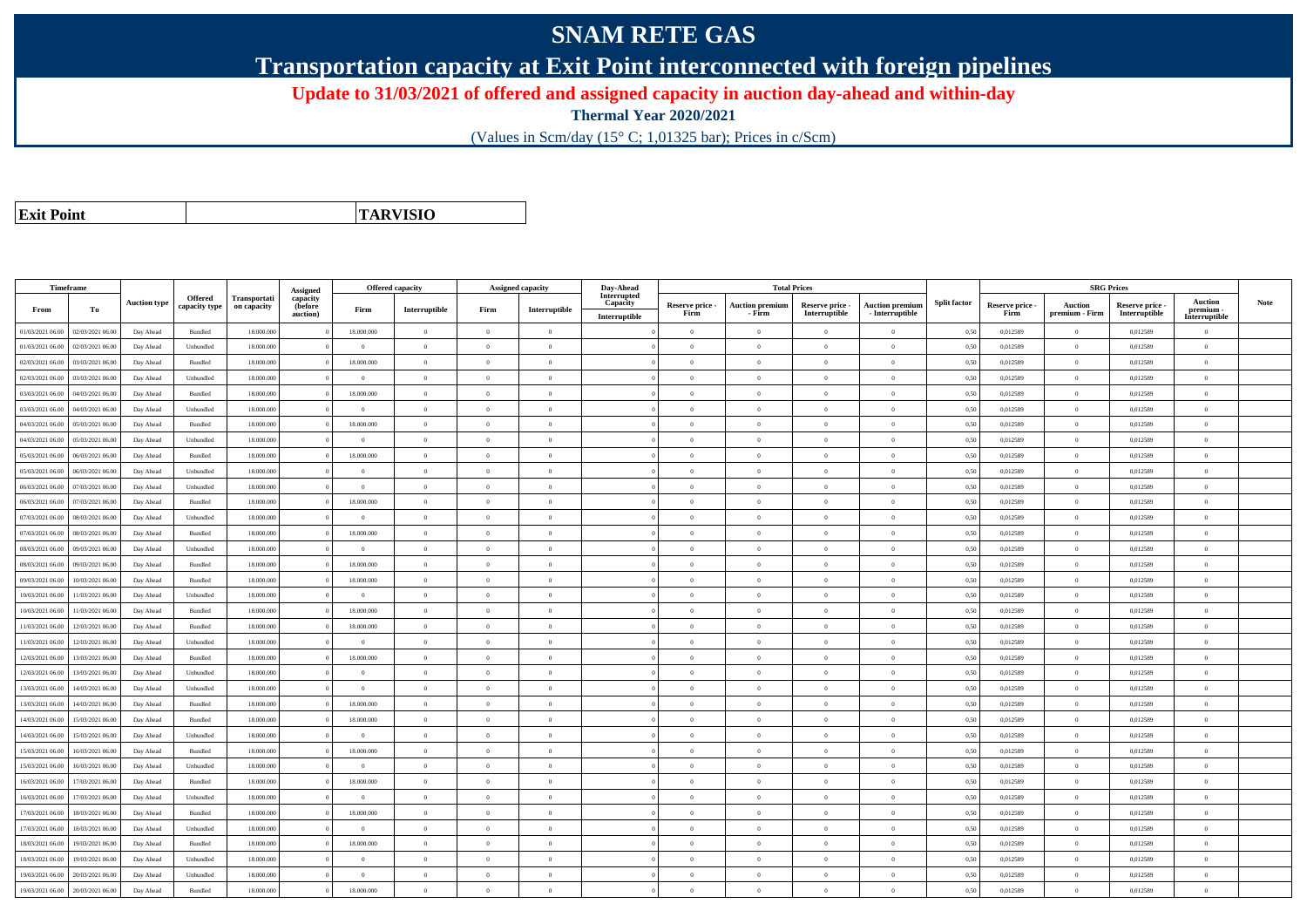# SNAM RETE GAS

## Transportation capacity at Exit Point interconnected with foreign pipelines

**Update to 31/03/2021 of offered and assigned capacity in auction day-ahead and within-day**

**Thermal Year 2020/2021**

(Values in Scm/day (15° C; 1,01325 bar); Prices in c/Scm)

| **Exit Point** | | **TARVISIO** |
|---|---|---|

| Timeframe | | Auction type | Offered capacity type | Transportati on capacity | Assigned capacity (before auction) | Offered capacity | | Assigned capacity | | Day-Ahead Interrupted Capacity | Total Prices | | | | Split factor | SRG Prices | | | | Note |
|---|---|---|---|---|---|---|---|---|---|---|---|---|---|---|---|---|---|---|---|---|
| From | To | | | | | Firm | Interruptible | Firm | Interruptible | Interruptible | Reserve price - Firm | Auction premium - Firm | Reserve price - Interruptible | Auction premium - Interruptible | | Reserve price - Firm | Auction premium - Firm | Reserve price - Interruptible | Auction premium - Interruptible | |
| 01/03/2021 06.00 | 02/03/2021 06.00 | Day Ahead | Bundled | 18.000.000 | 0 | 18.000.000 | 0 | 0 | 0 | 0 | 0 | 0 | 0 | 0 | 0,50 | 0,012589 | 0 | 0,012589 | 0 | |
| 01/03/2021 06.00 | 02/03/2021 06.00 | Day Ahead | Unbundled | 18.000.000 | 0 | 0 | 0 | 0 | 0 | 0 | 0 | 0 | 0 | 0 | 0,50 | 0,012589 | 0 | 0,012589 | 0 | |
| 02/03/2021 06.00 | 03/03/2021 06.00 | Day Ahead | Bundled | 18.000.000 | 0 | 18.000.000 | 0 | 0 | 0 | 0 | 0 | 0 | 0 | 0 | 0,50 | 0,012589 | 0 | 0,012589 | 0 | |
| 02/03/2021 06.00 | 03/03/2021 06.00 | Day Ahead | Unbundled | 18.000.000 | 0 | 0 | 0 | 0 | 0 | 0 | 0 | 0 | 0 | 0 | 0,50 | 0,012589 | 0 | 0,012589 | 0 | |
| 03/03/2021 06.00 | 04/03/2021 06.00 | Day Ahead | Bundled | 18.000.000 | 0 | 18.000.000 | 0 | 0 | 0 | 0 | 0 | 0 | 0 | 0 | 0,50 | 0,012589 | 0 | 0,012589 | 0 | |
| 03/03/2021 06.00 | 04/03/2021 06.00 | Day Ahead | Unbundled | 18.000.000 | 0 | 0 | 0 | 0 | 0 | 0 | 0 | 0 | 0 | 0 | 0,50 | 0,012589 | 0 | 0,012589 | 0 | |
| 04/03/2021 06.00 | 05/03/2021 06.00 | Day Ahead | Bundled | 18.000.000 | 0 | 18.000.000 | 0 | 0 | 0 | 0 | 0 | 0 | 0 | 0 | 0,50 | 0,012589 | 0 | 0,012589 | 0 | |
| 04/03/2021 06.00 | 05/03/2021 06.00 | Day Ahead | Unbundled | 18.000.000 | 0 | 0 | 0 | 0 | 0 | 0 | 0 | 0 | 0 | 0 | 0,50 | 0,012589 | 0 | 0,012589 | 0 | |
| 05/03/2021 06.00 | 06/03/2021 06.00 | Day Ahead | Bundled | 18.000.000 | 0 | 18.000.000 | 0 | 0 | 0 | 0 | 0 | 0 | 0 | 0 | 0,50 | 0,012589 | 0 | 0,012589 | 0 | |
| 05/03/2021 06.00 | 06/03/2021 06.00 | Day Ahead | Unbundled | 18.000.000 | 0 | 0 | 0 | 0 | 0 | 0 | 0 | 0 | 0 | 0 | 0,50 | 0,012589 | 0 | 0,012589 | 0 | |
| 06/03/2021 06.00 | 07/03/2021 06.00 | Day Ahead | Unbundled | 18.000.000 | 0 | 0 | 0 | 0 | 0 | 0 | 0 | 0 | 0 | 0 | 0,50 | 0,012589 | 0 | 0,012589 | 0 | |
| 06/03/2021 06.00 | 07/03/2021 06.00 | Day Ahead | Bundled | 18.000.000 | 0 | 18.000.000 | 0 | 0 | 0 | 0 | 0 | 0 | 0 | 0 | 0,50 | 0,012589 | 0 | 0,012589 | 0 | |
| 07/03/2021 06.00 | 08/03/2021 06.00 | Day Ahead | Unbundled | 18.000.000 | 0 | 0 | 0 | 0 | 0 | 0 | 0 | 0 | 0 | 0 | 0,50 | 0,012589 | 0 | 0,012589 | 0 | |
| 07/03/2021 06.00 | 08/03/2021 06.00 | Day Ahead | Bundled | 18.000.000 | 0 | 18.000.000 | 0 | 0 | 0 | 0 | 0 | 0 | 0 | 0 | 0,50 | 0,012589 | 0 | 0,012589 | 0 | |
| 08/03/2021 06.00 | 09/03/2021 06.00 | Day Ahead | Unbundled | 18.000.000 | 0 | 0 | 0 | 0 | 0 | 0 | 0 | 0 | 0 | 0 | 0,50 | 0,012589 | 0 | 0,012589 | 0 | |
| 08/03/2021 06.00 | 09/03/2021 06.00 | Day Ahead | Bundled | 18.000.000 | 0 | 18.000.000 | 0 | 0 | 0 | 0 | 0 | 0 | 0 | 0 | 0,50 | 0,012589 | 0 | 0,012589 | 0 | |
| 09/03/2021 06.00 | 10/03/2021 06.00 | Day Ahead | Bundled | 18.000.000 | 0 | 18.000.000 | 0 | 0 | 0 | 0 | 0 | 0 | 0 | 0 | 0,50 | 0,012589 | 0 | 0,012589 | 0 | |
| 10/03/2021 06.00 | 11/03/2021 06.00 | Day Ahead | Unbundled | 18.000.000 | 0 | 0 | 0 | 0 | 0 | 0 | 0 | 0 | 0 | 0 | 0,50 | 0,012589 | 0 | 0,012589 | 0 | |
| 10/03/2021 06.00 | 11/03/2021 06.00 | Day Ahead | Bundled | 18.000.000 | 0 | 18.000.000 | 0 | 0 | 0 | 0 | 0 | 0 | 0 | 0 | 0,50 | 0,012589 | 0 | 0,012589 | 0 | |
| 11/03/2021 06.00 | 12/03/2021 06.00 | Day Ahead | Bundled | 18.000.000 | 0 | 18.000.000 | 0 | 0 | 0 | 0 | 0 | 0 | 0 | 0 | 0,50 | 0,012589 | 0 | 0,012589 | 0 | |
| 11/03/2021 06.00 | 12/03/2021 06.00 | Day Ahead | Unbundled | 18.000.000 | 0 | 0 | 0 | 0 | 0 | 0 | 0 | 0 | 0 | 0 | 0,50 | 0,012589 | 0 | 0,012589 | 0 | |
| 12/03/2021 06.00 | 13/03/2021 06.00 | Day Ahead | Bundled | 18.000.000 | 0 | 18.000.000 | 0 | 0 | 0 | 0 | 0 | 0 | 0 | 0 | 0,50 | 0,012589 | 0 | 0,012589 | 0 | |
| 12/03/2021 06.00 | 13/03/2021 06.00 | Day Ahead | Unbundled | 18.000.000 | 0 | 0 | 0 | 0 | 0 | 0 | 0 | 0 | 0 | 0 | 0,50 | 0,012589 | 0 | 0,012589 | 0 | |
| 13/03/2021 06.00 | 14/03/2021 06.00 | Day Ahead | Unbundled | 18.000.000 | 0 | 0 | 0 | 0 | 0 | 0 | 0 | 0 | 0 | 0 | 0,50 | 0,012589 | 0 | 0,012589 | 0 | |
| 13/03/2021 06.00 | 14/03/2021 06.00 | Day Ahead | Bundled | 18.000.000 | 0 | 18.000.000 | 0 | 0 | 0 | 0 | 0 | 0 | 0 | 0 | 0,50 | 0,012589 | 0 | 0,012589 | 0 | |
| 14/03/2021 06.00 | 15/03/2021 06.00 | Day Ahead | Bundled | 18.000.000 | 0 | 18.000.000 | 0 | 0 | 0 | 0 | 0 | 0 | 0 | 0 | 0,50 | 0,012589 | 0 | 0,012589 | 0 | |
| 14/03/2021 06.00 | 15/03/2021 06.00 | Day Ahead | Unbundled | 18.000.000 | 0 | 0 | 0 | 0 | 0 | 0 | 0 | 0 | 0 | 0 | 0,50 | 0,012589 | 0 | 0,012589 | 0 | |
| 15/03/2021 06.00 | 16/03/2021 06.00 | Day Ahead | Bundled | 18.000.000 | 0 | 18.000.000 | 0 | 0 | 0 | 0 | 0 | 0 | 0 | 0 | 0,50 | 0,012589 | 0 | 0,012589 | 0 | |
| 15/03/2021 06.00 | 16/03/2021 06.00 | Day Ahead | Unbundled | 18.000.000 | 0 | 0 | 0 | 0 | 0 | 0 | 0 | 0 | 0 | 0 | 0,50 | 0,012589 | 0 | 0,012589 | 0 | |
| 16/03/2021 06.00 | 17/03/2021 06.00 | Day Ahead | Bundled | 18.000.000 | 0 | 18.000.000 | 0 | 0 | 0 | 0 | 0 | 0 | 0 | 0 | 0,50 | 0,012589 | 0 | 0,012589 | 0 | |
| 16/03/2021 06.00 | 17/03/2021 06.00 | Day Ahead | Unbundled | 18.000.000 | 0 | 0 | 0 | 0 | 0 | 0 | 0 | 0 | 0 | 0 | 0,50 | 0,012589 | 0 | 0,012589 | 0 | |
| 17/03/2021 06.00 | 18/03/2021 06.00 | Day Ahead | Bundled | 18.000.000 | 0 | 18.000.000 | 0 | 0 | 0 | 0 | 0 | 0 | 0 | 0 | 0,50 | 0,012589 | 0 | 0,012589 | 0 | |
| 17/03/2021 06.00 | 18/03/2021 06.00 | Day Ahead | Unbundled | 18.000.000 | 0 | 0 | 0 | 0 | 0 | 0 | 0 | 0 | 0 | 0 | 0,50 | 0,012589 | 0 | 0,012589 | 0 | |
| 18/03/2021 06.00 | 19/03/2021 06.00 | Day Ahead | Bundled | 18.000.000 | 0 | 18.000.000 | 0 | 0 | 0 | 0 | 0 | 0 | 0 | 0 | 0,50 | 0,012589 | 0 | 0,012589 | 0 | |
| 18/03/2021 06.00 | 19/03/2021 06.00 | Day Ahead | Unbundled | 18.000.000 | 0 | 0 | 0 | 0 | 0 | 0 | 0 | 0 | 0 | 0 | 0,50 | 0,012589 | 0 | 0,012589 | 0 | |
| 19/03/2021 06.00 | 20/03/2021 06.00 | Day Ahead | Unbundled | 18.000.000 | 0 | 0 | 0 | 0 | 0 | 0 | 0 | 0 | 0 | 0 | 0,50 | 0,012589 | 0 | 0,012589 | 0 | |
| 19/03/2021 06.00 | 20/03/2021 06.00 | Day Ahead | Bundled | 18.000.000 | 0 | 18.000.000 | 0 | 0 | 0 | 0 | 0 | 0 | 0 | 0 | 0,50 | 0,012589 | 0 | 0,012589 | 0 | |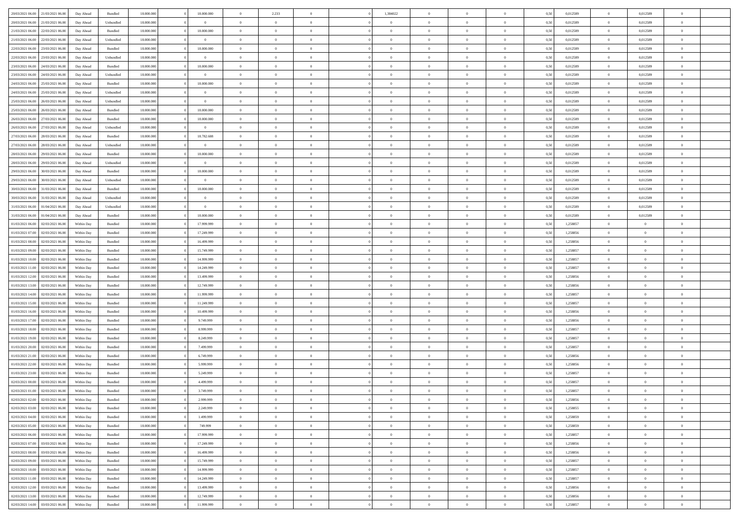| | | | | | | | | | | | | | | | | | | | | |
|---|---|---|---|---|---|---|---|---|---|---|---|---|---|---|---|---|---|---|---|---|
| 20/03/2021 06:00 | 21/03/2021 06:00 | Day Ahead | Bundled | 18.000.000 | 0 | 18.000.000 | 0 | 2.233 | 0 | | 1,384022 | 0 | 0 | 0 | 0,50 | 0,012589 | 0 | 0,012589 | 0 | |
| 20/03/2021 06:00 | 21/03/2021 06:00 | Day Ahead | Unbundled | 18.000.000 | 0 | 0 | 0 | 0 | 0 | | 0 | 0 | 0 | 0 | 0,50 | 0,012589 | 0 | 0,012589 | 0 | |
| 21/03/2021 06:00 | 22/03/2021 06:00 | Day Ahead | Bundled | 18.000.000 | 0 | 18.000.000 | 0 | 0 | 0 | | 0 | 0 | 0 | 0 | 0,50 | 0,012589 | 0 | 0,012589 | 0 | |
| 21/03/2021 06:00 | 22/03/2021 06:00 | Day Ahead | Unbundled | 18.000.000 | 0 | 0 | 0 | 0 | 0 | | 0 | 0 | 0 | 0 | 0,50 | 0,012589 | 0 | 0,012589 | 0 | |
| 22/03/2021 06:00 | 23/03/2021 06:00 | Day Ahead | Bundled | 18.000.000 | 0 | 18.000.000 | 0 | 0 | 0 | | 0 | 0 | 0 | 0 | 0,50 | 0,012589 | 0 | 0,012589 | 0 | |
| 22/03/2021 06:00 | 23/03/2021 06:00 | Day Ahead | Unbundled | 18.000.000 | 0 | 0 | 0 | 0 | 0 | | 0 | 0 | 0 | 0 | 0,50 | 0,012589 | 0 | 0,012589 | 0 | |
| 23/03/2021 06:00 | 24/03/2021 06:00 | Day Ahead | Bundled | 18.000.000 | 0 | 18.000.000 | 0 | 0 | 0 | | 0 | 0 | 0 | 0 | 0,50 | 0,012589 | 0 | 0,012589 | 0 | |
| 23/03/2021 06:00 | 24/03/2021 06:00 | Day Ahead | Unbundled | 18.000.000 | 0 | 0 | 0 | 0 | 0 | | 0 | 0 | 0 | 0 | 0,50 | 0,012589 | 0 | 0,012589 | 0 | |
| 24/03/2021 06:00 | 25/03/2021 06:00 | Day Ahead | Bundled | 18.000.000 | 0 | 18.000.000 | 0 | 0 | 0 | | 0 | 0 | 0 | 0 | 0,50 | 0,012589 | 0 | 0,012589 | 0 | |
| 24/03/2021 06:00 | 25/03/2021 06:00 | Day Ahead | Unbundled | 18.000.000 | 0 | 0 | 0 | 0 | 0 | | 0 | 0 | 0 | 0 | 0,50 | 0,012589 | 0 | 0,012589 | 0 | |
| 25/03/2021 06:00 | 26/03/2021 06:00 | Day Ahead | Unbundled | 18.000.000 | 0 | 0 | 0 | 0 | 0 | | 0 | 0 | 0 | 0 | 0,50 | 0,012589 | 0 | 0,012589 | 0 | |
| 25/03/2021 06:00 | 26/03/2021 06:00 | Day Ahead | Bundled | 18.000.000 | 0 | 18.000.000 | 0 | 0 | 0 | | 0 | 0 | 0 | 0 | 0,50 | 0,012589 | 0 | 0,012589 | 0 | |
| 26/03/2021 06:00 | 27/03/2021 06:00 | Day Ahead | Bundled | 18.000.000 | 0 | 18.000.000 | 0 | 0 | 0 | | 0 | 0 | 0 | 0 | 0,50 | 0,012589 | 0 | 0,012589 | 0 | |
| 26/03/2021 06:00 | 27/03/2021 06:00 | Day Ahead | Unbundled | 18.000.000 | 0 | 0 | 0 | 0 | 0 | | 0 | 0 | 0 | 0 | 0,50 | 0,012589 | 0 | 0,012589 | 0 | |
| 27/03/2021 06:00 | 28/03/2021 06:00 | Day Ahead | Bundled | 18.000.000 | 0 | 18.782.608 | 0 | 0 | 0 | | 0 | 0 | 0 | 0 | 0,50 | 0,012589 | 0 | 0,012589 | 0 | |
| 27/03/2021 06:00 | 28/03/2021 06:00 | Day Ahead | Unbundled | 18.000.000 | 0 | 0 | 0 | 0 | 0 | | 0 | 0 | 0 | 0 | 0,50 | 0,012589 | 0 | 0,012589 | 0 | |
| 28/03/2021 06:00 | 29/03/2021 06:00 | Day Ahead | Bundled | 18.000.000 | 0 | 18.000.000 | 0 | 0 | 0 | | 0 | 0 | 0 | 0 | 0,50 | 0,012589 | 0 | 0,012589 | 0 | |
| 28/03/2021 06:00 | 29/03/2021 06:00 | Day Ahead | Unbundled | 18.000.000 | 0 | 0 | 0 | 0 | 0 | | 0 | 0 | 0 | 0 | 0,50 | 0,012589 | 0 | 0,012589 | 0 | |
| 29/03/2021 06:00 | 30/03/2021 06:00 | Day Ahead | Bundled | 18.000.000 | 0 | 18.000.000 | 0 | 0 | 0 | | 0 | 0 | 0 | 0 | 0,50 | 0,012589 | 0 | 0,012589 | 0 | |
| 29/03/2021 06:00 | 30/03/2021 06:00 | Day Ahead | Unbundled | 18.000.000 | 0 | 0 | 0 | 0 | 0 | | 0 | 0 | 0 | 0 | 0,50 | 0,012589 | 0 | 0,012589 | 0 | |
| 30/03/2021 06:00 | 31/03/2021 06:00 | Day Ahead | Bundled | 18.000.000 | 0 | 18.000.000 | 0 | 0 | 0 | | 0 | 0 | 0 | 0 | 0,50 | 0,012589 | 0 | 0,012589 | 0 | |
| 30/03/2021 06:00 | 31/03/2021 06:00 | Day Ahead | Unbundled | 18.000.000 | 0 | 0 | 0 | 0 | 0 | | 0 | 0 | 0 | 0 | 0,50 | 0,012589 | 0 | 0,012589 | 0 | |
| 31/03/2021 06:00 | 01/04/2021 06:00 | Day Ahead | Unbundled | 18.000.000 | 0 | 0 | 0 | 0 | 0 | | 0 | 0 | 0 | 0 | 0,50 | 0,012589 | 0 | 0,012589 | 0 | |
| 31/03/2021 06:00 | 01/04/2021 06:00 | Day Ahead | Bundled | 18.000.000 | 0 | 18.000.000 | 0 | 0 | 0 | | 0 | 0 | 0 | 0 | 0,50 | 0,012589 | 0 | 0,012589 | 0 | |
| 01/03/2021 06:00 | 02/03/2021 06:00 | Within Day | Bundled | 18.000.000 | 0 | 17.999.999 | 0 | 0 | 0 | | 0 | 0 | 0 | 0 | 0,50 | 1,258857 | 0 | 0 | 0 | |
| 01/03/2021 07:00 | 02/03/2021 06:00 | Within Day | Bundled | 18.000.000 | 0 | 17.249.999 | 0 | 0 | 0 | | 0 | 0 | 0 | 0 | 0,50 | 1,258856 | 0 | 0 | 0 | |
| 01/03/2021 08:00 | 02/03/2021 06:00 | Within Day | Bundled | 18.000.000 | 0 | 16.499.999 | 0 | 0 | 0 | | 0 | 0 | 0 | 0 | 0,50 | 1,258856 | 0 | 0 | 0 | |
| 01/03/2021 09:00 | 02/03/2021 06:00 | Within Day | Bundled | 18.000.000 | 0 | 15.749.999 | 0 | 0 | 0 | | 0 | 0 | 0 | 0 | 0,50 | 1,258857 | 0 | 0 | 0 | |
| 01/03/2021 10:00 | 02/03/2021 06:00 | Within Day | Bundled | 18.000.000 | 0 | 14.999.999 | 0 | 0 | 0 | | 0 | 0 | 0 | 0 | 0,50 | 1,258857 | 0 | 0 | 0 | |
| 01/03/2021 11:00 | 02/03/2021 06:00 | Within Day | Bundled | 18.000.000 | 0 | 14.249.999 | 0 | 0 | 0 | | 0 | 0 | 0 | 0 | 0,50 | 1,258857 | 0 | 0 | 0 | |
| 01/03/2021 12:00 | 02/03/2021 06:00 | Within Day | Bundled | 18.000.000 | 0 | 13.499.999 | 0 | 0 | 0 | | 0 | 0 | 0 | 0 | 0,50 | 1,258856 | 0 | 0 | 0 | |
| 01/03/2021 13:00 | 02/03/2021 06:00 | Within Day | Bundled | 18.000.000 | 0 | 12.749.999 | 0 | 0 | 0 | | 0 | 0 | 0 | 0 | 0,50 | 1,258856 | 0 | 0 | 0 | |
| 01/03/2021 14:00 | 02/03/2021 06:00 | Within Day | Bundled | 18.000.000 | 0 | 11.999.999 | 0 | 0 | 0 | | 0 | 0 | 0 | 0 | 0,50 | 1,258857 | 0 | 0 | 0 | |
| 01/03/2021 15:00 | 02/03/2021 06:00 | Within Day | Bundled | 18.000.000 | 0 | 11.249.999 | 0 | 0 | 0 | | 0 | 0 | 0 | 0 | 0,50 | 1,258857 | 0 | 0 | 0 | |
| 01/03/2021 16:00 | 02/03/2021 06:00 | Within Day | Bundled | 18.000.000 | 0 | 10.499.999 | 0 | 0 | 0 | | 0 | 0 | 0 | 0 | 0,50 | 1,258856 | 0 | 0 | 0 | |
| 01/03/2021 17:00 | 02/03/2021 06:00 | Within Day | Bundled | 18.000.000 | 0 | 9.749.999 | 0 | 0 | 0 | | 0 | 0 | 0 | 0 | 0,50 | 1,258856 | 0 | 0 | 0 | |
| 01/03/2021 18:00 | 02/03/2021 06:00 | Within Day | Bundled | 18.000.000 | 0 | 8.999.999 | 0 | 0 | 0 | | 0 | 0 | 0 | 0 | 0,50 | 1,258857 | 0 | 0 | 0 | |
| 01/03/2021 19:00 | 02/03/2021 06:00 | Within Day | Bundled | 18.000.000 | 0 | 8.249.999 | 0 | 0 | 0 | | 0 | 0 | 0 | 0 | 0,50 | 1,258857 | 0 | 0 | 0 | |
| 01/03/2021 20:00 | 02/03/2021 06:00 | Within Day | Bundled | 18.000.000 | 0 | 7.499.999 | 0 | 0 | 0 | | 0 | 0 | 0 | 0 | 0,50 | 1,258857 | 0 | 0 | 0 | |
| 01/03/2021 21:00 | 02/03/2021 06:00 | Within Day | Bundled | 18.000.000 | 0 | 6.749.999 | 0 | 0 | 0 | | 0 | 0 | 0 | 0 | 0,50 | 1,258856 | 0 | 0 | 0 | |
| 01/03/2021 22:00 | 02/03/2021 06:00 | Within Day | Bundled | 18.000.000 | 0 | 5.999.999 | 0 | 0 | 0 | | 0 | 0 | 0 | 0 | 0,50 | 1,258856 | 0 | 0 | 0 | |
| 01/03/2021 23:00 | 02/03/2021 06:00 | Within Day | Bundled | 18.000.000 | 0 | 5.249.999 | 0 | 0 | 0 | | 0 | 0 | 0 | 0 | 0,50 | 1,258857 | 0 | 0 | 0 | |
| 02/03/2021 00:00 | 02/03/2021 06:00 | Within Day | Bundled | 18.000.000 | 0 | 4.499.999 | 0 | 0 | 0 | | 0 | 0 | 0 | 0 | 0,50 | 1,258857 | 0 | 0 | 0 | |
| 02/03/2021 01:00 | 02/03/2021 06:00 | Within Day | Bundled | 18.000.000 | 0 | 3.749.999 | 0 | 0 | 0 | | 0 | 0 | 0 | 0 | 0,50 | 1,258857 | 0 | 0 | 0 | |
| 02/03/2021 02:00 | 02/03/2021 06:00 | Within Day | Bundled | 18.000.000 | 0 | 2.999.999 | 0 | 0 | 0 | | 0 | 0 | 0 | 0 | 0,50 | 1,258856 | 0 | 0 | 0 | |
| 02/03/2021 03:00 | 02/03/2021 06:00 | Within Day | Bundled | 18.000.000 | 0 | 2.249.999 | 0 | 0 | 0 | | 0 | 0 | 0 | 0 | 0,50 | 1,258855 | 0 | 0 | 0 | |
| 02/03/2021 04:00 | 02/03/2021 06:00 | Within Day | Bundled | 18.000.000 | 0 | 1.499.999 | 0 | 0 | 0 | | 0 | 0 | 0 | 0 | 0,50 | 1,258859 | 0 | 0 | 0 | |
| 02/03/2021 05:00 | 02/03/2021 06:00 | Within Day | Bundled | 18.000.000 | 0 | 749.999 | 0 | 0 | 0 | | 0 | 0 | 0 | 0 | 0,50 | 1,258859 | 0 | 0 | 0 | |
| 02/03/2021 06:00 | 03/03/2021 06:00 | Within Day | Bundled | 18.000.000 | 0 | 17.999.999 | 0 | 0 | 0 | | 0 | 0 | 0 | 0 | 0,50 | 1,258857 | 0 | 0 | 0 | |
| 02/03/2021 07:00 | 03/03/2021 06:00 | Within Day | Bundled | 18.000.000 | 0 | 17.249.999 | 0 | 0 | 0 | | 0 | 0 | 0 | 0 | 0,50 | 1,258856 | 0 | 0 | 0 | |
| 02/03/2021 08:00 | 03/03/2021 06:00 | Within Day | Bundled | 18.000.000 | 0 | 16.499.999 | 0 | 0 | 0 | | 0 | 0 | 0 | 0 | 0,50 | 1,258856 | 0 | 0 | 0 | |
| 02/03/2021 09:00 | 03/03/2021 06:00 | Within Day | Bundled | 18.000.000 | 0 | 15.749.999 | 0 | 0 | 0 | | 0 | 0 | 0 | 0 | 0,50 | 1,258857 | 0 | 0 | 0 | |
| 02/03/2021 10:00 | 03/03/2021 06:00 | Within Day | Bundled | 18.000.000 | 0 | 14.999.999 | 0 | 0 | 0 | | 0 | 0 | 0 | 0 | 0,50 | 1,258857 | 0 | 0 | 0 | |
| 02/03/2021 11:00 | 03/03/2021 06:00 | Within Day | Bundled | 18.000.000 | 0 | 14.249.999 | 0 | 0 | 0 | | 0 | 0 | 0 | 0 | 0,50 | 1,258857 | 0 | 0 | 0 | |
| 02/03/2021 12:00 | 03/03/2021 06:00 | Within Day | Bundled | 18.000.000 | 0 | 13.499.999 | 0 | 0 | 0 | | 0 | 0 | 0 | 0 | 0,50 | 1,258856 | 0 | 0 | 0 | |
| 02/03/2021 13:00 | 03/03/2021 06:00 | Within Day | Bundled | 18.000.000 | 0 | 12.749.999 | 0 | 0 | 0 | | 0 | 0 | 0 | 0 | 0,50 | 1,258856 | 0 | 0 | 0 | |
| 02/03/2021 14:00 | 03/03/2021 06:00 | Within Day | Bundled | 18.000.000 | 0 | 11.999.999 | 0 | 0 | 0 | | 0 | 0 | 0 | 0 | 0,50 | 1,258857 | 0 | 0 | 0 | |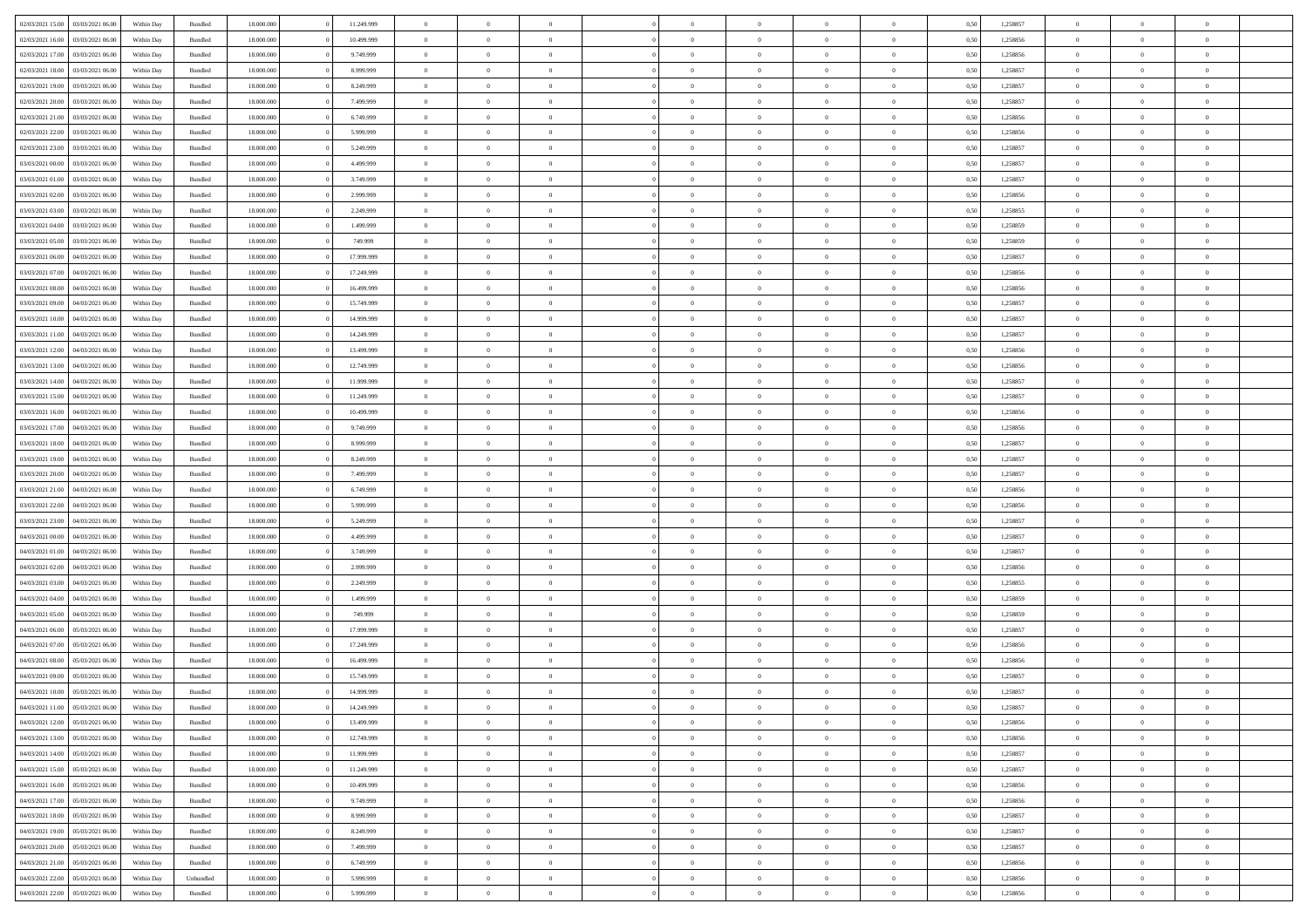| | | | | | | | | | | | | | | | | | | | | |
|---|---|---|---|---|---|---|---|---|---|---|---|---|---|---|---|---|---|---|---|---|
| 02/03/2021 15:00 | 03/03/2021 06:00 | Within Day | Bundled | 18.000.000 | 0 | 11.249.999 | 0 | 0 | 0 | 0 | 0 | 0 | 0 | 0 | 0,50 | 1,258857 | 0 | 0 | 0 | |
| 02/03/2021 16:00 | 03/03/2021 06:00 | Within Day | Bundled | 18.000.000 | 0 | 10.499.999 | 0 | 0 | 0 | 0 | 0 | 0 | 0 | 0 | 0,50 | 1,258856 | 0 | 0 | 0 | |
| 02/03/2021 17:00 | 03/03/2021 06:00 | Within Day | Bundled | 18.000.000 | 0 | 9.749.999 | 0 | 0 | 0 | 0 | 0 | 0 | 0 | 0 | 0,50 | 1,258856 | 0 | 0 | 0 | |
| 02/03/2021 18:00 | 03/03/2021 06:00 | Within Day | Bundled | 18.000.000 | 0 | 8.999.999 | 0 | 0 | 0 | 0 | 0 | 0 | 0 | 0 | 0,50 | 1,258857 | 0 | 0 | 0 | |
| 02/03/2021 19:00 | 03/03/2021 06:00 | Within Day | Bundled | 18.000.000 | 0 | 8.249.999 | 0 | 0 | 0 | 0 | 0 | 0 | 0 | 0 | 0,50 | 1,258857 | 0 | 0 | 0 | |
| 02/03/2021 20:00 | 03/03/2021 06:00 | Within Day | Bundled | 18.000.000 | 0 | 7.499.999 | 0 | 0 | 0 | 0 | 0 | 0 | 0 | 0 | 0,50 | 1,258857 | 0 | 0 | 0 | |
| 02/03/2021 21:00 | 03/03/2021 06:00 | Within Day | Bundled | 18.000.000 | 0 | 6.749.999 | 0 | 0 | 0 | 0 | 0 | 0 | 0 | 0 | 0,50 | 1,258856 | 0 | 0 | 0 | |
| 02/03/2021 22:00 | 03/03/2021 06:00 | Within Day | Bundled | 18.000.000 | 0 | 5.999.999 | 0 | 0 | 0 | 0 | 0 | 0 | 0 | 0 | 0,50 | 1,258856 | 0 | 0 | 0 | |
| 02/03/2021 23:00 | 03/03/2021 06:00 | Within Day | Bundled | 18.000.000 | 0 | 5.249.999 | 0 | 0 | 0 | 0 | 0 | 0 | 0 | 0 | 0,50 | 1,258857 | 0 | 0 | 0 | |
| 03/03/2021 00:00 | 03/03/2021 06:00 | Within Day | Bundled | 18.000.000 | 0 | 4.499.999 | 0 | 0 | 0 | 0 | 0 | 0 | 0 | 0 | 0,50 | 1,258857 | 0 | 0 | 0 | |
| 03/03/2021 01:00 | 03/03/2021 06:00 | Within Day | Bundled | 18.000.000 | 0 | 3.749.999 | 0 | 0 | 0 | 0 | 0 | 0 | 0 | 0 | 0,50 | 1,258857 | 0 | 0 | 0 | |
| 03/03/2021 02:00 | 03/03/2021 06:00 | Within Day | Bundled | 18.000.000 | 0 | 2.999.999 | 0 | 0 | 0 | 0 | 0 | 0 | 0 | 0 | 0,50 | 1,258856 | 0 | 0 | 0 | |
| 03/03/2021 03:00 | 03/03/2021 06:00 | Within Day | Bundled | 18.000.000 | 0 | 2.249.999 | 0 | 0 | 0 | 0 | 0 | 0 | 0 | 0 | 0,50 | 1,258855 | 0 | 0 | 0 | |
| 03/03/2021 04:00 | 03/03/2021 06:00 | Within Day | Bundled | 18.000.000 | 0 | 1.499.999 | 0 | 0 | 0 | 0 | 0 | 0 | 0 | 0 | 0,50 | 1,258859 | 0 | 0 | 0 | |
| 03/03/2021 05:00 | 03/03/2021 06:00 | Within Day | Bundled | 18.000.000 | 0 | 749.999 | 0 | 0 | 0 | 0 | 0 | 0 | 0 | 0 | 0,50 | 1,258859 | 0 | 0 | 0 | |
| 03/03/2021 06:00 | 04/03/2021 06:00 | Within Day | Bundled | 18.000.000 | 0 | 17.999.999 | 0 | 0 | 0 | 0 | 0 | 0 | 0 | 0 | 0,50 | 1,258857 | 0 | 0 | 0 | |
| 03/03/2021 07:00 | 04/03/2021 06:00 | Within Day | Bundled | 18.000.000 | 0 | 17.249.999 | 0 | 0 | 0 | 0 | 0 | 0 | 0 | 0 | 0,50 | 1,258856 | 0 | 0 | 0 | |
| 03/03/2021 08:00 | 04/03/2021 06:00 | Within Day | Bundled | 18.000.000 | 0 | 16.499.999 | 0 | 0 | 0 | 0 | 0 | 0 | 0 | 0 | 0,50 | 1,258856 | 0 | 0 | 0 | |
| 03/03/2021 09:00 | 04/03/2021 06:00 | Within Day | Bundled | 18.000.000 | 0 | 15.749.999 | 0 | 0 | 0 | 0 | 0 | 0 | 0 | 0 | 0,50 | 1,258857 | 0 | 0 | 0 | |
| 03/03/2021 10:00 | 04/03/2021 06:00 | Within Day | Bundled | 18.000.000 | 0 | 14.999.999 | 0 | 0 | 0 | 0 | 0 | 0 | 0 | 0 | 0,50 | 1,258857 | 0 | 0 | 0 | |
| 03/03/2021 11:00 | 04/03/2021 06:00 | Within Day | Bundled | 18.000.000 | 0 | 14.249.999 | 0 | 0 | 0 | 0 | 0 | 0 | 0 | 0 | 0,50 | 1,258857 | 0 | 0 | 0 | |
| 03/03/2021 12:00 | 04/03/2021 06:00 | Within Day | Bundled | 18.000.000 | 0 | 13.499.999 | 0 | 0 | 0 | 0 | 0 | 0 | 0 | 0 | 0,50 | 1,258856 | 0 | 0 | 0 | |
| 03/03/2021 13:00 | 04/03/2021 06:00 | Within Day | Bundled | 18.000.000 | 0 | 12.749.999 | 0 | 0 | 0 | 0 | 0 | 0 | 0 | 0 | 0,50 | 1,258856 | 0 | 0 | 0 | |
| 03/03/2021 14:00 | 04/03/2021 06:00 | Within Day | Bundled | 18.000.000 | 0 | 11.999.999 | 0 | 0 | 0 | 0 | 0 | 0 | 0 | 0 | 0,50 | 1,258857 | 0 | 0 | 0 | |
| 03/03/2021 15:00 | 04/03/2021 06:00 | Within Day | Bundled | 18.000.000 | 0 | 11.249.999 | 0 | 0 | 0 | 0 | 0 | 0 | 0 | 0 | 0,50 | 1,258857 | 0 | 0 | 0 | |
| 03/03/2021 16:00 | 04/03/2021 06:00 | Within Day | Bundled | 18.000.000 | 0 | 10.499.999 | 0 | 0 | 0 | 0 | 0 | 0 | 0 | 0 | 0,50 | 1,258856 | 0 | 0 | 0 | |
| 03/03/2021 17:00 | 04/03/2021 06:00 | Within Day | Bundled | 18.000.000 | 0 | 9.749.999 | 0 | 0 | 0 | 0 | 0 | 0 | 0 | 0 | 0,50 | 1,258856 | 0 | 0 | 0 | |
| 03/03/2021 18:00 | 04/03/2021 06:00 | Within Day | Bundled | 18.000.000 | 0 | 8.999.999 | 0 | 0 | 0 | 0 | 0 | 0 | 0 | 0 | 0,50 | 1,258857 | 0 | 0 | 0 | |
| 03/03/2021 19:00 | 04/03/2021 06:00 | Within Day | Bundled | 18.000.000 | 0 | 8.249.999 | 0 | 0 | 0 | 0 | 0 | 0 | 0 | 0 | 0,50 | 1,258857 | 0 | 0 | 0 | |
| 03/03/2021 20:00 | 04/03/2021 06:00 | Within Day | Bundled | 18.000.000 | 0 | 7.499.999 | 0 | 0 | 0 | 0 | 0 | 0 | 0 | 0 | 0,50 | 1,258857 | 0 | 0 | 0 | |
| 03/03/2021 21:00 | 04/03/2021 06:00 | Within Day | Bundled | 18.000.000 | 0 | 6.749.999 | 0 | 0 | 0 | 0 | 0 | 0 | 0 | 0 | 0,50 | 1,258856 | 0 | 0 | 0 | |
| 03/03/2021 22:00 | 04/03/2021 06:00 | Within Day | Bundled | 18.000.000 | 0 | 5.999.999 | 0 | 0 | 0 | 0 | 0 | 0 | 0 | 0 | 0,50 | 1,258856 | 0 | 0 | 0 | |
| 03/03/2021 23:00 | 04/03/2021 06:00 | Within Day | Bundled | 18.000.000 | 0 | 5.249.999 | 0 | 0 | 0 | 0 | 0 | 0 | 0 | 0 | 0,50 | 1,258857 | 0 | 0 | 0 | |
| 04/03/2021 00:00 | 04/03/2021 06:00 | Within Day | Bundled | 18.000.000 | 0 | 4.499.999 | 0 | 0 | 0 | 0 | 0 | 0 | 0 | 0 | 0,50 | 1,258857 | 0 | 0 | 0 | |
| 04/03/2021 01:00 | 04/03/2021 06:00 | Within Day | Bundled | 18.000.000 | 0 | 3.749.999 | 0 | 0 | 0 | 0 | 0 | 0 | 0 | 0 | 0,50 | 1,258857 | 0 | 0 | 0 | |
| 04/03/2021 02:00 | 04/03/2021 06:00 | Within Day | Bundled | 18.000.000 | 0 | 2.999.999 | 0 | 0 | 0 | 0 | 0 | 0 | 0 | 0 | 0,50 | 1,258856 | 0 | 0 | 0 | |
| 04/03/2021 03:00 | 04/03/2021 06:00 | Within Day | Bundled | 18.000.000 | 0 | 2.249.999 | 0 | 0 | 0 | 0 | 0 | 0 | 0 | 0 | 0,50 | 1,258855 | 0 | 0 | 0 | |
| 04/03/2021 04:00 | 04/03/2021 06:00 | Within Day | Bundled | 18.000.000 | 0 | 1.499.999 | 0 | 0 | 0 | 0 | 0 | 0 | 0 | 0 | 0,50 | 1,258859 | 0 | 0 | 0 | |
| 04/03/2021 05:00 | 04/03/2021 06:00 | Within Day | Bundled | 18.000.000 | 0 | 749.999 | 0 | 0 | 0 | 0 | 0 | 0 | 0 | 0 | 0,50 | 1,258859 | 0 | 0 | 0 | |
| 04/03/2021 06:00 | 05/03/2021 06:00 | Within Day | Bundled | 18.000.000 | 0 | 17.999.999 | 0 | 0 | 0 | 0 | 0 | 0 | 0 | 0 | 0,50 | 1,258857 | 0 | 0 | 0 | |
| 04/03/2021 07:00 | 05/03/2021 06:00 | Within Day | Bundled | 18.000.000 | 0 | 17.249.999 | 0 | 0 | 0 | 0 | 0 | 0 | 0 | 0 | 0,50 | 1,258856 | 0 | 0 | 0 | |
| 04/03/2021 08:00 | 05/03/2021 06:00 | Within Day | Bundled | 18.000.000 | 0 | 16.499.999 | 0 | 0 | 0 | 0 | 0 | 0 | 0 | 0 | 0,50 | 1,258856 | 0 | 0 | 0 | |
| 04/03/2021 09:00 | 05/03/2021 06:00 | Within Day | Bundled | 18.000.000 | 0 | 15.749.999 | 0 | 0 | 0 | 0 | 0 | 0 | 0 | 0 | 0,50 | 1,258857 | 0 | 0 | 0 | |
| 04/03/2021 10:00 | 05/03/2021 06:00 | Within Day | Bundled | 18.000.000 | 0 | 14.999.999 | 0 | 0 | 0 | 0 | 0 | 0 | 0 | 0 | 0,50 | 1,258857 | 0 | 0 | 0 | |
| 04/03/2021 11:00 | 05/03/2021 06:00 | Within Day | Bundled | 18.000.000 | 0 | 14.249.999 | 0 | 0 | 0 | 0 | 0 | 0 | 0 | 0 | 0,50 | 1,258857 | 0 | 0 | 0 | |
| 04/03/2021 12:00 | 05/03/2021 06:00 | Within Day | Bundled | 18.000.000 | 0 | 13.499.999 | 0 | 0 | 0 | 0 | 0 | 0 | 0 | 0 | 0,50 | 1,258856 | 0 | 0 | 0 | |
| 04/03/2021 13:00 | 05/03/2021 06:00 | Within Day | Bundled | 18.000.000 | 0 | 12.749.999 | 0 | 0 | 0 | 0 | 0 | 0 | 0 | 0 | 0,50 | 1,258856 | 0 | 0 | 0 | |
| 04/03/2021 14:00 | 05/03/2021 06:00 | Within Day | Bundled | 18.000.000 | 0 | 11.999.999 | 0 | 0 | 0 | 0 | 0 | 0 | 0 | 0 | 0,50 | 1,258857 | 0 | 0 | 0 | |
| 04/03/2021 15:00 | 05/03/2021 06:00 | Within Day | Bundled | 18.000.000 | 0 | 11.249.999 | 0 | 0 | 0 | 0 | 0 | 0 | 0 | 0 | 0,50 | 1,258857 | 0 | 0 | 0 | |
| 04/03/2021 16:00 | 05/03/2021 06:00 | Within Day | Bundled | 18.000.000 | 0 | 10.499.999 | 0 | 0 | 0 | 0 | 0 | 0 | 0 | 0 | 0,50 | 1,258856 | 0 | 0 | 0 | |
| 04/03/2021 17:00 | 05/03/2021 06:00 | Within Day | Bundled | 18.000.000 | 0 | 9.749.999 | 0 | 0 | 0 | 0 | 0 | 0 | 0 | 0 | 0,50 | 1,258856 | 0 | 0 | 0 | |
| 04/03/2021 18:00 | 05/03/2021 06:00 | Within Day | Bundled | 18.000.000 | 0 | 8.999.999 | 0 | 0 | 0 | 0 | 0 | 0 | 0 | 0 | 0,50 | 1,258857 | 0 | 0 | 0 | |
| 04/03/2021 19:00 | 05/03/2021 06:00 | Within Day | Bundled | 18.000.000 | 0 | 8.249.999 | 0 | 0 | 0 | 0 | 0 | 0 | 0 | 0 | 0,50 | 1,258857 | 0 | 0 | 0 | |
| 04/03/2021 20:00 | 05/03/2021 06:00 | Within Day | Bundled | 18.000.000 | 0 | 7.499.999 | 0 | 0 | 0 | 0 | 0 | 0 | 0 | 0 | 0,50 | 1,258857 | 0 | 0 | 0 | |
| 04/03/2021 21:00 | 05/03/2021 06:00 | Within Day | Bundled | 18.000.000 | 0 | 6.749.999 | 0 | 0 | 0 | 0 | 0 | 0 | 0 | 0 | 0,50 | 1,258856 | 0 | 0 | 0 | |
| 04/03/2021 22:00 | 05/03/2021 06:00 | Within Day | Unbundled | 18.000.000 | 0 | 5.999.999 | 0 | 0 | 0 | 0 | 0 | 0 | 0 | 0 | 0,50 | 1,258856 | 0 | 0 | 0 | |
| 04/03/2021 22:00 | 05/03/2021 06:00 | Within Day | Bundled | 18.000.000 | 0 | 5.999.999 | 0 | 0 | 0 | 0 | 0 | 0 | 0 | 0 | 0,50 | 1,258856 | 0 | 0 | 0 | |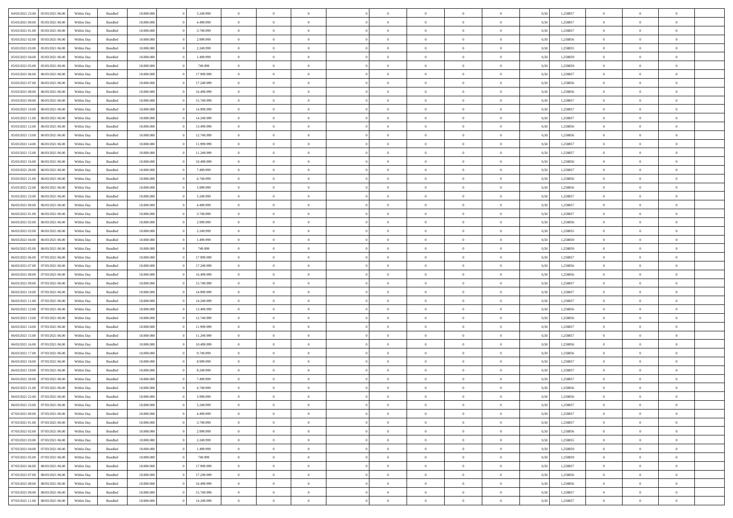| | | | | | | | | | | | | | | | | | | | | | |
|---|---|---|---|---|---|---|---|---|---|---|---|---|---|---|---|---|---|---|---|---|---|
| 04/03/2021 23:00 | 05/03/2021 06:00 | Within Day | Bundled | 18.000.000 | 0 | 5.249.999 | 0 | 0 | 0 | | 0 | 0 | 0 | 0 | 0,50 | 1,258857 | 0 | 0 | 0 | |
| 05/03/2021 00:00 | 05/03/2021 06:00 | Within Day | Bundled | 18.000.000 | 0 | 4.499.999 | 0 | 0 | 0 | | 0 | 0 | 0 | 0 | 0,50 | 1,258857 | 0 | 0 | 0 | |
| 05/03/2021 01:00 | 05/03/2021 06:00 | Within Day | Bundled | 18.000.000 | 0 | 3.749.999 | 0 | 0 | 0 | | 0 | 0 | 0 | 0 | 0,50 | 1,258857 | 0 | 0 | 0 | |
| 05/03/2021 02:00 | 05/03/2021 06:00 | Within Day | Bundled | 18.000.000 | 0 | 2.999.999 | 0 | 0 | 0 | | 0 | 0 | 0 | 0 | 0,50 | 1,258856 | 0 | 0 | 0 | |
| 05/03/2021 03:00 | 05/03/2021 06:00 | Within Day | Bundled | 18.000.000 | 0 | 2.249.999 | 0 | 0 | 0 | | 0 | 0 | 0 | 0 | 0,50 | 1,258855 | 0 | 0 | 0 | |
| 05/03/2021 04:00 | 05/03/2021 06:00 | Within Day | Bundled | 18.000.000 | 0 | 1.499.999 | 0 | 0 | 0 | | 0 | 0 | 0 | 0 | 0,50 | 1,258859 | 0 | 0 | 0 | |
| 05/03/2021 05:00 | 05/03/2021 06:00 | Within Day | Bundled | 18.000.000 | 0 | 749.999 | 0 | 0 | 0 | | 0 | 0 | 0 | 0 | 0,50 | 1,258859 | 0 | 0 | 0 | |
| 05/03/2021 06:00 | 06/03/2021 06:00 | Within Day | Bundled | 18.000.000 | 0 | 17.999.999 | 0 | 0 | 0 | | 0 | 0 | 0 | 0 | 0,50 | 1,258857 | 0 | 0 | 0 | |
| 05/03/2021 07:00 | 06/03/2021 06:00 | Within Day | Bundled | 18.000.000 | 0 | 17.249.999 | 0 | 0 | 0 | | 0 | 0 | 0 | 0 | 0,50 | 1,258856 | 0 | 0 | 0 | |
| 05/03/2021 08:00 | 06/03/2021 06:00 | Within Day | Bundled | 18.000.000 | 0 | 16.499.999 | 0 | 0 | 0 | | 0 | 0 | 0 | 0 | 0,50 | 1,258856 | 0 | 0 | 0 | |
| 05/03/2021 09:00 | 06/03/2021 06:00 | Within Day | Bundled | 18.000.000 | 0 | 15.749.999 | 0 | 0 | 0 | | 0 | 0 | 0 | 0 | 0,50 | 1,258857 | 0 | 0 | 0 | |
| 05/03/2021 10:00 | 06/03/2021 06:00 | Within Day | Bundled | 18.000.000 | 0 | 14.999.999 | 0 | 0 | 0 | | 0 | 0 | 0 | 0 | 0,50 | 1,258857 | 0 | 0 | 0 | |
| 05/03/2021 11:00 | 06/03/2021 06:00 | Within Day | Bundled | 18.000.000 | 0 | 14.249.999 | 0 | 0 | 0 | | 0 | 0 | 0 | 0 | 0,50 | 1,258857 | 0 | 0 | 0 | |
| 05/03/2021 12:00 | 06/03/2021 06:00 | Within Day | Bundled | 18.000.000 | 0 | 13.499.999 | 0 | 0 | 0 | | 0 | 0 | 0 | 0 | 0,50 | 1,258856 | 0 | 0 | 0 | |
| 05/03/2021 13:00 | 06/03/2021 06:00 | Within Day | Bundled | 18.000.000 | 0 | 12.749.999 | 0 | 0 | 0 | | 0 | 0 | 0 | 0 | 0,50 | 1,258856 | 0 | 0 | 0 | |
| 05/03/2021 14:00 | 06/03/2021 06:00 | Within Day | Bundled | 18.000.000 | 0 | 11.999.999 | 0 | 0 | 0 | | 0 | 0 | 0 | 0 | 0,50 | 1,258857 | 0 | 0 | 0 | |
| 05/03/2021 15:00 | 06/03/2021 06:00 | Within Day | Bundled | 18.000.000 | 0 | 11.249.999 | 0 | 0 | 0 | | 0 | 0 | 0 | 0 | 0,50 | 1,258857 | 0 | 0 | 0 | |
| 05/03/2021 16:00 | 06/03/2021 06:00 | Within Day | Bundled | 18.000.000 | 0 | 10.499.999 | 0 | 0 | 0 | | 0 | 0 | 0 | 0 | 0,50 | 1,258856 | 0 | 0 | 0 | |
| 05/03/2021 20:00 | 06/03/2021 06:00 | Within Day | Bundled | 18.000.000 | 0 | 7.499.999 | 0 | 0 | 0 | | 0 | 0 | 0 | 0 | 0,50 | 1,258857 | 0 | 0 | 0 | |
| 05/03/2021 21:00 | 06/03/2021 06:00 | Within Day | Bundled | 18.000.000 | 0 | 6.749.999 | 0 | 0 | 0 | | 0 | 0 | 0 | 0 | 0,50 | 1,258856 | 0 | 0 | 0 | |
| 05/03/2021 22:00 | 06/03/2021 06:00 | Within Day | Bundled | 18.000.000 | 0 | 5.999.999 | 0 | 0 | 0 | | 0 | 0 | 0 | 0 | 0,50 | 1,258856 | 0 | 0 | 0 | |
| 05/03/2021 23:00 | 06/03/2021 06:00 | Within Day | Bundled | 18.000.000 | 0 | 5.249.999 | 0 | 0 | 0 | | 0 | 0 | 0 | 0 | 0,50 | 1,258857 | 0 | 0 | 0 | |
| 06/03/2021 00:00 | 06/03/2021 06:00 | Within Day | Bundled | 18.000.000 | 0 | 4.499.999 | 0 | 0 | 0 | | 0 | 0 | 0 | 0 | 0,50 | 1,258857 | 0 | 0 | 0 | |
| 06/03/2021 01:00 | 06/03/2021 06:00 | Within Day | Bundled | 18.000.000 | 0 | 3.749.999 | 0 | 0 | 0 | | 0 | 0 | 0 | 0 | 0,50 | 1,258857 | 0 | 0 | 0 | |
| 06/03/2021 02:00 | 06/03/2021 06:00 | Within Day | Bundled | 18.000.000 | 0 | 2.999.999 | 0 | 0 | 0 | | 0 | 0 | 0 | 0 | 0,50 | 1,258856 | 0 | 0 | 0 | |
| 06/03/2021 03:00 | 06/03/2021 06:00 | Within Day | Bundled | 18.000.000 | 0 | 2.249.999 | 0 | 0 | 0 | | 0 | 0 | 0 | 0 | 0,50 | 1,258855 | 0 | 0 | 0 | |
| 06/03/2021 04:00 | 06/03/2021 06:00 | Within Day | Bundled | 18.000.000 | 0 | 1.499.999 | 0 | 0 | 0 | | 0 | 0 | 0 | 0 | 0,50 | 1,258859 | 0 | 0 | 0 | |
| 06/03/2021 05:00 | 06/03/2021 06:00 | Within Day | Bundled | 18.000.000 | 0 | 749.999 | 0 | 0 | 0 | | 0 | 0 | 0 | 0 | 0,50 | 1,258859 | 0 | 0 | 0 | |
| 06/03/2021 06:00 | 07/03/2021 06:00 | Within Day | Bundled | 18.000.000 | 0 | 17.999.999 | 0 | 0 | 0 | | 0 | 0 | 0 | 0 | 0,50 | 1,258857 | 0 | 0 | 0 | |
| 06/03/2021 07:00 | 07/03/2021 06:00 | Within Day | Bundled | 18.000.000 | 0 | 17.249.999 | 0 | 0 | 0 | | 0 | 0 | 0 | 0 | 0,50 | 1,258856 | 0 | 0 | 0 | |
| 06/03/2021 08:00 | 07/03/2021 06:00 | Within Day | Bundled | 18.000.000 | 0 | 16.499.999 | 0 | 0 | 0 | | 0 | 0 | 0 | 0 | 0,50 | 1,258856 | 0 | 0 | 0 | |
| 06/03/2021 09:00 | 07/03/2021 06:00 | Within Day | Bundled | 18.000.000 | 0 | 15.749.999 | 0 | 0 | 0 | | 0 | 0 | 0 | 0 | 0,50 | 1,258857 | 0 | 0 | 0 | |
| 06/03/2021 10:00 | 07/03/2021 06:00 | Within Day | Bundled | 18.000.000 | 0 | 14.999.999 | 0 | 0 | 0 | | 0 | 0 | 0 | 0 | 0,50 | 1,258857 | 0 | 0 | 0 | |
| 06/03/2021 11:00 | 07/03/2021 06:00 | Within Day | Bundled | 18.000.000 | 0 | 14.249.999 | 0 | 0 | 0 | | 0 | 0 | 0 | 0 | 0,50 | 1,258857 | 0 | 0 | 0 | |
| 06/03/2021 12:00 | 07/03/2021 06:00 | Within Day | Bundled | 18.000.000 | 0 | 13.499.999 | 0 | 0 | 0 | | 0 | 0 | 0 | 0 | 0,50 | 1,258856 | 0 | 0 | 0 | |
| 06/03/2021 13:00 | 07/03/2021 06:00 | Within Day | Bundled | 18.000.000 | 0 | 12.749.999 | 0 | 0 | 0 | | 0 | 0 | 0 | 0 | 0,50 | 1,258856 | 0 | 0 | 0 | |
| 06/03/2021 14:00 | 07/03/2021 06:00 | Within Day | Bundled | 18.000.000 | 0 | 11.999.999 | 0 | 0 | 0 | | 0 | 0 | 0 | 0 | 0,50 | 1,258857 | 0 | 0 | 0 | |
| 06/03/2021 15:00 | 07/03/2021 06:00 | Within Day | Bundled | 18.000.000 | 0 | 11.249.999 | 0 | 0 | 0 | | 0 | 0 | 0 | 0 | 0,50 | 1,258857 | 0 | 0 | 0 | |
| 06/03/2021 16:00 | 07/03/2021 06:00 | Within Day | Bundled | 18.000.000 | 0 | 10.499.999 | 0 | 0 | 0 | | 0 | 0 | 0 | 0 | 0,50 | 1,258856 | 0 | 0 | 0 | |
| 06/03/2021 17:00 | 07/03/2021 06:00 | Within Day | Bundled | 18.000.000 | 0 | 9.749.999 | 0 | 0 | 0 | | 0 | 0 | 0 | 0 | 0,50 | 1,258856 | 0 | 0 | 0 | |
| 06/03/2021 18:00 | 07/03/2021 06:00 | Within Day | Bundled | 18.000.000 | 0 | 8.999.999 | 0 | 0 | 0 | | 0 | 0 | 0 | 0 | 0,50 | 1,258857 | 0 | 0 | 0 | |
| 06/03/2021 19:00 | 07/03/2021 06:00 | Within Day | Bundled | 18.000.000 | 0 | 8.249.999 | 0 | 0 | 0 | | 0 | 0 | 0 | 0 | 0,50 | 1,258857 | 0 | 0 | 0 | |
| 06/03/2021 20:00 | 07/03/2021 06:00 | Within Day | Bundled | 18.000.000 | 0 | 7.499.999 | 0 | 0 | 0 | | 0 | 0 | 0 | 0 | 0,50 | 1,258857 | 0 | 0 | 0 | |
| 06/03/2021 21:00 | 07/03/2021 06:00 | Within Day | Bundled | 18.000.000 | 0 | 6.749.999 | 0 | 0 | 0 | | 0 | 0 | 0 | 0 | 0,50 | 1,258856 | 0 | 0 | 0 | |
| 06/03/2021 22:00 | 07/03/2021 06:00 | Within Day | Bundled | 18.000.000 | 0 | 5.999.999 | 0 | 0 | 0 | | 0 | 0 | 0 | 0 | 0,50 | 1,258856 | 0 | 0 | 0 | |
| 06/03/2021 23:00 | 07/03/2021 06:00 | Within Day | Bundled | 18.000.000 | 0 | 5.249.999 | 0 | 0 | 0 | | 0 | 0 | 0 | 0 | 0,50 | 1,258857 | 0 | 0 | 0 | |
| 07/03/2021 00:00 | 07/03/2021 06:00 | Within Day | Bundled | 18.000.000 | 0 | 4.499.999 | 0 | 0 | 0 | | 0 | 0 | 0 | 0 | 0,50 | 1,258857 | 0 | 0 | 0 | |
| 07/03/2021 01:00 | 07/03/2021 06:00 | Within Day | Bundled | 18.000.000 | 0 | 3.749.999 | 0 | 0 | 0 | | 0 | 0 | 0 | 0 | 0,50 | 1,258857 | 0 | 0 | 0 | |
| 07/03/2021 02:00 | 07/03/2021 06:00 | Within Day | Bundled | 18.000.000 | 0 | 2.999.999 | 0 | 0 | 0 | | 0 | 0 | 0 | 0 | 0,50 | 1,258856 | 0 | 0 | 0 | |
| 07/03/2021 03:00 | 07/03/2021 06:00 | Within Day | Bundled | 18.000.000 | 0 | 2.249.999 | 0 | 0 | 0 | | 0 | 0 | 0 | 0 | 0,50 | 1,258855 | 0 | 0 | 0 | |
| 07/03/2021 04:00 | 07/03/2021 06:00 | Within Day | Bundled | 18.000.000 | 0 | 1.499.999 | 0 | 0 | 0 | | 0 | 0 | 0 | 0 | 0,50 | 1,258859 | 0 | 0 | 0 | |
| 07/03/2021 05:00 | 07/03/2021 06:00 | Within Day | Bundled | 18.000.000 | 0 | 749.999 | 0 | 0 | 0 | | 0 | 0 | 0 | 0 | 0,50 | 1,258859 | 0 | 0 | 0 | |
| 07/03/2021 06:00 | 08/03/2021 06:00 | Within Day | Bundled | 18.000.000 | 0 | 17.999.999 | 0 | 0 | 0 | | 0 | 0 | 0 | 0 | 0,50 | 1,258857 | 0 | 0 | 0 | |
| 07/03/2021 07:00 | 08/03/2021 06:00 | Within Day | Bundled | 18.000.000 | 0 | 17.249.999 | 0 | 0 | 0 | | 0 | 0 | 0 | 0 | 0,50 | 1,258856 | 0 | 0 | 0 | |
| 07/03/2021 08:00 | 08/03/2021 06:00 | Within Day | Bundled | 18.000.000 | 0 | 16.499.999 | 0 | 0 | 0 | | 0 | 0 | 0 | 0 | 0,50 | 1,258856 | 0 | 0 | 0 | |
| 07/03/2021 09:00 | 08/03/2021 06:00 | Within Day | Bundled | 18.000.000 | 0 | 15.749.999 | 0 | 0 | 0 | | 0 | 0 | 0 | 0 | 0,50 | 1,258857 | 0 | 0 | 0 | |
| 07/03/2021 11:00 | 08/03/2021 06:00 | Within Day | Bundled | 18.000.000 | 0 | 14.249.999 | 0 | 0 | 0 | | 0 | 0 | 0 | 0 | 0,50 | 1,258857 | 0 | 0 | 0 | |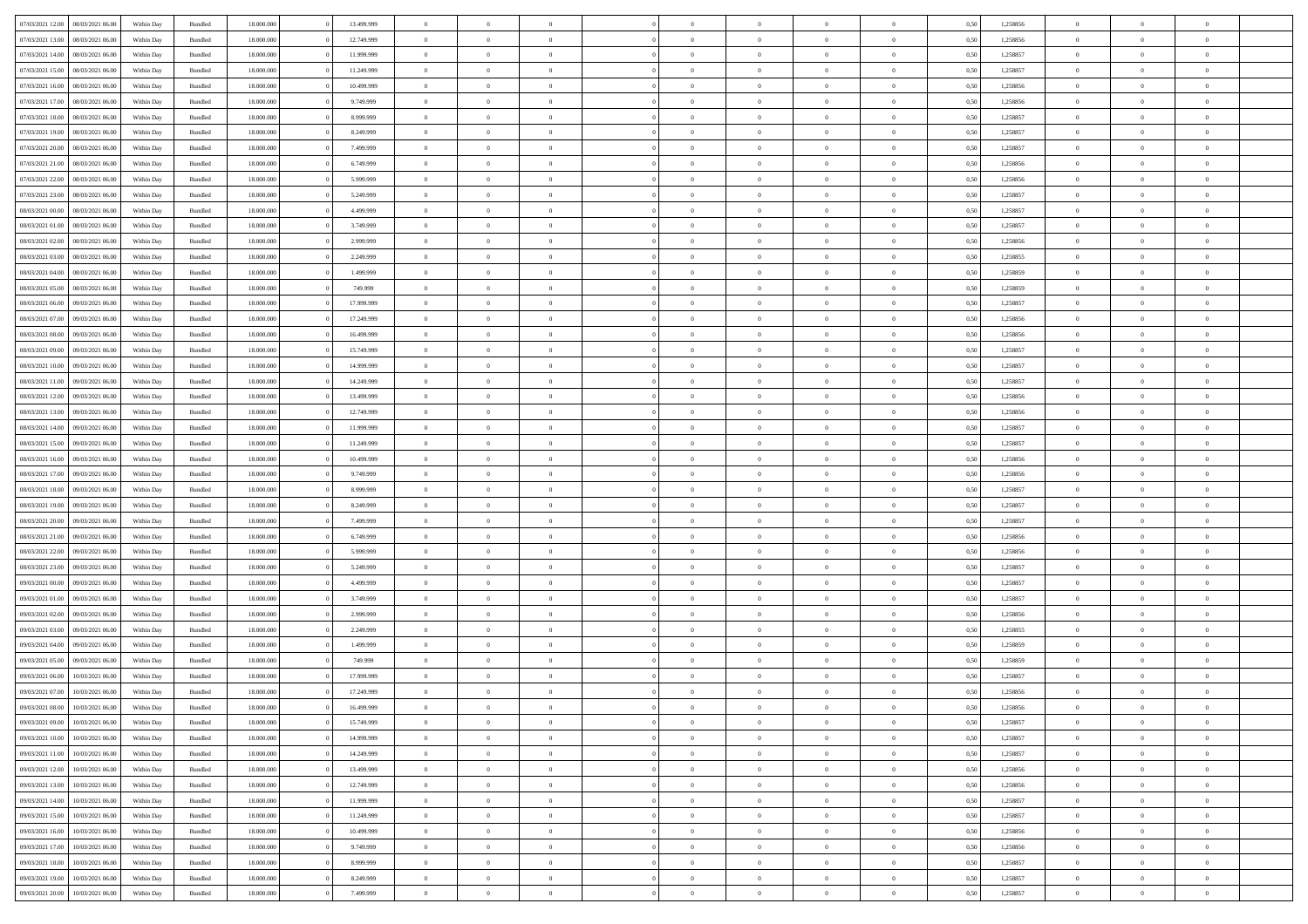| | | | | | | | | | | | | | | | | | | | | |
|---|---|---|---|---|---|---|---|---|---|---|---|---|---|---|---|---|---|---|---|---|
| 07/03/2021 12:00 | 08/03/2021 06:00 | Within Day | Bundled | 18.000.000 | 0 | 13.499.999 | 0 | 0 | 0 | 0 | 0 | 0 | 0 | 0 | 0,50 | 1,258856 | 0 | 0 | 0 | |
| 07/03/2021 13:00 | 08/03/2021 06:00 | Within Day | Bundled | 18.000.000 | 0 | 12.749.999 | 0 | 0 | 0 | 0 | 0 | 0 | 0 | 0 | 0,50 | 1,258856 | 0 | 0 | 0 | |
| 07/03/2021 14:00 | 08/03/2021 06:00 | Within Day | Bundled | 18.000.000 | 0 | 11.999.999 | 0 | 0 | 0 | 0 | 0 | 0 | 0 | 0 | 0,50 | 1,258857 | 0 | 0 | 0 | |
| 07/03/2021 15:00 | 08/03/2021 06:00 | Within Day | Bundled | 18.000.000 | 0 | 11.249.999 | 0 | 0 | 0 | 0 | 0 | 0 | 0 | 0 | 0,50 | 1,258857 | 0 | 0 | 0 | |
| 07/03/2021 16:00 | 08/03/2021 06:00 | Within Day | Bundled | 18.000.000 | 0 | 10.499.999 | 0 | 0 | 0 | 0 | 0 | 0 | 0 | 0 | 0,50 | 1,258856 | 0 | 0 | 0 | |
| 07/03/2021 17:00 | 08/03/2021 06:00 | Within Day | Bundled | 18.000.000 | 0 | 9.749.999 | 0 | 0 | 0 | 0 | 0 | 0 | 0 | 0 | 0,50 | 1,258856 | 0 | 0 | 0 | |
| 07/03/2021 18:00 | 08/03/2021 06:00 | Within Day | Bundled | 18.000.000 | 0 | 8.999.999 | 0 | 0 | 0 | 0 | 0 | 0 | 0 | 0 | 0,50 | 1,258857 | 0 | 0 | 0 | |
| 07/03/2021 19:00 | 08/03/2021 06:00 | Within Day | Bundled | 18.000.000 | 0 | 8.249.999 | 0 | 0 | 0 | 0 | 0 | 0 | 0 | 0 | 0,50 | 1,258857 | 0 | 0 | 0 | |
| 07/03/2021 20:00 | 08/03/2021 06:00 | Within Day | Bundled | 18.000.000 | 0 | 7.499.999 | 0 | 0 | 0 | 0 | 0 | 0 | 0 | 0 | 0,50 | 1,258857 | 0 | 0 | 0 | |
| 07/03/2021 21:00 | 08/03/2021 06:00 | Within Day | Bundled | 18.000.000 | 0 | 6.749.999 | 0 | 0 | 0 | 0 | 0 | 0 | 0 | 0 | 0,50 | 1,258856 | 0 | 0 | 0 | |
| 07/03/2021 22:00 | 08/03/2021 06:00 | Within Day | Bundled | 18.000.000 | 0 | 5.999.999 | 0 | 0 | 0 | 0 | 0 | 0 | 0 | 0 | 0,50 | 1,258856 | 0 | 0 | 0 | |
| 07/03/2021 23:00 | 08/03/2021 06:00 | Within Day | Bundled | 18.000.000 | 0 | 5.249.999 | 0 | 0 | 0 | 0 | 0 | 0 | 0 | 0 | 0,50 | 1,258857 | 0 | 0 | 0 | |
| 08/03/2021 00:00 | 08/03/2021 06:00 | Within Day | Bundled | 18.000.000 | 0 | 4.499.999 | 0 | 0 | 0 | 0 | 0 | 0 | 0 | 0 | 0,50 | 1,258857 | 0 | 0 | 0 | |
| 08/03/2021 01:00 | 08/03/2021 06:00 | Within Day | Bundled | 18.000.000 | 0 | 3.749.999 | 0 | 0 | 0 | 0 | 0 | 0 | 0 | 0 | 0,50 | 1,258857 | 0 | 0 | 0 | |
| 08/03/2021 02:00 | 08/03/2021 06:00 | Within Day | Bundled | 18.000.000 | 0 | 2.999.999 | 0 | 0 | 0 | 0 | 0 | 0 | 0 | 0 | 0,50 | 1,258856 | 0 | 0 | 0 | |
| 08/03/2021 03:00 | 08/03/2021 06:00 | Within Day | Bundled | 18.000.000 | 0 | 2.249.999 | 0 | 0 | 0 | 0 | 0 | 0 | 0 | 0 | 0,50 | 1,258855 | 0 | 0 | 0 | |
| 08/03/2021 04:00 | 08/03/2021 06:00 | Within Day | Bundled | 18.000.000 | 0 | 1.499.999 | 0 | 0 | 0 | 0 | 0 | 0 | 0 | 0 | 0,50 | 1,258859 | 0 | 0 | 0 | |
| 08/03/2021 05:00 | 08/03/2021 06:00 | Within Day | Bundled | 18.000.000 | 0 | 749.999 | 0 | 0 | 0 | 0 | 0 | 0 | 0 | 0 | 0,50 | 1,258859 | 0 | 0 | 0 | |
| 08/03/2021 06:00 | 09/03/2021 06:00 | Within Day | Bundled | 18.000.000 | 0 | 17.999.999 | 0 | 0 | 0 | 0 | 0 | 0 | 0 | 0 | 0,50 | 1,258857 | 0 | 0 | 0 | |
| 08/03/2021 07:00 | 09/03/2021 06:00 | Within Day | Bundled | 18.000.000 | 0 | 17.249.999 | 0 | 0 | 0 | 0 | 0 | 0 | 0 | 0 | 0,50 | 1,258856 | 0 | 0 | 0 | |
| 08/03/2021 08:00 | 09/03/2021 06:00 | Within Day | Bundled | 18.000.000 | 0 | 16.499.999 | 0 | 0 | 0 | 0 | 0 | 0 | 0 | 0 | 0,50 | 1,258856 | 0 | 0 | 0 | |
| 08/03/2021 09:00 | 09/03/2021 06:00 | Within Day | Bundled | 18.000.000 | 0 | 15.749.999 | 0 | 0 | 0 | 0 | 0 | 0 | 0 | 0 | 0,50 | 1,258857 | 0 | 0 | 0 | |
| 08/03/2021 10:00 | 09/03/2021 06:00 | Within Day | Bundled | 18.000.000 | 0 | 14.999.999 | 0 | 0 | 0 | 0 | 0 | 0 | 0 | 0 | 0,50 | 1,258857 | 0 | 0 | 0 | |
| 08/03/2021 11:00 | 09/03/2021 06:00 | Within Day | Bundled | 18.000.000 | 0 | 14.249.999 | 0 | 0 | 0 | 0 | 0 | 0 | 0 | 0 | 0,50 | 1,258857 | 0 | 0 | 0 | |
| 08/03/2021 12:00 | 09/03/2021 06:00 | Within Day | Bundled | 18.000.000 | 0 | 13.499.999 | 0 | 0 | 0 | 0 | 0 | 0 | 0 | 0 | 0,50 | 1,258856 | 0 | 0 | 0 | |
| 08/03/2021 13:00 | 09/03/2021 06:00 | Within Day | Bundled | 18.000.000 | 0 | 12.749.999 | 0 | 0 | 0 | 0 | 0 | 0 | 0 | 0 | 0,50 | 1,258856 | 0 | 0 | 0 | |
| 08/03/2021 14:00 | 09/03/2021 06:00 | Within Day | Bundled | 18.000.000 | 0 | 11.999.999 | 0 | 0 | 0 | 0 | 0 | 0 | 0 | 0 | 0,50 | 1,258857 | 0 | 0 | 0 | |
| 08/03/2021 15:00 | 09/03/2021 06:00 | Within Day | Bundled | 18.000.000 | 0 | 11.249.999 | 0 | 0 | 0 | 0 | 0 | 0 | 0 | 0 | 0,50 | 1,258857 | 0 | 0 | 0 | |
| 08/03/2021 16:00 | 09/03/2021 06:00 | Within Day | Bundled | 18.000.000 | 0 | 10.499.999 | 0 | 0 | 0 | 0 | 0 | 0 | 0 | 0 | 0,50 | 1,258856 | 0 | 0 | 0 | |
| 08/03/2021 17:00 | 09/03/2021 06:00 | Within Day | Bundled | 18.000.000 | 0 | 9.749.999 | 0 | 0 | 0 | 0 | 0 | 0 | 0 | 0 | 0,50 | 1,258856 | 0 | 0 | 0 | |
| 08/03/2021 18:00 | 09/03/2021 06:00 | Within Day | Bundled | 18.000.000 | 0 | 8.999.999 | 0 | 0 | 0 | 0 | 0 | 0 | 0 | 0 | 0,50 | 1,258857 | 0 | 0 | 0 | |
| 08/03/2021 19:00 | 09/03/2021 06:00 | Within Day | Bundled | 18.000.000 | 0 | 8.249.999 | 0 | 0 | 0 | 0 | 0 | 0 | 0 | 0 | 0,50 | 1,258857 | 0 | 0 | 0 | |
| 08/03/2021 20:00 | 09/03/2021 06:00 | Within Day | Bundled | 18.000.000 | 0 | 7.499.999 | 0 | 0 | 0 | 0 | 0 | 0 | 0 | 0 | 0,50 | 1,258857 | 0 | 0 | 0 | |
| 08/03/2021 21:00 | 09/03/2021 06:00 | Within Day | Bundled | 18.000.000 | 0 | 6.749.999 | 0 | 0 | 0 | 0 | 0 | 0 | 0 | 0 | 0,50 | 1,258856 | 0 | 0 | 0 | |
| 08/03/2021 22:00 | 09/03/2021 06:00 | Within Day | Bundled | 18.000.000 | 0 | 5.999.999 | 0 | 0 | 0 | 0 | 0 | 0 | 0 | 0 | 0,50 | 1,258856 | 0 | 0 | 0 | |
| 08/03/2021 23:00 | 09/03/2021 06:00 | Within Day | Bundled | 18.000.000 | 0 | 5.249.999 | 0 | 0 | 0 | 0 | 0 | 0 | 0 | 0 | 0,50 | 1,258857 | 0 | 0 | 0 | |
| 09/03/2021 00:00 | 09/03/2021 06:00 | Within Day | Bundled | 18.000.000 | 0 | 4.499.999 | 0 | 0 | 0 | 0 | 0 | 0 | 0 | 0 | 0,50 | 1,258857 | 0 | 0 | 0 | |
| 09/03/2021 01:00 | 09/03/2021 06:00 | Within Day | Bundled | 18.000.000 | 0 | 3.749.999 | 0 | 0 | 0 | 0 | 0 | 0 | 0 | 0 | 0,50 | 1,258857 | 0 | 0 | 0 | |
| 09/03/2021 02:00 | 09/03/2021 06:00 | Within Day | Bundled | 18.000.000 | 0 | 2.999.999 | 0 | 0 | 0 | 0 | 0 | 0 | 0 | 0 | 0,50 | 1,258856 | 0 | 0 | 0 | |
| 09/03/2021 03:00 | 09/03/2021 06:00 | Within Day | Bundled | 18.000.000 | 0 | 2.249.999 | 0 | 0 | 0 | 0 | 0 | 0 | 0 | 0 | 0,50 | 1,258855 | 0 | 0 | 0 | |
| 09/03/2021 04:00 | 09/03/2021 06:00 | Within Day | Bundled | 18.000.000 | 0 | 1.499.999 | 0 | 0 | 0 | 0 | 0 | 0 | 0 | 0 | 0,50 | 1,258859 | 0 | 0 | 0 | |
| 09/03/2021 05:00 | 09/03/2021 06:00 | Within Day | Bundled | 18.000.000 | 0 | 749.999 | 0 | 0 | 0 | 0 | 0 | 0 | 0 | 0 | 0,50 | 1,258859 | 0 | 0 | 0 | |
| 09/03/2021 06:00 | 10/03/2021 06:00 | Within Day | Bundled | 18.000.000 | 0 | 17.999.999 | 0 | 0 | 0 | 0 | 0 | 0 | 0 | 0 | 0,50 | 1,258857 | 0 | 0 | 0 | |
| 09/03/2021 07:00 | 10/03/2021 06:00 | Within Day | Bundled | 18.000.000 | 0 | 17.249.999 | 0 | 0 | 0 | 0 | 0 | 0 | 0 | 0 | 0,50 | 1,258856 | 0 | 0 | 0 | |
| 09/03/2021 08:00 | 10/03/2021 06:00 | Within Day | Bundled | 18.000.000 | 0 | 16.499.999 | 0 | 0 | 0 | 0 | 0 | 0 | 0 | 0 | 0,50 | 1,258856 | 0 | 0 | 0 | |
| 09/03/2021 09:00 | 10/03/2021 06:00 | Within Day | Bundled | 18.000.000 | 0 | 15.749.999 | 0 | 0 | 0 | 0 | 0 | 0 | 0 | 0 | 0,50 | 1,258857 | 0 | 0 | 0 | |
| 09/03/2021 10:00 | 10/03/2021 06:00 | Within Day | Bundled | 18.000.000 | 0 | 14.999.999 | 0 | 0 | 0 | 0 | 0 | 0 | 0 | 0 | 0,50 | 1,258857 | 0 | 0 | 0 | |
| 09/03/2021 11:00 | 10/03/2021 06:00 | Within Day | Bundled | 18.000.000 | 0 | 14.249.999 | 0 | 0 | 0 | 0 | 0 | 0 | 0 | 0 | 0,50 | 1,258857 | 0 | 0 | 0 | |
| 09/03/2021 12:00 | 10/03/2021 06:00 | Within Day | Bundled | 18.000.000 | 0 | 13.499.999 | 0 | 0 | 0 | 0 | 0 | 0 | 0 | 0 | 0,50 | 1,258856 | 0 | 0 | 0 | |
| 09/03/2021 13:00 | 10/03/2021 06:00 | Within Day | Bundled | 18.000.000 | 0 | 12.749.999 | 0 | 0 | 0 | 0 | 0 | 0 | 0 | 0 | 0,50 | 1,258856 | 0 | 0 | 0 | |
| 09/03/2021 14:00 | 10/03/2021 06:00 | Within Day | Bundled | 18.000.000 | 0 | 11.999.999 | 0 | 0 | 0 | 0 | 0 | 0 | 0 | 0 | 0,50 | 1,258857 | 0 | 0 | 0 | |
| 09/03/2021 15:00 | 10/03/2021 06:00 | Within Day | Bundled | 18.000.000 | 0 | 11.249.999 | 0 | 0 | 0 | 0 | 0 | 0 | 0 | 0 | 0,50 | 1,258857 | 0 | 0 | 0 | |
| 09/03/2021 16:00 | 10/03/2021 06:00 | Within Day | Bundled | 18.000.000 | 0 | 10.499.999 | 0 | 0 | 0 | 0 | 0 | 0 | 0 | 0 | 0,50 | 1,258856 | 0 | 0 | 0 | |
| 09/03/2021 17:00 | 10/03/2021 06:00 | Within Day | Bundled | 18.000.000 | 0 | 9.749.999 | 0 | 0 | 0 | 0 | 0 | 0 | 0 | 0 | 0,50 | 1,258856 | 0 | 0 | 0 | |
| 09/03/2021 18:00 | 10/03/2021 06:00 | Within Day | Bundled | 18.000.000 | 0 | 8.999.999 | 0 | 0 | 0 | 0 | 0 | 0 | 0 | 0 | 0,50 | 1,258857 | 0 | 0 | 0 | |
| 09/03/2021 19:00 | 10/03/2021 06:00 | Within Day | Bundled | 18.000.000 | 0 | 8.249.999 | 0 | 0 | 0 | 0 | 0 | 0 | 0 | 0 | 0,50 | 1,258857 | 0 | 0 | 0 | |
| 09/03/2021 20:00 | 10/03/2021 06:00 | Within Day | Bundled | 18.000.000 | 0 | 7.499.999 | 0 | 0 | 0 | 0 | 0 | 0 | 0 | 0 | 0,50 | 1,258857 | 0 | 0 | 0 | |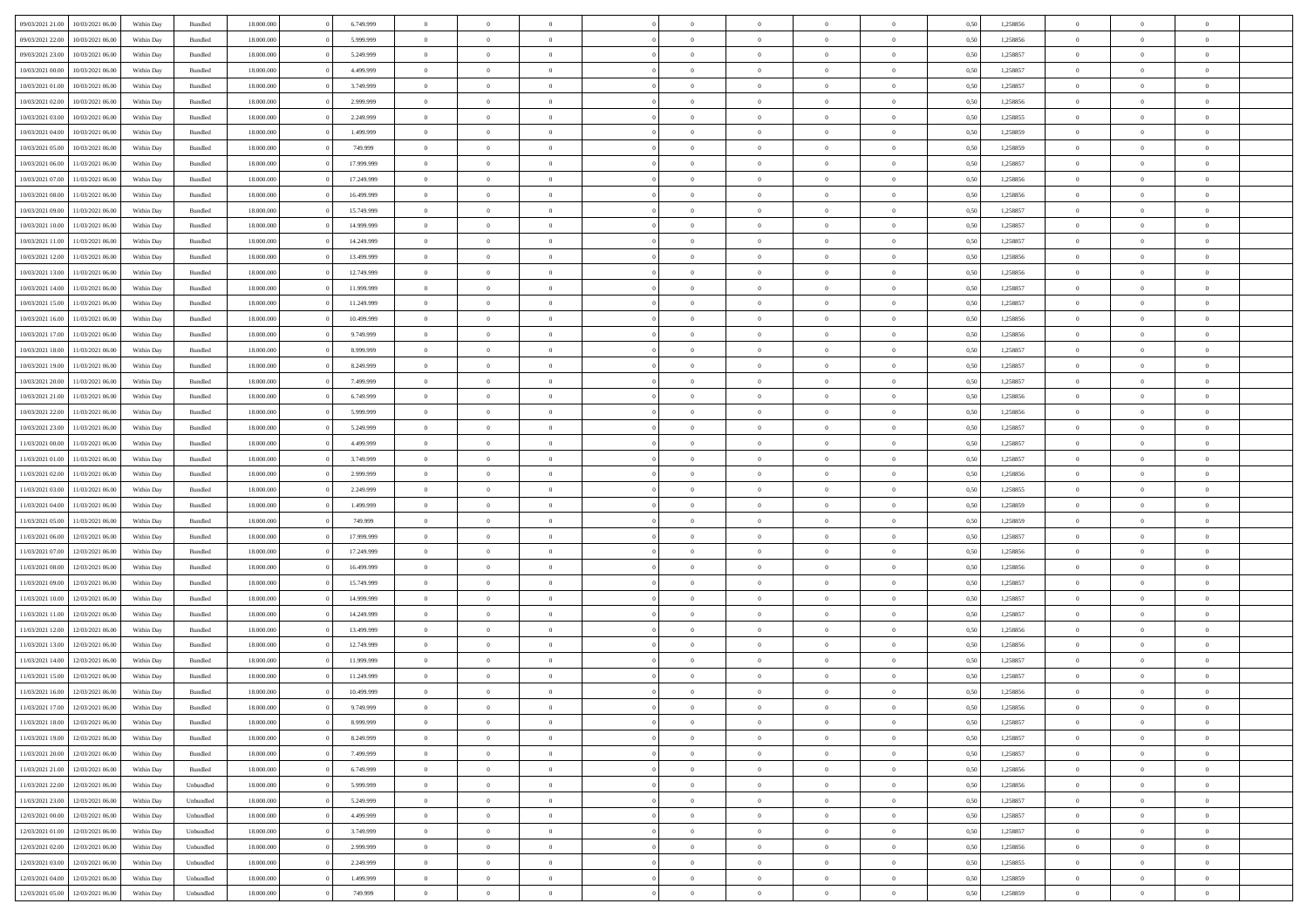| | | | | | | | | | | | | | | | | | | | | |
|---|---|---|---|---|---|---|---|---|---|---|---|---|---|---|---|---|---|---|---|---|
| 09/03/2021 21:00 | 10/03/2021 06:00 | Within Day | Bundled | 18.000.000 | 0 | 6.749.999 | 0 | 0 | 0 | | 0 | 0 | 0 | 0 | 0,50 | 1,258856 | 0 | 0 | 0 | |
| 09/03/2021 22:00 | 10/03/2021 06:00 | Within Day | Bundled | 18.000.000 | 0 | 5.999.999 | 0 | 0 | 0 | | 0 | 0 | 0 | 0 | 0,50 | 1,258856 | 0 | 0 | 0 | |
| 09/03/2021 23:00 | 10/03/2021 06:00 | Within Day | Bundled | 18.000.000 | 0 | 5.249.999 | 0 | 0 | 0 | | 0 | 0 | 0 | 0 | 0,50 | 1,258857 | 0 | 0 | 0 | |
| 10/03/2021 00:00 | 10/03/2021 06:00 | Within Day | Bundled | 18.000.000 | 0 | 4.499.999 | 0 | 0 | 0 | | 0 | 0 | 0 | 0 | 0,50 | 1,258857 | 0 | 0 | 0 | |
| 10/03/2021 01:00 | 10/03/2021 06:00 | Within Day | Bundled | 18.000.000 | 0 | 3.749.999 | 0 | 0 | 0 | | 0 | 0 | 0 | 0 | 0,50 | 1,258857 | 0 | 0 | 0 | |
| 10/03/2021 02:00 | 10/03/2021 06:00 | Within Day | Bundled | 18.000.000 | 0 | 2.999.999 | 0 | 0 | 0 | | 0 | 0 | 0 | 0 | 0,50 | 1,258856 | 0 | 0 | 0 | |
| 10/03/2021 03:00 | 10/03/2021 06:00 | Within Day | Bundled | 18.000.000 | 0 | 2.249.999 | 0 | 0 | 0 | | 0 | 0 | 0 | 0 | 0,50 | 1,258855 | 0 | 0 | 0 | |
| 10/03/2021 04:00 | 10/03/2021 06:00 | Within Day | Bundled | 18.000.000 | 0 | 1.499.999 | 0 | 0 | 0 | | 0 | 0 | 0 | 0 | 0,50 | 1,258859 | 0 | 0 | 0 | |
| 10/03/2021 05:00 | 10/03/2021 06:00 | Within Day | Bundled | 18.000.000 | 0 | 749.999 | 0 | 0 | 0 | | 0 | 0 | 0 | 0 | 0,50 | 1,258859 | 0 | 0 | 0 | |
| 10/03/2021 06:00 | 11/03/2021 06:00 | Within Day | Bundled | 18.000.000 | 0 | 17.999.999 | 0 | 0 | 0 | | 0 | 0 | 0 | 0 | 0,50 | 1,258857 | 0 | 0 | 0 | |
| 10/03/2021 07:00 | 11/03/2021 06:00 | Within Day | Bundled | 18.000.000 | 0 | 17.249.999 | 0 | 0 | 0 | | 0 | 0 | 0 | 0 | 0,50 | 1,258856 | 0 | 0 | 0 | |
| 10/03/2021 08:00 | 11/03/2021 06:00 | Within Day | Bundled | 18.000.000 | 0 | 16.499.999 | 0 | 0 | 0 | | 0 | 0 | 0 | 0 | 0,50 | 1,258856 | 0 | 0 | 0 | |
| 10/03/2021 09:00 | 11/03/2021 06:00 | Within Day | Bundled | 18.000.000 | 0 | 15.749.999 | 0 | 0 | 0 | | 0 | 0 | 0 | 0 | 0,50 | 1,258857 | 0 | 0 | 0 | |
| 10/03/2021 10:00 | 11/03/2021 06:00 | Within Day | Bundled | 18.000.000 | 0 | 14.999.999 | 0 | 0 | 0 | | 0 | 0 | 0 | 0 | 0,50 | 1,258857 | 0 | 0 | 0 | |
| 10/03/2021 11:00 | 11/03/2021 06:00 | Within Day | Bundled | 18.000.000 | 0 | 14.249.999 | 0 | 0 | 0 | | 0 | 0 | 0 | 0 | 0,50 | 1,258857 | 0 | 0 | 0 | |
| 10/03/2021 12:00 | 11/03/2021 06:00 | Within Day | Bundled | 18.000.000 | 0 | 13.499.999 | 0 | 0 | 0 | | 0 | 0 | 0 | 0 | 0,50 | 1,258856 | 0 | 0 | 0 | |
| 10/03/2021 13:00 | 11/03/2021 06:00 | Within Day | Bundled | 18.000.000 | 0 | 12.749.999 | 0 | 0 | 0 | | 0 | 0 | 0 | 0 | 0,50 | 1,258856 | 0 | 0 | 0 | |
| 10/03/2021 14:00 | 11/03/2021 06:00 | Within Day | Bundled | 18.000.000 | 0 | 11.999.999 | 0 | 0 | 0 | | 0 | 0 | 0 | 0 | 0,50 | 1,258857 | 0 | 0 | 0 | |
| 10/03/2021 15:00 | 11/03/2021 06:00 | Within Day | Bundled | 18.000.000 | 0 | 11.249.999 | 0 | 0 | 0 | | 0 | 0 | 0 | 0 | 0,50 | 1,258857 | 0 | 0 | 0 | |
| 10/03/2021 16:00 | 11/03/2021 06:00 | Within Day | Bundled | 18.000.000 | 0 | 10.499.999 | 0 | 0 | 0 | | 0 | 0 | 0 | 0 | 0,50 | 1,258856 | 0 | 0 | 0 | |
| 10/03/2021 17:00 | 11/03/2021 06:00 | Within Day | Bundled | 18.000.000 | 0 | 9.749.999 | 0 | 0 | 0 | | 0 | 0 | 0 | 0 | 0,50 | 1,258856 | 0 | 0 | 0 | |
| 10/03/2021 18:00 | 11/03/2021 06:00 | Within Day | Bundled | 18.000.000 | 0 | 8.999.999 | 0 | 0 | 0 | | 0 | 0 | 0 | 0 | 0,50 | 1,258857 | 0 | 0 | 0 | |
| 10/03/2021 19:00 | 11/03/2021 06:00 | Within Day | Bundled | 18.000.000 | 0 | 8.249.999 | 0 | 0 | 0 | | 0 | 0 | 0 | 0 | 0,50 | 1,258857 | 0 | 0 | 0 | |
| 10/03/2021 20:00 | 11/03/2021 06:00 | Within Day | Bundled | 18.000.000 | 0 | 7.499.999 | 0 | 0 | 0 | | 0 | 0 | 0 | 0 | 0,50 | 1,258857 | 0 | 0 | 0 | |
| 10/03/2021 21:00 | 11/03/2021 06:00 | Within Day | Bundled | 18.000.000 | 0 | 6.749.999 | 0 | 0 | 0 | | 0 | 0 | 0 | 0 | 0,50 | 1,258856 | 0 | 0 | 0 | |
| 10/03/2021 22:00 | 11/03/2021 06:00 | Within Day | Bundled | 18.000.000 | 0 | 5.999.999 | 0 | 0 | 0 | | 0 | 0 | 0 | 0 | 0,50 | 1,258856 | 0 | 0 | 0 | |
| 10/03/2021 23:00 | 11/03/2021 06:00 | Within Day | Bundled | 18.000.000 | 0 | 5.249.999 | 0 | 0 | 0 | | 0 | 0 | 0 | 0 | 0,50 | 1,258857 | 0 | 0 | 0 | |
| 11/03/2021 00:00 | 11/03/2021 06:00 | Within Day | Bundled | 18.000.000 | 0 | 4.499.999 | 0 | 0 | 0 | | 0 | 0 | 0 | 0 | 0,50 | 1,258857 | 0 | 0 | 0 | |
| 11/03/2021 01:00 | 11/03/2021 06:00 | Within Day | Bundled | 18.000.000 | 0 | 3.749.999 | 0 | 0 | 0 | | 0 | 0 | 0 | 0 | 0,50 | 1,258857 | 0 | 0 | 0 | |
| 11/03/2021 02:00 | 11/03/2021 06:00 | Within Day | Bundled | 18.000.000 | 0 | 2.999.999 | 0 | 0 | 0 | | 0 | 0 | 0 | 0 | 0,50 | 1,258856 | 0 | 0 | 0 | |
| 11/03/2021 03:00 | 11/03/2021 06:00 | Within Day | Bundled | 18.000.000 | 0 | 2.249.999 | 0 | 0 | 0 | | 0 | 0 | 0 | 0 | 0,50 | 1,258855 | 0 | 0 | 0 | |
| 11/03/2021 04:00 | 11/03/2021 06:00 | Within Day | Bundled | 18.000.000 | 0 | 1.499.999 | 0 | 0 | 0 | | 0 | 0 | 0 | 0 | 0,50 | 1,258859 | 0 | 0 | 0 | |
| 11/03/2021 05:00 | 11/03/2021 06:00 | Within Day | Bundled | 18.000.000 | 0 | 749.999 | 0 | 0 | 0 | | 0 | 0 | 0 | 0 | 0,50 | 1,258859 | 0 | 0 | 0 | |
| 11/03/2021 06:00 | 12/03/2021 06:00 | Within Day | Bundled | 18.000.000 | 0 | 17.999.999 | 0 | 0 | 0 | | 0 | 0 | 0 | 0 | 0,50 | 1,258857 | 0 | 0 | 0 | |
| 11/03/2021 07:00 | 12/03/2021 06:00 | Within Day | Bundled | 18.000.000 | 0 | 17.249.999 | 0 | 0 | 0 | | 0 | 0 | 0 | 0 | 0,50 | 1,258856 | 0 | 0 | 0 | |
| 11/03/2021 08:00 | 12/03/2021 06:00 | Within Day | Bundled | 18.000.000 | 0 | 16.499.999 | 0 | 0 | 0 | | 0 | 0 | 0 | 0 | 0,50 | 1,258856 | 0 | 0 | 0 | |
| 11/03/2021 09:00 | 12/03/2021 06:00 | Within Day | Bundled | 18.000.000 | 0 | 15.749.999 | 0 | 0 | 0 | | 0 | 0 | 0 | 0 | 0,50 | 1,258857 | 0 | 0 | 0 | |
| 11/03/2021 10:00 | 12/03/2021 06:00 | Within Day | Bundled | 18.000.000 | 0 | 14.999.999 | 0 | 0 | 0 | | 0 | 0 | 0 | 0 | 0,50 | 1,258857 | 0 | 0 | 0 | |
| 11/03/2021 11:00 | 12/03/2021 06:00 | Within Day | Bundled | 18.000.000 | 0 | 14.249.999 | 0 | 0 | 0 | | 0 | 0 | 0 | 0 | 0,50 | 1,258857 | 0 | 0 | 0 | |
| 11/03/2021 12:00 | 12/03/2021 06:00 | Within Day | Bundled | 18.000.000 | 0 | 13.499.999 | 0 | 0 | 0 | | 0 | 0 | 0 | 0 | 0,50 | 1,258856 | 0 | 0 | 0 | |
| 11/03/2021 13:00 | 12/03/2021 06:00 | Within Day | Bundled | 18.000.000 | 0 | 12.749.999 | 0 | 0 | 0 | | 0 | 0 | 0 | 0 | 0,50 | 1,258856 | 0 | 0 | 0 | |
| 11/03/2021 14:00 | 12/03/2021 06:00 | Within Day | Bundled | 18.000.000 | 0 | 11.999.999 | 0 | 0 | 0 | | 0 | 0 | 0 | 0 | 0,50 | 1,258857 | 0 | 0 | 0 | |
| 11/03/2021 15:00 | 12/03/2021 06:00 | Within Day | Bundled | 18.000.000 | 0 | 11.249.999 | 0 | 0 | 0 | | 0 | 0 | 0 | 0 | 0,50 | 1,258857 | 0 | 0 | 0 | |
| 11/03/2021 16:00 | 12/03/2021 06:00 | Within Day | Bundled | 18.000.000 | 0 | 10.499.999 | 0 | 0 | 0 | | 0 | 0 | 0 | 0 | 0,50 | 1,258856 | 0 | 0 | 0 | |
| 11/03/2021 17:00 | 12/03/2021 06:00 | Within Day | Bundled | 18.000.000 | 0 | 9.749.999 | 0 | 0 | 0 | | 0 | 0 | 0 | 0 | 0,50 | 1,258856 | 0 | 0 | 0 | |
| 11/03/2021 18:00 | 12/03/2021 06:00 | Within Day | Bundled | 18.000.000 | 0 | 8.999.999 | 0 | 0 | 0 | | 0 | 0 | 0 | 0 | 0,50 | 1,258857 | 0 | 0 | 0 | |
| 11/03/2021 19:00 | 12/03/2021 06:00 | Within Day | Bundled | 18.000.000 | 0 | 8.249.999 | 0 | 0 | 0 | | 0 | 0 | 0 | 0 | 0,50 | 1,258857 | 0 | 0 | 0 | |
| 11/03/2021 20:00 | 12/03/2021 06:00 | Within Day | Bundled | 18.000.000 | 0 | 7.499.999 | 0 | 0 | 0 | | 0 | 0 | 0 | 0 | 0,50 | 1,258857 | 0 | 0 | 0 | |
| 11/03/2021 21:00 | 12/03/2021 06:00 | Within Day | Bundled | 18.000.000 | 0 | 6.749.999 | 0 | 0 | 0 | | 0 | 0 | 0 | 0 | 0,50 | 1,258856 | 0 | 0 | 0 | |
| 11/03/2021 22:00 | 12/03/2021 06:00 | Within Day | Unbundled | 18.000.000 | 0 | 5.999.999 | 0 | 0 | 0 | | 0 | 0 | 0 | 0 | 0,50 | 1,258856 | 0 | 0 | 0 | |
| 11/03/2021 23:00 | 12/03/2021 06:00 | Within Day | Unbundled | 18.000.000 | 0 | 5.249.999 | 0 | 0 | 0 | | 0 | 0 | 0 | 0 | 0,50 | 1,258857 | 0 | 0 | 0 | |
| 12/03/2021 00:00 | 12/03/2021 06:00 | Within Day | Unbundled | 18.000.000 | 0 | 4.499.999 | 0 | 0 | 0 | | 0 | 0 | 0 | 0 | 0,50 | 1,258857 | 0 | 0 | 0 | |
| 12/03/2021 01:00 | 12/03/2021 06:00 | Within Day | Unbundled | 18.000.000 | 0 | 3.749.999 | 0 | 0 | 0 | | 0 | 0 | 0 | 0 | 0,50 | 1,258857 | 0 | 0 | 0 | |
| 12/03/2021 02:00 | 12/03/2021 06:00 | Within Day | Unbundled | 18.000.000 | 0 | 2.999.999 | 0 | 0 | 0 | | 0 | 0 | 0 | 0 | 0,50 | 1,258856 | 0 | 0 | 0 | |
| 12/03/2021 03:00 | 12/03/2021 06:00 | Within Day | Unbundled | 18.000.000 | 0 | 2.249.999 | 0 | 0 | 0 | | 0 | 0 | 0 | 0 | 0,50 | 1,258855 | 0 | 0 | 0 | |
| 12/03/2021 04:00 | 12/03/2021 06:00 | Within Day | Unbundled | 18.000.000 | 0 | 1.499.999 | 0 | 0 | 0 | | 0 | 0 | 0 | 0 | 0,50 | 1,258859 | 0 | 0 | 0 | |
| 12/03/2021 05:00 | 12/03/2021 06:00 | Within Day | Unbundled | 18.000.000 | 0 | 749.999 | 0 | 0 | 0 | | 0 | 0 | 0 | 0 | 0,50 | 1,258859 | 0 | 0 | 0 | |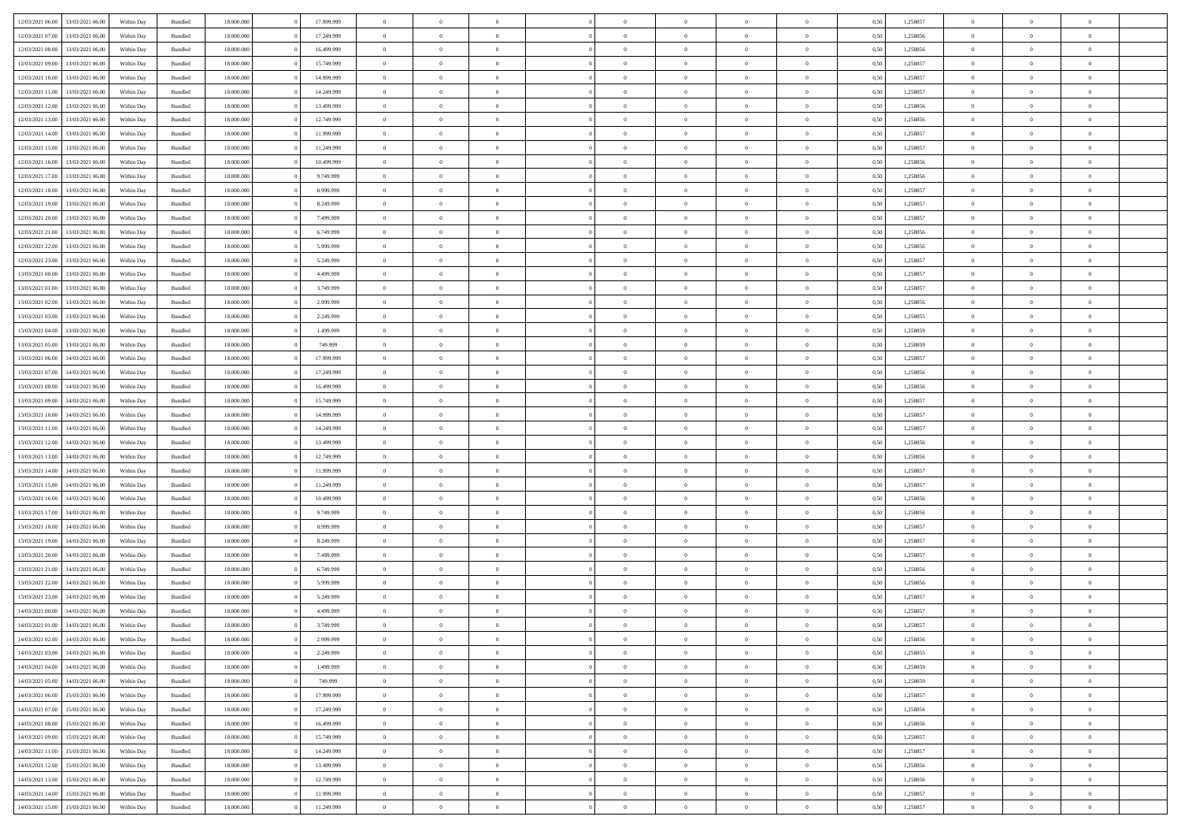| | | | | | | | | | | | | | | | | | | | | |
|---|---|---|---|---|---|---|---|---|---|---|---|---|---|---|---|---|---|---|---|---|
| 12/03/2021 06:00 | 13/03/2021 06:00 | Within Day | Bundled | 18.000.000 | 0 | 17.999.999 | 0 | 0 | 0 | | 0 | 0 | 0 | 0 | 0,50 | 1,258857 | 0 | 0 | 0 | |
| 12/03/2021 07:00 | 13/03/2021 06:00 | Within Day | Bundled | 18.000.000 | 0 | 17.249.999 | 0 | 0 | 0 | | 0 | 0 | 0 | 0 | 0,50 | 1,258856 | 0 | 0 | 0 | |
| 12/03/2021 08:00 | 13/03/2021 06:00 | Within Day | Bundled | 18.000.000 | 0 | 16.499.999 | 0 | 0 | 0 | | 0 | 0 | 0 | 0 | 0,50 | 1,258856 | 0 | 0 | 0 | |
| 12/03/2021 09:00 | 13/03/2021 06:00 | Within Day | Bundled | 18.000.000 | 0 | 15.749.999 | 0 | 0 | 0 | | 0 | 0 | 0 | 0 | 0,50 | 1,258857 | 0 | 0 | 0 | |
| 12/03/2021 10:00 | 13/03/2021 06:00 | Within Day | Bundled | 18.000.000 | 0 | 14.999.999 | 0 | 0 | 0 | | 0 | 0 | 0 | 0 | 0,50 | 1,258857 | 0 | 0 | 0 | |
| 12/03/2021 11:00 | 13/03/2021 06:00 | Within Day | Bundled | 18.000.000 | 0 | 14.249.999 | 0 | 0 | 0 | | 0 | 0 | 0 | 0 | 0,50 | 1,258857 | 0 | 0 | 0 | |
| 12/03/2021 12:00 | 13/03/2021 06:00 | Within Day | Bundled | 18.000.000 | 0 | 13.499.999 | 0 | 0 | 0 | | 0 | 0 | 0 | 0 | 0,50 | 1,258856 | 0 | 0 | 0 | |
| 12/03/2021 13:00 | 13/03/2021 06:00 | Within Day | Bundled | 18.000.000 | 0 | 12.749.999 | 0 | 0 | 0 | | 0 | 0 | 0 | 0 | 0,50 | 1,258856 | 0 | 0 | 0 | |
| 12/03/2021 14:00 | 13/03/2021 06:00 | Within Day | Bundled | 18.000.000 | 0 | 11.999.999 | 0 | 0 | 0 | | 0 | 0 | 0 | 0 | 0,50 | 1,258857 | 0 | 0 | 0 | |
| 12/03/2021 15:00 | 13/03/2021 06:00 | Within Day | Bundled | 18.000.000 | 0 | 11.249.999 | 0 | 0 | 0 | | 0 | 0 | 0 | 0 | 0,50 | 1,258857 | 0 | 0 | 0 | |
| 12/03/2021 16:00 | 13/03/2021 06:00 | Within Day | Bundled | 18.000.000 | 0 | 10.499.999 | 0 | 0 | 0 | | 0 | 0 | 0 | 0 | 0,50 | 1,258856 | 0 | 0 | 0 | |
| 12/03/2021 17:00 | 13/03/2021 06:00 | Within Day | Bundled | 18.000.000 | 0 | 9.749.999 | 0 | 0 | 0 | | 0 | 0 | 0 | 0 | 0,50 | 1,258856 | 0 | 0 | 0 | |
| 12/03/2021 18:00 | 13/03/2021 06:00 | Within Day | Bundled | 18.000.000 | 0 | 8.999.999 | 0 | 0 | 0 | | 0 | 0 | 0 | 0 | 0,50 | 1,258857 | 0 | 0 | 0 | |
| 12/03/2021 19:00 | 13/03/2021 06:00 | Within Day | Bundled | 18.000.000 | 0 | 8.249.999 | 0 | 0 | 0 | | 0 | 0 | 0 | 0 | 0,50 | 1,258857 | 0 | 0 | 0 | |
| 12/03/2021 20:00 | 13/03/2021 06:00 | Within Day | Bundled | 18.000.000 | 0 | 7.499.999 | 0 | 0 | 0 | | 0 | 0 | 0 | 0 | 0,50 | 1,258857 | 0 | 0 | 0 | |
| 12/03/2021 21:00 | 13/03/2021 06:00 | Within Day | Bundled | 18.000.000 | 0 | 6.749.999 | 0 | 0 | 0 | | 0 | 0 | 0 | 0 | 0,50 | 1,258856 | 0 | 0 | 0 | |
| 12/03/2021 22:00 | 13/03/2021 06:00 | Within Day | Bundled | 18.000.000 | 0 | 5.999.999 | 0 | 0 | 0 | | 0 | 0 | 0 | 0 | 0,50 | 1,258856 | 0 | 0 | 0 | |
| 12/03/2021 23:00 | 13/03/2021 06:00 | Within Day | Bundled | 18.000.000 | 0 | 5.249.999 | 0 | 0 | 0 | | 0 | 0 | 0 | 0 | 0,50 | 1,258857 | 0 | 0 | 0 | |
| 13/03/2021 00:00 | 13/03/2021 06:00 | Within Day | Bundled | 18.000.000 | 0 | 4.499.999 | 0 | 0 | 0 | | 0 | 0 | 0 | 0 | 0,50 | 1,258857 | 0 | 0 | 0 | |
| 13/03/2021 01:00 | 13/03/2021 06:00 | Within Day | Bundled | 18.000.000 | 0 | 3.749.999 | 0 | 0 | 0 | | 0 | 0 | 0 | 0 | 0,50 | 1,258857 | 0 | 0 | 0 | |
| 13/03/2021 02:00 | 13/03/2021 06:00 | Within Day | Bundled | 18.000.000 | 0 | 2.999.999 | 0 | 0 | 0 | | 0 | 0 | 0 | 0 | 0,50 | 1,258856 | 0 | 0 | 0 | |
| 13/03/2021 03:00 | 13/03/2021 06:00 | Within Day | Bundled | 18.000.000 | 0 | 2.249.999 | 0 | 0 | 0 | | 0 | 0 | 0 | 0 | 0,50 | 1,258855 | 0 | 0 | 0 | |
| 13/03/2021 04:00 | 13/03/2021 06:00 | Within Day | Bundled | 18.000.000 | 0 | 1.499.999 | 0 | 0 | 0 | | 0 | 0 | 0 | 0 | 0,50 | 1,258859 | 0 | 0 | 0 | |
| 13/03/2021 05:00 | 13/03/2021 06:00 | Within Day | Bundled | 18.000.000 | 0 | 749.999 | 0 | 0 | 0 | | 0 | 0 | 0 | 0 | 0,50 | 1,258859 | 0 | 0 | 0 | |
| 13/03/2021 06:00 | 14/03/2021 06:00 | Within Day | Bundled | 18.000.000 | 0 | 17.999.999 | 0 | 0 | 0 | | 0 | 0 | 0 | 0 | 0,50 | 1,258857 | 0 | 0 | 0 | |
| 13/03/2021 07:00 | 14/03/2021 06:00 | Within Day | Bundled | 18.000.000 | 0 | 17.249.999 | 0 | 0 | 0 | | 0 | 0 | 0 | 0 | 0,50 | 1,258856 | 0 | 0 | 0 | |
| 13/03/2021 08:00 | 14/03/2021 06:00 | Within Day | Bundled | 18.000.000 | 0 | 16.499.999 | 0 | 0 | 0 | | 0 | 0 | 0 | 0 | 0,50 | 1,258856 | 0 | 0 | 0 | |
| 13/03/2021 09:00 | 14/03/2021 06:00 | Within Day | Bundled | 18.000.000 | 0 | 15.749.999 | 0 | 0 | 0 | | 0 | 0 | 0 | 0 | 0,50 | 1,258857 | 0 | 0 | 0 | |
| 13/03/2021 10:00 | 14/03/2021 06:00 | Within Day | Bundled | 18.000.000 | 0 | 14.999.999 | 0 | 0 | 0 | | 0 | 0 | 0 | 0 | 0,50 | 1,258857 | 0 | 0 | 0 | |
| 13/03/2021 11:00 | 14/03/2021 06:00 | Within Day | Bundled | 18.000.000 | 0 | 14.249.999 | 0 | 0 | 0 | | 0 | 0 | 0 | 0 | 0,50 | 1,258857 | 0 | 0 | 0 | |
| 13/03/2021 12:00 | 14/03/2021 06:00 | Within Day | Bundled | 18.000.000 | 0 | 13.499.999 | 0 | 0 | 0 | | 0 | 0 | 0 | 0 | 0,50 | 1,258856 | 0 | 0 | 0 | |
| 13/03/2021 13:00 | 14/03/2021 06:00 | Within Day | Bundled | 18.000.000 | 0 | 12.749.999 | 0 | 0 | 0 | | 0 | 0 | 0 | 0 | 0,50 | 1,258856 | 0 | 0 | 0 | |
| 13/03/2021 14:00 | 14/03/2021 06:00 | Within Day | Bundled | 18.000.000 | 0 | 11.999.999 | 0 | 0 | 0 | | 0 | 0 | 0 | 0 | 0,50 | 1,258857 | 0 | 0 | 0 | |
| 13/03/2021 15:00 | 14/03/2021 06:00 | Within Day | Bundled | 18.000.000 | 0 | 11.249.999 | 0 | 0 | 0 | | 0 | 0 | 0 | 0 | 0,50 | 1,258857 | 0 | 0 | 0 | |
| 13/03/2021 16:00 | 14/03/2021 06:00 | Within Day | Bundled | 18.000.000 | 0 | 10.499.999 | 0 | 0 | 0 | | 0 | 0 | 0 | 0 | 0,50 | 1,258856 | 0 | 0 | 0 | |
| 13/03/2021 17:00 | 14/03/2021 06:00 | Within Day | Bundled | 18.000.000 | 0 | 9.749.999 | 0 | 0 | 0 | | 0 | 0 | 0 | 0 | 0,50 | 1,258856 | 0 | 0 | 0 | |
| 13/03/2021 18:00 | 14/03/2021 06:00 | Within Day | Bundled | 18.000.000 | 0 | 8.999.999 | 0 | 0 | 0 | | 0 | 0 | 0 | 0 | 0,50 | 1,258857 | 0 | 0 | 0 | |
| 13/03/2021 19:00 | 14/03/2021 06:00 | Within Day | Bundled | 18.000.000 | 0 | 8.249.999 | 0 | 0 | 0 | | 0 | 0 | 0 | 0 | 0,50 | 1,258857 | 0 | 0 | 0 | |
| 13/03/2021 20:00 | 14/03/2021 06:00 | Within Day | Bundled | 18.000.000 | 0 | 7.499.999 | 0 | 0 | 0 | | 0 | 0 | 0 | 0 | 0,50 | 1,258857 | 0 | 0 | 0 | |
| 13/03/2021 21:00 | 14/03/2021 06:00 | Within Day | Bundled | 18.000.000 | 0 | 6.749.999 | 0 | 0 | 0 | | 0 | 0 | 0 | 0 | 0,50 | 1,258856 | 0 | 0 | 0 | |
| 13/03/2021 22:00 | 14/03/2021 06:00 | Within Day | Bundled | 18.000.000 | 0 | 5.999.999 | 0 | 0 | 0 | | 0 | 0 | 0 | 0 | 0,50 | 1,258856 | 0 | 0 | 0 | |
| 13/03/2021 23:00 | 14/03/2021 06:00 | Within Day | Bundled | 18.000.000 | 0 | 5.249.999 | 0 | 0 | 0 | | 0 | 0 | 0 | 0 | 0,50 | 1,258857 | 0 | 0 | 0 | |
| 14/03/2021 00:00 | 14/03/2021 06:00 | Within Day | Bundled | 18.000.000 | 0 | 4.499.999 | 0 | 0 | 0 | | 0 | 0 | 0 | 0 | 0,50 | 1,258857 | 0 | 0 | 0 | |
| 14/03/2021 01:00 | 14/03/2021 06:00 | Within Day | Bundled | 18.000.000 | 0 | 3.749.999 | 0 | 0 | 0 | | 0 | 0 | 0 | 0 | 0,50 | 1,258857 | 0 | 0 | 0 | |
| 14/03/2021 02:00 | 14/03/2021 06:00 | Within Day | Bundled | 18.000.000 | 0 | 2.999.999 | 0 | 0 | 0 | | 0 | 0 | 0 | 0 | 0,50 | 1,258856 | 0 | 0 | 0 | |
| 14/03/2021 03:00 | 14/03/2021 06:00 | Within Day | Bundled | 18.000.000 | 0 | 2.249.999 | 0 | 0 | 0 | | 0 | 0 | 0 | 0 | 0,50 | 1,258855 | 0 | 0 | 0 | |
| 14/03/2021 04:00 | 14/03/2021 06:00 | Within Day | Bundled | 18.000.000 | 0 | 1.499.999 | 0 | 0 | 0 | | 0 | 0 | 0 | 0 | 0,50 | 1,258859 | 0 | 0 | 0 | |
| 14/03/2021 05:00 | 14/03/2021 06:00 | Within Day | Bundled | 18.000.000 | 0 | 749.999 | 0 | 0 | 0 | | 0 | 0 | 0 | 0 | 0,50 | 1,258859 | 0 | 0 | 0 | |
| 14/03/2021 06:00 | 15/03/2021 06:00 | Within Day | Bundled | 18.000.000 | 0 | 17.999.999 | 0 | 0 | 0 | | 0 | 0 | 0 | 0 | 0,50 | 1,258857 | 0 | 0 | 0 | |
| 14/03/2021 07:00 | 15/03/2021 06:00 | Within Day | Bundled | 18.000.000 | 0 | 17.249.999 | 0 | 0 | 0 | | 0 | 0 | 0 | 0 | 0,50 | 1,258856 | 0 | 0 | 0 | |
| 14/03/2021 08:00 | 15/03/2021 06:00 | Within Day | Bundled | 18.000.000 | 0 | 16.499.999 | 0 | 0 | 0 | | 0 | 0 | 0 | 0 | 0,50 | 1,258856 | 0 | 0 | 0 | |
| 14/03/2021 09:00 | 15/03/2021 06:00 | Within Day | Bundled | 18.000.000 | 0 | 15.749.999 | 0 | 0 | 0 | | 0 | 0 | 0 | 0 | 0,50 | 1,258857 | 0 | 0 | 0 | |
| 14/03/2021 11:00 | 15/03/2021 06:00 | Within Day | Bundled | 18.000.000 | 0 | 14.249.999 | 0 | 0 | 0 | | 0 | 0 | 0 | 0 | 0,50 | 1,258857 | 0 | 0 | 0 | |
| 14/03/2021 12:00 | 15/03/2021 06:00 | Within Day | Bundled | 18.000.000 | 0 | 13.499.999 | 0 | 0 | 0 | | 0 | 0 | 0 | 0 | 0,50 | 1,258856 | 0 | 0 | 0 | |
| 14/03/2021 13:00 | 15/03/2021 06:00 | Within Day | Bundled | 18.000.000 | 0 | 12.749.999 | 0 | 0 | 0 | | 0 | 0 | 0 | 0 | 0,50 | 1,258856 | 0 | 0 | 0 | |
| 14/03/2021 14:00 | 15/03/2021 06:00 | Within Day | Bundled | 18.000.000 | 0 | 11.999.999 | 0 | 0 | 0 | | 0 | 0 | 0 | 0 | 0,50 | 1,258857 | 0 | 0 | 0 | |
| 14/03/2021 15:00 | 15/03/2021 06:00 | Within Day | Bundled | 18.000.000 | 0 | 11.249.999 | 0 | 0 | 0 | | 0 | 0 | 0 | 0 | 0,50 | 1,258857 | 0 | 0 | 0 | |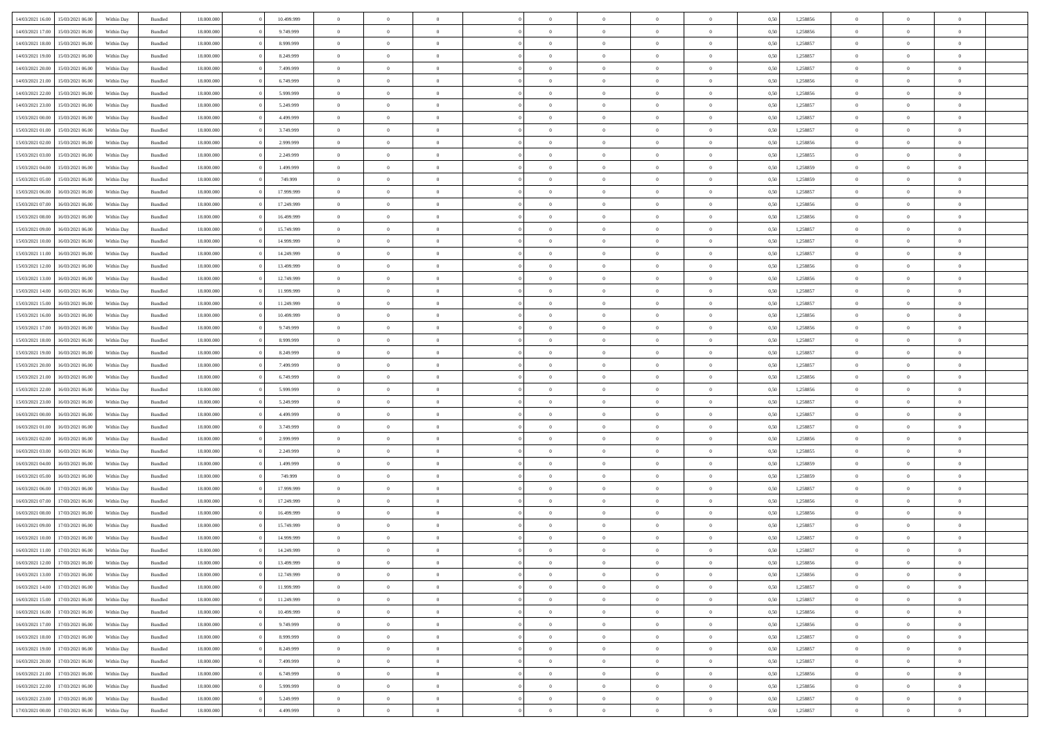| | | | | | | | | | | | | | | | | | | | | |
|---|---|---|---|---|---|---|---|---|---|---|---|---|---|---|---|---|---|---|---|---|
| 14/03/2021 16:00 | 15/03/2021 06:00 | Within Day | Bundled | 18.000.000 | 0 | 10.499.999 | 0 | 0 | 0 | 0 | 0 | 0 | 0 | 0 | 0,50 | 1,258856 | 0 | 0 | 0 | |
| 14/03/2021 17:00 | 15/03/2021 06:00 | Within Day | Bundled | 18.000.000 | 0 | 9.749.999 | 0 | 0 | 0 | 0 | 0 | 0 | 0 | 0 | 0,50 | 1,258856 | 0 | 0 | 0 | |
| 14/03/2021 18:00 | 15/03/2021 06:00 | Within Day | Bundled | 18.000.000 | 0 | 8.999.999 | 0 | 0 | 0 | 0 | 0 | 0 | 0 | 0 | 0,50 | 1,258857 | 0 | 0 | 0 | |
| 14/03/2021 19:00 | 15/03/2021 06:00 | Within Day | Bundled | 18.000.000 | 0 | 8.249.999 | 0 | 0 | 0 | 0 | 0 | 0 | 0 | 0 | 0,50 | 1,258857 | 0 | 0 | 0 | |
| 14/03/2021 20:00 | 15/03/2021 06:00 | Within Day | Bundled | 18.000.000 | 0 | 7.499.999 | 0 | 0 | 0 | 0 | 0 | 0 | 0 | 0 | 0,50 | 1,258857 | 0 | 0 | 0 | |
| 14/03/2021 21:00 | 15/03/2021 06:00 | Within Day | Bundled | 18.000.000 | 0 | 6.749.999 | 0 | 0 | 0 | 0 | 0 | 0 | 0 | 0 | 0,50 | 1,258856 | 0 | 0 | 0 | |
| 14/03/2021 22:00 | 15/03/2021 06:00 | Within Day | Bundled | 18.000.000 | 0 | 5.999.999 | 0 | 0 | 0 | 0 | 0 | 0 | 0 | 0 | 0,50 | 1,258856 | 0 | 0 | 0 | |
| 14/03/2021 23:00 | 15/03/2021 06:00 | Within Day | Bundled | 18.000.000 | 0 | 5.249.999 | 0 | 0 | 0 | 0 | 0 | 0 | 0 | 0 | 0,50 | 1,258857 | 0 | 0 | 0 | |
| 15/03/2021 00:00 | 15/03/2021 06:00 | Within Day | Bundled | 18.000.000 | 0 | 4.499.999 | 0 | 0 | 0 | 0 | 0 | 0 | 0 | 0 | 0,50 | 1,258857 | 0 | 0 | 0 | |
| 15/03/2021 01:00 | 15/03/2021 06:00 | Within Day | Bundled | 18.000.000 | 0 | 3.749.999 | 0 | 0 | 0 | 0 | 0 | 0 | 0 | 0 | 0,50 | 1,258857 | 0 | 0 | 0 | |
| 15/03/2021 02:00 | 15/03/2021 06:00 | Within Day | Bundled | 18.000.000 | 0 | 2.999.999 | 0 | 0 | 0 | 0 | 0 | 0 | 0 | 0 | 0,50 | 1,258856 | 0 | 0 | 0 | |
| 15/03/2021 03:00 | 15/03/2021 06:00 | Within Day | Bundled | 18.000.000 | 0 | 2.249.999 | 0 | 0 | 0 | 0 | 0 | 0 | 0 | 0 | 0,50 | 1,258855 | 0 | 0 | 0 | |
| 15/03/2021 04:00 | 15/03/2021 06:00 | Within Day | Bundled | 18.000.000 | 0 | 1.499.999 | 0 | 0 | 0 | 0 | 0 | 0 | 0 | 0 | 0,50 | 1,258859 | 0 | 0 | 0 | |
| 15/03/2021 05:00 | 15/03/2021 06:00 | Within Day | Bundled | 18.000.000 | 0 | 749.999 | 0 | 0 | 0 | 0 | 0 | 0 | 0 | 0 | 0,50 | 1,258859 | 0 | 0 | 0 | |
| 15/03/2021 06:00 | 16/03/2021 06:00 | Within Day | Bundled | 18.000.000 | 0 | 17.999.999 | 0 | 0 | 0 | 0 | 0 | 0 | 0 | 0 | 0,50 | 1,258857 | 0 | 0 | 0 | |
| 15/03/2021 07:00 | 16/03/2021 06:00 | Within Day | Bundled | 18.000.000 | 0 | 17.249.999 | 0 | 0 | 0 | 0 | 0 | 0 | 0 | 0 | 0,50 | 1,258856 | 0 | 0 | 0 | |
| 15/03/2021 08:00 | 16/03/2021 06:00 | Within Day | Bundled | 18.000.000 | 0 | 16.499.999 | 0 | 0 | 0 | 0 | 0 | 0 | 0 | 0 | 0,50 | 1,258856 | 0 | 0 | 0 | |
| 15/03/2021 09:00 | 16/03/2021 06:00 | Within Day | Bundled | 18.000.000 | 0 | 15.749.999 | 0 | 0 | 0 | 0 | 0 | 0 | 0 | 0 | 0,50 | 1,258857 | 0 | 0 | 0 | |
| 15/03/2021 10:00 | 16/03/2021 06:00 | Within Day | Bundled | 18.000.000 | 0 | 14.999.999 | 0 | 0 | 0 | 0 | 0 | 0 | 0 | 0 | 0,50 | 1,258857 | 0 | 0 | 0 | |
| 15/03/2021 11:00 | 16/03/2021 06:00 | Within Day | Bundled | 18.000.000 | 0 | 14.249.999 | 0 | 0 | 0 | 0 | 0 | 0 | 0 | 0 | 0,50 | 1,258857 | 0 | 0 | 0 | |
| 15/03/2021 12:00 | 16/03/2021 06:00 | Within Day | Bundled | 18.000.000 | 0 | 13.499.999 | 0 | 0 | 0 | 0 | 0 | 0 | 0 | 0 | 0,50 | 1,258856 | 0 | 0 | 0 | |
| 15/03/2021 13:00 | 16/03/2021 06:00 | Within Day | Bundled | 18.000.000 | 0 | 12.749.999 | 0 | 0 | 0 | 0 | 0 | 0 | 0 | 0 | 0,50 | 1,258856 | 0 | 0 | 0 | |
| 15/03/2021 14:00 | 16/03/2021 06:00 | Within Day | Bundled | 18.000.000 | 0 | 11.999.999 | 0 | 0 | 0 | 0 | 0 | 0 | 0 | 0 | 0,50 | 1,258857 | 0 | 0 | 0 | |
| 15/03/2021 15:00 | 16/03/2021 06:00 | Within Day | Bundled | 18.000.000 | 0 | 11.249.999 | 0 | 0 | 0 | 0 | 0 | 0 | 0 | 0 | 0,50 | 1,258857 | 0 | 0 | 0 | |
| 15/03/2021 16:00 | 16/03/2021 06:00 | Within Day | Bundled | 18.000.000 | 0 | 10.499.999 | 0 | 0 | 0 | 0 | 0 | 0 | 0 | 0 | 0,50 | 1,258856 | 0 | 0 | 0 | |
| 15/03/2021 17:00 | 16/03/2021 06:00 | Within Day | Bundled | 18.000.000 | 0 | 9.749.999 | 0 | 0 | 0 | 0 | 0 | 0 | 0 | 0 | 0,50 | 1,258856 | 0 | 0 | 0 | |
| 15/03/2021 18:00 | 16/03/2021 06:00 | Within Day | Bundled | 18.000.000 | 0 | 8.999.999 | 0 | 0 | 0 | 0 | 0 | 0 | 0 | 0 | 0,50 | 1,258857 | 0 | 0 | 0 | |
| 15/03/2021 19:00 | 16/03/2021 06:00 | Within Day | Bundled | 18.000.000 | 0 | 8.249.999 | 0 | 0 | 0 | 0 | 0 | 0 | 0 | 0 | 0,50 | 1,258857 | 0 | 0 | 0 | |
| 15/03/2021 20:00 | 16/03/2021 06:00 | Within Day | Bundled | 18.000.000 | 0 | 7.499.999 | 0 | 0 | 0 | 0 | 0 | 0 | 0 | 0 | 0,50 | 1,258857 | 0 | 0 | 0 | |
| 15/03/2021 21:00 | 16/03/2021 06:00 | Within Day | Bundled | 18.000.000 | 0 | 6.749.999 | 0 | 0 | 0 | 0 | 0 | 0 | 0 | 0 | 0,50 | 1,258856 | 0 | 0 | 0 | |
| 15/03/2021 22:00 | 16/03/2021 06:00 | Within Day | Bundled | 18.000.000 | 0 | 5.999.999 | 0 | 0 | 0 | 0 | 0 | 0 | 0 | 0 | 0,50 | 1,258856 | 0 | 0 | 0 | |
| 15/03/2021 23:00 | 16/03/2021 06:00 | Within Day | Bundled | 18.000.000 | 0 | 5.249.999 | 0 | 0 | 0 | 0 | 0 | 0 | 0 | 0 | 0,50 | 1,258857 | 0 | 0 | 0 | |
| 16/03/2021 00:00 | 16/03/2021 06:00 | Within Day | Bundled | 18.000.000 | 0 | 4.499.999 | 0 | 0 | 0 | 0 | 0 | 0 | 0 | 0 | 0,50 | 1,258857 | 0 | 0 | 0 | |
| 16/03/2021 01:00 | 16/03/2021 06:00 | Within Day | Bundled | 18.000.000 | 0 | 3.749.999 | 0 | 0 | 0 | 0 | 0 | 0 | 0 | 0 | 0,50 | 1,258857 | 0 | 0 | 0 | |
| 16/03/2021 02:00 | 16/03/2021 06:00 | Within Day | Bundled | 18.000.000 | 0 | 2.999.999 | 0 | 0 | 0 | 0 | 0 | 0 | 0 | 0 | 0,50 | 1,258856 | 0 | 0 | 0 | |
| 16/03/2021 03:00 | 16/03/2021 06:00 | Within Day | Bundled | 18.000.000 | 0 | 2.249.999 | 0 | 0 | 0 | 0 | 0 | 0 | 0 | 0 | 0,50 | 1,258855 | 0 | 0 | 0 | |
| 16/03/2021 04:00 | 16/03/2021 06:00 | Within Day | Bundled | 18.000.000 | 0 | 1.499.999 | 0 | 0 | 0 | 0 | 0 | 0 | 0 | 0 | 0,50 | 1,258859 | 0 | 0 | 0 | |
| 16/03/2021 05:00 | 16/03/2021 06:00 | Within Day | Bundled | 18.000.000 | 0 | 749.999 | 0 | 0 | 0 | 0 | 0 | 0 | 0 | 0 | 0,50 | 1,258859 | 0 | 0 | 0 | |
| 16/03/2021 06:00 | 17/03/2021 06:00 | Within Day | Bundled | 18.000.000 | 0 | 17.999.999 | 0 | 0 | 0 | 0 | 0 | 0 | 0 | 0 | 0,50 | 1,258857 | 0 | 0 | 0 | |
| 16/03/2021 07:00 | 17/03/2021 06:00 | Within Day | Bundled | 18.000.000 | 0 | 17.249.999 | 0 | 0 | 0 | 0 | 0 | 0 | 0 | 0 | 0,50 | 1,258856 | 0 | 0 | 0 | |
| 16/03/2021 08:00 | 17/03/2021 06:00 | Within Day | Bundled | 18.000.000 | 0 | 16.499.999 | 0 | 0 | 0 | 0 | 0 | 0 | 0 | 0 | 0,50 | 1,258856 | 0 | 0 | 0 | |
| 16/03/2021 09:00 | 17/03/2021 06:00 | Within Day | Bundled | 18.000.000 | 0 | 15.749.999 | 0 | 0 | 0 | 0 | 0 | 0 | 0 | 0 | 0,50 | 1,258857 | 0 | 0 | 0 | |
| 16/03/2021 10:00 | 17/03/2021 06:00 | Within Day | Bundled | 18.000.000 | 0 | 14.999.999 | 0 | 0 | 0 | 0 | 0 | 0 | 0 | 0 | 0,50 | 1,258857 | 0 | 0 | 0 | |
| 16/03/2021 11:00 | 17/03/2021 06:00 | Within Day | Bundled | 18.000.000 | 0 | 14.249.999 | 0 | 0 | 0 | 0 | 0 | 0 | 0 | 0 | 0,50 | 1,258857 | 0 | 0 | 0 | |
| 16/03/2021 12:00 | 17/03/2021 06:00 | Within Day | Bundled | 18.000.000 | 0 | 13.499.999 | 0 | 0 | 0 | 0 | 0 | 0 | 0 | 0 | 0,50 | 1,258856 | 0 | 0 | 0 | |
| 16/03/2021 13:00 | 17/03/2021 06:00 | Within Day | Bundled | 18.000.000 | 0 | 12.749.999 | 0 | 0 | 0 | 0 | 0 | 0 | 0 | 0 | 0,50 | 1,258856 | 0 | 0 | 0 | |
| 16/03/2021 14:00 | 17/03/2021 06:00 | Within Day | Bundled | 18.000.000 | 0 | 11.999.999 | 0 | 0 | 0 | 0 | 0 | 0 | 0 | 0 | 0,50 | 1,258857 | 0 | 0 | 0 | |
| 16/03/2021 15:00 | 17/03/2021 06:00 | Within Day | Bundled | 18.000.000 | 0 | 11.249.999 | 0 | 0 | 0 | 0 | 0 | 0 | 0 | 0 | 0,50 | 1,258857 | 0 | 0 | 0 | |
| 16/03/2021 16:00 | 17/03/2021 06:00 | Within Day | Bundled | 18.000.000 | 0 | 10.499.999 | 0 | 0 | 0 | 0 | 0 | 0 | 0 | 0 | 0,50 | 1,258856 | 0 | 0 | 0 | |
| 16/03/2021 17:00 | 17/03/2021 06:00 | Within Day | Bundled | 18.000.000 | 0 | 9.749.999 | 0 | 0 | 0 | 0 | 0 | 0 | 0 | 0 | 0,50 | 1,258856 | 0 | 0 | 0 | |
| 16/03/2021 18:00 | 17/03/2021 06:00 | Within Day | Bundled | 18.000.000 | 0 | 8.999.999 | 0 | 0 | 0 | 0 | 0 | 0 | 0 | 0 | 0,50 | 1,258857 | 0 | 0 | 0 | |
| 16/03/2021 19:00 | 17/03/2021 06:00 | Within Day | Bundled | 18.000.000 | 0 | 8.249.999 | 0 | 0 | 0 | 0 | 0 | 0 | 0 | 0 | 0,50 | 1,258857 | 0 | 0 | 0 | |
| 16/03/2021 20:00 | 17/03/2021 06:00 | Within Day | Bundled | 18.000.000 | 0 | 7.499.999 | 0 | 0 | 0 | 0 | 0 | 0 | 0 | 0 | 0,50 | 1,258857 | 0 | 0 | 0 | |
| 16/03/2021 21:00 | 17/03/2021 06:00 | Within Day | Bundled | 18.000.000 | 0 | 6.749.999 | 0 | 0 | 0 | 0 | 0 | 0 | 0 | 0 | 0,50 | 1,258856 | 0 | 0 | 0 | |
| 16/03/2021 22:00 | 17/03/2021 06:00 | Within Day | Bundled | 18.000.000 | 0 | 5.999.999 | 0 | 0 | 0 | 0 | 0 | 0 | 0 | 0 | 0,50 | 1,258856 | 0 | 0 | 0 | |
| 16/03/2021 23:00 | 17/03/2021 06:00 | Within Day | Bundled | 18.000.000 | 0 | 5.249.999 | 0 | 0 | 0 | 0 | 0 | 0 | 0 | 0 | 0,50 | 1,258857 | 0 | 0 | 0 | |
| 17/03/2021 00:00 | 17/03/2021 06:00 | Within Day | Bundled | 18.000.000 | 0 | 4.499.999 | 0 | 0 | 0 | 0 | 0 | 0 | 0 | 0 | 0,50 | 1,258857 | 0 | 0 | 0 | |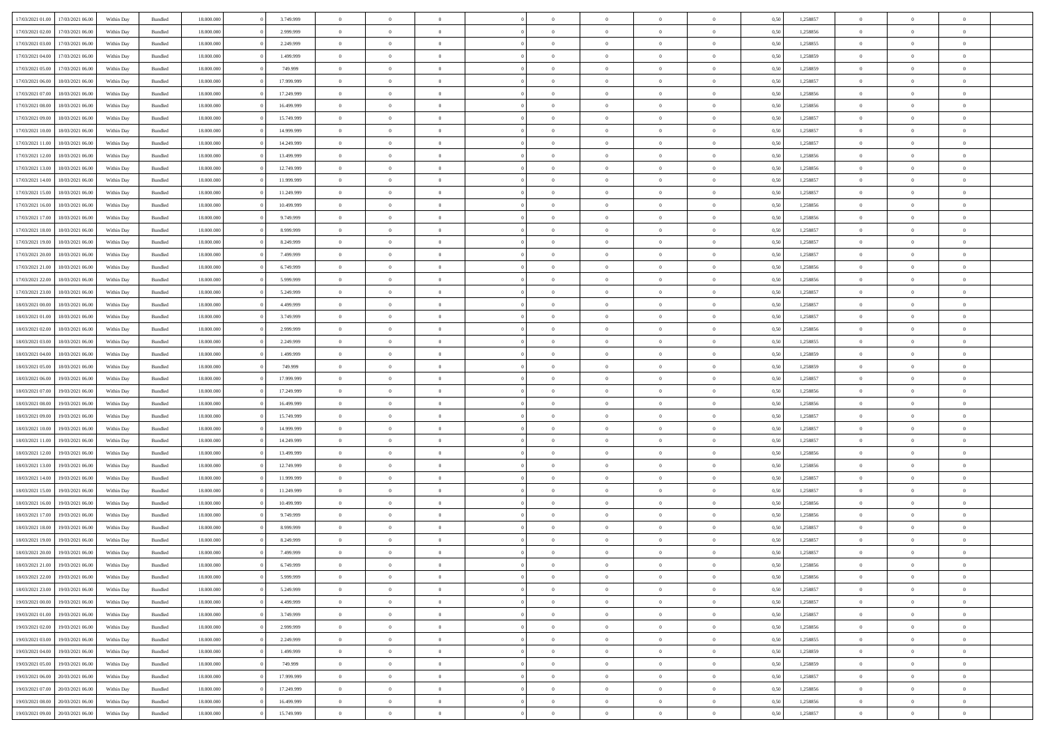| | | | | | | | | | | | | | | | | | | | | | |
|---|---|---|---|---|---|---|---|---|---|---|---|---|---|---|---|---|---|---|---|---|---|
| 17/03/2021 01:00 | 17/03/2021 06:00 | Within Day | Bundled | 18.000.000 | 0 | 3.749.999 | 0 | 0 | 0 | | 0 | 0 | 0 | 0 | 0 | 0,50 | 1,258857 | 0 | 0 | 0 | |
| 17/03/2021 02:00 | 17/03/2021 06:00 | Within Day | Bundled | 18.000.000 | 0 | 2.999.999 | 0 | 0 | 0 | | 0 | 0 | 0 | 0 | 0 | 0,50 | 1,258856 | 0 | 0 | 0 | |
| 17/03/2021 03:00 | 17/03/2021 06:00 | Within Day | Bundled | 18.000.000 | 0 | 2.249.999 | 0 | 0 | 0 | | 0 | 0 | 0 | 0 | 0 | 0,50 | 1,258855 | 0 | 0 | 0 | |
| 17/03/2021 04:00 | 17/03/2021 06:00 | Within Day | Bundled | 18.000.000 | 0 | 1.499.999 | 0 | 0 | 0 | | 0 | 0 | 0 | 0 | 0 | 0,50 | 1,258859 | 0 | 0 | 0 | |
| 17/03/2021 05:00 | 17/03/2021 06:00 | Within Day | Bundled | 18.000.000 | 0 | 749.999 | 0 | 0 | 0 | | 0 | 0 | 0 | 0 | 0 | 0,50 | 1,258859 | 0 | 0 | 0 | |
| 17/03/2021 06:00 | 18/03/2021 06:00 | Within Day | Bundled | 18.000.000 | 0 | 17.999.999 | 0 | 0 | 0 | | 0 | 0 | 0 | 0 | 0 | 0,50 | 1,258857 | 0 | 0 | 0 | |
| 17/03/2021 07:00 | 18/03/2021 06:00 | Within Day | Bundled | 18.000.000 | 0 | 17.249.999 | 0 | 0 | 0 | | 0 | 0 | 0 | 0 | 0 | 0,50 | 1,258856 | 0 | 0 | 0 | |
| 17/03/2021 08:00 | 18/03/2021 06:00 | Within Day | Bundled | 18.000.000 | 0 | 16.499.999 | 0 | 0 | 0 | | 0 | 0 | 0 | 0 | 0 | 0,50 | 1,258856 | 0 | 0 | 0 | |
| 17/03/2021 09:00 | 18/03/2021 06:00 | Within Day | Bundled | 18.000.000 | 0 | 15.749.999 | 0 | 0 | 0 | | 0 | 0 | 0 | 0 | 0 | 0,50 | 1,258857 | 0 | 0 | 0 | |
| 17/03/2021 10:00 | 18/03/2021 06:00 | Within Day | Bundled | 18.000.000 | 0 | 14.999.999 | 0 | 0 | 0 | | 0 | 0 | 0 | 0 | 0 | 0,50 | 1,258857 | 0 | 0 | 0 | |
| 17/03/2021 11:00 | 18/03/2021 06:00 | Within Day | Bundled | 18.000.000 | 0 | 14.249.999 | 0 | 0 | 0 | | 0 | 0 | 0 | 0 | 0 | 0,50 | 1,258857 | 0 | 0 | 0 | |
| 17/03/2021 12:00 | 18/03/2021 06:00 | Within Day | Bundled | 18.000.000 | 0 | 13.499.999 | 0 | 0 | 0 | | 0 | 0 | 0 | 0 | 0 | 0,50 | 1,258856 | 0 | 0 | 0 | |
| 17/03/2021 13:00 | 18/03/2021 06:00 | Within Day | Bundled | 18.000.000 | 0 | 12.749.999 | 0 | 0 | 0 | | 0 | 0 | 0 | 0 | 0 | 0,50 | 1,258856 | 0 | 0 | 0 | |
| 17/03/2021 14:00 | 18/03/2021 06:00 | Within Day | Bundled | 18.000.000 | 0 | 11.999.999 | 0 | 0 | 0 | | 0 | 0 | 0 | 0 | 0 | 0,50 | 1,258857 | 0 | 0 | 0 | |
| 17/03/2021 15:00 | 18/03/2021 06:00 | Within Day | Bundled | 18.000.000 | 0 | 11.249.999 | 0 | 0 | 0 | | 0 | 0 | 0 | 0 | 0 | 0,50 | 1,258857 | 0 | 0 | 0 | |
| 17/03/2021 16:00 | 18/03/2021 06:00 | Within Day | Bundled | 18.000.000 | 0 | 10.499.999 | 0 | 0 | 0 | | 0 | 0 | 0 | 0 | 0 | 0,50 | 1,258856 | 0 | 0 | 0 | |
| 17/03/2021 17:00 | 18/03/2021 06:00 | Within Day | Bundled | 18.000.000 | 0 | 9.749.999 | 0 | 0 | 0 | | 0 | 0 | 0 | 0 | 0 | 0,50 | 1,258856 | 0 | 0 | 0 | |
| 17/03/2021 18:00 | 18/03/2021 06:00 | Within Day | Bundled | 18.000.000 | 0 | 8.999.999 | 0 | 0 | 0 | | 0 | 0 | 0 | 0 | 0 | 0,50 | 1,258857 | 0 | 0 | 0 | |
| 17/03/2021 19:00 | 18/03/2021 06:00 | Within Day | Bundled | 18.000.000 | 0 | 8.249.999 | 0 | 0 | 0 | | 0 | 0 | 0 | 0 | 0 | 0,50 | 1,258857 | 0 | 0 | 0 | |
| 17/03/2021 20:00 | 18/03/2021 06:00 | Within Day | Bundled | 18.000.000 | 0 | 7.499.999 | 0 | 0 | 0 | | 0 | 0 | 0 | 0 | 0 | 0,50 | 1,258857 | 0 | 0 | 0 | |
| 17/03/2021 21:00 | 18/03/2021 06:00 | Within Day | Bundled | 18.000.000 | 0 | 6.749.999 | 0 | 0 | 0 | | 0 | 0 | 0 | 0 | 0 | 0,50 | 1,258856 | 0 | 0 | 0 | |
| 17/03/2021 22:00 | 18/03/2021 06:00 | Within Day | Bundled | 18.000.000 | 0 | 5.999.999 | 0 | 0 | 0 | | 0 | 0 | 0 | 0 | 0 | 0,50 | 1,258856 | 0 | 0 | 0 | |
| 17/03/2021 23:00 | 18/03/2021 06:00 | Within Day | Bundled | 18.000.000 | 0 | 5.249.999 | 0 | 0 | 0 | | 0 | 0 | 0 | 0 | 0 | 0,50 | 1,258857 | 0 | 0 | 0 | |
| 18/03/2021 00:00 | 18/03/2021 06:00 | Within Day | Bundled | 18.000.000 | 0 | 4.499.999 | 0 | 0 | 0 | | 0 | 0 | 0 | 0 | 0 | 0,50 | 1,258857 | 0 | 0 | 0 | |
| 18/03/2021 01:00 | 18/03/2021 06:00 | Within Day | Bundled | 18.000.000 | 0 | 3.749.999 | 0 | 0 | 0 | | 0 | 0 | 0 | 0 | 0 | 0,50 | 1,258857 | 0 | 0 | 0 | |
| 18/03/2021 02:00 | 18/03/2021 06:00 | Within Day | Bundled | 18.000.000 | 0 | 2.999.999 | 0 | 0 | 0 | | 0 | 0 | 0 | 0 | 0 | 0,50 | 1,258856 | 0 | 0 | 0 | |
| 18/03/2021 03:00 | 18/03/2021 06:00 | Within Day | Bundled | 18.000.000 | 0 | 2.249.999 | 0 | 0 | 0 | | 0 | 0 | 0 | 0 | 0 | 0,50 | 1,258855 | 0 | 0 | 0 | |
| 18/03/2021 04:00 | 18/03/2021 06:00 | Within Day | Bundled | 18.000.000 | 0 | 1.499.999 | 0 | 0 | 0 | | 0 | 0 | 0 | 0 | 0 | 0,50 | 1,258859 | 0 | 0 | 0 | |
| 18/03/2021 05:00 | 18/03/2021 06:00 | Within Day | Bundled | 18.000.000 | 0 | 749.999 | 0 | 0 | 0 | | 0 | 0 | 0 | 0 | 0 | 0,50 | 1,258859 | 0 | 0 | 0 | |
| 18/03/2021 06:00 | 19/03/2021 06:00 | Within Day | Bundled | 18.000.000 | 0 | 17.999.999 | 0 | 0 | 0 | | 0 | 0 | 0 | 0 | 0 | 0,50 | 1,258857 | 0 | 0 | 0 | |
| 18/03/2021 07:00 | 19/03/2021 06:00 | Within Day | Bundled | 18.000.000 | 0 | 17.249.999 | 0 | 0 | 0 | | 0 | 0 | 0 | 0 | 0 | 0,50 | 1,258856 | 0 | 0 | 0 | |
| 18/03/2021 08:00 | 19/03/2021 06:00 | Within Day | Bundled | 18.000.000 | 0 | 16.499.999 | 0 | 0 | 0 | | 0 | 0 | 0 | 0 | 0 | 0,50 | 1,258856 | 0 | 0 | 0 | |
| 18/03/2021 09:00 | 19/03/2021 06:00 | Within Day | Bundled | 18.000.000 | 0 | 15.749.999 | 0 | 0 | 0 | | 0 | 0 | 0 | 0 | 0 | 0,50 | 1,258857 | 0 | 0 | 0 | |
| 18/03/2021 10:00 | 19/03/2021 06:00 | Within Day | Bundled | 18.000.000 | 0 | 14.999.999 | 0 | 0 | 0 | | 0 | 0 | 0 | 0 | 0 | 0,50 | 1,258857 | 0 | 0 | 0 | |
| 18/03/2021 11:00 | 19/03/2021 06:00 | Within Day | Bundled | 18.000.000 | 0 | 14.249.999 | 0 | 0 | 0 | | 0 | 0 | 0 | 0 | 0 | 0,50 | 1,258857 | 0 | 0 | 0 | |
| 18/03/2021 12:00 | 19/03/2021 06:00 | Within Day | Bundled | 18.000.000 | 0 | 13.499.999 | 0 | 0 | 0 | | 0 | 0 | 0 | 0 | 0 | 0,50 | 1,258856 | 0 | 0 | 0 | |
| 18/03/2021 13:00 | 19/03/2021 06:00 | Within Day | Bundled | 18.000.000 | 0 | 12.749.999 | 0 | 0 | 0 | | 0 | 0 | 0 | 0 | 0 | 0,50 | 1,258856 | 0 | 0 | 0 | |
| 18/03/2021 14:00 | 19/03/2021 06:00 | Within Day | Bundled | 18.000.000 | 0 | 11.999.999 | 0 | 0 | 0 | | 0 | 0 | 0 | 0 | 0 | 0,50 | 1,258857 | 0 | 0 | 0 | |
| 18/03/2021 15:00 | 19/03/2021 06:00 | Within Day | Bundled | 18.000.000 | 0 | 11.249.999 | 0 | 0 | 0 | | 0 | 0 | 0 | 0 | 0 | 0,50 | 1,258857 | 0 | 0 | 0 | |
| 18/03/2021 16:00 | 19/03/2021 06:00 | Within Day | Bundled | 18.000.000 | 0 | 10.499.999 | 0 | 0 | 0 | | 0 | 0 | 0 | 0 | 0 | 0,50 | 1,258856 | 0 | 0 | 0 | |
| 18/03/2021 17:00 | 19/03/2021 06:00 | Within Day | Bundled | 18.000.000 | 0 | 9.749.999 | 0 | 0 | 0 | | 0 | 0 | 0 | 0 | 0 | 0,50 | 1,258856 | 0 | 0 | 0 | |
| 18/03/2021 18:00 | 19/03/2021 06:00 | Within Day | Bundled | 18.000.000 | 0 | 8.999.999 | 0 | 0 | 0 | | 0 | 0 | 0 | 0 | 0 | 0,50 | 1,258857 | 0 | 0 | 0 | |
| 18/03/2021 19:00 | 19/03/2021 06:00 | Within Day | Bundled | 18.000.000 | 0 | 8.249.999 | 0 | 0 | 0 | | 0 | 0 | 0 | 0 | 0 | 0,50 | 1,258857 | 0 | 0 | 0 | |
| 18/03/2021 20:00 | 19/03/2021 06:00 | Within Day | Bundled | 18.000.000 | 0 | 7.499.999 | 0 | 0 | 0 | | 0 | 0 | 0 | 0 | 0 | 0,50 | 1,258857 | 0 | 0 | 0 | |
| 18/03/2021 21:00 | 19/03/2021 06:00 | Within Day | Bundled | 18.000.000 | 0 | 6.749.999 | 0 | 0 | 0 | | 0 | 0 | 0 | 0 | 0 | 0,50 | 1,258856 | 0 | 0 | 0 | |
| 18/03/2021 22:00 | 19/03/2021 06:00 | Within Day | Bundled | 18.000.000 | 0 | 5.999.999 | 0 | 0 | 0 | | 0 | 0 | 0 | 0 | 0 | 0,50 | 1,258856 | 0 | 0 | 0 | |
| 18/03/2021 23:00 | 19/03/2021 06:00 | Within Day | Bundled | 18.000.000 | 0 | 5.249.999 | 0 | 0 | 0 | | 0 | 0 | 0 | 0 | 0 | 0,50 | 1,258857 | 0 | 0 | 0 | |
| 19/03/2021 00:00 | 19/03/2021 06:00 | Within Day | Bundled | 18.000.000 | 0 | 4.499.999 | 0 | 0 | 0 | | 0 | 0 | 0 | 0 | 0 | 0,50 | 1,258857 | 0 | 0 | 0 | |
| 19/03/2021 01:00 | 19/03/2021 06:00 | Within Day | Bundled | 18.000.000 | 0 | 3.749.999 | 0 | 0 | 0 | | 0 | 0 | 0 | 0 | 0 | 0,50 | 1,258857 | 0 | 0 | 0 | |
| 19/03/2021 02:00 | 19/03/2021 06:00 | Within Day | Bundled | 18.000.000 | 0 | 2.999.999 | 0 | 0 | 0 | | 0 | 0 | 0 | 0 | 0 | 0,50 | 1,258856 | 0 | 0 | 0 | |
| 19/03/2021 03:00 | 19/03/2021 06:00 | Within Day | Bundled | 18.000.000 | 0 | 2.249.999 | 0 | 0 | 0 | | 0 | 0 | 0 | 0 | 0 | 0,50 | 1,258855 | 0 | 0 | 0 | |
| 19/03/2021 04:00 | 19/03/2021 06:00 | Within Day | Bundled | 18.000.000 | 0 | 1.499.999 | 0 | 0 | 0 | | 0 | 0 | 0 | 0 | 0 | 0,50 | 1,258859 | 0 | 0 | 0 | |
| 19/03/2021 05:00 | 19/03/2021 06:00 | Within Day | Bundled | 18.000.000 | 0 | 749.999 | 0 | 0 | 0 | | 0 | 0 | 0 | 0 | 0 | 0,50 | 1,258859 | 0 | 0 | 0 | |
| 19/03/2021 06:00 | 20/03/2021 06:00 | Within Day | Bundled | 18.000.000 | 0 | 17.999.999 | 0 | 0 | 0 | | 0 | 0 | 0 | 0 | 0 | 0,50 | 1,258857 | 0 | 0 | 0 | |
| 19/03/2021 07:00 | 20/03/2021 06:00 | Within Day | Bundled | 18.000.000 | 0 | 17.249.999 | 0 | 0 | 0 | | 0 | 0 | 0 | 0 | 0 | 0,50 | 1,258856 | 0 | 0 | 0 | |
| 19/03/2021 08:00 | 20/03/2021 06:00 | Within Day | Bundled | 18.000.000 | 0 | 16.499.999 | 0 | 0 | 0 | | 0 | 0 | 0 | 0 | 0 | 0,50 | 1,258856 | 0 | 0 | 0 | |
| 19/03/2021 09:00 | 20/03/2021 06:00 | Within Day | Bundled | 18.000.000 | 0 | 15.749.999 | 0 | 0 | 0 | | 0 | 0 | 0 | 0 | 0 | 0,50 | 1,258857 | 0 | 0 | 0 | |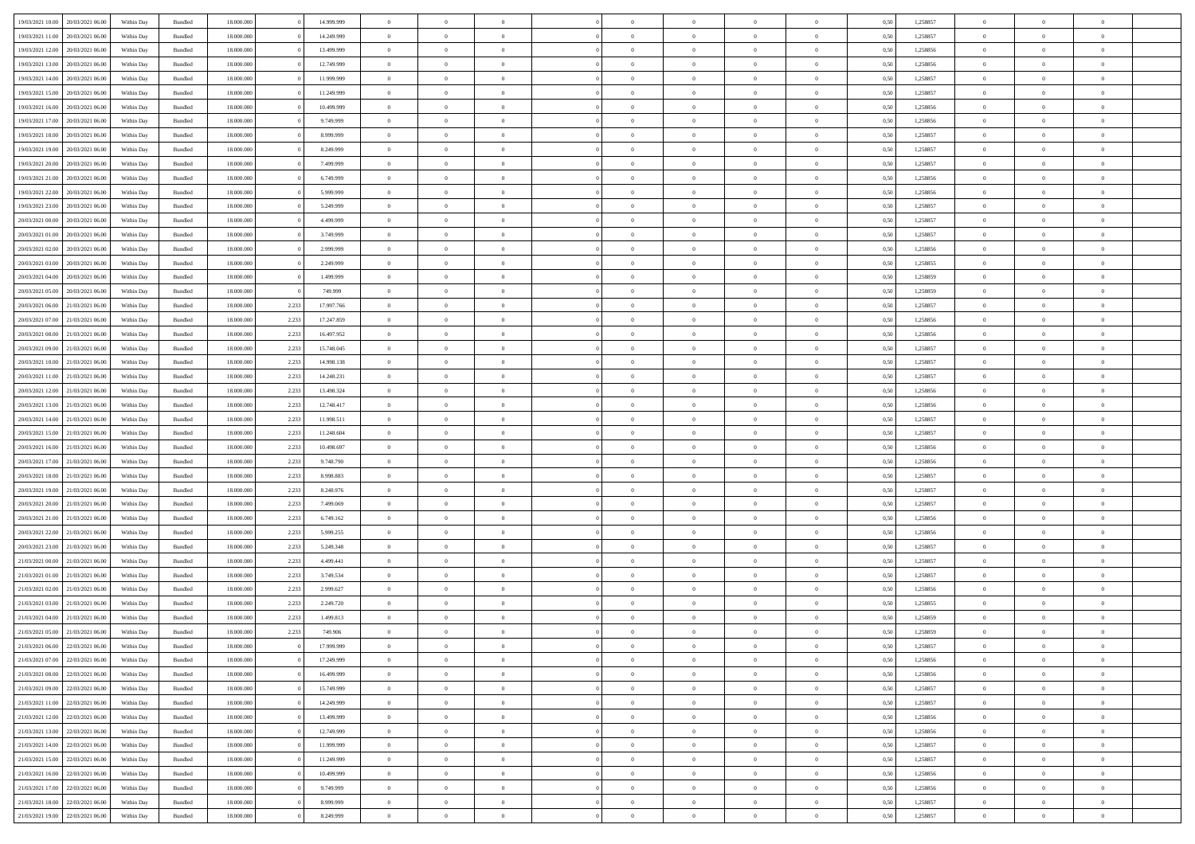| 19/03/2021 10:00 | 20/03/2021 06:00 | Within Day | Bundled | 18.000.000 | 0 | 14.999.999 | 0 | 0 | 0 | | 0 | 0 | 0 | 0 | 0,50 | 1,258857 | 0 | 0 | 0 | |
|---|---|---|---|---|---|---|---|---|---|---|---|---|---|---|---|---|---|---|---|---|
| 19/03/2021 11:00 | 20/03/2021 06:00 | Within Day | Bundled | 18.000.000 | 0 | 14.249.999 | 0 | 0 | 0 | | 0 | 0 | 0 | 0 | 0,50 | 1,258857 | 0 | 0 | 0 | |
| 19/03/2021 12:00 | 20/03/2021 06:00 | Within Day | Bundled | 18.000.000 | 0 | 13.499.999 | 0 | 0 | 0 | | 0 | 0 | 0 | 0 | 0,50 | 1,258856 | 0 | 0 | 0 | |
| 19/03/2021 13:00 | 20/03/2021 06:00 | Within Day | Bundled | 18.000.000 | 0 | 12.749.999 | 0 | 0 | 0 | | 0 | 0 | 0 | 0 | 0,50 | 1,258856 | 0 | 0 | 0 | |
| 19/03/2021 14:00 | 20/03/2021 06:00 | Within Day | Bundled | 18.000.000 | 0 | 11.999.999 | 0 | 0 | 0 | | 0 | 0 | 0 | 0 | 0,50 | 1,258857 | 0 | 0 | 0 | |
| 19/03/2021 15:00 | 20/03/2021 06:00 | Within Day | Bundled | 18.000.000 | 0 | 11.249.999 | 0 | 0 | 0 | | 0 | 0 | 0 | 0 | 0,50 | 1,258857 | 0 | 0 | 0 | |
| 19/03/2021 16:00 | 20/03/2021 06:00 | Within Day | Bundled | 18.000.000 | 0 | 10.499.999 | 0 | 0 | 0 | | 0 | 0 | 0 | 0 | 0,50 | 1,258856 | 0 | 0 | 0 | |
| 19/03/2021 17:00 | 20/03/2021 06:00 | Within Day | Bundled | 18.000.000 | 0 | 9.749.999 | 0 | 0 | 0 | | 0 | 0 | 0 | 0 | 0,50 | 1,258856 | 0 | 0 | 0 | |
| 19/03/2021 18:00 | 20/03/2021 06:00 | Within Day | Bundled | 18.000.000 | 0 | 8.999.999 | 0 | 0 | 0 | | 0 | 0 | 0 | 0 | 0,50 | 1,258857 | 0 | 0 | 0 | |
| 19/03/2021 19:00 | 20/03/2021 06:00 | Within Day | Bundled | 18.000.000 | 0 | 8.249.999 | 0 | 0 | 0 | | 0 | 0 | 0 | 0 | 0,50 | 1,258857 | 0 | 0 | 0 | |
| 19/03/2021 20:00 | 20/03/2021 06:00 | Within Day | Bundled | 18.000.000 | 0 | 7.499.999 | 0 | 0 | 0 | | 0 | 0 | 0 | 0 | 0,50 | 1,258857 | 0 | 0 | 0 | |
| 19/03/2021 21:00 | 20/03/2021 06:00 | Within Day | Bundled | 18.000.000 | 0 | 6.749.999 | 0 | 0 | 0 | | 0 | 0 | 0 | 0 | 0,50 | 1,258856 | 0 | 0 | 0 | |
| 19/03/2021 22:00 | 20/03/2021 06:00 | Within Day | Bundled | 18.000.000 | 0 | 5.999.999 | 0 | 0 | 0 | | 0 | 0 | 0 | 0 | 0,50 | 1,258856 | 0 | 0 | 0 | |
| 19/03/2021 23:00 | 20/03/2021 06:00 | Within Day | Bundled | 18.000.000 | 0 | 5.249.999 | 0 | 0 | 0 | | 0 | 0 | 0 | 0 | 0,50 | 1,258857 | 0 | 0 | 0 | |
| 20/03/2021 00:00 | 20/03/2021 06:00 | Within Day | Bundled | 18.000.000 | 0 | 4.499.999 | 0 | 0 | 0 | | 0 | 0 | 0 | 0 | 0,50 | 1,258857 | 0 | 0 | 0 | |
| 20/03/2021 01:00 | 20/03/2021 06:00 | Within Day | Bundled | 18.000.000 | 0 | 3.749.999 | 0 | 0 | 0 | | 0 | 0 | 0 | 0 | 0,50 | 1,258857 | 0 | 0 | 0 | |
| 20/03/2021 02:00 | 20/03/2021 06:00 | Within Day | Bundled | 18.000.000 | 0 | 2.999.999 | 0 | 0 | 0 | | 0 | 0 | 0 | 0 | 0,50 | 1,258856 | 0 | 0 | 0 | |
| 20/03/2021 03:00 | 20/03/2021 06:00 | Within Day | Bundled | 18.000.000 | 0 | 2.249.999 | 0 | 0 | 0 | | 0 | 0 | 0 | 0 | 0,50 | 1,258855 | 0 | 0 | 0 | |
| 20/03/2021 04:00 | 20/03/2021 06:00 | Within Day | Bundled | 18.000.000 | 0 | 1.499.999 | 0 | 0 | 0 | | 0 | 0 | 0 | 0 | 0,50 | 1,258859 | 0 | 0 | 0 | |
| 20/03/2021 05:00 | 20/03/2021 06:00 | Within Day | Bundled | 18.000.000 | 0 | 749.999 | 0 | 0 | 0 | | 0 | 0 | 0 | 0 | 0,50 | 1,258859 | 0 | 0 | 0 | |
| 20/03/2021 06:00 | 21/03/2021 06:00 | Within Day | Bundled | 18.000.000 | 2.233 | 17.997.766 | 0 | 0 | 0 | | 0 | 0 | 0 | 0 | 0,50 | 1,258857 | 0 | 0 | 0 | |
| 20/03/2021 07:00 | 21/03/2021 06:00 | Within Day | Bundled | 18.000.000 | 2.233 | 17.247.859 | 0 | 0 | 0 | | 0 | 0 | 0 | 0 | 0,50 | 1,258856 | 0 | 0 | 0 | |
| 20/03/2021 08:00 | 21/03/2021 06:00 | Within Day | Bundled | 18.000.000 | 2.233 | 16.497.952 | 0 | 0 | 0 | | 0 | 0 | 0 | 0 | 0,50 | 1,258856 | 0 | 0 | 0 | |
| 20/03/2021 09:00 | 21/03/2021 06:00 | Within Day | Bundled | 18.000.000 | 2.233 | 15.748.045 | 0 | 0 | 0 | | 0 | 0 | 0 | 0 | 0,50 | 1,258857 | 0 | 0 | 0 | |
| 20/03/2021 10:00 | 21/03/2021 06:00 | Within Day | Bundled | 18.000.000 | 2.233 | 14.998.138 | 0 | 0 | 0 | | 0 | 0 | 0 | 0 | 0,50 | 1,258857 | 0 | 0 | 0 | |
| 20/03/2021 11:00 | 21/03/2021 06:00 | Within Day | Bundled | 18.000.000 | 2.233 | 14.248.231 | 0 | 0 | 0 | | 0 | 0 | 0 | 0 | 0,50 | 1,258857 | 0 | 0 | 0 | |
| 20/03/2021 12:00 | 21/03/2021 06:00 | Within Day | Bundled | 18.000.000 | 2.233 | 13.498.324 | 0 | 0 | 0 | | 0 | 0 | 0 | 0 | 0,50 | 1,258856 | 0 | 0 | 0 | |
| 20/03/2021 13:00 | 21/03/2021 06:00 | Within Day | Bundled | 18.000.000 | 2.233 | 12.748.417 | 0 | 0 | 0 | | 0 | 0 | 0 | 0 | 0,50 | 1,258856 | 0 | 0 | 0 | |
| 20/03/2021 14:00 | 21/03/2021 06:00 | Within Day | Bundled | 18.000.000 | 2.233 | 11.998.511 | 0 | 0 | 0 | | 0 | 0 | 0 | 0 | 0,50 | 1,258857 | 0 | 0 | 0 | |
| 20/03/2021 15:00 | 21/03/2021 06:00 | Within Day | Bundled | 18.000.000 | 2.233 | 11.248.604 | 0 | 0 | 0 | | 0 | 0 | 0 | 0 | 0,50 | 1,258857 | 0 | 0 | 0 | |
| 20/03/2021 16:00 | 21/03/2021 06:00 | Within Day | Bundled | 18.000.000 | 2.233 | 10.498.697 | 0 | 0 | 0 | | 0 | 0 | 0 | 0 | 0,50 | 1,258856 | 0 | 0 | 0 | |
| 20/03/2021 17:00 | 21/03/2021 06:00 | Within Day | Bundled | 18.000.000 | 2.233 | 9.748.790 | 0 | 0 | 0 | | 0 | 0 | 0 | 0 | 0,50 | 1,258856 | 0 | 0 | 0 | |
| 20/03/2021 18:00 | 21/03/2021 06:00 | Within Day | Bundled | 18.000.000 | 2.233 | 8.998.883 | 0 | 0 | 0 | | 0 | 0 | 0 | 0 | 0,50 | 1,258857 | 0 | 0 | 0 | |
| 20/03/2021 19:00 | 21/03/2021 06:00 | Within Day | Bundled | 18.000.000 | 2.233 | 8.248.976 | 0 | 0 | 0 | | 0 | 0 | 0 | 0 | 0,50 | 1,258857 | 0 | 0 | 0 | |
| 20/03/2021 20:00 | 21/03/2021 06:00 | Within Day | Bundled | 18.000.000 | 2.233 | 7.499.069 | 0 | 0 | 0 | | 0 | 0 | 0 | 0 | 0,50 | 1,258857 | 0 | 0 | 0 | |
| 20/03/2021 21:00 | 21/03/2021 06:00 | Within Day | Bundled | 18.000.000 | 2.233 | 6.749.162 | 0 | 0 | 0 | | 0 | 0 | 0 | 0 | 0,50 | 1,258856 | 0 | 0 | 0 | |
| 20/03/2021 22:00 | 21/03/2021 06:00 | Within Day | Bundled | 18.000.000 | 2.233 | 5.999.255 | 0 | 0 | 0 | | 0 | 0 | 0 | 0 | 0,50 | 1,258856 | 0 | 0 | 0 | |
| 20/03/2021 23:00 | 21/03/2021 06:00 | Within Day | Bundled | 18.000.000 | 2.233 | 5.249.348 | 0 | 0 | 0 | | 0 | 0 | 0 | 0 | 0,50 | 1,258857 | 0 | 0 | 0 | |
| 21/03/2021 00:00 | 21/03/2021 06:00 | Within Day | Bundled | 18.000.000 | 2.233 | 4.499.441 | 0 | 0 | 0 | | 0 | 0 | 0 | 0 | 0,50 | 1,258857 | 0 | 0 | 0 | |
| 21/03/2021 01:00 | 21/03/2021 06:00 | Within Day | Bundled | 18.000.000 | 2.233 | 3.749.534 | 0 | 0 | 0 | | 0 | 0 | 0 | 0 | 0,50 | 1,258857 | 0 | 0 | 0 | |
| 21/03/2021 02:00 | 21/03/2021 06:00 | Within Day | Bundled | 18.000.000 | 2.233 | 2.999.627 | 0 | 0 | 0 | | 0 | 0 | 0 | 0 | 0,50 | 1,258856 | 0 | 0 | 0 | |
| 21/03/2021 03:00 | 21/03/2021 06:00 | Within Day | Bundled | 18.000.000 | 2.233 | 2.249.720 | 0 | 0 | 0 | | 0 | 0 | 0 | 0 | 0,50 | 1,258855 | 0 | 0 | 0 | |
| 21/03/2021 04:00 | 21/03/2021 06:00 | Within Day | Bundled | 18.000.000 | 2.233 | 1.499.813 | 0 | 0 | 0 | | 0 | 0 | 0 | 0 | 0,50 | 1,258859 | 0 | 0 | 0 | |
| 21/03/2021 05:00 | 21/03/2021 06:00 | Within Day | Bundled | 18.000.000 | 2.233 | 749.906 | 0 | 0 | 0 | | 0 | 0 | 0 | 0 | 0,50 | 1,258859 | 0 | 0 | 0 | |
| 21/03/2021 06:00 | 22/03/2021 06:00 | Within Day | Bundled | 18.000.000 | 0 | 17.999.999 | 0 | 0 | 0 | | 0 | 0 | 0 | 0 | 0,50 | 1,258857 | 0 | 0 | 0 | |
| 21/03/2021 07:00 | 22/03/2021 06:00 | Within Day | Bundled | 18.000.000 | 0 | 17.249.999 | 0 | 0 | 0 | | 0 | 0 | 0 | 0 | 0,50 | 1,258856 | 0 | 0 | 0 | |
| 21/03/2021 08:00 | 22/03/2021 06:00 | Within Day | Bundled | 18.000.000 | 0 | 16.499.999 | 0 | 0 | 0 | | 0 | 0 | 0 | 0 | 0,50 | 1,258856 | 0 | 0 | 0 | |
| 21/03/2021 09:00 | 22/03/2021 06:00 | Within Day | Bundled | 18.000.000 | 0 | 15.749.999 | 0 | 0 | 0 | | 0 | 0 | 0 | 0 | 0,50 | 1,258857 | 0 | 0 | 0 | |
| 21/03/2021 11:00 | 22/03/2021 06:00 | Within Day | Bundled | 18.000.000 | 0 | 14.249.999 | 0 | 0 | 0 | | 0 | 0 | 0 | 0 | 0,50 | 1,258857 | 0 | 0 | 0 | |
| 21/03/2021 12:00 | 22/03/2021 06:00 | Within Day | Bundled | 18.000.000 | 0 | 13.499.999 | 0 | 0 | 0 | | 0 | 0 | 0 | 0 | 0,50 | 1,258856 | 0 | 0 | 0 | |
| 21/03/2021 13:00 | 22/03/2021 06:00 | Within Day | Bundled | 18.000.000 | 0 | 12.749.999 | 0 | 0 | 0 | | 0 | 0 | 0 | 0 | 0,50 | 1,258856 | 0 | 0 | 0 | |
| 21/03/2021 14:00 | 22/03/2021 06:00 | Within Day | Bundled | 18.000.000 | 0 | 11.999.999 | 0 | 0 | 0 | | 0 | 0 | 0 | 0 | 0,50 | 1,258857 | 0 | 0 | 0 | |
| 21/03/2021 15:00 | 22/03/2021 06:00 | Within Day | Bundled | 18.000.000 | 0 | 11.249.999 | 0 | 0 | 0 | | 0 | 0 | 0 | 0 | 0,50 | 1,258857 | 0 | 0 | 0 | |
| 21/03/2021 16:00 | 22/03/2021 06:00 | Within Day | Bundled | 18.000.000 | 0 | 10.499.999 | 0 | 0 | 0 | | 0 | 0 | 0 | 0 | 0,50 | 1,258856 | 0 | 0 | 0 | |
| 21/03/2021 17:00 | 22/03/2021 06:00 | Within Day | Bundled | 18.000.000 | 0 | 9.749.999 | 0 | 0 | 0 | | 0 | 0 | 0 | 0 | 0,50 | 1,258856 | 0 | 0 | 0 | |
| 21/03/2021 18:00 | 22/03/2021 06:00 | Within Day | Bundled | 18.000.000 | 0 | 8.999.999 | 0 | 0 | 0 | | 0 | 0 | 0 | 0 | 0,50 | 1,258857 | 0 | 0 | 0 | |
| 21/03/2021 19:00 | 22/03/2021 06:00 | Within Day | Bundled | 18.000.000 | 0 | 8.249.999 | 0 | 0 | 0 | | 0 | 0 | 0 | 0 | 0,50 | 1,258857 | 0 | 0 | 0 | |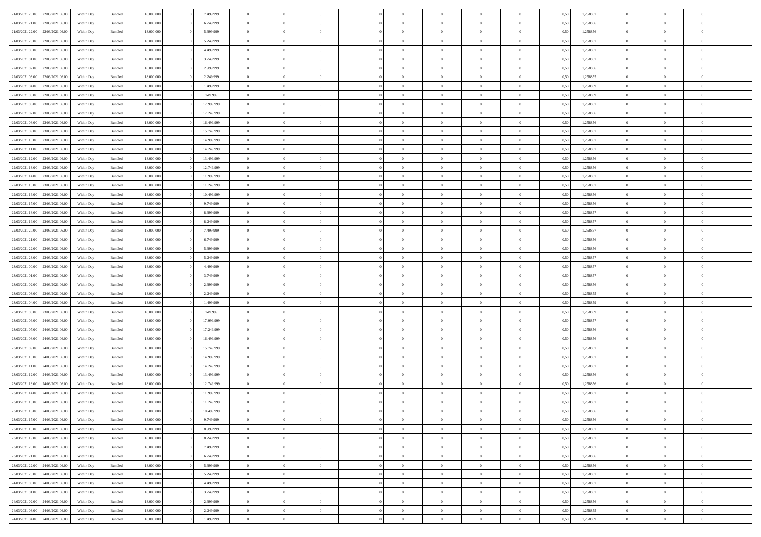| | | | | | | | | | | | | | | | | | | | | |
|---|---|---|---|---|---|---|---|---|---|---|---|---|---|---|---|---|---|---|---|---|
| 21/03/2021 20:00 | 22/03/2021 06:00 | Within Day | Bundled | 18.000.000 | 0 | 7.499.999 | 0 | 0 | 0 | | 0 | 0 | 0 | 0 | 0,50 | 1,258857 | 0 | 0 | 0 | |
| 21/03/2021 21:00 | 22/03/2021 06:00 | Within Day | Bundled | 18.000.000 | 0 | 6.749.999 | 0 | 0 | 0 | | 0 | 0 | 0 | 0 | 0,50 | 1,258856 | 0 | 0 | 0 | |
| 21/03/2021 22:00 | 22/03/2021 06:00 | Within Day | Bundled | 18.000.000 | 0 | 5.999.999 | 0 | 0 | 0 | | 0 | 0 | 0 | 0 | 0,50 | 1,258856 | 0 | 0 | 0 | |
| 21/03/2021 23:00 | 22/03/2021 06:00 | Within Day | Bundled | 18.000.000 | 0 | 5.249.999 | 0 | 0 | 0 | | 0 | 0 | 0 | 0 | 0,50 | 1,258857 | 0 | 0 | 0 | |
| 22/03/2021 00:00 | 22/03/2021 06:00 | Within Day | Bundled | 18.000.000 | 0 | 4.499.999 | 0 | 0 | 0 | | 0 | 0 | 0 | 0 | 0,50 | 1,258857 | 0 | 0 | 0 | |
| 22/03/2021 01:00 | 22/03/2021 06:00 | Within Day | Bundled | 18.000.000 | 0 | 3.749.999 | 0 | 0 | 0 | | 0 | 0 | 0 | 0 | 0,50 | 1,258857 | 0 | 0 | 0 | |
| 22/03/2021 02:00 | 22/03/2021 06:00 | Within Day | Bundled | 18.000.000 | 0 | 2.999.999 | 0 | 0 | 0 | | 0 | 0 | 0 | 0 | 0,50 | 1,258856 | 0 | 0 | 0 | |
| 22/03/2021 03:00 | 22/03/2021 06:00 | Within Day | Bundled | 18.000.000 | 0 | 2.249.999 | 0 | 0 | 0 | | 0 | 0 | 0 | 0 | 0,50 | 1,258855 | 0 | 0 | 0 | |
| 22/03/2021 04:00 | 22/03/2021 06:00 | Within Day | Bundled | 18.000.000 | 0 | 1.499.999 | 0 | 0 | 0 | | 0 | 0 | 0 | 0 | 0,50 | 1,258859 | 0 | 0 | 0 | |
| 22/03/2021 05:00 | 22/03/2021 06:00 | Within Day | Bundled | 18.000.000 | 0 | 749.999 | 0 | 0 | 0 | | 0 | 0 | 0 | 0 | 0,50 | 1,258859 | 0 | 0 | 0 | |
| 22/03/2021 06:00 | 23/03/2021 06:00 | Within Day | Bundled | 18.000.000 | 0 | 17.999.999 | 0 | 0 | 0 | | 0 | 0 | 0 | 0 | 0,50 | 1,258857 | 0 | 0 | 0 | |
| 22/03/2021 07:00 | 23/03/2021 06:00 | Within Day | Bundled | 18.000.000 | 0 | 17.249.999 | 0 | 0 | 0 | | 0 | 0 | 0 | 0 | 0,50 | 1,258856 | 0 | 0 | 0 | |
| 22/03/2021 08:00 | 23/03/2021 06:00 | Within Day | Bundled | 18.000.000 | 0 | 16.499.999 | 0 | 0 | 0 | | 0 | 0 | 0 | 0 | 0,50 | 1,258856 | 0 | 0 | 0 | |
| 22/03/2021 09:00 | 23/03/2021 06:00 | Within Day | Bundled | 18.000.000 | 0 | 15.749.999 | 0 | 0 | 0 | | 0 | 0 | 0 | 0 | 0,50 | 1,258857 | 0 | 0 | 0 | |
| 22/03/2021 10:00 | 23/03/2021 06:00 | Within Day | Bundled | 18.000.000 | 0 | 14.999.999 | 0 | 0 | 0 | | 0 | 0 | 0 | 0 | 0,50 | 1,258857 | 0 | 0 | 0 | |
| 22/03/2021 11:00 | 23/03/2021 06:00 | Within Day | Bundled | 18.000.000 | 0 | 14.249.999 | 0 | 0 | 0 | | 0 | 0 | 0 | 0 | 0,50 | 1,258857 | 0 | 0 | 0 | |
| 22/03/2021 12:00 | 23/03/2021 06:00 | Within Day | Bundled | 18.000.000 | 0 | 13.499.999 | 0 | 0 | 0 | | 0 | 0 | 0 | 0 | 0,50 | 1,258856 | 0 | 0 | 0 | |
| 22/03/2021 13:00 | 23/03/2021 06:00 | Within Day | Bundled | 18.000.000 | 0 | 12.749.999 | 0 | 0 | 0 | | 0 | 0 | 0 | 0 | 0,50 | 1,258856 | 0 | 0 | 0 | |
| 22/03/2021 14:00 | 23/03/2021 06:00 | Within Day | Bundled | 18.000.000 | 0 | 11.999.999 | 0 | 0 | 0 | | 0 | 0 | 0 | 0 | 0,50 | 1,258857 | 0 | 0 | 0 | |
| 22/03/2021 15:00 | 23/03/2021 06:00 | Within Day | Bundled | 18.000.000 | 0 | 11.249.999 | 0 | 0 | 0 | | 0 | 0 | 0 | 0 | 0,50 | 1,258857 | 0 | 0 | 0 | |
| 22/03/2021 16:00 | 23/03/2021 06:00 | Within Day | Bundled | 18.000.000 | 0 | 10.499.999 | 0 | 0 | 0 | | 0 | 0 | 0 | 0 | 0,50 | 1,258856 | 0 | 0 | 0 | |
| 22/03/2021 17:00 | 23/03/2021 06:00 | Within Day | Bundled | 18.000.000 | 0 | 9.749.999 | 0 | 0 | 0 | | 0 | 0 | 0 | 0 | 0,50 | 1,258856 | 0 | 0 | 0 | |
| 22/03/2021 18:00 | 23/03/2021 06:00 | Within Day | Bundled | 18.000.000 | 0 | 8.999.999 | 0 | 0 | 0 | | 0 | 0 | 0 | 0 | 0,50 | 1,258857 | 0 | 0 | 0 | |
| 22/03/2021 19:00 | 23/03/2021 06:00 | Within Day | Bundled | 18.000.000 | 0 | 8.249.999 | 0 | 0 | 0 | | 0 | 0 | 0 | 0 | 0,50 | 1,258857 | 0 | 0 | 0 | |
| 22/03/2021 20:00 | 23/03/2021 06:00 | Within Day | Bundled | 18.000.000 | 0 | 7.499.999 | 0 | 0 | 0 | | 0 | 0 | 0 | 0 | 0,50 | 1,258857 | 0 | 0 | 0 | |
| 22/03/2021 21:00 | 23/03/2021 06:00 | Within Day | Bundled | 18.000.000 | 0 | 6.749.999 | 0 | 0 | 0 | | 0 | 0 | 0 | 0 | 0,50 | 1,258856 | 0 | 0 | 0 | |
| 22/03/2021 22:00 | 23/03/2021 06:00 | Within Day | Bundled | 18.000.000 | 0 | 5.999.999 | 0 | 0 | 0 | | 0 | 0 | 0 | 0 | 0,50 | 1,258856 | 0 | 0 | 0 | |
| 22/03/2021 23:00 | 23/03/2021 06:00 | Within Day | Bundled | 18.000.000 | 0 | 5.249.999 | 0 | 0 | 0 | | 0 | 0 | 0 | 0 | 0,50 | 1,258857 | 0 | 0 | 0 | |
| 23/03/2021 00:00 | 23/03/2021 06:00 | Within Day | Bundled | 18.000.000 | 0 | 4.499.999 | 0 | 0 | 0 | | 0 | 0 | 0 | 0 | 0,50 | 1,258857 | 0 | 0 | 0 | |
| 23/03/2021 01:00 | 23/03/2021 06:00 | Within Day | Bundled | 18.000.000 | 0 | 3.749.999 | 0 | 0 | 0 | | 0 | 0 | 0 | 0 | 0,50 | 1,258857 | 0 | 0 | 0 | |
| 23/03/2021 02:00 | 23/03/2021 06:00 | Within Day | Bundled | 18.000.000 | 0 | 2.999.999 | 0 | 0 | 0 | | 0 | 0 | 0 | 0 | 0,50 | 1,258856 | 0 | 0 | 0 | |
| 23/03/2021 03:00 | 23/03/2021 06:00 | Within Day | Bundled | 18.000.000 | 0 | 2.249.999 | 0 | 0 | 0 | | 0 | 0 | 0 | 0 | 0,50 | 1,258855 | 0 | 0 | 0 | |
| 23/03/2021 04:00 | 23/03/2021 06:00 | Within Day | Bundled | 18.000.000 | 0 | 1.499.999 | 0 | 0 | 0 | | 0 | 0 | 0 | 0 | 0,50 | 1,258859 | 0 | 0 | 0 | |
| 23/03/2021 05:00 | 23/03/2021 06:00 | Within Day | Bundled | 18.000.000 | 0 | 749.999 | 0 | 0 | 0 | | 0 | 0 | 0 | 0 | 0,50 | 1,258859 | 0 | 0 | 0 | |
| 23/03/2021 06:00 | 24/03/2021 06:00 | Within Day | Bundled | 18.000.000 | 0 | 17.999.999 | 0 | 0 | 0 | | 0 | 0 | 0 | 0 | 0,50 | 1,258857 | 0 | 0 | 0 | |
| 23/03/2021 07:00 | 24/03/2021 06:00 | Within Day | Bundled | 18.000.000 | 0 | 17.249.999 | 0 | 0 | 0 | | 0 | 0 | 0 | 0 | 0,50 | 1,258856 | 0 | 0 | 0 | |
| 23/03/2021 08:00 | 24/03/2021 06:00 | Within Day | Bundled | 18.000.000 | 0 | 16.499.999 | 0 | 0 | 0 | | 0 | 0 | 0 | 0 | 0,50 | 1,258856 | 0 | 0 | 0 | |
| 23/03/2021 09:00 | 24/03/2021 06:00 | Within Day | Bundled | 18.000.000 | 0 | 15.749.999 | 0 | 0 | 0 | | 0 | 0 | 0 | 0 | 0,50 | 1,258857 | 0 | 0 | 0 | |
| 23/03/2021 10:00 | 24/03/2021 06:00 | Within Day | Bundled | 18.000.000 | 0 | 14.999.999 | 0 | 0 | 0 | | 0 | 0 | 0 | 0 | 0,50 | 1,258857 | 0 | 0 | 0 | |
| 23/03/2021 11:00 | 24/03/2021 06:00 | Within Day | Bundled | 18.000.000 | 0 | 14.249.999 | 0 | 0 | 0 | | 0 | 0 | 0 | 0 | 0,50 | 1,258857 | 0 | 0 | 0 | |
| 23/03/2021 12:00 | 24/03/2021 06:00 | Within Day | Bundled | 18.000.000 | 0 | 13.499.999 | 0 | 0 | 0 | | 0 | 0 | 0 | 0 | 0,50 | 1,258856 | 0 | 0 | 0 | |
| 23/03/2021 13:00 | 24/03/2021 06:00 | Within Day | Bundled | 18.000.000 | 0 | 12.749.999 | 0 | 0 | 0 | | 0 | 0 | 0 | 0 | 0,50 | 1,258856 | 0 | 0 | 0 | |
| 23/03/2021 14:00 | 24/03/2021 06:00 | Within Day | Bundled | 18.000.000 | 0 | 11.999.999 | 0 | 0 | 0 | | 0 | 0 | 0 | 0 | 0,50 | 1,258857 | 0 | 0 | 0 | |
| 23/03/2021 15:00 | 24/03/2021 06:00 | Within Day | Bundled | 18.000.000 | 0 | 11.249.999 | 0 | 0 | 0 | | 0 | 0 | 0 | 0 | 0,50 | 1,258857 | 0 | 0 | 0 | |
| 23/03/2021 16:00 | 24/03/2021 06:00 | Within Day | Bundled | 18.000.000 | 0 | 10.499.999 | 0 | 0 | 0 | | 0 | 0 | 0 | 0 | 0,50 | 1,258856 | 0 | 0 | 0 | |
| 23/03/2021 17:00 | 24/03/2021 06:00 | Within Day | Bundled | 18.000.000 | 0 | 9.749.999 | 0 | 0 | 0 | | 0 | 0 | 0 | 0 | 0,50 | 1,258856 | 0 | 0 | 0 | |
| 23/03/2021 18:00 | 24/03/2021 06:00 | Within Day | Bundled | 18.000.000 | 0 | 8.999.999 | 0 | 0 | 0 | | 0 | 0 | 0 | 0 | 0,50 | 1,258857 | 0 | 0 | 0 | |
| 23/03/2021 19:00 | 24/03/2021 06:00 | Within Day | Bundled | 18.000.000 | 0 | 8.249.999 | 0 | 0 | 0 | | 0 | 0 | 0 | 0 | 0,50 | 1,258857 | 0 | 0 | 0 | |
| 23/03/2021 20:00 | 24/03/2021 06:00 | Within Day | Bundled | 18.000.000 | 0 | 7.499.999 | 0 | 0 | 0 | | 0 | 0 | 0 | 0 | 0,50 | 1,258857 | 0 | 0 | 0 | |
| 23/03/2021 21:00 | 24/03/2021 06:00 | Within Day | Bundled | 18.000.000 | 0 | 6.749.999 | 0 | 0 | 0 | | 0 | 0 | 0 | 0 | 0,50 | 1,258856 | 0 | 0 | 0 | |
| 23/03/2021 22:00 | 24/03/2021 06:00 | Within Day | Bundled | 18.000.000 | 0 | 5.999.999 | 0 | 0 | 0 | | 0 | 0 | 0 | 0 | 0,50 | 1,258856 | 0 | 0 | 0 | |
| 23/03/2021 23:00 | 24/03/2021 06:00 | Within Day | Bundled | 18.000.000 | 0 | 5.249.999 | 0 | 0 | 0 | | 0 | 0 | 0 | 0 | 0,50 | 1,258857 | 0 | 0 | 0 | |
| 24/03/2021 00:00 | 24/03/2021 06:00 | Within Day | Bundled | 18.000.000 | 0 | 4.499.999 | 0 | 0 | 0 | | 0 | 0 | 0 | 0 | 0,50 | 1,258857 | 0 | 0 | 0 | |
| 24/03/2021 01:00 | 24/03/2021 06:00 | Within Day | Bundled | 18.000.000 | 0 | 3.749.999 | 0 | 0 | 0 | | 0 | 0 | 0 | 0 | 0,50 | 1,258857 | 0 | 0 | 0 | |
| 24/03/2021 02:00 | 24/03/2021 06:00 | Within Day | Bundled | 18.000.000 | 0 | 2.999.999 | 0 | 0 | 0 | | 0 | 0 | 0 | 0 | 0,50 | 1,258856 | 0 | 0 | 0 | |
| 24/03/2021 03:00 | 24/03/2021 06:00 | Within Day | Bundled | 18.000.000 | 0 | 2.249.999 | 0 | 0 | 0 | | 0 | 0 | 0 | 0 | 0,50 | 1,258855 | 0 | 0 | 0 | |
| 24/03/2021 04:00 | 24/03/2021 06:00 | Within Day | Bundled | 18.000.000 | 0 | 1.499.999 | 0 | 0 | 0 | | 0 | 0 | 0 | 0 | 0,50 | 1,258859 | 0 | 0 | 0 | |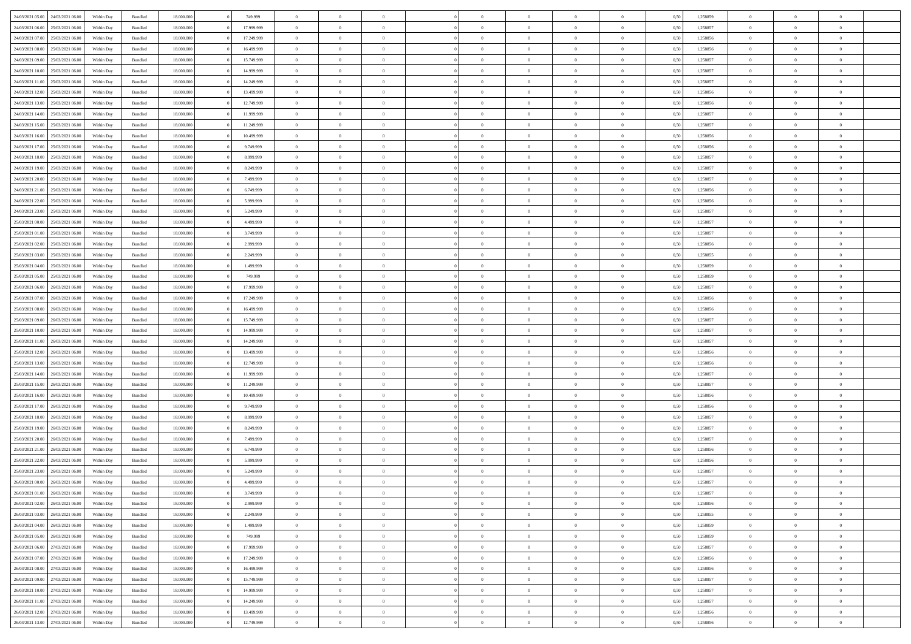| | | | | | | | | | | | | | | | | | | | |
|---|---|---|---|---|---|---|---|---|---|---|---|---|---|---|---|---|---|---|---|
| 24/03/2021 05:00 | 24/03/2021 06:00 | Within Day | Bundled | 18.000.000 | 0 | 749.999 | 0 | 0 | 0 | 0 | 0 | 0 | 0 | 0 | 0,50 | 1,258859 | 0 | 0 | 0 |
| 24/03/2021 06:00 | 25/03/2021 06:00 | Within Day | Bundled | 18.000.000 | 0 | 17.999.999 | 0 | 0 | 0 | 0 | 0 | 0 | 0 | 0 | 0,50 | 1,258857 | 0 | 0 | 0 |
| 24/03/2021 07:00 | 25/03/2021 06:00 | Within Day | Bundled | 18.000.000 | 0 | 17.249.999 | 0 | 0 | 0 | 0 | 0 | 0 | 0 | 0 | 0,50 | 1,258856 | 0 | 0 | 0 |
| 24/03/2021 08:00 | 25/03/2021 06:00 | Within Day | Bundled | 18.000.000 | 0 | 16.499.999 | 0 | 0 | 0 | 0 | 0 | 0 | 0 | 0 | 0,50 | 1,258856 | 0 | 0 | 0 |
| 24/03/2021 09:00 | 25/03/2021 06:00 | Within Day | Bundled | 18.000.000 | 0 | 15.749.999 | 0 | 0 | 0 | 0 | 0 | 0 | 0 | 0 | 0,50 | 1,258857 | 0 | 0 | 0 |
| 24/03/2021 10:00 | 25/03/2021 06:00 | Within Day | Bundled | 18.000.000 | 0 | 14.999.999 | 0 | 0 | 0 | 0 | 0 | 0 | 0 | 0 | 0,50 | 1,258857 | 0 | 0 | 0 |
| 24/03/2021 11:00 | 25/03/2021 06:00 | Within Day | Bundled | 18.000.000 | 0 | 14.249.999 | 0 | 0 | 0 | 0 | 0 | 0 | 0 | 0 | 0,50 | 1,258857 | 0 | 0 | 0 |
| 24/03/2021 12:00 | 25/03/2021 06:00 | Within Day | Bundled | 18.000.000 | 0 | 13.499.999 | 0 | 0 | 0 | 0 | 0 | 0 | 0 | 0 | 0,50 | 1,258856 | 0 | 0 | 0 |
| 24/03/2021 13:00 | 25/03/2021 06:00 | Within Day | Bundled | 18.000.000 | 0 | 12.749.999 | 0 | 0 | 0 | 0 | 0 | 0 | 0 | 0 | 0,50 | 1,258856 | 0 | 0 | 0 |
| 24/03/2021 14:00 | 25/03/2021 06:00 | Within Day | Bundled | 18.000.000 | 0 | 11.999.999 | 0 | 0 | 0 | 0 | 0 | 0 | 0 | 0 | 0,50 | 1,258857 | 0 | 0 | 0 |
| 24/03/2021 15:00 | 25/03/2021 06:00 | Within Day | Bundled | 18.000.000 | 0 | 11.249.999 | 0 | 0 | 0 | 0 | 0 | 0 | 0 | 0 | 0,50 | 1,258857 | 0 | 0 | 0 |
| 24/03/2021 16:00 | 25/03/2021 06:00 | Within Day | Bundled | 18.000.000 | 0 | 10.499.999 | 0 | 0 | 0 | 0 | 0 | 0 | 0 | 0 | 0,50 | 1,258856 | 0 | 0 | 0 |
| 24/03/2021 17:00 | 25/03/2021 06:00 | Within Day | Bundled | 18.000.000 | 0 | 9.749.999 | 0 | 0 | 0 | 0 | 0 | 0 | 0 | 0 | 0,50 | 1,258856 | 0 | 0 | 0 |
| 24/03/2021 18:00 | 25/03/2021 06:00 | Within Day | Bundled | 18.000.000 | 0 | 8.999.999 | 0 | 0 | 0 | 0 | 0 | 0 | 0 | 0 | 0,50 | 1,258857 | 0 | 0 | 0 |
| 24/03/2021 19:00 | 25/03/2021 06:00 | Within Day | Bundled | 18.000.000 | 0 | 8.249.999 | 0 | 0 | 0 | 0 | 0 | 0 | 0 | 0 | 0,50 | 1,258857 | 0 | 0 | 0 |
| 24/03/2021 20:00 | 25/03/2021 06:00 | Within Day | Bundled | 18.000.000 | 0 | 7.499.999 | 0 | 0 | 0 | 0 | 0 | 0 | 0 | 0 | 0,50 | 1,258857 | 0 | 0 | 0 |
| 24/03/2021 21:00 | 25/03/2021 06:00 | Within Day | Bundled | 18.000.000 | 0 | 6.749.999 | 0 | 0 | 0 | 0 | 0 | 0 | 0 | 0 | 0,50 | 1,258856 | 0 | 0 | 0 |
| 24/03/2021 22:00 | 25/03/2021 06:00 | Within Day | Bundled | 18.000.000 | 0 | 5.999.999 | 0 | 0 | 0 | 0 | 0 | 0 | 0 | 0 | 0,50 | 1,258856 | 0 | 0 | 0 |
| 24/03/2021 23:00 | 25/03/2021 06:00 | Within Day | Bundled | 18.000.000 | 0 | 5.249.999 | 0 | 0 | 0 | 0 | 0 | 0 | 0 | 0 | 0,50 | 1,258857 | 0 | 0 | 0 |
| 25/03/2021 00:00 | 25/03/2021 06:00 | Within Day | Bundled | 18.000.000 | 0 | 4.499.999 | 0 | 0 | 0 | 0 | 0 | 0 | 0 | 0 | 0,50 | 1,258857 | 0 | 0 | 0 |
| 25/03/2021 01:00 | 25/03/2021 06:00 | Within Day | Bundled | 18.000.000 | 0 | 3.749.999 | 0 | 0 | 0 | 0 | 0 | 0 | 0 | 0 | 0,50 | 1,258857 | 0 | 0 | 0 |
| 25/03/2021 02:00 | 25/03/2021 06:00 | Within Day | Bundled | 18.000.000 | 0 | 2.999.999 | 0 | 0 | 0 | 0 | 0 | 0 | 0 | 0 | 0,50 | 1,258856 | 0 | 0 | 0 |
| 25/03/2021 03:00 | 25/03/2021 06:00 | Within Day | Bundled | 18.000.000 | 0 | 2.249.999 | 0 | 0 | 0 | 0 | 0 | 0 | 0 | 0 | 0,50 | 1,258855 | 0 | 0 | 0 |
| 25/03/2021 04:00 | 25/03/2021 06:00 | Within Day | Bundled | 18.000.000 | 0 | 1.499.999 | 0 | 0 | 0 | 0 | 0 | 0 | 0 | 0 | 0,50 | 1,258859 | 0 | 0 | 0 |
| 25/03/2021 05:00 | 25/03/2021 06:00 | Within Day | Bundled | 18.000.000 | 0 | 749.999 | 0 | 0 | 0 | 0 | 0 | 0 | 0 | 0 | 0,50 | 1,258859 | 0 | 0 | 0 |
| 25/03/2021 06:00 | 26/03/2021 06:00 | Within Day | Bundled | 18.000.000 | 0 | 17.999.999 | 0 | 0 | 0 | 0 | 0 | 0 | 0 | 0 | 0,50 | 1,258857 | 0 | 0 | 0 |
| 25/03/2021 07:00 | 26/03/2021 06:00 | Within Day | Bundled | 18.000.000 | 0 | 17.249.999 | 0 | 0 | 0 | 0 | 0 | 0 | 0 | 0 | 0,50 | 1,258856 | 0 | 0 | 0 |
| 25/03/2021 08:00 | 26/03/2021 06:00 | Within Day | Bundled | 18.000.000 | 0 | 16.499.999 | 0 | 0 | 0 | 0 | 0 | 0 | 0 | 0 | 0,50 | 1,258856 | 0 | 0 | 0 |
| 25/03/2021 09:00 | 26/03/2021 06:00 | Within Day | Bundled | 18.000.000 | 0 | 15.749.999 | 0 | 0 | 0 | 0 | 0 | 0 | 0 | 0 | 0,50 | 1,258857 | 0 | 0 | 0 |
| 25/03/2021 10:00 | 26/03/2021 06:00 | Within Day | Bundled | 18.000.000 | 0 | 14.999.999 | 0 | 0 | 0 | 0 | 0 | 0 | 0 | 0 | 0,50 | 1,258857 | 0 | 0 | 0 |
| 25/03/2021 11:00 | 26/03/2021 06:00 | Within Day | Bundled | 18.000.000 | 0 | 14.249.999 | 0 | 0 | 0 | 0 | 0 | 0 | 0 | 0 | 0,50 | 1,258857 | 0 | 0 | 0 |
| 25/03/2021 12:00 | 26/03/2021 06:00 | Within Day | Bundled | 18.000.000 | 0 | 13.499.999 | 0 | 0 | 0 | 0 | 0 | 0 | 0 | 0 | 0,50 | 1,258856 | 0 | 0 | 0 |
| 25/03/2021 13:00 | 26/03/2021 06:00 | Within Day | Bundled | 18.000.000 | 0 | 12.749.999 | 0 | 0 | 0 | 0 | 0 | 0 | 0 | 0 | 0,50 | 1,258856 | 0 | 0 | 0 |
| 25/03/2021 14:00 | 26/03/2021 06:00 | Within Day | Bundled | 18.000.000 | 0 | 11.999.999 | 0 | 0 | 0 | 0 | 0 | 0 | 0 | 0 | 0,50 | 1,258857 | 0 | 0 | 0 |
| 25/03/2021 15:00 | 26/03/2021 06:00 | Within Day | Bundled | 18.000.000 | 0 | 11.249.999 | 0 | 0 | 0 | 0 | 0 | 0 | 0 | 0 | 0,50 | 1,258857 | 0 | 0 | 0 |
| 25/03/2021 16:00 | 26/03/2021 06:00 | Within Day | Bundled | 18.000.000 | 0 | 10.499.999 | 0 | 0 | 0 | 0 | 0 | 0 | 0 | 0 | 0,50 | 1,258856 | 0 | 0 | 0 |
| 25/03/2021 17:00 | 26/03/2021 06:00 | Within Day | Bundled | 18.000.000 | 0 | 9.749.999 | 0 | 0 | 0 | 0 | 0 | 0 | 0 | 0 | 0,50 | 1,258856 | 0 | 0 | 0 |
| 25/03/2021 18:00 | 26/03/2021 06:00 | Within Day | Bundled | 18.000.000 | 0 | 8.999.999 | 0 | 0 | 0 | 0 | 0 | 0 | 0 | 0 | 0,50 | 1,258857 | 0 | 0 | 0 |
| 25/03/2021 19:00 | 26/03/2021 06:00 | Within Day | Bundled | 18.000.000 | 0 | 8.249.999 | 0 | 0 | 0 | 0 | 0 | 0 | 0 | 0 | 0,50 | 1,258857 | 0 | 0 | 0 |
| 25/03/2021 20:00 | 26/03/2021 06:00 | Within Day | Bundled | 18.000.000 | 0 | 7.499.999 | 0 | 0 | 0 | 0 | 0 | 0 | 0 | 0 | 0,50 | 1,258857 | 0 | 0 | 0 |
| 25/03/2021 21:00 | 26/03/2021 06:00 | Within Day | Bundled | 18.000.000 | 0 | 6.749.999 | 0 | 0 | 0 | 0 | 0 | 0 | 0 | 0 | 0,50 | 1,258856 | 0 | 0 | 0 |
| 25/03/2021 22:00 | 26/03/2021 06:00 | Within Day | Bundled | 18.000.000 | 0 | 5.999.999 | 0 | 0 | 0 | 0 | 0 | 0 | 0 | 0 | 0,50 | 1,258856 | 0 | 0 | 0 |
| 25/03/2021 23:00 | 26/03/2021 06:00 | Within Day | Bundled | 18.000.000 | 0 | 5.249.999 | 0 | 0 | 0 | 0 | 0 | 0 | 0 | 0 | 0,50 | 1,258857 | 0 | 0 | 0 |
| 26/03/2021 00:00 | 26/03/2021 06:00 | Within Day | Bundled | 18.000.000 | 0 | 4.499.999 | 0 | 0 | 0 | 0 | 0 | 0 | 0 | 0 | 0,50 | 1,258857 | 0 | 0 | 0 |
| 26/03/2021 01:00 | 26/03/2021 06:00 | Within Day | Bundled | 18.000.000 | 0 | 3.749.999 | 0 | 0 | 0 | 0 | 0 | 0 | 0 | 0 | 0,50 | 1,258857 | 0 | 0 | 0 |
| 26/03/2021 02:00 | 26/03/2021 06:00 | Within Day | Bundled | 18.000.000 | 0 | 2.999.999 | 0 | 0 | 0 | 0 | 0 | 0 | 0 | 0 | 0,50 | 1,258856 | 0 | 0 | 0 |
| 26/03/2021 03:00 | 26/03/2021 06:00 | Within Day | Bundled | 18.000.000 | 0 | 2.249.999 | 0 | 0 | 0 | 0 | 0 | 0 | 0 | 0 | 0,50 | 1,258855 | 0 | 0 | 0 |
| 26/03/2021 04:00 | 26/03/2021 06:00 | Within Day | Bundled | 18.000.000 | 0 | 1.499.999 | 0 | 0 | 0 | 0 | 0 | 0 | 0 | 0 | 0,50 | 1,258859 | 0 | 0 | 0 |
| 26/03/2021 05:00 | 26/03/2021 06:00 | Within Day | Bundled | 18.000.000 | 0 | 749.999 | 0 | 0 | 0 | 0 | 0 | 0 | 0 | 0 | 0,50 | 1,258859 | 0 | 0 | 0 |
| 26/03/2021 06:00 | 27/03/2021 06:00 | Within Day | Bundled | 18.000.000 | 0 | 17.999.999 | 0 | 0 | 0 | 0 | 0 | 0 | 0 | 0 | 0,50 | 1,258857 | 0 | 0 | 0 |
| 26/03/2021 07:00 | 27/03/2021 06:00 | Within Day | Bundled | 18.000.000 | 0 | 17.249.999 | 0 | 0 | 0 | 0 | 0 | 0 | 0 | 0 | 0,50 | 1,258856 | 0 | 0 | 0 |
| 26/03/2021 08:00 | 27/03/2021 06:00 | Within Day | Bundled | 18.000.000 | 0 | 16.499.999 | 0 | 0 | 0 | 0 | 0 | 0 | 0 | 0 | 0,50 | 1,258856 | 0 | 0 | 0 |
| 26/03/2021 09:00 | 27/03/2021 06:00 | Within Day | Bundled | 18.000.000 | 0 | 15.749.999 | 0 | 0 | 0 | 0 | 0 | 0 | 0 | 0 | 0,50 | 1,258857 | 0 | 0 | 0 |
| 26/03/2021 10:00 | 27/03/2021 06:00 | Within Day | Bundled | 18.000.000 | 0 | 14.999.999 | 0 | 0 | 0 | 0 | 0 | 0 | 0 | 0 | 0,50 | 1,258857 | 0 | 0 | 0 |
| 26/03/2021 11:00 | 27/03/2021 06:00 | Within Day | Bundled | 18.000.000 | 0 | 14.249.999 | 0 | 0 | 0 | 0 | 0 | 0 | 0 | 0 | 0,50 | 1,258857 | 0 | 0 | 0 |
| 26/03/2021 12:00 | 27/03/2021 06:00 | Within Day | Bundled | 18.000.000 | 0 | 13.499.999 | 0 | 0 | 0 | 0 | 0 | 0 | 0 | 0 | 0,50 | 1,258856 | 0 | 0 | 0 |
| 26/03/2021 13:00 | 27/03/2021 06:00 | Within Day | Bundled | 18.000.000 | 0 | 12.749.999 | 0 | 0 | 0 | 0 | 0 | 0 | 0 | 0 | 0,50 | 1,258856 | 0 | 0 | 0 |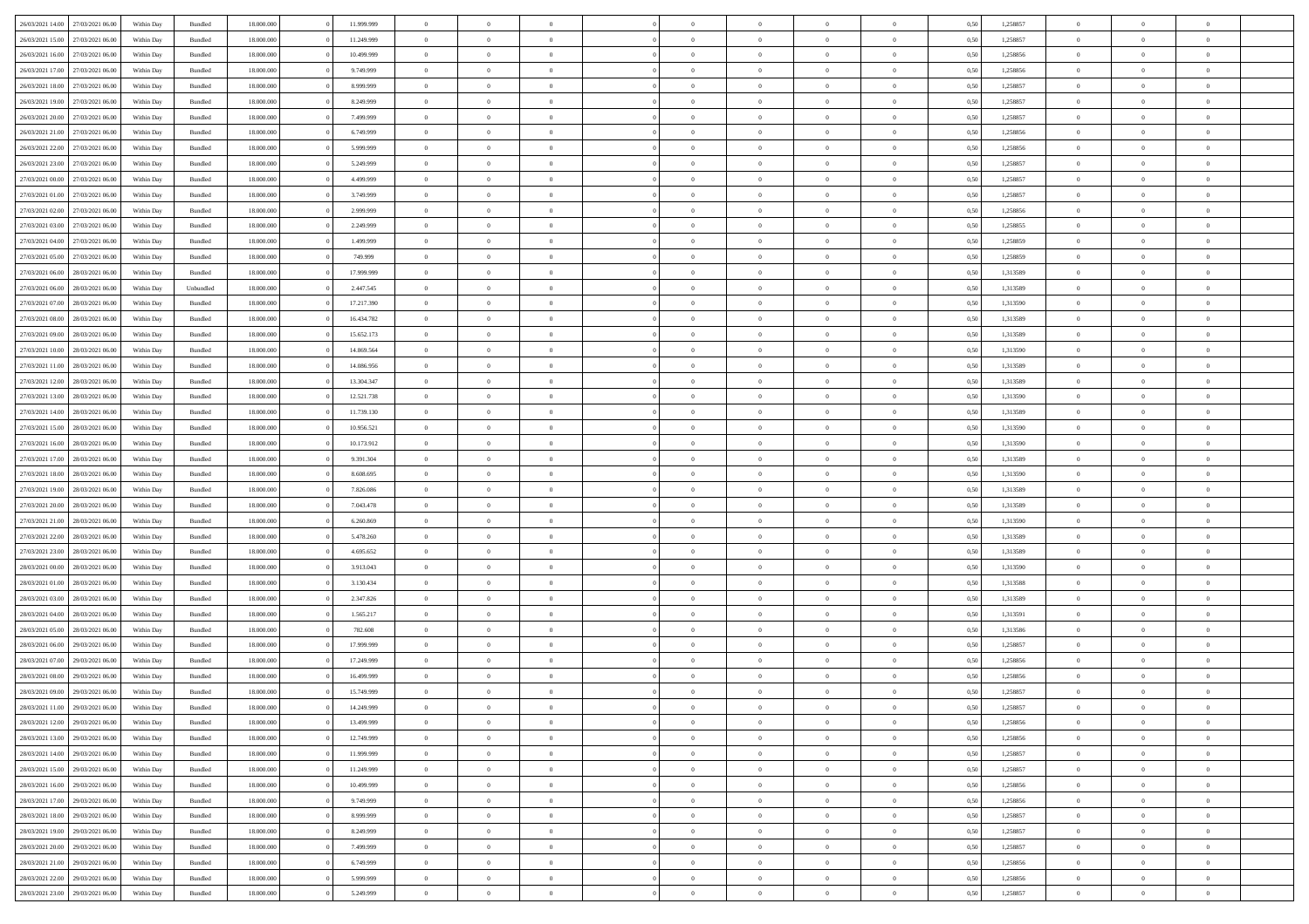| | | | | | | | | | | | | | | | | | | | | | |
|---|---|---|---|---|---|---|---|---|---|---|---|---|---|---|---|---|---|---|---|---|---|
| 26/03/2021 14:00 | 27/03/2021 06:00 | Within Day | Bundled | 18.000.000 | 0 | 11.999.999 | 0 | 0 | 0 | | 0 | 0 | 0 | 0 | 0 | 0,50 | 1,258857 | 0 | 0 | 0 | |
| 26/03/2021 15:00 | 27/03/2021 06:00 | Within Day | Bundled | 18.000.000 | 0 | 11.249.999 | 0 | 0 | 0 | | 0 | 0 | 0 | 0 | 0 | 0,50 | 1,258857 | 0 | 0 | 0 | |
| 26/03/2021 16:00 | 27/03/2021 06:00 | Within Day | Bundled | 18.000.000 | 0 | 10.499.999 | 0 | 0 | 0 | | 0 | 0 | 0 | 0 | 0 | 0,50 | 1,258856 | 0 | 0 | 0 | |
| 26/03/2021 17:00 | 27/03/2021 06:00 | Within Day | Bundled | 18.000.000 | 0 | 9.749.999 | 0 | 0 | 0 | | 0 | 0 | 0 | 0 | 0 | 0,50 | 1,258856 | 0 | 0 | 0 | |
| 26/03/2021 18:00 | 27/03/2021 06:00 | Within Day | Bundled | 18.000.000 | 0 | 8.999.999 | 0 | 0 | 0 | | 0 | 0 | 0 | 0 | 0 | 0,50 | 1,258857 | 0 | 0 | 0 | |
| 26/03/2021 19:00 | 27/03/2021 06:00 | Within Day | Bundled | 18.000.000 | 0 | 8.249.999 | 0 | 0 | 0 | | 0 | 0 | 0 | 0 | 0 | 0,50 | 1,258857 | 0 | 0 | 0 | |
| 26/03/2021 20:00 | 27/03/2021 06:00 | Within Day | Bundled | 18.000.000 | 0 | 7.499.999 | 0 | 0 | 0 | | 0 | 0 | 0 | 0 | 0 | 0,50 | 1,258857 | 0 | 0 | 0 | |
| 26/03/2021 21:00 | 27/03/2021 06:00 | Within Day | Bundled | 18.000.000 | 0 | 6.749.999 | 0 | 0 | 0 | | 0 | 0 | 0 | 0 | 0 | 0,50 | 1,258856 | 0 | 0 | 0 | |
| 26/03/2021 22:00 | 27/03/2021 06:00 | Within Day | Bundled | 18.000.000 | 0 | 5.999.999 | 0 | 0 | 0 | | 0 | 0 | 0 | 0 | 0 | 0,50 | 1,258856 | 0 | 0 | 0 | |
| 26/03/2021 23:00 | 27/03/2021 06:00 | Within Day | Bundled | 18.000.000 | 0 | 5.249.999 | 0 | 0 | 0 | | 0 | 0 | 0 | 0 | 0 | 0,50 | 1,258857 | 0 | 0 | 0 | |
| 27/03/2021 00:00 | 27/03/2021 06:00 | Within Day | Bundled | 18.000.000 | 0 | 4.499.999 | 0 | 0 | 0 | | 0 | 0 | 0 | 0 | 0 | 0,50 | 1,258857 | 0 | 0 | 0 | |
| 27/03/2021 01:00 | 27/03/2021 06:00 | Within Day | Bundled | 18.000.000 | 0 | 3.749.999 | 0 | 0 | 0 | | 0 | 0 | 0 | 0 | 0 | 0,50 | 1,258857 | 0 | 0 | 0 | |
| 27/03/2021 02:00 | 27/03/2021 06:00 | Within Day | Bundled | 18.000.000 | 0 | 2.999.999 | 0 | 0 | 0 | | 0 | 0 | 0 | 0 | 0 | 0,50 | 1,258856 | 0 | 0 | 0 | |
| 27/03/2021 03:00 | 27/03/2021 06:00 | Within Day | Bundled | 18.000.000 | 0 | 2.249.999 | 0 | 0 | 0 | | 0 | 0 | 0 | 0 | 0 | 0,50 | 1,258855 | 0 | 0 | 0 | |
| 27/03/2021 04:00 | 27/03/2021 06:00 | Within Day | Bundled | 18.000.000 | 0 | 1.499.999 | 0 | 0 | 0 | | 0 | 0 | 0 | 0 | 0 | 0,50 | 1,258859 | 0 | 0 | 0 | |
| 27/03/2021 05:00 | 27/03/2021 06:00 | Within Day | Bundled | 18.000.000 | 0 | 749.999 | 0 | 0 | 0 | | 0 | 0 | 0 | 0 | 0 | 0,50 | 1,258859 | 0 | 0 | 0 | |
| 27/03/2021 06:00 | 28/03/2021 06:00 | Within Day | Bundled | 18.000.000 | 0 | 17.999.999 | 0 | 0 | 0 | | 0 | 0 | 0 | 0 | 0 | 0,50 | 1,313589 | 0 | 0 | 0 | |
| 27/03/2021 06:00 | 28/03/2021 06:00 | Within Day | Unbundled | 18.000.000 | 0 | 2.447.545 | 0 | 0 | 0 | | 0 | 0 | 0 | 0 | 0 | 0,50 | 1,313589 | 0 | 0 | 0 | |
| 27/03/2021 07:00 | 28/03/2021 06:00 | Within Day | Bundled | 18.000.000 | 0 | 17.217.390 | 0 | 0 | 0 | | 0 | 0 | 0 | 0 | 0 | 0,50 | 1,313590 | 0 | 0 | 0 | |
| 27/03/2021 08:00 | 28/03/2021 06:00 | Within Day | Bundled | 18.000.000 | 0 | 16.434.782 | 0 | 0 | 0 | | 0 | 0 | 0 | 0 | 0 | 0,50 | 1,313589 | 0 | 0 | 0 | |
| 27/03/2021 09:00 | 28/03/2021 06:00 | Within Day | Bundled | 18.000.000 | 0 | 15.652.173 | 0 | 0 | 0 | | 0 | 0 | 0 | 0 | 0 | 0,50 | 1,313589 | 0 | 0 | 0 | |
| 27/03/2021 10:00 | 28/03/2021 06:00 | Within Day | Bundled | 18.000.000 | 0 | 14.869.564 | 0 | 0 | 0 | | 0 | 0 | 0 | 0 | 0 | 0,50 | 1,313590 | 0 | 0 | 0 | |
| 27/03/2021 11:00 | 28/03/2021 06:00 | Within Day | Bundled | 18.000.000 | 0 | 14.086.956 | 0 | 0 | 0 | | 0 | 0 | 0 | 0 | 0 | 0,50 | 1,313589 | 0 | 0 | 0 | |
| 27/03/2021 12:00 | 28/03/2021 06:00 | Within Day | Bundled | 18.000.000 | 0 | 13.304.347 | 0 | 0 | 0 | | 0 | 0 | 0 | 0 | 0 | 0,50 | 1,313589 | 0 | 0 | 0 | |
| 27/03/2021 13:00 | 28/03/2021 06:00 | Within Day | Bundled | 18.000.000 | 0 | 12.521.738 | 0 | 0 | 0 | | 0 | 0 | 0 | 0 | 0 | 0,50 | 1,313590 | 0 | 0 | 0 | |
| 27/03/2021 14:00 | 28/03/2021 06:00 | Within Day | Bundled | 18.000.000 | 0 | 11.739.130 | 0 | 0 | 0 | | 0 | 0 | 0 | 0 | 0 | 0,50 | 1,313589 | 0 | 0 | 0 | |
| 27/03/2021 15:00 | 28/03/2021 06:00 | Within Day | Bundled | 18.000.000 | 0 | 10.956.521 | 0 | 0 | 0 | | 0 | 0 | 0 | 0 | 0 | 0,50 | 1,313590 | 0 | 0 | 0 | |
| 27/03/2021 16:00 | 28/03/2021 06:00 | Within Day | Bundled | 18.000.000 | 0 | 10.173.912 | 0 | 0 | 0 | | 0 | 0 | 0 | 0 | 0 | 0,50 | 1,313590 | 0 | 0 | 0 | |
| 27/03/2021 17:00 | 28/03/2021 06:00 | Within Day | Bundled | 18.000.000 | 0 | 9.391.304 | 0 | 0 | 0 | | 0 | 0 | 0 | 0 | 0 | 0,50 | 1,313589 | 0 | 0 | 0 | |
| 27/03/2021 18:00 | 28/03/2021 06:00 | Within Day | Bundled | 18.000.000 | 0 | 8.608.695 | 0 | 0 | 0 | | 0 | 0 | 0 | 0 | 0 | 0,50 | 1,313590 | 0 | 0 | 0 | |
| 27/03/2021 19:00 | 28/03/2021 06:00 | Within Day | Bundled | 18.000.000 | 0 | 7.826.086 | 0 | 0 | 0 | | 0 | 0 | 0 | 0 | 0 | 0,50 | 1,313589 | 0 | 0 | 0 | |
| 27/03/2021 20:00 | 28/03/2021 06:00 | Within Day | Bundled | 18.000.000 | 0 | 7.043.478 | 0 | 0 | 0 | | 0 | 0 | 0 | 0 | 0 | 0,50 | 1,313589 | 0 | 0 | 0 | |
| 27/03/2021 21:00 | 28/03/2021 06:00 | Within Day | Bundled | 18.000.000 | 0 | 6.260.869 | 0 | 0 | 0 | | 0 | 0 | 0 | 0 | 0 | 0,50 | 1,313590 | 0 | 0 | 0 | |
| 27/03/2021 22:00 | 28/03/2021 06:00 | Within Day | Bundled | 18.000.000 | 0 | 5.478.260 | 0 | 0 | 0 | | 0 | 0 | 0 | 0 | 0 | 0,50 | 1,313589 | 0 | 0 | 0 | |
| 27/03/2021 23:00 | 28/03/2021 06:00 | Within Day | Bundled | 18.000.000 | 0 | 4.695.652 | 0 | 0 | 0 | | 0 | 0 | 0 | 0 | 0 | 0,50 | 1,313589 | 0 | 0 | 0 | |
| 28/03/2021 00:00 | 28/03/2021 06:00 | Within Day | Bundled | 18.000.000 | 0 | 3.913.043 | 0 | 0 | 0 | | 0 | 0 | 0 | 0 | 0 | 0,50 | 1,313590 | 0 | 0 | 0 | |
| 28/03/2021 01:00 | 28/03/2021 06:00 | Within Day | Bundled | 18.000.000 | 0 | 3.130.434 | 0 | 0 | 0 | | 0 | 0 | 0 | 0 | 0 | 0,50 | 1,313588 | 0 | 0 | 0 | |
| 28/03/2021 03:00 | 28/03/2021 06:00 | Within Day | Bundled | 18.000.000 | 0 | 2.347.826 | 0 | 0 | 0 | | 0 | 0 | 0 | 0 | 0 | 0,50 | 1,313589 | 0 | 0 | 0 | |
| 28/03/2021 04:00 | 28/03/2021 06:00 | Within Day | Bundled | 18.000.000 | 0 | 1.565.217 | 0 | 0 | 0 | | 0 | 0 | 0 | 0 | 0 | 0,50 | 1,313591 | 0 | 0 | 0 | |
| 28/03/2021 05:00 | 28/03/2021 06:00 | Within Day | Bundled | 18.000.000 | 0 | 782.608 | 0 | 0 | 0 | | 0 | 0 | 0 | 0 | 0 | 0,50 | 1,313586 | 0 | 0 | 0 | |
| 28/03/2021 06:00 | 29/03/2021 06:00 | Within Day | Bundled | 18.000.000 | 0 | 17.999.999 | 0 | 0 | 0 | | 0 | 0 | 0 | 0 | 0 | 0,50 | 1,258857 | 0 | 0 | 0 | |
| 28/03/2021 07:00 | 29/03/2021 06:00 | Within Day | Bundled | 18.000.000 | 0 | 17.249.999 | 0 | 0 | 0 | | 0 | 0 | 0 | 0 | 0 | 0,50 | 1,258856 | 0 | 0 | 0 | |
| 28/03/2021 08:00 | 29/03/2021 06:00 | Within Day | Bundled | 18.000.000 | 0 | 16.499.999 | 0 | 0 | 0 | | 0 | 0 | 0 | 0 | 0 | 0,50 | 1,258856 | 0 | 0 | 0 | |
| 28/03/2021 09:00 | 29/03/2021 06:00 | Within Day | Bundled | 18.000.000 | 0 | 15.749.999 | 0 | 0 | 0 | | 0 | 0 | 0 | 0 | 0 | 0,50 | 1,258857 | 0 | 0 | 0 | |
| 28/03/2021 11:00 | 29/03/2021 06:00 | Within Day | Bundled | 18.000.000 | 0 | 14.249.999 | 0 | 0 | 0 | | 0 | 0 | 0 | 0 | 0 | 0,50 | 1,258857 | 0 | 0 | 0 | |
| 28/03/2021 12:00 | 29/03/2021 06:00 | Within Day | Bundled | 18.000.000 | 0 | 13.499.999 | 0 | 0 | 0 | | 0 | 0 | 0 | 0 | 0 | 0,50 | 1,258856 | 0 | 0 | 0 | |
| 28/03/2021 13:00 | 29/03/2021 06:00 | Within Day | Bundled | 18.000.000 | 0 | 12.749.999 | 0 | 0 | 0 | | 0 | 0 | 0 | 0 | 0 | 0,50 | 1,258856 | 0 | 0 | 0 | |
| 28/03/2021 14:00 | 29/03/2021 06:00 | Within Day | Bundled | 18.000.000 | 0 | 11.999.999 | 0 | 0 | 0 | | 0 | 0 | 0 | 0 | 0 | 0,50 | 1,258857 | 0 | 0 | 0 | |
| 28/03/2021 15:00 | 29/03/2021 06:00 | Within Day | Bundled | 18.000.000 | 0 | 11.249.999 | 0 | 0 | 0 | | 0 | 0 | 0 | 0 | 0 | 0,50 | 1,258857 | 0 | 0 | 0 | |
| 28/03/2021 16:00 | 29/03/2021 06:00 | Within Day | Bundled | 18.000.000 | 0 | 10.499.999 | 0 | 0 | 0 | | 0 | 0 | 0 | 0 | 0 | 0,50 | 1,258856 | 0 | 0 | 0 | |
| 28/03/2021 17:00 | 29/03/2021 06:00 | Within Day | Bundled | 18.000.000 | 0 | 9.749.999 | 0 | 0 | 0 | | 0 | 0 | 0 | 0 | 0 | 0,50 | 1,258856 | 0 | 0 | 0 | |
| 28/03/2021 18:00 | 29/03/2021 06:00 | Within Day | Bundled | 18.000.000 | 0 | 8.999.999 | 0 | 0 | 0 | | 0 | 0 | 0 | 0 | 0 | 0,50 | 1,258857 | 0 | 0 | 0 | |
| 28/03/2021 19:00 | 29/03/2021 06:00 | Within Day | Bundled | 18.000.000 | 0 | 8.249.999 | 0 | 0 | 0 | | 0 | 0 | 0 | 0 | 0 | 0,50 | 1,258857 | 0 | 0 | 0 | |
| 28/03/2021 20:00 | 29/03/2021 06:00 | Within Day | Bundled | 18.000.000 | 0 | 7.499.999 | 0 | 0 | 0 | | 0 | 0 | 0 | 0 | 0 | 0,50 | 1,258857 | 0 | 0 | 0 | |
| 28/03/2021 21:00 | 29/03/2021 06:00 | Within Day | Bundled | 18.000.000 | 0 | 6.749.999 | 0 | 0 | 0 | | 0 | 0 | 0 | 0 | 0 | 0,50 | 1,258856 | 0 | 0 | 0 | |
| 28/03/2021 22:00 | 29/03/2021 06:00 | Within Day | Bundled | 18.000.000 | 0 | 5.999.999 | 0 | 0 | 0 | | 0 | 0 | 0 | 0 | 0 | 0,50 | 1,258856 | 0 | 0 | 0 | |
| 28/03/2021 23:00 | 29/03/2021 06:00 | Within Day | Bundled | 18.000.000 | 0 | 5.249.999 | 0 | 0 | 0 | | 0 | 0 | 0 | 0 | 0 | 0,50 | 1,258857 | 0 | 0 | 0 | |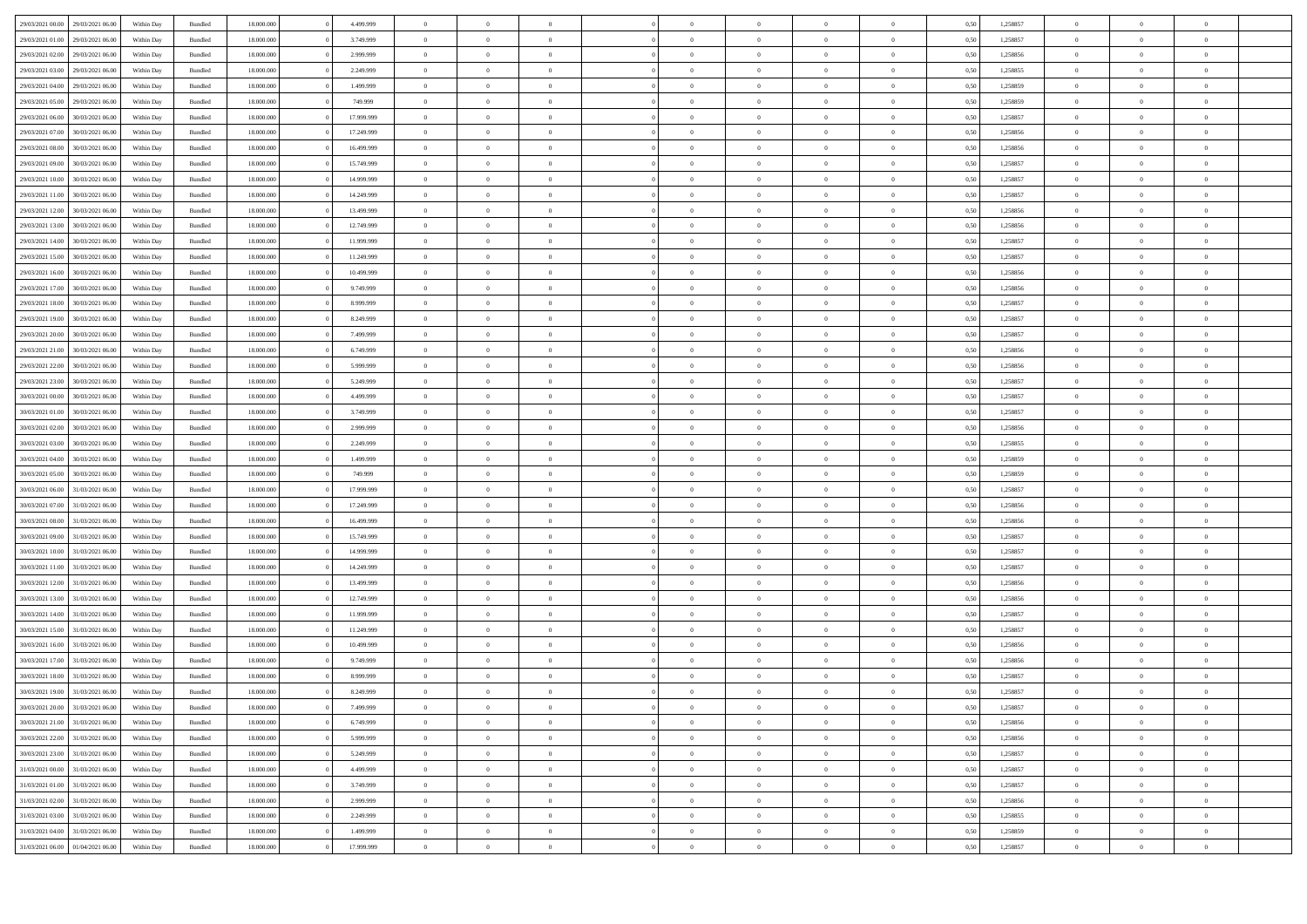| 29/03/2021 00:00 | 29/03/2021 06:00 | Within Day | Bundled | 18.000.000 | 0 | 4.499.999 | 0 | 0 | 0 | | 0 | 0 | 0 | 0 | 0,50 | 1,258857 | 0 | 0 | 0 | |
|---|---|---|---|---|---|---|---|---|---|---|---|---|---|---|---|---|---|---|---|---|
| 29/03/2021 01:00 | 29/03/2021 06:00 | Within Day | Bundled | 18.000.000 | 0 | 3.749.999 | 0 | 0 | 0 | | 0 | 0 | 0 | 0 | 0,50 | 1,258857 | 0 | 0 | 0 | |
| 29/03/2021 02:00 | 29/03/2021 06:00 | Within Day | Bundled | 18.000.000 | 0 | 2.999.999 | 0 | 0 | 0 | | 0 | 0 | 0 | 0 | 0,50 | 1,258856 | 0 | 0 | 0 | |
| 29/03/2021 03:00 | 29/03/2021 06:00 | Within Day | Bundled | 18.000.000 | 0 | 2.249.999 | 0 | 0 | 0 | | 0 | 0 | 0 | 0 | 0,50 | 1,258855 | 0 | 0 | 0 | |
| 29/03/2021 04:00 | 29/03/2021 06:00 | Within Day | Bundled | 18.000.000 | 0 | 1.499.999 | 0 | 0 | 0 | | 0 | 0 | 0 | 0 | 0,50 | 1,258859 | 0 | 0 | 0 | |
| 29/03/2021 05:00 | 29/03/2021 06:00 | Within Day | Bundled | 18.000.000 | 0 | 749.999 | 0 | 0 | 0 | | 0 | 0 | 0 | 0 | 0,50 | 1,258859 | 0 | 0 | 0 | |
| 29/03/2021 06:00 | 30/03/2021 06:00 | Within Day | Bundled | 18.000.000 | 0 | 17.999.999 | 0 | 0 | 0 | | 0 | 0 | 0 | 0 | 0,50 | 1,258857 | 0 | 0 | 0 | |
| 29/03/2021 07:00 | 30/03/2021 06:00 | Within Day | Bundled | 18.000.000 | 0 | 17.249.999 | 0 | 0 | 0 | | 0 | 0 | 0 | 0 | 0,50 | 1,258856 | 0 | 0 | 0 | |
| 29/03/2021 08:00 | 30/03/2021 06:00 | Within Day | Bundled | 18.000.000 | 0 | 16.499.999 | 0 | 0 | 0 | | 0 | 0 | 0 | 0 | 0,50 | 1,258856 | 0 | 0 | 0 | |
| 29/03/2021 09:00 | 30/03/2021 06:00 | Within Day | Bundled | 18.000.000 | 0 | 15.749.999 | 0 | 0 | 0 | | 0 | 0 | 0 | 0 | 0,50 | 1,258857 | 0 | 0 | 0 | |
| 29/03/2021 10:00 | 30/03/2021 06:00 | Within Day | Bundled | 18.000.000 | 0 | 14.999.999 | 0 | 0 | 0 | | 0 | 0 | 0 | 0 | 0,50 | 1,258857 | 0 | 0 | 0 | |
| 29/03/2021 11:00 | 30/03/2021 06:00 | Within Day | Bundled | 18.000.000 | 0 | 14.249.999 | 0 | 0 | 0 | | 0 | 0 | 0 | 0 | 0,50 | 1,258857 | 0 | 0 | 0 | |
| 29/03/2021 12:00 | 30/03/2021 06:00 | Within Day | Bundled | 18.000.000 | 0 | 13.499.999 | 0 | 0 | 0 | | 0 | 0 | 0 | 0 | 0,50 | 1,258856 | 0 | 0 | 0 | |
| 29/03/2021 13:00 | 30/03/2021 06:00 | Within Day | Bundled | 18.000.000 | 0 | 12.749.999 | 0 | 0 | 0 | | 0 | 0 | 0 | 0 | 0,50 | 1,258856 | 0 | 0 | 0 | |
| 29/03/2021 14:00 | 30/03/2021 06:00 | Within Day | Bundled | 18.000.000 | 0 | 11.999.999 | 0 | 0 | 0 | | 0 | 0 | 0 | 0 | 0,50 | 1,258857 | 0 | 0 | 0 | |
| 29/03/2021 15:00 | 30/03/2021 06:00 | Within Day | Bundled | 18.000.000 | 0 | 11.249.999 | 0 | 0 | 0 | | 0 | 0 | 0 | 0 | 0,50 | 1,258857 | 0 | 0 | 0 | |
| 29/03/2021 16:00 | 30/03/2021 06:00 | Within Day | Bundled | 18.000.000 | 0 | 10.499.999 | 0 | 0 | 0 | | 0 | 0 | 0 | 0 | 0,50 | 1,258856 | 0 | 0 | 0 | |
| 29/03/2021 17:00 | 30/03/2021 06:00 | Within Day | Bundled | 18.000.000 | 0 | 9.749.999 | 0 | 0 | 0 | | 0 | 0 | 0 | 0 | 0,50 | 1,258856 | 0 | 0 | 0 | |
| 29/03/2021 18:00 | 30/03/2021 06:00 | Within Day | Bundled | 18.000.000 | 0 | 8.999.999 | 0 | 0 | 0 | | 0 | 0 | 0 | 0 | 0,50 | 1,258857 | 0 | 0 | 0 | |
| 29/03/2021 19:00 | 30/03/2021 06:00 | Within Day | Bundled | 18.000.000 | 0 | 8.249.999 | 0 | 0 | 0 | | 0 | 0 | 0 | 0 | 0,50 | 1,258857 | 0 | 0 | 0 | |
| 29/03/2021 20:00 | 30/03/2021 06:00 | Within Day | Bundled | 18.000.000 | 0 | 7.499.999 | 0 | 0 | 0 | | 0 | 0 | 0 | 0 | 0,50 | 1,258857 | 0 | 0 | 0 | |
| 29/03/2021 21:00 | 30/03/2021 06:00 | Within Day | Bundled | 18.000.000 | 0 | 6.749.999 | 0 | 0 | 0 | | 0 | 0 | 0 | 0 | 0,50 | 1,258856 | 0 | 0 | 0 | |
| 29/03/2021 22:00 | 30/03/2021 06:00 | Within Day | Bundled | 18.000.000 | 0 | 5.999.999 | 0 | 0 | 0 | | 0 | 0 | 0 | 0 | 0,50 | 1,258856 | 0 | 0 | 0 | |
| 29/03/2021 23:00 | 30/03/2021 06:00 | Within Day | Bundled | 18.000.000 | 0 | 5.249.999 | 0 | 0 | 0 | | 0 | 0 | 0 | 0 | 0,50 | 1,258857 | 0 | 0 | 0 | |
| 30/03/2021 00:00 | 30/03/2021 06:00 | Within Day | Bundled | 18.000.000 | 0 | 4.499.999 | 0 | 0 | 0 | | 0 | 0 | 0 | 0 | 0,50 | 1,258857 | 0 | 0 | 0 | |
| 30/03/2021 01:00 | 30/03/2021 06:00 | Within Day | Bundled | 18.000.000 | 0 | 3.749.999 | 0 | 0 | 0 | | 0 | 0 | 0 | 0 | 0,50 | 1,258857 | 0 | 0 | 0 | |
| 30/03/2021 02:00 | 30/03/2021 06:00 | Within Day | Bundled | 18.000.000 | 0 | 2.999.999 | 0 | 0 | 0 | | 0 | 0 | 0 | 0 | 0,50 | 1,258856 | 0 | 0 | 0 | |
| 30/03/2021 03:00 | 30/03/2021 06:00 | Within Day | Bundled | 18.000.000 | 0 | 2.249.999 | 0 | 0 | 0 | | 0 | 0 | 0 | 0 | 0,50 | 1,258855 | 0 | 0 | 0 | |
| 30/03/2021 04:00 | 30/03/2021 06:00 | Within Day | Bundled | 18.000.000 | 0 | 1.499.999 | 0 | 0 | 0 | | 0 | 0 | 0 | 0 | 0,50 | 1,258859 | 0 | 0 | 0 | |
| 30/03/2021 05:00 | 30/03/2021 06:00 | Within Day | Bundled | 18.000.000 | 0 | 749.999 | 0 | 0 | 0 | | 0 | 0 | 0 | 0 | 0,50 | 1,258859 | 0 | 0 | 0 | |
| 30/03/2021 06:00 | 31/03/2021 06:00 | Within Day | Bundled | 18.000.000 | 0 | 17.999.999 | 0 | 0 | 0 | | 0 | 0 | 0 | 0 | 0,50 | 1,258857 | 0 | 0 | 0 | |
| 30/03/2021 07:00 | 31/03/2021 06:00 | Within Day | Bundled | 18.000.000 | 0 | 17.249.999 | 0 | 0 | 0 | | 0 | 0 | 0 | 0 | 0,50 | 1,258856 | 0 | 0 | 0 | |
| 30/03/2021 08:00 | 31/03/2021 06:00 | Within Day | Bundled | 18.000.000 | 0 | 16.499.999 | 0 | 0 | 0 | | 0 | 0 | 0 | 0 | 0,50 | 1,258856 | 0 | 0 | 0 | |
| 30/03/2021 09:00 | 31/03/2021 06:00 | Within Day | Bundled | 18.000.000 | 0 | 15.749.999 | 0 | 0 | 0 | | 0 | 0 | 0 | 0 | 0,50 | 1,258857 | 0 | 0 | 0 | |
| 30/03/2021 10:00 | 31/03/2021 06:00 | Within Day | Bundled | 18.000.000 | 0 | 14.999.999 | 0 | 0 | 0 | | 0 | 0 | 0 | 0 | 0,50 | 1,258857 | 0 | 0 | 0 | |
| 30/03/2021 11:00 | 31/03/2021 06:00 | Within Day | Bundled | 18.000.000 | 0 | 14.249.999 | 0 | 0 | 0 | | 0 | 0 | 0 | 0 | 0,50 | 1,258857 | 0 | 0 | 0 | |
| 30/03/2021 12:00 | 31/03/2021 06:00 | Within Day | Bundled | 18.000.000 | 0 | 13.499.999 | 0 | 0 | 0 | | 0 | 0 | 0 | 0 | 0,50 | 1,258856 | 0 | 0 | 0 | |
| 30/03/2021 13:00 | 31/03/2021 06:00 | Within Day | Bundled | 18.000.000 | 0 | 12.749.999 | 0 | 0 | 0 | | 0 | 0 | 0 | 0 | 0,50 | 1,258856 | 0 | 0 | 0 | |
| 30/03/2021 14:00 | 31/03/2021 06:00 | Within Day | Bundled | 18.000.000 | 0 | 11.999.999 | 0 | 0 | 0 | | 0 | 0 | 0 | 0 | 0,50 | 1,258857 | 0 | 0 | 0 | |
| 30/03/2021 15:00 | 31/03/2021 06:00 | Within Day | Bundled | 18.000.000 | 0 | 11.249.999 | 0 | 0 | 0 | | 0 | 0 | 0 | 0 | 0,50 | 1,258857 | 0 | 0 | 0 | |
| 30/03/2021 16:00 | 31/03/2021 06:00 | Within Day | Bundled | 18.000.000 | 0 | 10.499.999 | 0 | 0 | 0 | | 0 | 0 | 0 | 0 | 0,50 | 1,258856 | 0 | 0 | 0 | |
| 30/03/2021 17:00 | 31/03/2021 06:00 | Within Day | Bundled | 18.000.000 | 0 | 9.749.999 | 0 | 0 | 0 | | 0 | 0 | 0 | 0 | 0,50 | 1,258856 | 0 | 0 | 0 | |
| 30/03/2021 18:00 | 31/03/2021 06:00 | Within Day | Bundled | 18.000.000 | 0 | 8.999.999 | 0 | 0 | 0 | | 0 | 0 | 0 | 0 | 0,50 | 1,258857 | 0 | 0 | 0 | |
| 30/03/2021 19:00 | 31/03/2021 06:00 | Within Day | Bundled | 18.000.000 | 0 | 8.249.999 | 0 | 0 | 0 | | 0 | 0 | 0 | 0 | 0,50 | 1,258857 | 0 | 0 | 0 | |
| 30/03/2021 20:00 | 31/03/2021 06:00 | Within Day | Bundled | 18.000.000 | 0 | 7.499.999 | 0 | 0 | 0 | | 0 | 0 | 0 | 0 | 0,50 | 1,258857 | 0 | 0 | 0 | |
| 30/03/2021 21:00 | 31/03/2021 06:00 | Within Day | Bundled | 18.000.000 | 0 | 6.749.999 | 0 | 0 | 0 | | 0 | 0 | 0 | 0 | 0,50 | 1,258856 | 0 | 0 | 0 | |
| 30/03/2021 22:00 | 31/03/2021 06:00 | Within Day | Bundled | 18.000.000 | 0 | 5.999.999 | 0 | 0 | 0 | | 0 | 0 | 0 | 0 | 0,50 | 1,258856 | 0 | 0 | 0 | |
| 30/03/2021 23:00 | 31/03/2021 06:00 | Within Day | Bundled | 18.000.000 | 0 | 5.249.999 | 0 | 0 | 0 | | 0 | 0 | 0 | 0 | 0,50 | 1,258857 | 0 | 0 | 0 | |
| 31/03/2021 00:00 | 31/03/2021 06:00 | Within Day | Bundled | 18.000.000 | 0 | 4.499.999 | 0 | 0 | 0 | | 0 | 0 | 0 | 0 | 0,50 | 1,258857 | 0 | 0 | 0 | |
| 31/03/2021 01:00 | 31/03/2021 06:00 | Within Day | Bundled | 18.000.000 | 0 | 3.749.999 | 0 | 0 | 0 | | 0 | 0 | 0 | 0 | 0,50 | 1,258857 | 0 | 0 | 0 | |
| 31/03/2021 02:00 | 31/03/2021 06:00 | Within Day | Bundled | 18.000.000 | 0 | 2.999.999 | 0 | 0 | 0 | | 0 | 0 | 0 | 0 | 0,50 | 1,258856 | 0 | 0 | 0 | |
| 31/03/2021 03:00 | 31/03/2021 06:00 | Within Day | Bundled | 18.000.000 | 0 | 2.249.999 | 0 | 0 | 0 | | 0 | 0 | 0 | 0 | 0,50 | 1,258855 | 0 | 0 | 0 | |
| 31/03/2021 04:00 | 31/03/2021 06:00 | Within Day | Bundled | 18.000.000 | 0 | 1.499.999 | 0 | 0 | 0 | | 0 | 0 | 0 | 0 | 0,50 | 1,258859 | 0 | 0 | 0 | |
| 31/03/2021 06:00 | 01/04/2021 06:00 | Within Day | Bundled | 18.000.000 | 0 | 17.999.999 | 0 | 0 | 0 | | 0 | 0 | 0 | 0 | 0,50 | 1,258857 | 0 | 0 | 0 | |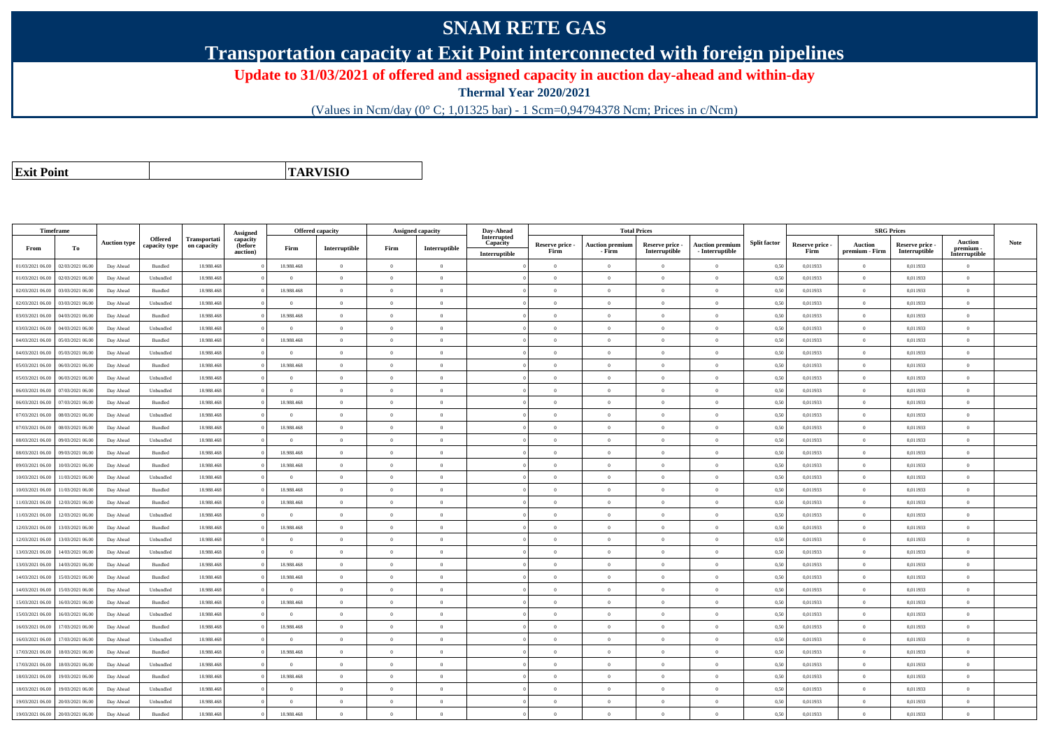# SNAM RETE GAS

## Transportation capacity at Exit Point interconnected with foreign pipelines

**Update to 31/03/2021 of offered and assigned capacity in auction day-ahead and within-day**

**Thermal Year 2020/2021**

(Values in Ncm/day (0° C; 1,01325 bar) - 1 Scm=0,94794378 Ncm; Prices in c/Ncm)

| **Exit Point** | | **TARVISIO** |
|---|---|---|

| Timeframe | | Auction type | Offered capacity type | Transportation capacity | Assigned capacity (before auction) | Offered capacity | | Assigned capacity | | Day-Ahead Interrupted Capacity | Total Prices | | | | Split factor | SRG Prices | | | | Note |
|---|---|---|---|---|---|---|---|---|---|---|---|---|---|---|---|---|---|---|---|---|
| From | To | | | | | Firm | Interruptible | Firm | Interruptible | Interruptible | Reserve price - Firm | Auction premium - Firm | Reserve price - Interruptible | Auction premium - Interruptible | | Reserve price - Firm | Auction premium - Firm | Reserve price - Interruptible | Auction premium - Interruptible | |
| 01/03/2021 06.00 | 02/03/2021 06.00 | Day Ahead | Bundled | 18.988.468 | 0 | 18.988.468 | 0 | 0 | 0 | 0 | 0 | 0 | 0 | 0 | 0,50 | 0,011933 | 0 | 0,011933 | 0 | |
| 01/03/2021 06.00 | 02/03/2021 06.00 | Day Ahead | Unbundled | 18.988.468 | 0 | 0 | 0 | 0 | 0 | 0 | 0 | 0 | 0 | 0 | 0,50 | 0,011933 | 0 | 0,011933 | 0 | |
| 02/03/2021 06.00 | 03/03/2021 06.00 | Day Ahead | Bundled | 18.988.468 | 0 | 18.988.468 | 0 | 0 | 0 | 0 | 0 | 0 | 0 | 0 | 0,50 | 0,011933 | 0 | 0,011933 | 0 | |
| 02/03/2021 06.00 | 03/03/2021 06.00 | Day Ahead | Unbundled | 18.988.468 | 0 | 0 | 0 | 0 | 0 | 0 | 0 | 0 | 0 | 0 | 0,50 | 0,011933 | 0 | 0,011933 | 0 | |
| 03/03/2021 06.00 | 04/03/2021 06.00 | Day Ahead | Bundled | 18.988.468 | 0 | 18.988.468 | 0 | 0 | 0 | 0 | 0 | 0 | 0 | 0 | 0,50 | 0,011933 | 0 | 0,011933 | 0 | |
| 03/03/2021 06.00 | 04/03/2021 06.00 | Day Ahead | Unbundled | 18.988.468 | 0 | 0 | 0 | 0 | 0 | 0 | 0 | 0 | 0 | 0 | 0,50 | 0,011933 | 0 | 0,011933 | 0 | |
| 04/03/2021 06.00 | 05/03/2021 06.00 | Day Ahead | Bundled | 18.988.468 | 0 | 18.988.468 | 0 | 0 | 0 | 0 | 0 | 0 | 0 | 0 | 0,50 | 0,011933 | 0 | 0,011933 | 0 | |
| 04/03/2021 06.00 | 05/03/2021 06.00 | Day Ahead | Unbundled | 18.988.468 | 0 | 0 | 0 | 0 | 0 | 0 | 0 | 0 | 0 | 0 | 0,50 | 0,011933 | 0 | 0,011933 | 0 | |
| 05/03/2021 06.00 | 06/03/2021 06.00 | Day Ahead | Bundled | 18.988.468 | 0 | 18.988.468 | 0 | 0 | 0 | 0 | 0 | 0 | 0 | 0 | 0,50 | 0,011933 | 0 | 0,011933 | 0 | |
| 05/03/2021 06.00 | 06/03/2021 06.00 | Day Ahead | Unbundled | 18.988.468 | 0 | 0 | 0 | 0 | 0 | 0 | 0 | 0 | 0 | 0 | 0,50 | 0,011933 | 0 | 0,011933 | 0 | |
| 06/03/2021 06.00 | 07/03/2021 06.00 | Day Ahead | Unbundled | 18.988.468 | 0 | 0 | 0 | 0 | 0 | 0 | 0 | 0 | 0 | 0 | 0,50 | 0,011933 | 0 | 0,011933 | 0 | |
| 06/03/2021 06.00 | 07/03/2021 06.00 | Day Ahead | Bundled | 18.988.468 | 0 | 18.988.468 | 0 | 0 | 0 | 0 | 0 | 0 | 0 | 0 | 0,50 | 0,011933 | 0 | 0,011933 | 0 | |
| 07/03/2021 06.00 | 08/03/2021 06.00 | Day Ahead | Unbundled | 18.988.468 | 0 | 0 | 0 | 0 | 0 | 0 | 0 | 0 | 0 | 0 | 0,50 | 0,011933 | 0 | 0,011933 | 0 | |
| 07/03/2021 06.00 | 08/03/2021 06.00 | Day Ahead | Bundled | 18.988.468 | 0 | 18.988.468 | 0 | 0 | 0 | 0 | 0 | 0 | 0 | 0 | 0,50 | 0,011933 | 0 | 0,011933 | 0 | |
| 08/03/2021 06.00 | 09/03/2021 06.00 | Day Ahead | Unbundled | 18.988.468 | 0 | 0 | 0 | 0 | 0 | 0 | 0 | 0 | 0 | 0 | 0,50 | 0,011933 | 0 | 0,011933 | 0 | |
| 08/03/2021 06.00 | 09/03/2021 06.00 | Day Ahead | Bundled | 18.988.468 | 0 | 18.988.468 | 0 | 0 | 0 | 0 | 0 | 0 | 0 | 0 | 0,50 | 0,011933 | 0 | 0,011933 | 0 | |
| 09/03/2021 06.00 | 10/03/2021 06.00 | Day Ahead | Bundled | 18.988.468 | 0 | 18.988.468 | 0 | 0 | 0 | 0 | 0 | 0 | 0 | 0 | 0,50 | 0,011933 | 0 | 0,011933 | 0 | |
| 10/03/2021 06.00 | 11/03/2021 06.00 | Day Ahead | Unbundled | 18.988.468 | 0 | 0 | 0 | 0 | 0 | 0 | 0 | 0 | 0 | 0 | 0,50 | 0,011933 | 0 | 0,011933 | 0 | |
| 10/03/2021 06.00 | 11/03/2021 06.00 | Day Ahead | Bundled | 18.988.468 | 0 | 18.988.468 | 0 | 0 | 0 | 0 | 0 | 0 | 0 | 0 | 0,50 | 0,011933 | 0 | 0,011933 | 0 | |
| 11/03/2021 06.00 | 12/03/2021 06.00 | Day Ahead | Bundled | 18.988.468 | 0 | 18.988.468 | 0 | 0 | 0 | 0 | 0 | 0 | 0 | 0 | 0,50 | 0,011933 | 0 | 0,011933 | 0 | |
| 11/03/2021 06.00 | 12/03/2021 06.00 | Day Ahead | Unbundled | 18.988.468 | 0 | 0 | 0 | 0 | 0 | 0 | 0 | 0 | 0 | 0 | 0,50 | 0,011933 | 0 | 0,011933 | 0 | |
| 12/03/2021 06.00 | 13/03/2021 06.00 | Day Ahead | Bundled | 18.988.468 | 0 | 18.988.468 | 0 | 0 | 0 | 0 | 0 | 0 | 0 | 0 | 0,50 | 0,011933 | 0 | 0,011933 | 0 | |
| 12/03/2021 06.00 | 13/03/2021 06.00 | Day Ahead | Unbundled | 18.988.468 | 0 | 0 | 0 | 0 | 0 | 0 | 0 | 0 | 0 | 0 | 0,50 | 0,011933 | 0 | 0,011933 | 0 | |
| 13/03/2021 06.00 | 14/03/2021 06.00 | Day Ahead | Unbundled | 18.988.468 | 0 | 0 | 0 | 0 | 0 | 0 | 0 | 0 | 0 | 0 | 0,50 | 0,011933 | 0 | 0,011933 | 0 | |
| 13/03/2021 06.00 | 14/03/2021 06.00 | Day Ahead | Bundled | 18.988.468 | 0 | 18.988.468 | 0 | 0 | 0 | 0 | 0 | 0 | 0 | 0 | 0,50 | 0,011933 | 0 | 0,011933 | 0 | |
| 14/03/2021 06.00 | 15/03/2021 06.00 | Day Ahead | Bundled | 18.988.468 | 0 | 18.988.468 | 0 | 0 | 0 | 0 | 0 | 0 | 0 | 0 | 0,50 | 0,011933 | 0 | 0,011933 | 0 | |
| 14/03/2021 06.00 | 15/03/2021 06.00 | Day Ahead | Unbundled | 18.988.468 | 0 | 0 | 0 | 0 | 0 | 0 | 0 | 0 | 0 | 0 | 0,50 | 0,011933 | 0 | 0,011933 | 0 | |
| 15/03/2021 06.00 | 16/03/2021 06.00 | Day Ahead | Bundled | 18.988.468 | 0 | 18.988.468 | 0 | 0 | 0 | 0 | 0 | 0 | 0 | 0 | 0,50 | 0,011933 | 0 | 0,011933 | 0 | |
| 15/03/2021 06.00 | 16/03/2021 06.00 | Day Ahead | Unbundled | 18.988.468 | 0 | 0 | 0 | 0 | 0 | 0 | 0 | 0 | 0 | 0 | 0,50 | 0,011933 | 0 | 0,011933 | 0 | |
| 16/03/2021 06.00 | 17/03/2021 06.00 | Day Ahead | Bundled | 18.988.468 | 0 | 18.988.468 | 0 | 0 | 0 | 0 | 0 | 0 | 0 | 0 | 0,50 | 0,011933 | 0 | 0,011933 | 0 | |
| 16/03/2021 06.00 | 17/03/2021 06.00 | Day Ahead | Unbundled | 18.988.468 | 0 | 0 | 0 | 0 | 0 | 0 | 0 | 0 | 0 | 0 | 0,50 | 0,011933 | 0 | 0,011933 | 0 | |
| 17/03/2021 06.00 | 18/03/2021 06.00 | Day Ahead | Bundled | 18.988.468 | 0 | 18.988.468 | 0 | 0 | 0 | 0 | 0 | 0 | 0 | 0 | 0,50 | 0,011933 | 0 | 0,011933 | 0 | |
| 17/03/2021 06.00 | 18/03/2021 06.00 | Day Ahead | Unbundled | 18.988.468 | 0 | 0 | 0 | 0 | 0 | 0 | 0 | 0 | 0 | 0 | 0,50 | 0,011933 | 0 | 0,011933 | 0 | |
| 18/03/2021 06.00 | 19/03/2021 06.00 | Day Ahead | Bundled | 18.988.468 | 0 | 18.988.468 | 0 | 0 | 0 | 0 | 0 | 0 | 0 | 0 | 0,50 | 0,011933 | 0 | 0,011933 | 0 | |
| 18/03/2021 06.00 | 19/03/2021 06.00 | Day Ahead | Unbundled | 18.988.468 | 0 | 0 | 0 | 0 | 0 | 0 | 0 | 0 | 0 | 0 | 0,50 | 0,011933 | 0 | 0,011933 | 0 | |
| 19/03/2021 06.00 | 20/03/2021 06.00 | Day Ahead | Unbundled | 18.988.468 | 0 | 0 | 0 | 0 | 0 | 0 | 0 | 0 | 0 | 0 | 0,50 | 0,011933 | 0 | 0,011933 | 0 | |
| 19/03/2021 06.00 | 20/03/2021 06.00 | Day Ahead | Bundled | 18.988.468 | 0 | 18.988.468 | 0 | 0 | 0 | 0 | 0 | 0 | 0 | 0 | 0,50 | 0,011933 | 0 | 0,011933 | 0 | |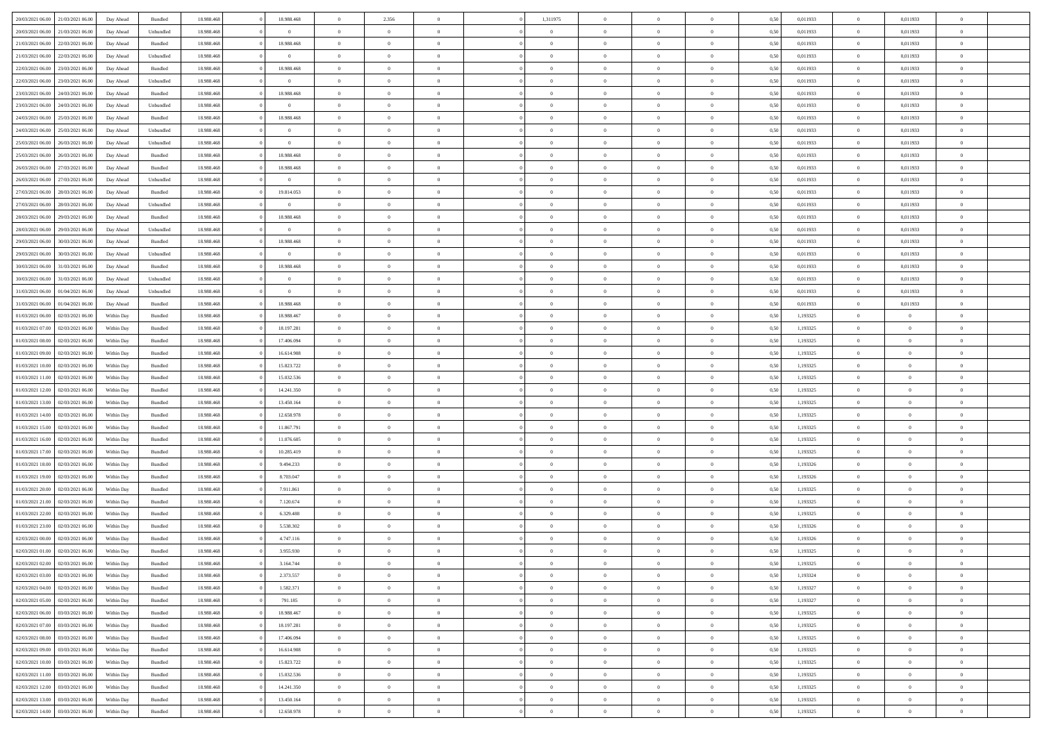| | | | | | | | | | | | | | | | | | | | | | |
|---|---|---|---|---|---|---|---|---|---|---|---|---|---|---|---|---|---|---|---|---|---|
| 20/03/2021 06:00 | 21/03/2021 06:00 | Day Ahead | Bundled | 18.988.468 | 0 | 18.988.468 | 0 | 2.356 | 0 | | 1,311975 | 0 | 0 | 0 | 0,50 | 0,011933 | 0 | 0,011933 | 0 | |
| 20/03/2021 06:00 | 21/03/2021 06:00 | Day Ahead | Unbundled | 18.988.468 | 0 | 0 | 0 | 0 | 0 | | 0 | 0 | 0 | 0 | 0,50 | 0,011933 | 0 | 0,011933 | 0 | |
| 21/03/2021 06:00 | 22/03/2021 06:00 | Day Ahead | Bundled | 18.988.468 | 0 | 18.988.468 | 0 | 0 | 0 | | 0 | 0 | 0 | 0 | 0,50 | 0,011933 | 0 | 0,011933 | 0 | |
| 21/03/2021 06:00 | 22/03/2021 06:00 | Day Ahead | Unbundled | 18.988.468 | 0 | 0 | 0 | 0 | 0 | | 0 | 0 | 0 | 0 | 0,50 | 0,011933 | 0 | 0,011933 | 0 | |
| 22/03/2021 06:00 | 23/03/2021 06:00 | Day Ahead | Bundled | 18.988.468 | 0 | 18.988.468 | 0 | 0 | 0 | | 0 | 0 | 0 | 0 | 0,50 | 0,011933 | 0 | 0,011933 | 0 | |
| 22/03/2021 06:00 | 23/03/2021 06:00 | Day Ahead | Unbundled | 18.988.468 | 0 | 0 | 0 | 0 | 0 | | 0 | 0 | 0 | 0 | 0,50 | 0,011933 | 0 | 0,011933 | 0 | |
| 23/03/2021 06:00 | 24/03/2021 06:00 | Day Ahead | Bundled | 18.988.468 | 0 | 18.988.468 | 0 | 0 | 0 | | 0 | 0 | 0 | 0 | 0,50 | 0,011933 | 0 | 0,011933 | 0 | |
| 23/03/2021 06:00 | 24/03/2021 06:00 | Day Ahead | Unbundled | 18.988.468 | 0 | 0 | 0 | 0 | 0 | | 0 | 0 | 0 | 0 | 0,50 | 0,011933 | 0 | 0,011933 | 0 | |
| 24/03/2021 06:00 | 25/03/2021 06:00 | Day Ahead | Bundled | 18.988.468 | 0 | 18.988.468 | 0 | 0 | 0 | | 0 | 0 | 0 | 0 | 0,50 | 0,011933 | 0 | 0,011933 | 0 | |
| 24/03/2021 06:00 | 25/03/2021 06:00 | Day Ahead | Unbundled | 18.988.468 | 0 | 0 | 0 | 0 | 0 | | 0 | 0 | 0 | 0 | 0,50 | 0,011933 | 0 | 0,011933 | 0 | |
| 25/03/2021 06:00 | 26/03/2021 06:00 | Day Ahead | Unbundled | 18.988.468 | 0 | 0 | 0 | 0 | 0 | | 0 | 0 | 0 | 0 | 0,50 | 0,011933 | 0 | 0,011933 | 0 | |
| 25/03/2021 06:00 | 26/03/2021 06:00 | Day Ahead | Bundled | 18.988.468 | 0 | 18.988.468 | 0 | 0 | 0 | | 0 | 0 | 0 | 0 | 0,50 | 0,011933 | 0 | 0,011933 | 0 | |
| 26/03/2021 06:00 | 27/03/2021 06:00 | Day Ahead | Bundled | 18.988.468 | 0 | 18.988.468 | 0 | 0 | 0 | | 0 | 0 | 0 | 0 | 0,50 | 0,011933 | 0 | 0,011933 | 0 | |
| 26/03/2021 06:00 | 27/03/2021 06:00 | Day Ahead | Unbundled | 18.988.468 | 0 | 0 | 0 | 0 | 0 | | 0 | 0 | 0 | 0 | 0,50 | 0,011933 | 0 | 0,011933 | 0 | |
| 27/03/2021 06:00 | 28/03/2021 06:00 | Day Ahead | Bundled | 18.988.468 | 0 | 19.814.053 | 0 | 0 | 0 | | 0 | 0 | 0 | 0 | 0,50 | 0,011933 | 0 | 0,011933 | 0 | |
| 27/03/2021 06:00 | 28/03/2021 06:00 | Day Ahead | Unbundled | 18.988.468 | 0 | 0 | 0 | 0 | 0 | | 0 | 0 | 0 | 0 | 0,50 | 0,011933 | 0 | 0,011933 | 0 | |
| 28/03/2021 06:00 | 29/03/2021 06:00 | Day Ahead | Bundled | 18.988.468 | 0 | 18.988.468 | 0 | 0 | 0 | | 0 | 0 | 0 | 0 | 0,50 | 0,011933 | 0 | 0,011933 | 0 | |
| 28/03/2021 06:00 | 29/03/2021 06:00 | Day Ahead | Unbundled | 18.988.468 | 0 | 0 | 0 | 0 | 0 | | 0 | 0 | 0 | 0 | 0,50 | 0,011933 | 0 | 0,011933 | 0 | |
| 29/03/2021 06:00 | 30/03/2021 06:00 | Day Ahead | Bundled | 18.988.468 | 0 | 18.988.468 | 0 | 0 | 0 | | 0 | 0 | 0 | 0 | 0,50 | 0,011933 | 0 | 0,011933 | 0 | |
| 29/03/2021 06:00 | 30/03/2021 06:00 | Day Ahead | Unbundled | 18.988.468 | 0 | 0 | 0 | 0 | 0 | | 0 | 0 | 0 | 0 | 0,50 | 0,011933 | 0 | 0,011933 | 0 | |
| 30/03/2021 06:00 | 31/03/2021 06:00 | Day Ahead | Bundled | 18.988.468 | 0 | 18.988.468 | 0 | 0 | 0 | | 0 | 0 | 0 | 0 | 0,50 | 0,011933 | 0 | 0,011933 | 0 | |
| 30/03/2021 06:00 | 31/03/2021 06:00 | Day Ahead | Unbundled | 18.988.468 | 0 | 0 | 0 | 0 | 0 | | 0 | 0 | 0 | 0 | 0,50 | 0,011933 | 0 | 0,011933 | 0 | |
| 31/03/2021 06:00 | 01/04/2021 06:00 | Day Ahead | Unbundled | 18.988.468 | 0 | 0 | 0 | 0 | 0 | | 0 | 0 | 0 | 0 | 0,50 | 0,011933 | 0 | 0,011933 | 0 | |
| 31/03/2021 06:00 | 01/04/2021 06:00 | Day Ahead | Bundled | 18.988.468 | 0 | 18.988.468 | 0 | 0 | 0 | | 0 | 0 | 0 | 0 | 0,50 | 0,011933 | 0 | 0,011933 | 0 | |
| 01/03/2021 06:00 | 02/03/2021 06:00 | Within Day | Bundled | 18.988.468 | 0 | 18.988.467 | 0 | 0 | 0 | | 0 | 0 | 0 | 0 | 0,50 | 1,193325 | 0 | 0 | 0 | |
| 01/03/2021 07:00 | 02/03/2021 06:00 | Within Day | Bundled | 18.988.468 | 0 | 18.197.281 | 0 | 0 | 0 | | 0 | 0 | 0 | 0 | 0,50 | 1,193325 | 0 | 0 | 0 | |
| 01/03/2021 08:00 | 02/03/2021 06:00 | Within Day | Bundled | 18.988.468 | 0 | 17.406.094 | 0 | 0 | 0 | | 0 | 0 | 0 | 0 | 0,50 | 1,193325 | 0 | 0 | 0 | |
| 01/03/2021 09:00 | 02/03/2021 06:00 | Within Day | Bundled | 18.988.468 | 0 | 16.614.908 | 0 | 0 | 0 | | 0 | 0 | 0 | 0 | 0,50 | 1,193325 | 0 | 0 | 0 | |
| 01/03/2021 10:00 | 02/03/2021 06:00 | Within Day | Bundled | 18.988.468 | 0 | 15.823.722 | 0 | 0 | 0 | | 0 | 0 | 0 | 0 | 0,50 | 1,193325 | 0 | 0 | 0 | |
| 01/03/2021 11:00 | 02/03/2021 06:00 | Within Day | Bundled | 18.988.468 | 0 | 15.032.536 | 0 | 0 | 0 | | 0 | 0 | 0 | 0 | 0,50 | 1,193325 | 0 | 0 | 0 | |
| 01/03/2021 12:00 | 02/03/2021 06:00 | Within Day | Bundled | 18.988.468 | 0 | 14.241.350 | 0 | 0 | 0 | | 0 | 0 | 0 | 0 | 0,50 | 1,193325 | 0 | 0 | 0 | |
| 01/03/2021 13:00 | 02/03/2021 06:00 | Within Day | Bundled | 18.988.468 | 0 | 13.450.164 | 0 | 0 | 0 | | 0 | 0 | 0 | 0 | 0,50 | 1,193325 | 0 | 0 | 0 | |
| 01/03/2021 14:00 | 02/03/2021 06:00 | Within Day | Bundled | 18.988.468 | 0 | 12.658.978 | 0 | 0 | 0 | | 0 | 0 | 0 | 0 | 0,50 | 1,193325 | 0 | 0 | 0 | |
| 01/03/2021 15:00 | 02/03/2021 06:00 | Within Day | Bundled | 18.988.468 | 0 | 11.867.791 | 0 | 0 | 0 | | 0 | 0 | 0 | 0 | 0,50 | 1,193325 | 0 | 0 | 0 | |
| 01/03/2021 16:00 | 02/03/2021 06:00 | Within Day | Bundled | 18.988.468 | 0 | 11.076.605 | 0 | 0 | 0 | | 0 | 0 | 0 | 0 | 0,50 | 1,193325 | 0 | 0 | 0 | |
| 01/03/2021 17:00 | 02/03/2021 06:00 | Within Day | Bundled | 18.988.468 | 0 | 10.285.419 | 0 | 0 | 0 | | 0 | 0 | 0 | 0 | 0,50 | 1,193325 | 0 | 0 | 0 | |
| 01/03/2021 18:00 | 02/03/2021 06:00 | Within Day | Bundled | 18.988.468 | 0 | 9.494.233 | 0 | 0 | 0 | | 0 | 0 | 0 | 0 | 0,50 | 1,193326 | 0 | 0 | 0 | |
| 01/03/2021 19:00 | 02/03/2021 06:00 | Within Day | Bundled | 18.988.468 | 0 | 8.703.047 | 0 | 0 | 0 | | 0 | 0 | 0 | 0 | 0,50 | 1,193326 | 0 | 0 | 0 | |
| 01/03/2021 20:00 | 02/03/2021 06:00 | Within Day | Bundled | 18.988.468 | 0 | 7.911.861 | 0 | 0 | 0 | | 0 | 0 | 0 | 0 | 0,50 | 1,193325 | 0 | 0 | 0 | |
| 01/03/2021 21:00 | 02/03/2021 06:00 | Within Day | Bundled | 18.988.468 | 0 | 7.120.674 | 0 | 0 | 0 | | 0 | 0 | 0 | 0 | 0,50 | 1,193325 | 0 | 0 | 0 | |
| 01/03/2021 22:00 | 02/03/2021 06:00 | Within Day | Bundled | 18.988.468 | 0 | 6.329.488 | 0 | 0 | 0 | | 0 | 0 | 0 | 0 | 0,50 | 1,193325 | 0 | 0 | 0 | |
| 01/03/2021 23:00 | 02/03/2021 06:00 | Within Day | Bundled | 18.988.468 | 0 | 5.538.302 | 0 | 0 | 0 | | 0 | 0 | 0 | 0 | 0,50 | 1,193326 | 0 | 0 | 0 | |
| 02/03/2021 00:00 | 02/03/2021 06:00 | Within Day | Bundled | 18.988.468 | 0 | 4.747.116 | 0 | 0 | 0 | | 0 | 0 | 0 | 0 | 0,50 | 1,193326 | 0 | 0 | 0 | |
| 02/03/2021 01:00 | 02/03/2021 06:00 | Within Day | Bundled | 18.988.468 | 0 | 3.955.930 | 0 | 0 | 0 | | 0 | 0 | 0 | 0 | 0,50 | 1,193325 | 0 | 0 | 0 | |
| 02/03/2021 02:00 | 02/03/2021 06:00 | Within Day | Bundled | 18.988.468 | 0 | 3.164.744 | 0 | 0 | 0 | | 0 | 0 | 0 | 0 | 0,50 | 1,193325 | 0 | 0 | 0 | |
| 02/03/2021 03:00 | 02/03/2021 06:00 | Within Day | Bundled | 18.988.468 | 0 | 2.373.557 | 0 | 0 | 0 | | 0 | 0 | 0 | 0 | 0,50 | 1,193324 | 0 | 0 | 0 | |
| 02/03/2021 04:00 | 02/03/2021 06:00 | Within Day | Bundled | 18.988.468 | 0 | 1.582.371 | 0 | 0 | 0 | | 0 | 0 | 0 | 0 | 0,50 | 1,193327 | 0 | 0 | 0 | |
| 02/03/2021 05:00 | 02/03/2021 06:00 | Within Day | Bundled | 18.988.468 | 0 | 791.185 | 0 | 0 | 0 | | 0 | 0 | 0 | 0 | 0,50 | 1,193327 | 0 | 0 | 0 | |
| 02/03/2021 06:00 | 03/03/2021 06:00 | Within Day | Bundled | 18.988.468 | 0 | 18.988.467 | 0 | 0 | 0 | | 0 | 0 | 0 | 0 | 0,50 | 1,193325 | 0 | 0 | 0 | |
| 02/03/2021 07:00 | 03/03/2021 06:00 | Within Day | Bundled | 18.988.468 | 0 | 18.197.281 | 0 | 0 | 0 | | 0 | 0 | 0 | 0 | 0,50 | 1,193325 | 0 | 0 | 0 | |
| 02/03/2021 08:00 | 03/03/2021 06:00 | Within Day | Bundled | 18.988.468 | 0 | 17.406.094 | 0 | 0 | 0 | | 0 | 0 | 0 | 0 | 0,50 | 1,193325 | 0 | 0 | 0 | |
| 02/03/2021 09:00 | 03/03/2021 06:00 | Within Day | Bundled | 18.988.468 | 0 | 16.614.908 | 0 | 0 | 0 | | 0 | 0 | 0 | 0 | 0,50 | 1,193325 | 0 | 0 | 0 | |
| 02/03/2021 10:00 | 03/03/2021 06:00 | Within Day | Bundled | 18.988.468 | 0 | 15.823.722 | 0 | 0 | 0 | | 0 | 0 | 0 | 0 | 0,50 | 1,193325 | 0 | 0 | 0 | |
| 02/03/2021 11:00 | 03/03/2021 06:00 | Within Day | Bundled | 18.988.468 | 0 | 15.032.536 | 0 | 0 | 0 | | 0 | 0 | 0 | 0 | 0,50 | 1,193325 | 0 | 0 | 0 | |
| 02/03/2021 12:00 | 03/03/2021 06:00 | Within Day | Bundled | 18.988.468 | 0 | 14.241.350 | 0 | 0 | 0 | | 0 | 0 | 0 | 0 | 0,50 | 1,193325 | 0 | 0 | 0 | |
| 02/03/2021 13:00 | 03/03/2021 06:00 | Within Day | Bundled | 18.988.468 | 0 | 13.450.164 | 0 | 0 | 0 | | 0 | 0 | 0 | 0 | 0,50 | 1,193325 | 0 | 0 | 0 | |
| 02/03/2021 14:00 | 03/03/2021 06:00 | Within Day | Bundled | 18.988.468 | 0 | 12.658.978 | 0 | 0 | 0 | | 0 | 0 | 0 | 0 | 0,50 | 1,193325 | 0 | 0 | 0 | |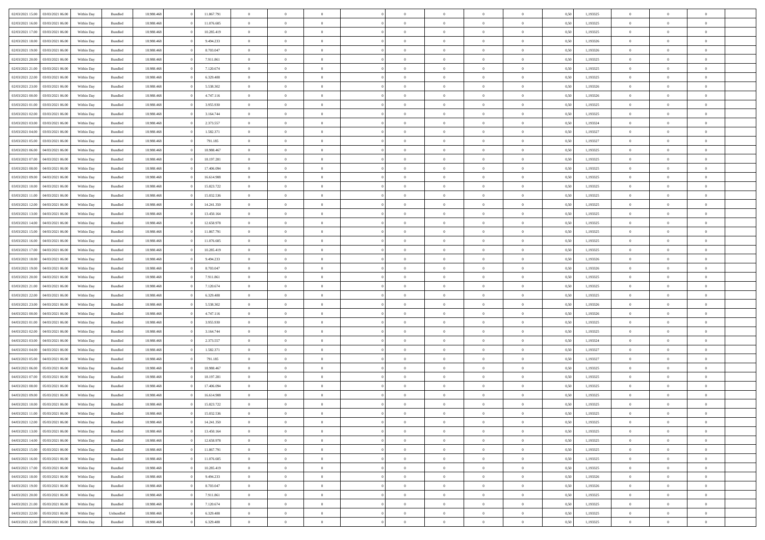| | | | | | | | | | | | | | | | | | | | | |
|---|---|---|---|---|---|---|---|---|---|---|---|---|---|---|---|---|---|---|---|---|
| 02/03/2021 15:00 | 03/03/2021 06:00 | Within Day | Bundled | 18.988.468 | 0 | 11.867.791 | 0 | 0 | 0 | | 0 | 0 | 0 | 0 | 0,50 | 1,193325 | 0 | 0 | 0 | |
| 02/03/2021 16:00 | 03/03/2021 06:00 | Within Day | Bundled | 18.988.468 | 0 | 11.076.605 | 0 | 0 | 0 | | 0 | 0 | 0 | 0 | 0,50 | 1,193325 | 0 | 0 | 0 | |
| 02/03/2021 17:00 | 03/03/2021 06:00 | Within Day | Bundled | 18.988.468 | 0 | 10.285.419 | 0 | 0 | 0 | | 0 | 0 | 0 | 0 | 0,50 | 1,193325 | 0 | 0 | 0 | |
| 02/03/2021 18:00 | 03/03/2021 06:00 | Within Day | Bundled | 18.988.468 | 0 | 9.494.233 | 0 | 0 | 0 | | 0 | 0 | 0 | 0 | 0,50 | 1,193326 | 0 | 0 | 0 | |
| 02/03/2021 19:00 | 03/03/2021 06:00 | Within Day | Bundled | 18.988.468 | 0 | 8.703.047 | 0 | 0 | 0 | | 0 | 0 | 0 | 0 | 0,50 | 1,193326 | 0 | 0 | 0 | |
| 02/03/2021 20:00 | 03/03/2021 06:00 | Within Day | Bundled | 18.988.468 | 0 | 7.911.861 | 0 | 0 | 0 | | 0 | 0 | 0 | 0 | 0,50 | 1,193325 | 0 | 0 | 0 | |
| 02/03/2021 21:00 | 03/03/2021 06:00 | Within Day | Bundled | 18.988.468 | 0 | 7.120.674 | 0 | 0 | 0 | | 0 | 0 | 0 | 0 | 0,50 | 1,193325 | 0 | 0 | 0 | |
| 02/03/2021 22:00 | 03/03/2021 06:00 | Within Day | Bundled | 18.988.468 | 0 | 6.329.488 | 0 | 0 | 0 | | 0 | 0 | 0 | 0 | 0,50 | 1,193325 | 0 | 0 | 0 | |
| 02/03/2021 23:00 | 03/03/2021 06:00 | Within Day | Bundled | 18.988.468 | 0 | 5.538.302 | 0 | 0 | 0 | | 0 | 0 | 0 | 0 | 0,50 | 1,193326 | 0 | 0 | 0 | |
| 03/03/2021 00:00 | 03/03/2021 06:00 | Within Day | Bundled | 18.988.468 | 0 | 4.747.116 | 0 | 0 | 0 | | 0 | 0 | 0 | 0 | 0,50 | 1,193326 | 0 | 0 | 0 | |
| 03/03/2021 01:00 | 03/03/2021 06:00 | Within Day | Bundled | 18.988.468 | 0 | 3.955.930 | 0 | 0 | 0 | | 0 | 0 | 0 | 0 | 0,50 | 1,193325 | 0 | 0 | 0 | |
| 03/03/2021 02:00 | 03/03/2021 06:00 | Within Day | Bundled | 18.988.468 | 0 | 3.164.744 | 0 | 0 | 0 | | 0 | 0 | 0 | 0 | 0,50 | 1,193325 | 0 | 0 | 0 | |
| 03/03/2021 03:00 | 03/03/2021 06:00 | Within Day | Bundled | 18.988.468 | 0 | 2.373.557 | 0 | 0 | 0 | | 0 | 0 | 0 | 0 | 0,50 | 1,193324 | 0 | 0 | 0 | |
| 03/03/2021 04:00 | 03/03/2021 06:00 | Within Day | Bundled | 18.988.468 | 0 | 1.582.371 | 0 | 0 | 0 | | 0 | 0 | 0 | 0 | 0,50 | 1,193327 | 0 | 0 | 0 | |
| 03/03/2021 05:00 | 03/03/2021 06:00 | Within Day | Bundled | 18.988.468 | 0 | 791.185 | 0 | 0 | 0 | | 0 | 0 | 0 | 0 | 0,50 | 1,193327 | 0 | 0 | 0 | |
| 03/03/2021 06:00 | 04/03/2021 06:00 | Within Day | Bundled | 18.988.468 | 0 | 18.988.467 | 0 | 0 | 0 | | 0 | 0 | 0 | 0 | 0,50 | 1,193325 | 0 | 0 | 0 | |
| 03/03/2021 07:00 | 04/03/2021 06:00 | Within Day | Bundled | 18.988.468 | 0 | 18.197.281 | 0 | 0 | 0 | | 0 | 0 | 0 | 0 | 0,50 | 1,193325 | 0 | 0 | 0 | |
| 03/03/2021 08:00 | 04/03/2021 06:00 | Within Day | Bundled | 18.988.468 | 0 | 17.406.094 | 0 | 0 | 0 | | 0 | 0 | 0 | 0 | 0,50 | 1,193325 | 0 | 0 | 0 | |
| 03/03/2021 09:00 | 04/03/2021 06:00 | Within Day | Bundled | 18.988.468 | 0 | 16.614.908 | 0 | 0 | 0 | | 0 | 0 | 0 | 0 | 0,50 | 1,193325 | 0 | 0 | 0 | |
| 03/03/2021 10:00 | 04/03/2021 06:00 | Within Day | Bundled | 18.988.468 | 0 | 15.823.722 | 0 | 0 | 0 | | 0 | 0 | 0 | 0 | 0,50 | 1,193325 | 0 | 0 | 0 | |
| 03/03/2021 11:00 | 04/03/2021 06:00 | Within Day | Bundled | 18.988.468 | 0 | 15.032.536 | 0 | 0 | 0 | | 0 | 0 | 0 | 0 | 0,50 | 1,193325 | 0 | 0 | 0 | |
| 03/03/2021 12:00 | 04/03/2021 06:00 | Within Day | Bundled | 18.988.468 | 0 | 14.241.350 | 0 | 0 | 0 | | 0 | 0 | 0 | 0 | 0,50 | 1,193325 | 0 | 0 | 0 | |
| 03/03/2021 13:00 | 04/03/2021 06:00 | Within Day | Bundled | 18.988.468 | 0 | 13.450.164 | 0 | 0 | 0 | | 0 | 0 | 0 | 0 | 0,50 | 1,193325 | 0 | 0 | 0 | |
| 03/03/2021 14:00 | 04/03/2021 06:00 | Within Day | Bundled | 18.988.468 | 0 | 12.658.978 | 0 | 0 | 0 | | 0 | 0 | 0 | 0 | 0,50 | 1,193325 | 0 | 0 | 0 | |
| 03/03/2021 15:00 | 04/03/2021 06:00 | Within Day | Bundled | 18.988.468 | 0 | 11.867.791 | 0 | 0 | 0 | | 0 | 0 | 0 | 0 | 0,50 | 1,193325 | 0 | 0 | 0 | |
| 03/03/2021 16:00 | 04/03/2021 06:00 | Within Day | Bundled | 18.988.468 | 0 | 11.076.605 | 0 | 0 | 0 | | 0 | 0 | 0 | 0 | 0,50 | 1,193325 | 0 | 0 | 0 | |
| 03/03/2021 17:00 | 04/03/2021 06:00 | Within Day | Bundled | 18.988.468 | 0 | 10.285.419 | 0 | 0 | 0 | | 0 | 0 | 0 | 0 | 0,50 | 1,193325 | 0 | 0 | 0 | |
| 03/03/2021 18:00 | 04/03/2021 06:00 | Within Day | Bundled | 18.988.468 | 0 | 9.494.233 | 0 | 0 | 0 | | 0 | 0 | 0 | 0 | 0,50 | 1,193326 | 0 | 0 | 0 | |
| 03/03/2021 19:00 | 04/03/2021 06:00 | Within Day | Bundled | 18.988.468 | 0 | 8.703.047 | 0 | 0 | 0 | | 0 | 0 | 0 | 0 | 0,50 | 1,193326 | 0 | 0 | 0 | |
| 03/03/2021 20:00 | 04/03/2021 06:00 | Within Day | Bundled | 18.988.468 | 0 | 7.911.861 | 0 | 0 | 0 | | 0 | 0 | 0 | 0 | 0,50 | 1,193325 | 0 | 0 | 0 | |
| 03/03/2021 21:00 | 04/03/2021 06:00 | Within Day | Bundled | 18.988.468 | 0 | 7.120.674 | 0 | 0 | 0 | | 0 | 0 | 0 | 0 | 0,50 | 1,193325 | 0 | 0 | 0 | |
| 03/03/2021 22:00 | 04/03/2021 06:00 | Within Day | Bundled | 18.988.468 | 0 | 6.329.488 | 0 | 0 | 0 | | 0 | 0 | 0 | 0 | 0,50 | 1,193325 | 0 | 0 | 0 | |
| 03/03/2021 23:00 | 04/03/2021 06:00 | Within Day | Bundled | 18.988.468 | 0 | 5.538.302 | 0 | 0 | 0 | | 0 | 0 | 0 | 0 | 0,50 | 1,193326 | 0 | 0 | 0 | |
| 04/03/2021 00:00 | 04/03/2021 06:00 | Within Day | Bundled | 18.988.468 | 0 | 4.747.116 | 0 | 0 | 0 | | 0 | 0 | 0 | 0 | 0,50 | 1,193326 | 0 | 0 | 0 | |
| 04/03/2021 01:00 | 04/03/2021 06:00 | Within Day | Bundled | 18.988.468 | 0 | 3.955.930 | 0 | 0 | 0 | | 0 | 0 | 0 | 0 | 0,50 | 1,193325 | 0 | 0 | 0 | |
| 04/03/2021 02:00 | 04/03/2021 06:00 | Within Day | Bundled | 18.988.468 | 0 | 3.164.744 | 0 | 0 | 0 | | 0 | 0 | 0 | 0 | 0,50 | 1,193325 | 0 | 0 | 0 | |
| 04/03/2021 03:00 | 04/03/2021 06:00 | Within Day | Bundled | 18.988.468 | 0 | 2.373.557 | 0 | 0 | 0 | | 0 | 0 | 0 | 0 | 0,50 | 1,193324 | 0 | 0 | 0 | |
| 04/03/2021 04:00 | 04/03/2021 06:00 | Within Day | Bundled | 18.988.468 | 0 | 1.582.371 | 0 | 0 | 0 | | 0 | 0 | 0 | 0 | 0,50 | 1,193327 | 0 | 0 | 0 | |
| 04/03/2021 05:00 | 04/03/2021 06:00 | Within Day | Bundled | 18.988.468 | 0 | 791.185 | 0 | 0 | 0 | | 0 | 0 | 0 | 0 | 0,50 | 1,193327 | 0 | 0 | 0 | |
| 04/03/2021 06:00 | 05/03/2021 06:00 | Within Day | Bundled | 18.988.468 | 0 | 18.988.467 | 0 | 0 | 0 | | 0 | 0 | 0 | 0 | 0,50 | 1,193325 | 0 | 0 | 0 | |
| 04/03/2021 07:00 | 05/03/2021 06:00 | Within Day | Bundled | 18.988.468 | 0 | 18.197.281 | 0 | 0 | 0 | | 0 | 0 | 0 | 0 | 0,50 | 1,193325 | 0 | 0 | 0 | |
| 04/03/2021 08:00 | 05/03/2021 06:00 | Within Day | Bundled | 18.988.468 | 0 | 17.406.094 | 0 | 0 | 0 | | 0 | 0 | 0 | 0 | 0,50 | 1,193325 | 0 | 0 | 0 | |
| 04/03/2021 09:00 | 05/03/2021 06:00 | Within Day | Bundled | 18.988.468 | 0 | 16.614.908 | 0 | 0 | 0 | | 0 | 0 | 0 | 0 | 0,50 | 1,193325 | 0 | 0 | 0 | |
| 04/03/2021 10:00 | 05/03/2021 06:00 | Within Day | Bundled | 18.988.468 | 0 | 15.823.722 | 0 | 0 | 0 | | 0 | 0 | 0 | 0 | 0,50 | 1,193325 | 0 | 0 | 0 | |
| 04/03/2021 11:00 | 05/03/2021 06:00 | Within Day | Bundled | 18.988.468 | 0 | 15.032.536 | 0 | 0 | 0 | | 0 | 0 | 0 | 0 | 0,50 | 1,193325 | 0 | 0 | 0 | |
| 04/03/2021 12:00 | 05/03/2021 06:00 | Within Day | Bundled | 18.988.468 | 0 | 14.241.350 | 0 | 0 | 0 | | 0 | 0 | 0 | 0 | 0,50 | 1,193325 | 0 | 0 | 0 | |
| 04/03/2021 13:00 | 05/03/2021 06:00 | Within Day | Bundled | 18.988.468 | 0 | 13.450.164 | 0 | 0 | 0 | | 0 | 0 | 0 | 0 | 0,50 | 1,193325 | 0 | 0 | 0 | |
| 04/03/2021 14:00 | 05/03/2021 06:00 | Within Day | Bundled | 18.988.468 | 0 | 12.658.978 | 0 | 0 | 0 | | 0 | 0 | 0 | 0 | 0,50 | 1,193325 | 0 | 0 | 0 | |
| 04/03/2021 15:00 | 05/03/2021 06:00 | Within Day | Bundled | 18.988.468 | 0 | 11.867.791 | 0 | 0 | 0 | | 0 | 0 | 0 | 0 | 0,50 | 1,193325 | 0 | 0 | 0 | |
| 04/03/2021 16:00 | 05/03/2021 06:00 | Within Day | Bundled | 18.988.468 | 0 | 11.076.605 | 0 | 0 | 0 | | 0 | 0 | 0 | 0 | 0,50 | 1,193325 | 0 | 0 | 0 | |
| 04/03/2021 17:00 | 05/03/2021 06:00 | Within Day | Bundled | 18.988.468 | 0 | 10.285.419 | 0 | 0 | 0 | | 0 | 0 | 0 | 0 | 0,50 | 1,193325 | 0 | 0 | 0 | |
| 04/03/2021 18:00 | 05/03/2021 06:00 | Within Day | Bundled | 18.988.468 | 0 | 9.494.233 | 0 | 0 | 0 | | 0 | 0 | 0 | 0 | 0,50 | 1,193326 | 0 | 0 | 0 | |
| 04/03/2021 19:00 | 05/03/2021 06:00 | Within Day | Bundled | 18.988.468 | 0 | 8.703.047 | 0 | 0 | 0 | | 0 | 0 | 0 | 0 | 0,50 | 1,193326 | 0 | 0 | 0 | |
| 04/03/2021 20:00 | 05/03/2021 06:00 | Within Day | Bundled | 18.988.468 | 0 | 7.911.861 | 0 | 0 | 0 | | 0 | 0 | 0 | 0 | 0,50 | 1,193325 | 0 | 0 | 0 | |
| 04/03/2021 21:00 | 05/03/2021 06:00 | Within Day | Bundled | 18.988.468 | 0 | 7.120.674 | 0 | 0 | 0 | | 0 | 0 | 0 | 0 | 0,50 | 1,193325 | 0 | 0 | 0 | |
| 04/03/2021 22:00 | 05/03/2021 06:00 | Within Day | Unbundled | 18.988.468 | 0 | 6.329.488 | 0 | 0 | 0 | | 0 | 0 | 0 | 0 | 0,50 | 1,193325 | 0 | 0 | 0 | |
| 04/03/2021 22:00 | 05/03/2021 06:00 | Within Day | Bundled | 18.988.468 | 0 | 6.329.488 | 0 | 0 | 0 | | 0 | 0 | 0 | 0 | 0,50 | 1,193325 | 0 | 0 | 0 | |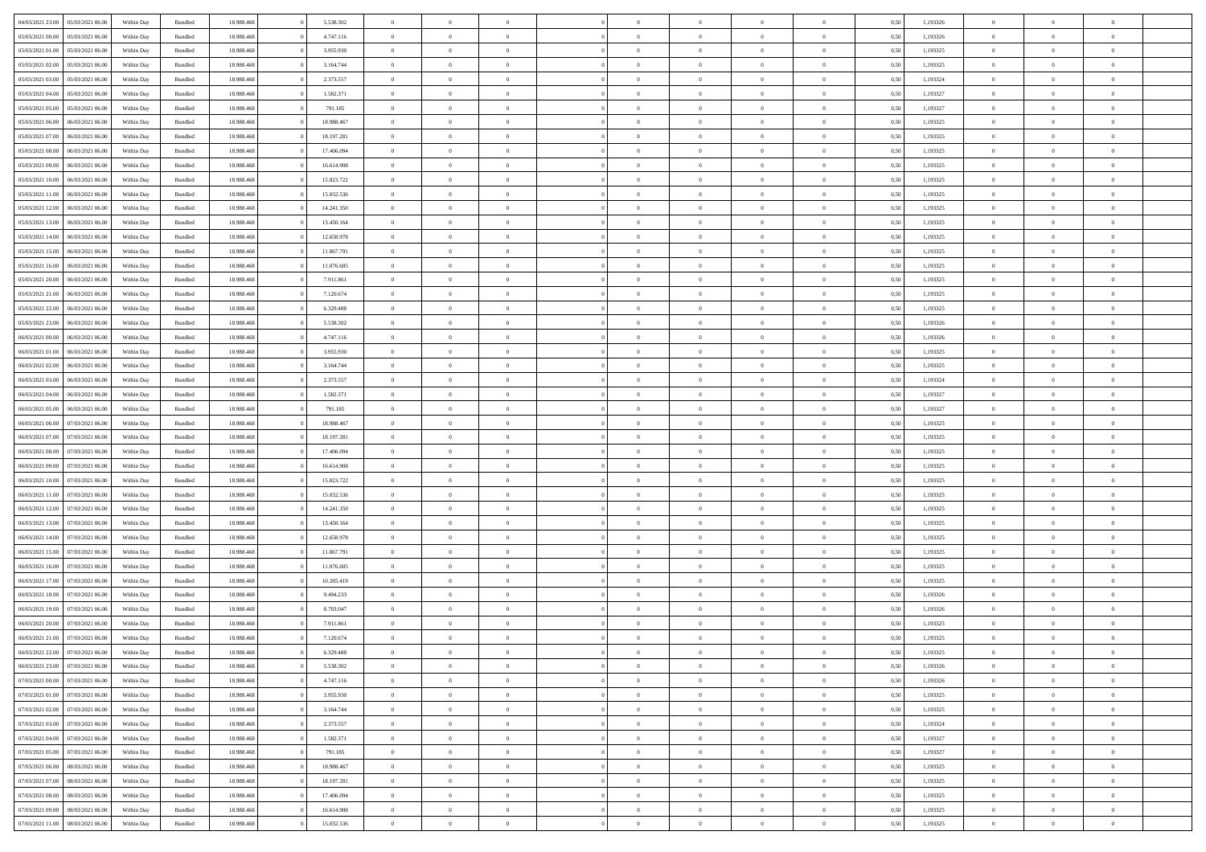| | | | | | | | | | | | | | | | | | | | | | |
|---|---|---|---|---|---|---|---|---|---|---|---|---|---|---|---|---|---|---|---|---|---|
| 04/03/2021 23:00 | 05/03/2021 06:00 | Within Day | Bundled | 18.988.468 | 0 | 5.538.302 | 0 | 0 | 0 | | 0 | 0 | 0 | 0 | 0,50 | 1,193326 | 0 | 0 | 0 | |
| 05/03/2021 00:00 | 05/03/2021 06:00 | Within Day | Bundled | 18.988.468 | 0 | 4.747.116 | 0 | 0 | 0 | | 0 | 0 | 0 | 0 | 0,50 | 1,193326 | 0 | 0 | 0 | |
| 05/03/2021 01:00 | 05/03/2021 06:00 | Within Day | Bundled | 18.988.468 | 0 | 3.955.930 | 0 | 0 | 0 | | 0 | 0 | 0 | 0 | 0,50 | 1,193325 | 0 | 0 | 0 | |
| 05/03/2021 02:00 | 05/03/2021 06:00 | Within Day | Bundled | 18.988.468 | 0 | 3.164.744 | 0 | 0 | 0 | | 0 | 0 | 0 | 0 | 0,50 | 1,193325 | 0 | 0 | 0 | |
| 05/03/2021 03:00 | 05/03/2021 06:00 | Within Day | Bundled | 18.988.468 | 0 | 2.373.557 | 0 | 0 | 0 | | 0 | 0 | 0 | 0 | 0,50 | 1,193324 | 0 | 0 | 0 | |
| 05/03/2021 04:00 | 05/03/2021 06:00 | Within Day | Bundled | 18.988.468 | 0 | 1.582.371 | 0 | 0 | 0 | | 0 | 0 | 0 | 0 | 0,50 | 1,193327 | 0 | 0 | 0 | |
| 05/03/2021 05:00 | 05/03/2021 06:00 | Within Day | Bundled | 18.988.468 | 0 | 791.185 | 0 | 0 | 0 | | 0 | 0 | 0 | 0 | 0,50 | 1,193327 | 0 | 0 | 0 | |
| 05/03/2021 06:00 | 06/03/2021 06:00 | Within Day | Bundled | 18.988.468 | 0 | 18.988.467 | 0 | 0 | 0 | | 0 | 0 | 0 | 0 | 0,50 | 1,193325 | 0 | 0 | 0 | |
| 05/03/2021 07:00 | 06/03/2021 06:00 | Within Day | Bundled | 18.988.468 | 0 | 18.197.281 | 0 | 0 | 0 | | 0 | 0 | 0 | 0 | 0,50 | 1,193325 | 0 | 0 | 0 | |
| 05/03/2021 08:00 | 06/03/2021 06:00 | Within Day | Bundled | 18.988.468 | 0 | 17.406.094 | 0 | 0 | 0 | | 0 | 0 | 0 | 0 | 0,50 | 1,193325 | 0 | 0 | 0 | |
| 05/03/2021 09:00 | 06/03/2021 06:00 | Within Day | Bundled | 18.988.468 | 0 | 16.614.908 | 0 | 0 | 0 | | 0 | 0 | 0 | 0 | 0,50 | 1,193325 | 0 | 0 | 0 | |
| 05/03/2021 10:00 | 06/03/2021 06:00 | Within Day | Bundled | 18.988.468 | 0 | 15.823.722 | 0 | 0 | 0 | | 0 | 0 | 0 | 0 | 0,50 | 1,193325 | 0 | 0 | 0 | |
| 05/03/2021 11:00 | 06/03/2021 06:00 | Within Day | Bundled | 18.988.468 | 0 | 15.032.536 | 0 | 0 | 0 | | 0 | 0 | 0 | 0 | 0,50 | 1,193325 | 0 | 0 | 0 | |
| 05/03/2021 12:00 | 06/03/2021 06:00 | Within Day | Bundled | 18.988.468 | 0 | 14.241.350 | 0 | 0 | 0 | | 0 | 0 | 0 | 0 | 0,50 | 1,193325 | 0 | 0 | 0 | |
| 05/03/2021 13:00 | 06/03/2021 06:00 | Within Day | Bundled | 18.988.468 | 0 | 13.450.164 | 0 | 0 | 0 | | 0 | 0 | 0 | 0 | 0,50 | 1,193325 | 0 | 0 | 0 | |
| 05/03/2021 14:00 | 06/03/2021 06:00 | Within Day | Bundled | 18.988.468 | 0 | 12.658.978 | 0 | 0 | 0 | | 0 | 0 | 0 | 0 | 0,50 | 1,193325 | 0 | 0 | 0 | |
| 05/03/2021 15:00 | 06/03/2021 06:00 | Within Day | Bundled | 18.988.468 | 0 | 11.867.791 | 0 | 0 | 0 | | 0 | 0 | 0 | 0 | 0,50 | 1,193325 | 0 | 0 | 0 | |
| 05/03/2021 16:00 | 06/03/2021 06:00 | Within Day | Bundled | 18.988.468 | 0 | 11.076.605 | 0 | 0 | 0 | | 0 | 0 | 0 | 0 | 0,50 | 1,193325 | 0 | 0 | 0 | |
| 05/03/2021 20:00 | 06/03/2021 06:00 | Within Day | Bundled | 18.988.468 | 0 | 7.911.861 | 0 | 0 | 0 | | 0 | 0 | 0 | 0 | 0,50 | 1,193325 | 0 | 0 | 0 | |
| 05/03/2021 21:00 | 06/03/2021 06:00 | Within Day | Bundled | 18.988.468 | 0 | 7.120.674 | 0 | 0 | 0 | | 0 | 0 | 0 | 0 | 0,50 | 1,193325 | 0 | 0 | 0 | |
| 05/03/2021 22:00 | 06/03/2021 06:00 | Within Day | Bundled | 18.988.468 | 0 | 6.329.488 | 0 | 0 | 0 | | 0 | 0 | 0 | 0 | 0,50 | 1,193325 | 0 | 0 | 0 | |
| 05/03/2021 23:00 | 06/03/2021 06:00 | Within Day | Bundled | 18.988.468 | 0 | 5.538.302 | 0 | 0 | 0 | | 0 | 0 | 0 | 0 | 0,50 | 1,193326 | 0 | 0 | 0 | |
| 06/03/2021 00:00 | 06/03/2021 06:00 | Within Day | Bundled | 18.988.468 | 0 | 4.747.116 | 0 | 0 | 0 | | 0 | 0 | 0 | 0 | 0,50 | 1,193326 | 0 | 0 | 0 | |
| 06/03/2021 01:00 | 06/03/2021 06:00 | Within Day | Bundled | 18.988.468 | 0 | 3.955.930 | 0 | 0 | 0 | | 0 | 0 | 0 | 0 | 0,50 | 1,193325 | 0 | 0 | 0 | |
| 06/03/2021 02:00 | 06/03/2021 06:00 | Within Day | Bundled | 18.988.468 | 0 | 3.164.744 | 0 | 0 | 0 | | 0 | 0 | 0 | 0 | 0,50 | 1,193325 | 0 | 0 | 0 | |
| 06/03/2021 03:00 | 06/03/2021 06:00 | Within Day | Bundled | 18.988.468 | 0 | 2.373.557 | 0 | 0 | 0 | | 0 | 0 | 0 | 0 | 0,50 | 1,193324 | 0 | 0 | 0 | |
| 06/03/2021 04:00 | 06/03/2021 06:00 | Within Day | Bundled | 18.988.468 | 0 | 1.582.371 | 0 | 0 | 0 | | 0 | 0 | 0 | 0 | 0,50 | 1,193327 | 0 | 0 | 0 | |
| 06/03/2021 05:00 | 06/03/2021 06:00 | Within Day | Bundled | 18.988.468 | 0 | 791.185 | 0 | 0 | 0 | | 0 | 0 | 0 | 0 | 0,50 | 1,193327 | 0 | 0 | 0 | |
| 06/03/2021 06:00 | 07/03/2021 06:00 | Within Day | Bundled | 18.988.468 | 0 | 18.988.467 | 0 | 0 | 0 | | 0 | 0 | 0 | 0 | 0,50 | 1,193325 | 0 | 0 | 0 | |
| 06/03/2021 07:00 | 07/03/2021 06:00 | Within Day | Bundled | 18.988.468 | 0 | 18.197.281 | 0 | 0 | 0 | | 0 | 0 | 0 | 0 | 0,50 | 1,193325 | 0 | 0 | 0 | |
| 06/03/2021 08:00 | 07/03/2021 06:00 | Within Day | Bundled | 18.988.468 | 0 | 17.406.094 | 0 | 0 | 0 | | 0 | 0 | 0 | 0 | 0,50 | 1,193325 | 0 | 0 | 0 | |
| 06/03/2021 09:00 | 07/03/2021 06:00 | Within Day | Bundled | 18.988.468 | 0 | 16.614.908 | 0 | 0 | 0 | | 0 | 0 | 0 | 0 | 0,50 | 1,193325 | 0 | 0 | 0 | |
| 06/03/2021 10:00 | 07/03/2021 06:00 | Within Day | Bundled | 18.988.468 | 0 | 15.823.722 | 0 | 0 | 0 | | 0 | 0 | 0 | 0 | 0,50 | 1,193325 | 0 | 0 | 0 | |
| 06/03/2021 11:00 | 07/03/2021 06:00 | Within Day | Bundled | 18.988.468 | 0 | 15.032.536 | 0 | 0 | 0 | | 0 | 0 | 0 | 0 | 0,50 | 1,193325 | 0 | 0 | 0 | |
| 06/03/2021 12:00 | 07/03/2021 06:00 | Within Day | Bundled | 18.988.468 | 0 | 14.241.350 | 0 | 0 | 0 | | 0 | 0 | 0 | 0 | 0,50 | 1,193325 | 0 | 0 | 0 | |
| 06/03/2021 13:00 | 07/03/2021 06:00 | Within Day | Bundled | 18.988.468 | 0 | 13.450.164 | 0 | 0 | 0 | | 0 | 0 | 0 | 0 | 0,50 | 1,193325 | 0 | 0 | 0 | |
| 06/03/2021 14:00 | 07/03/2021 06:00 | Within Day | Bundled | 18.988.468 | 0 | 12.658.978 | 0 | 0 | 0 | | 0 | 0 | 0 | 0 | 0,50 | 1,193325 | 0 | 0 | 0 | |
| 06/03/2021 15:00 | 07/03/2021 06:00 | Within Day | Bundled | 18.988.468 | 0 | 11.867.791 | 0 | 0 | 0 | | 0 | 0 | 0 | 0 | 0,50 | 1,193325 | 0 | 0 | 0 | |
| 06/03/2021 16:00 | 07/03/2021 06:00 | Within Day | Bundled | 18.988.468 | 0 | 11.076.605 | 0 | 0 | 0 | | 0 | 0 | 0 | 0 | 0,50 | 1,193325 | 0 | 0 | 0 | |
| 06/03/2021 17:00 | 07/03/2021 06:00 | Within Day | Bundled | 18.988.468 | 0 | 10.285.419 | 0 | 0 | 0 | | 0 | 0 | 0 | 0 | 0,50 | 1,193325 | 0 | 0 | 0 | |
| 06/03/2021 18:00 | 07/03/2021 06:00 | Within Day | Bundled | 18.988.468 | 0 | 9.494.233 | 0 | 0 | 0 | | 0 | 0 | 0 | 0 | 0,50 | 1,193326 | 0 | 0 | 0 | |
| 06/03/2021 19:00 | 07/03/2021 06:00 | Within Day | Bundled | 18.988.468 | 0 | 8.703.047 | 0 | 0 | 0 | | 0 | 0 | 0 | 0 | 0,50 | 1,193326 | 0 | 0 | 0 | |
| 06/03/2021 20:00 | 07/03/2021 06:00 | Within Day | Bundled | 18.988.468 | 0 | 7.911.861 | 0 | 0 | 0 | | 0 | 0 | 0 | 0 | 0,50 | 1,193325 | 0 | 0 | 0 | |
| 06/03/2021 21:00 | 07/03/2021 06:00 | Within Day | Bundled | 18.988.468 | 0 | 7.120.674 | 0 | 0 | 0 | | 0 | 0 | 0 | 0 | 0,50 | 1,193325 | 0 | 0 | 0 | |
| 06/03/2021 22:00 | 07/03/2021 06:00 | Within Day | Bundled | 18.988.468 | 0 | 6.329.488 | 0 | 0 | 0 | | 0 | 0 | 0 | 0 | 0,50 | 1,193325 | 0 | 0 | 0 | |
| 06/03/2021 23:00 | 07/03/2021 06:00 | Within Day | Bundled | 18.988.468 | 0 | 5.538.302 | 0 | 0 | 0 | | 0 | 0 | 0 | 0 | 0,50 | 1,193326 | 0 | 0 | 0 | |
| 07/03/2021 00:00 | 07/03/2021 06:00 | Within Day | Bundled | 18.988.468 | 0 | 4.747.116 | 0 | 0 | 0 | | 0 | 0 | 0 | 0 | 0,50 | 1,193326 | 0 | 0 | 0 | |
| 07/03/2021 01:00 | 07/03/2021 06:00 | Within Day | Bundled | 18.988.468 | 0 | 3.955.930 | 0 | 0 | 0 | | 0 | 0 | 0 | 0 | 0,50 | 1,193325 | 0 | 0 | 0 | |
| 07/03/2021 02:00 | 07/03/2021 06:00 | Within Day | Bundled | 18.988.468 | 0 | 3.164.744 | 0 | 0 | 0 | | 0 | 0 | 0 | 0 | 0,50 | 1,193325 | 0 | 0 | 0 | |
| 07/03/2021 03:00 | 07/03/2021 06:00 | Within Day | Bundled | 18.988.468 | 0 | 2.373.557 | 0 | 0 | 0 | | 0 | 0 | 0 | 0 | 0,50 | 1,193324 | 0 | 0 | 0 | |
| 07/03/2021 04:00 | 07/03/2021 06:00 | Within Day | Bundled | 18.988.468 | 0 | 1.582.371 | 0 | 0 | 0 | | 0 | 0 | 0 | 0 | 0,50 | 1,193327 | 0 | 0 | 0 | |
| 07/03/2021 05:00 | 07/03/2021 06:00 | Within Day | Bundled | 18.988.468 | 0 | 791.185 | 0 | 0 | 0 | | 0 | 0 | 0 | 0 | 0,50 | 1,193327 | 0 | 0 | 0 | |
| 07/03/2021 06:00 | 08/03/2021 06:00 | Within Day | Bundled | 18.988.468 | 0 | 18.988.467 | 0 | 0 | 0 | | 0 | 0 | 0 | 0 | 0,50 | 1,193325 | 0 | 0 | 0 | |
| 07/03/2021 07:00 | 08/03/2021 06:00 | Within Day | Bundled | 18.988.468 | 0 | 18.197.281 | 0 | 0 | 0 | | 0 | 0 | 0 | 0 | 0,50 | 1,193325 | 0 | 0 | 0 | |
| 07/03/2021 08:00 | 08/03/2021 06:00 | Within Day | Bundled | 18.988.468 | 0 | 17.406.094 | 0 | 0 | 0 | | 0 | 0 | 0 | 0 | 0,50 | 1,193325 | 0 | 0 | 0 | |
| 07/03/2021 09:00 | 08/03/2021 06:00 | Within Day | Bundled | 18.988.468 | 0 | 16.614.908 | 0 | 0 | 0 | | 0 | 0 | 0 | 0 | 0,50 | 1,193325 | 0 | 0 | 0 | |
| 07/03/2021 11:00 | 08/03/2021 06:00 | Within Day | Bundled | 18.988.468 | 0 | 15.032.536 | 0 | 0 | 0 | | 0 | 0 | 0 | 0 | 0,50 | 1,193325 | 0 | 0 | 0 | |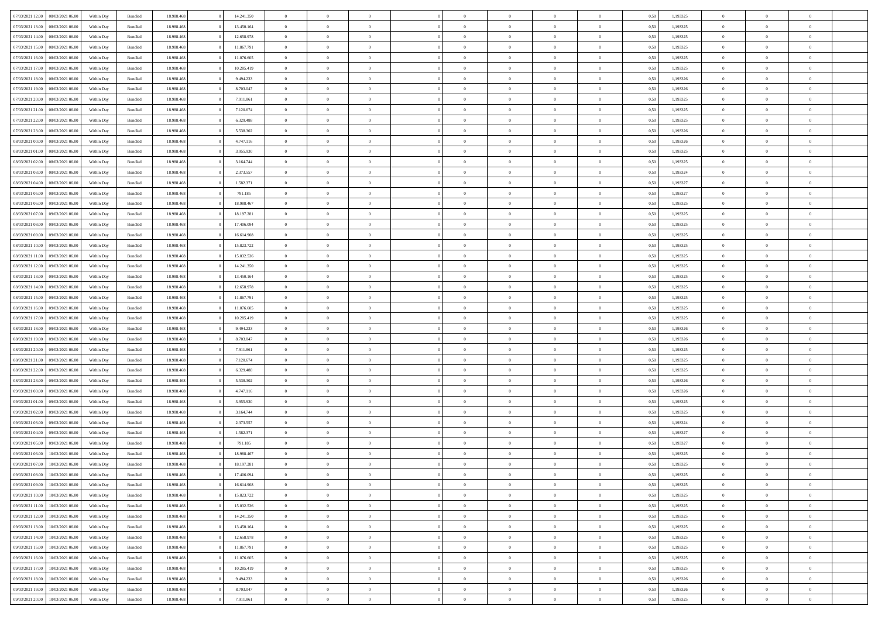| | | | | | | | | | | | | | | | | | | | | |
|---|---|---|---|---|---|---|---|---|---|---|---|---|---|---|---|---|---|---|---|---|
| 07/03/2021 12:00 | 08/03/2021 06:00 | Within Day | Bundled | 18.988.468 | 0 | 14.241.350 | 0 | 0 | 0 | | 0 | 0 | 0 | 0 | 0,50 | 1,193325 | 0 | 0 | 0 | |
| 07/03/2021 13:00 | 08/03/2021 06:00 | Within Day | Bundled | 18.988.468 | 0 | 13.450.164 | 0 | 0 | 0 | | 0 | 0 | 0 | 0 | 0,50 | 1,193325 | 0 | 0 | 0 | |
| 07/03/2021 14:00 | 08/03/2021 06:00 | Within Day | Bundled | 18.988.468 | 0 | 12.658.978 | 0 | 0 | 0 | | 0 | 0 | 0 | 0 | 0,50 | 1,193325 | 0 | 0 | 0 | |
| 07/03/2021 15:00 | 08/03/2021 06:00 | Within Day | Bundled | 18.988.468 | 0 | 11.867.791 | 0 | 0 | 0 | | 0 | 0 | 0 | 0 | 0,50 | 1,193325 | 0 | 0 | 0 | |
| 07/03/2021 16:00 | 08/03/2021 06:00 | Within Day | Bundled | 18.988.468 | 0 | 11.076.605 | 0 | 0 | 0 | | 0 | 0 | 0 | 0 | 0,50 | 1,193325 | 0 | 0 | 0 | |
| 07/03/2021 17:00 | 08/03/2021 06:00 | Within Day | Bundled | 18.988.468 | 0 | 10.285.419 | 0 | 0 | 0 | | 0 | 0 | 0 | 0 | 0,50 | 1,193325 | 0 | 0 | 0 | |
| 07/03/2021 18:00 | 08/03/2021 06:00 | Within Day | Bundled | 18.988.468 | 0 | 9.494.233 | 0 | 0 | 0 | | 0 | 0 | 0 | 0 | 0,50 | 1,193326 | 0 | 0 | 0 | |
| 07/03/2021 19:00 | 08/03/2021 06:00 | Within Day | Bundled | 18.988.468 | 0 | 8.703.047 | 0 | 0 | 0 | | 0 | 0 | 0 | 0 | 0,50 | 1,193326 | 0 | 0 | 0 | |
| 07/03/2021 20:00 | 08/03/2021 06:00 | Within Day | Bundled | 18.988.468 | 0 | 7.911.861 | 0 | 0 | 0 | | 0 | 0 | 0 | 0 | 0,50 | 1,193325 | 0 | 0 | 0 | |
| 07/03/2021 21:00 | 08/03/2021 06:00 | Within Day | Bundled | 18.988.468 | 0 | 7.120.674 | 0 | 0 | 0 | | 0 | 0 | 0 | 0 | 0,50 | 1,193325 | 0 | 0 | 0 | |
| 07/03/2021 22:00 | 08/03/2021 06:00 | Within Day | Bundled | 18.988.468 | 0 | 6.329.488 | 0 | 0 | 0 | | 0 | 0 | 0 | 0 | 0,50 | 1,193325 | 0 | 0 | 0 | |
| 07/03/2021 23:00 | 08/03/2021 06:00 | Within Day | Bundled | 18.988.468 | 0 | 5.538.302 | 0 | 0 | 0 | | 0 | 0 | 0 | 0 | 0,50 | 1,193326 | 0 | 0 | 0 | |
| 08/03/2021 00:00 | 08/03/2021 06:00 | Within Day | Bundled | 18.988.468 | 0 | 4.747.116 | 0 | 0 | 0 | | 0 | 0 | 0 | 0 | 0,50 | 1,193326 | 0 | 0 | 0 | |
| 08/03/2021 01:00 | 08/03/2021 06:00 | Within Day | Bundled | 18.988.468 | 0 | 3.955.930 | 0 | 0 | 0 | | 0 | 0 | 0 | 0 | 0,50 | 1,193325 | 0 | 0 | 0 | |
| 08/03/2021 02:00 | 08/03/2021 06:00 | Within Day | Bundled | 18.988.468 | 0 | 3.164.744 | 0 | 0 | 0 | | 0 | 0 | 0 | 0 | 0,50 | 1,193325 | 0 | 0 | 0 | |
| 08/03/2021 03:00 | 08/03/2021 06:00 | Within Day | Bundled | 18.988.468 | 0 | 2.373.557 | 0 | 0 | 0 | | 0 | 0 | 0 | 0 | 0,50 | 1,193324 | 0 | 0 | 0 | |
| 08/03/2021 04:00 | 08/03/2021 06:00 | Within Day | Bundled | 18.988.468 | 0 | 1.582.371 | 0 | 0 | 0 | | 0 | 0 | 0 | 0 | 0,50 | 1,193327 | 0 | 0 | 0 | |
| 08/03/2021 05:00 | 08/03/2021 06:00 | Within Day | Bundled | 18.988.468 | 0 | 791.185 | 0 | 0 | 0 | | 0 | 0 | 0 | 0 | 0,50 | 1,193327 | 0 | 0 | 0 | |
| 08/03/2021 06:00 | 09/03/2021 06:00 | Within Day | Bundled | 18.988.468 | 0 | 18.988.467 | 0 | 0 | 0 | | 0 | 0 | 0 | 0 | 0,50 | 1,193325 | 0 | 0 | 0 | |
| 08/03/2021 07:00 | 09/03/2021 06:00 | Within Day | Bundled | 18.988.468 | 0 | 18.197.281 | 0 | 0 | 0 | | 0 | 0 | 0 | 0 | 0,50 | 1,193325 | 0 | 0 | 0 | |
| 08/03/2021 08:00 | 09/03/2021 06:00 | Within Day | Bundled | 18.988.468 | 0 | 17.406.094 | 0 | 0 | 0 | | 0 | 0 | 0 | 0 | 0,50 | 1,193325 | 0 | 0 | 0 | |
| 08/03/2021 09:00 | 09/03/2021 06:00 | Within Day | Bundled | 18.988.468 | 0 | 16.614.908 | 0 | 0 | 0 | | 0 | 0 | 0 | 0 | 0,50 | 1,193325 | 0 | 0 | 0 | |
| 08/03/2021 10:00 | 09/03/2021 06:00 | Within Day | Bundled | 18.988.468 | 0 | 15.823.722 | 0 | 0 | 0 | | 0 | 0 | 0 | 0 | 0,50 | 1,193325 | 0 | 0 | 0 | |
| 08/03/2021 11:00 | 09/03/2021 06:00 | Within Day | Bundled | 18.988.468 | 0 | 15.032.536 | 0 | 0 | 0 | | 0 | 0 | 0 | 0 | 0,50 | 1,193325 | 0 | 0 | 0 | |
| 08/03/2021 12:00 | 09/03/2021 06:00 | Within Day | Bundled | 18.988.468 | 0 | 14.241.350 | 0 | 0 | 0 | | 0 | 0 | 0 | 0 | 0,50 | 1,193325 | 0 | 0 | 0 | |
| 08/03/2021 13:00 | 09/03/2021 06:00 | Within Day | Bundled | 18.988.468 | 0 | 13.450.164 | 0 | 0 | 0 | | 0 | 0 | 0 | 0 | 0,50 | 1,193325 | 0 | 0 | 0 | |
| 08/03/2021 14:00 | 09/03/2021 06:00 | Within Day | Bundled | 18.988.468 | 0 | 12.658.978 | 0 | 0 | 0 | | 0 | 0 | 0 | 0 | 0,50 | 1,193325 | 0 | 0 | 0 | |
| 08/03/2021 15:00 | 09/03/2021 06:00 | Within Day | Bundled | 18.988.468 | 0 | 11.867.791 | 0 | 0 | 0 | | 0 | 0 | 0 | 0 | 0,50 | 1,193325 | 0 | 0 | 0 | |
| 08/03/2021 16:00 | 09/03/2021 06:00 | Within Day | Bundled | 18.988.468 | 0 | 11.076.605 | 0 | 0 | 0 | | 0 | 0 | 0 | 0 | 0,50 | 1,193325 | 0 | 0 | 0 | |
| 08/03/2021 17:00 | 09/03/2021 06:00 | Within Day | Bundled | 18.988.468 | 0 | 10.285.419 | 0 | 0 | 0 | | 0 | 0 | 0 | 0 | 0,50 | 1,193325 | 0 | 0 | 0 | |
| 08/03/2021 18:00 | 09/03/2021 06:00 | Within Day | Bundled | 18.988.468 | 0 | 9.494.233 | 0 | 0 | 0 | | 0 | 0 | 0 | 0 | 0,50 | 1,193326 | 0 | 0 | 0 | |
| 08/03/2021 19:00 | 09/03/2021 06:00 | Within Day | Bundled | 18.988.468 | 0 | 8.703.047 | 0 | 0 | 0 | | 0 | 0 | 0 | 0 | 0,50 | 1,193326 | 0 | 0 | 0 | |
| 08/03/2021 20:00 | 09/03/2021 06:00 | Within Day | Bundled | 18.988.468 | 0 | 7.911.861 | 0 | 0 | 0 | | 0 | 0 | 0 | 0 | 0,50 | 1,193325 | 0 | 0 | 0 | |
| 08/03/2021 21:00 | 09/03/2021 06:00 | Within Day | Bundled | 18.988.468 | 0 | 7.120.674 | 0 | 0 | 0 | | 0 | 0 | 0 | 0 | 0,50 | 1,193325 | 0 | 0 | 0 | |
| 08/03/2021 22:00 | 09/03/2021 06:00 | Within Day | Bundled | 18.988.468 | 0 | 6.329.488 | 0 | 0 | 0 | | 0 | 0 | 0 | 0 | 0,50 | 1,193325 | 0 | 0 | 0 | |
| 08/03/2021 23:00 | 09/03/2021 06:00 | Within Day | Bundled | 18.988.468 | 0 | 5.538.302 | 0 | 0 | 0 | | 0 | 0 | 0 | 0 | 0,50 | 1,193326 | 0 | 0 | 0 | |
| 09/03/2021 00:00 | 09/03/2021 06:00 | Within Day | Bundled | 18.988.468 | 0 | 4.747.116 | 0 | 0 | 0 | | 0 | 0 | 0 | 0 | 0,50 | 1,193326 | 0 | 0 | 0 | |
| 09/03/2021 01:00 | 09/03/2021 06:00 | Within Day | Bundled | 18.988.468 | 0 | 3.955.930 | 0 | 0 | 0 | | 0 | 0 | 0 | 0 | 0,50 | 1,193325 | 0 | 0 | 0 | |
| 09/03/2021 02:00 | 09/03/2021 06:00 | Within Day | Bundled | 18.988.468 | 0 | 3.164.744 | 0 | 0 | 0 | | 0 | 0 | 0 | 0 | 0,50 | 1,193325 | 0 | 0 | 0 | |
| 09/03/2021 03:00 | 09/03/2021 06:00 | Within Day | Bundled | 18.988.468 | 0 | 2.373.557 | 0 | 0 | 0 | | 0 | 0 | 0 | 0 | 0,50 | 1,193324 | 0 | 0 | 0 | |
| 09/03/2021 04:00 | 09/03/2021 06:00 | Within Day | Bundled | 18.988.468 | 0 | 1.582.371 | 0 | 0 | 0 | | 0 | 0 | 0 | 0 | 0,50 | 1,193327 | 0 | 0 | 0 | |
| 09/03/2021 05:00 | 09/03/2021 06:00 | Within Day | Bundled | 18.988.468 | 0 | 791.185 | 0 | 0 | 0 | | 0 | 0 | 0 | 0 | 0,50 | 1,193327 | 0 | 0 | 0 | |
| 09/03/2021 06:00 | 10/03/2021 06:00 | Within Day | Bundled | 18.988.468 | 0 | 18.988.467 | 0 | 0 | 0 | | 0 | 0 | 0 | 0 | 0,50 | 1,193325 | 0 | 0 | 0 | |
| 09/03/2021 07:00 | 10/03/2021 06:00 | Within Day | Bundled | 18.988.468 | 0 | 18.197.281 | 0 | 0 | 0 | | 0 | 0 | 0 | 0 | 0,50 | 1,193325 | 0 | 0 | 0 | |
| 09/03/2021 08:00 | 10/03/2021 06:00 | Within Day | Bundled | 18.988.468 | 0 | 17.406.094 | 0 | 0 | 0 | | 0 | 0 | 0 | 0 | 0,50 | 1,193325 | 0 | 0 | 0 | |
| 09/03/2021 09:00 | 10/03/2021 06:00 | Within Day | Bundled | 18.988.468 | 0 | 16.614.908 | 0 | 0 | 0 | | 0 | 0 | 0 | 0 | 0,50 | 1,193325 | 0 | 0 | 0 | |
| 09/03/2021 10:00 | 10/03/2021 06:00 | Within Day | Bundled | 18.988.468 | 0 | 15.823.722 | 0 | 0 | 0 | | 0 | 0 | 0 | 0 | 0,50 | 1,193325 | 0 | 0 | 0 | |
| 09/03/2021 11:00 | 10/03/2021 06:00 | Within Day | Bundled | 18.988.468 | 0 | 15.032.536 | 0 | 0 | 0 | | 0 | 0 | 0 | 0 | 0,50 | 1,193325 | 0 | 0 | 0 | |
| 09/03/2021 12:00 | 10/03/2021 06:00 | Within Day | Bundled | 18.988.468 | 0 | 14.241.350 | 0 | 0 | 0 | | 0 | 0 | 0 | 0 | 0,50 | 1,193325 | 0 | 0 | 0 | |
| 09/03/2021 13:00 | 10/03/2021 06:00 | Within Day | Bundled | 18.988.468 | 0 | 13.450.164 | 0 | 0 | 0 | | 0 | 0 | 0 | 0 | 0,50 | 1,193325 | 0 | 0 | 0 | |
| 09/03/2021 14:00 | 10/03/2021 06:00 | Within Day | Bundled | 18.988.468 | 0 | 12.658.978 | 0 | 0 | 0 | | 0 | 0 | 0 | 0 | 0,50 | 1,193325 | 0 | 0 | 0 | |
| 09/03/2021 15:00 | 10/03/2021 06:00 | Within Day | Bundled | 18.988.468 | 0 | 11.867.791 | 0 | 0 | 0 | | 0 | 0 | 0 | 0 | 0,50 | 1,193325 | 0 | 0 | 0 | |
| 09/03/2021 16:00 | 10/03/2021 06:00 | Within Day | Bundled | 18.988.468 | 0 | 11.076.605 | 0 | 0 | 0 | | 0 | 0 | 0 | 0 | 0,50 | 1,193325 | 0 | 0 | 0 | |
| 09/03/2021 17:00 | 10/03/2021 06:00 | Within Day | Bundled | 18.988.468 | 0 | 10.285.419 | 0 | 0 | 0 | | 0 | 0 | 0 | 0 | 0,50 | 1,193325 | 0 | 0 | 0 | |
| 09/03/2021 18:00 | 10/03/2021 06:00 | Within Day | Bundled | 18.988.468 | 0 | 9.494.233 | 0 | 0 | 0 | | 0 | 0 | 0 | 0 | 0,50 | 1,193326 | 0 | 0 | 0 | |
| 09/03/2021 19:00 | 10/03/2021 06:00 | Within Day | Bundled | 18.988.468 | 0 | 8.703.047 | 0 | 0 | 0 | | 0 | 0 | 0 | 0 | 0,50 | 1,193326 | 0 | 0 | 0 | |
| 09/03/2021 20:00 | 10/03/2021 06:00 | Within Day | Bundled | 18.988.468 | 0 | 7.911.861 | 0 | 0 | 0 | | 0 | 0 | 0 | 0 | 0,50 | 1,193325 | 0 | 0 | 0 | |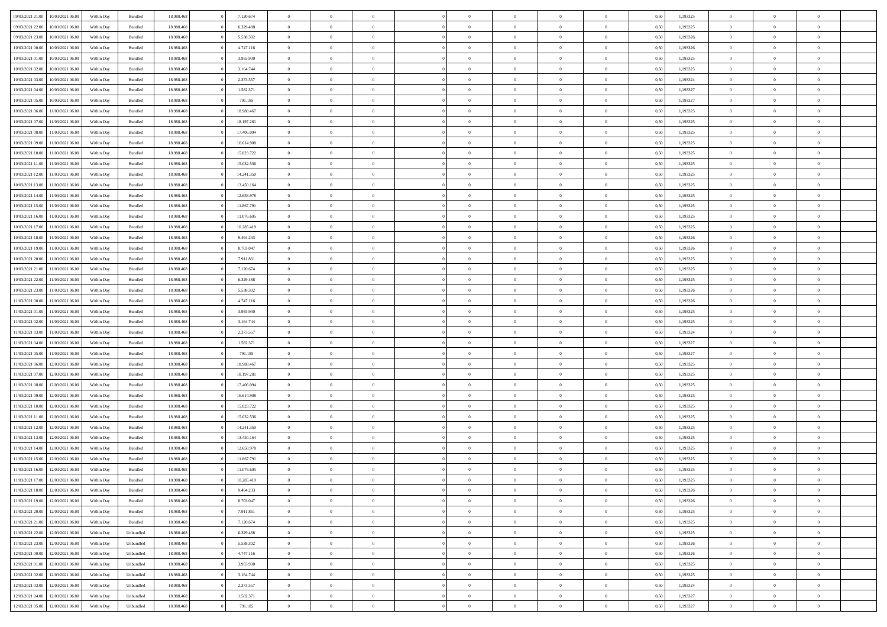| | | | | | | | | | | | | | | | | | | | | |
|---|---|---|---|---|---|---|---|---|---|---|---|---|---|---|---|---|---|---|---|---|
| 09/03/2021 21:00 | 10/03/2021 06:00 | Within Day | Bundled | 18.988.468 | 0 | 7.120.674 | 0 | 0 | 0 | | 0 | 0 | 0 | 0 | 0,50 | 1,193325 | 0 | 0 | 0 | |
| 09/03/2021 22:00 | 10/03/2021 06:00 | Within Day | Bundled | 18.988.468 | 0 | 6.329.488 | 0 | 0 | 0 | | 0 | 0 | 0 | 0 | 0,50 | 1,193325 | 0 | 0 | 0 | |
| 09/03/2021 23:00 | 10/03/2021 06:00 | Within Day | Bundled | 18.988.468 | 0 | 5.538.302 | 0 | 0 | 0 | | 0 | 0 | 0 | 0 | 0,50 | 1,193326 | 0 | 0 | 0 | |
| 10/03/2021 00:00 | 10/03/2021 06:00 | Within Day | Bundled | 18.988.468 | 0 | 4.747.116 | 0 | 0 | 0 | | 0 | 0 | 0 | 0 | 0,50 | 1,193326 | 0 | 0 | 0 | |
| 10/03/2021 01:00 | 10/03/2021 06:00 | Within Day | Bundled | 18.988.468 | 0 | 3.955.930 | 0 | 0 | 0 | | 0 | 0 | 0 | 0 | 0,50 | 1,193325 | 0 | 0 | 0 | |
| 10/03/2021 02:00 | 10/03/2021 06:00 | Within Day | Bundled | 18.988.468 | 0 | 3.164.744 | 0 | 0 | 0 | | 0 | 0 | 0 | 0 | 0,50 | 1,193325 | 0 | 0 | 0 | |
| 10/03/2021 03:00 | 10/03/2021 06:00 | Within Day | Bundled | 18.988.468 | 0 | 2.373.557 | 0 | 0 | 0 | | 0 | 0 | 0 | 0 | 0,50 | 1,193324 | 0 | 0 | 0 | |
| 10/03/2021 04:00 | 10/03/2021 06:00 | Within Day | Bundled | 18.988.468 | 0 | 1.582.371 | 0 | 0 | 0 | | 0 | 0 | 0 | 0 | 0,50 | 1,193327 | 0 | 0 | 0 | |
| 10/03/2021 05:00 | 10/03/2021 06:00 | Within Day | Bundled | 18.988.468 | 0 | 791.185 | 0 | 0 | 0 | | 0 | 0 | 0 | 0 | 0,50 | 1,193327 | 0 | 0 | 0 | |
| 10/03/2021 06:00 | 11/03/2021 06:00 | Within Day | Bundled | 18.988.468 | 0 | 18.988.467 | 0 | 0 | 0 | | 0 | 0 | 0 | 0 | 0,50 | 1,193325 | 0 | 0 | 0 | |
| 10/03/2021 07:00 | 11/03/2021 06:00 | Within Day | Bundled | 18.988.468 | 0 | 18.197.281 | 0 | 0 | 0 | | 0 | 0 | 0 | 0 | 0,50 | 1,193325 | 0 | 0 | 0 | |
| 10/03/2021 08:00 | 11/03/2021 06:00 | Within Day | Bundled | 18.988.468 | 0 | 17.406.094 | 0 | 0 | 0 | | 0 | 0 | 0 | 0 | 0,50 | 1,193325 | 0 | 0 | 0 | |
| 10/03/2021 09:00 | 11/03/2021 06:00 | Within Day | Bundled | 18.988.468 | 0 | 16.614.908 | 0 | 0 | 0 | | 0 | 0 | 0 | 0 | 0,50 | 1,193325 | 0 | 0 | 0 | |
| 10/03/2021 10:00 | 11/03/2021 06:00 | Within Day | Bundled | 18.988.468 | 0 | 15.823.722 | 0 | 0 | 0 | | 0 | 0 | 0 | 0 | 0,50 | 1,193325 | 0 | 0 | 0 | |
| 10/03/2021 11:00 | 11/03/2021 06:00 | Within Day | Bundled | 18.988.468 | 0 | 15.032.536 | 0 | 0 | 0 | | 0 | 0 | 0 | 0 | 0,50 | 1,193325 | 0 | 0 | 0 | |
| 10/03/2021 12:00 | 11/03/2021 06:00 | Within Day | Bundled | 18.988.468 | 0 | 14.241.350 | 0 | 0 | 0 | | 0 | 0 | 0 | 0 | 0,50 | 1,193325 | 0 | 0 | 0 | |
| 10/03/2021 13:00 | 11/03/2021 06:00 | Within Day | Bundled | 18.988.468 | 0 | 13.450.164 | 0 | 0 | 0 | | 0 | 0 | 0 | 0 | 0,50 | 1,193325 | 0 | 0 | 0 | |
| 10/03/2021 14:00 | 11/03/2021 06:00 | Within Day | Bundled | 18.988.468 | 0 | 12.658.978 | 0 | 0 | 0 | | 0 | 0 | 0 | 0 | 0,50 | 1,193325 | 0 | 0 | 0 | |
| 10/03/2021 15:00 | 11/03/2021 06:00 | Within Day | Bundled | 18.988.468 | 0 | 11.867.791 | 0 | 0 | 0 | | 0 | 0 | 0 | 0 | 0,50 | 1,193325 | 0 | 0 | 0 | |
| 10/03/2021 16:00 | 11/03/2021 06:00 | Within Day | Bundled | 18.988.468 | 0 | 11.076.605 | 0 | 0 | 0 | | 0 | 0 | 0 | 0 | 0,50 | 1,193325 | 0 | 0 | 0 | |
| 10/03/2021 17:00 | 11/03/2021 06:00 | Within Day | Bundled | 18.988.468 | 0 | 10.285.419 | 0 | 0 | 0 | | 0 | 0 | 0 | 0 | 0,50 | 1,193325 | 0 | 0 | 0 | |
| 10/03/2021 18:00 | 11/03/2021 06:00 | Within Day | Bundled | 18.988.468 | 0 | 9.494.233 | 0 | 0 | 0 | | 0 | 0 | 0 | 0 | 0,50 | 1,193326 | 0 | 0 | 0 | |
| 10/03/2021 19:00 | 11/03/2021 06:00 | Within Day | Bundled | 18.988.468 | 0 | 8.703.047 | 0 | 0 | 0 | | 0 | 0 | 0 | 0 | 0,50 | 1,193326 | 0 | 0 | 0 | |
| 10/03/2021 20:00 | 11/03/2021 06:00 | Within Day | Bundled | 18.988.468 | 0 | 7.911.861 | 0 | 0 | 0 | | 0 | 0 | 0 | 0 | 0,50 | 1,193325 | 0 | 0 | 0 | |
| 10/03/2021 21:00 | 11/03/2021 06:00 | Within Day | Bundled | 18.988.468 | 0 | 7.120.674 | 0 | 0 | 0 | | 0 | 0 | 0 | 0 | 0,50 | 1,193325 | 0 | 0 | 0 | |
| 10/03/2021 22:00 | 11/03/2021 06:00 | Within Day | Bundled | 18.988.468 | 0 | 6.329.488 | 0 | 0 | 0 | | 0 | 0 | 0 | 0 | 0,50 | 1,193325 | 0 | 0 | 0 | |
| 10/03/2021 23:00 | 11/03/2021 06:00 | Within Day | Bundled | 18.988.468 | 0 | 5.538.302 | 0 | 0 | 0 | | 0 | 0 | 0 | 0 | 0,50 | 1,193326 | 0 | 0 | 0 | |
| 11/03/2021 00:00 | 11/03/2021 06:00 | Within Day | Bundled | 18.988.468 | 0 | 4.747.116 | 0 | 0 | 0 | | 0 | 0 | 0 | 0 | 0,50 | 1,193326 | 0 | 0 | 0 | |
| 11/03/2021 01:00 | 11/03/2021 06:00 | Within Day | Bundled | 18.988.468 | 0 | 3.955.930 | 0 | 0 | 0 | | 0 | 0 | 0 | 0 | 0,50 | 1,193325 | 0 | 0 | 0 | |
| 11/03/2021 02:00 | 11/03/2021 06:00 | Within Day | Bundled | 18.988.468 | 0 | 3.164.744 | 0 | 0 | 0 | | 0 | 0 | 0 | 0 | 0,50 | 1,193325 | 0 | 0 | 0 | |
| 11/03/2021 03:00 | 11/03/2021 06:00 | Within Day | Bundled | 18.988.468 | 0 | 2.373.557 | 0 | 0 | 0 | | 0 | 0 | 0 | 0 | 0,50 | 1,193324 | 0 | 0 | 0 | |
| 11/03/2021 04:00 | 11/03/2021 06:00 | Within Day | Bundled | 18.988.468 | 0 | 1.582.371 | 0 | 0 | 0 | | 0 | 0 | 0 | 0 | 0,50 | 1,193327 | 0 | 0 | 0 | |
| 11/03/2021 05:00 | 11/03/2021 06:00 | Within Day | Bundled | 18.988.468 | 0 | 791.185 | 0 | 0 | 0 | | 0 | 0 | 0 | 0 | 0,50 | 1,193327 | 0 | 0 | 0 | |
| 11/03/2021 06:00 | 12/03/2021 06:00 | Within Day | Bundled | 18.988.468 | 0 | 18.988.467 | 0 | 0 | 0 | | 0 | 0 | 0 | 0 | 0,50 | 1,193325 | 0 | 0 | 0 | |
| 11/03/2021 07:00 | 12/03/2021 06:00 | Within Day | Bundled | 18.988.468 | 0 | 18.197.281 | 0 | 0 | 0 | | 0 | 0 | 0 | 0 | 0,50 | 1,193325 | 0 | 0 | 0 | |
| 11/03/2021 08:00 | 12/03/2021 06:00 | Within Day | Bundled | 18.988.468 | 0 | 17.406.094 | 0 | 0 | 0 | | 0 | 0 | 0 | 0 | 0,50 | 1,193325 | 0 | 0 | 0 | |
| 11/03/2021 09:00 | 12/03/2021 06:00 | Within Day | Bundled | 18.988.468 | 0 | 16.614.908 | 0 | 0 | 0 | | 0 | 0 | 0 | 0 | 0,50 | 1,193325 | 0 | 0 | 0 | |
| 11/03/2021 10:00 | 12/03/2021 06:00 | Within Day | Bundled | 18.988.468 | 0 | 15.823.722 | 0 | 0 | 0 | | 0 | 0 | 0 | 0 | 0,50 | 1,193325 | 0 | 0 | 0 | |
| 11/03/2021 11:00 | 12/03/2021 06:00 | Within Day | Bundled | 18.988.468 | 0 | 15.032.536 | 0 | 0 | 0 | | 0 | 0 | 0 | 0 | 0,50 | 1,193325 | 0 | 0 | 0 | |
| 11/03/2021 12:00 | 12/03/2021 06:00 | Within Day | Bundled | 18.988.468 | 0 | 14.241.350 | 0 | 0 | 0 | | 0 | 0 | 0 | 0 | 0,50 | 1,193325 | 0 | 0 | 0 | |
| 11/03/2021 13:00 | 12/03/2021 06:00 | Within Day | Bundled | 18.988.468 | 0 | 13.450.164 | 0 | 0 | 0 | | 0 | 0 | 0 | 0 | 0,50 | 1,193325 | 0 | 0 | 0 | |
| 11/03/2021 14:00 | 12/03/2021 06:00 | Within Day | Bundled | 18.988.468 | 0 | 12.658.978 | 0 | 0 | 0 | | 0 | 0 | 0 | 0 | 0,50 | 1,193325 | 0 | 0 | 0 | |
| 11/03/2021 15:00 | 12/03/2021 06:00 | Within Day | Bundled | 18.988.468 | 0 | 11.867.791 | 0 | 0 | 0 | | 0 | 0 | 0 | 0 | 0,50 | 1,193325 | 0 | 0 | 0 | |
| 11/03/2021 16:00 | 12/03/2021 06:00 | Within Day | Bundled | 18.988.468 | 0 | 11.076.605 | 0 | 0 | 0 | | 0 | 0 | 0 | 0 | 0,50 | 1,193325 | 0 | 0 | 0 | |
| 11/03/2021 17:00 | 12/03/2021 06:00 | Within Day | Bundled | 18.988.468 | 0 | 10.285.419 | 0 | 0 | 0 | | 0 | 0 | 0 | 0 | 0,50 | 1,193325 | 0 | 0 | 0 | |
| 11/03/2021 18:00 | 12/03/2021 06:00 | Within Day | Bundled | 18.988.468 | 0 | 9.494.233 | 0 | 0 | 0 | | 0 | 0 | 0 | 0 | 0,50 | 1,193326 | 0 | 0 | 0 | |
| 11/03/2021 19:00 | 12/03/2021 06:00 | Within Day | Bundled | 18.988.468 | 0 | 8.703.047 | 0 | 0 | 0 | | 0 | 0 | 0 | 0 | 0,50 | 1,193326 | 0 | 0 | 0 | |
| 11/03/2021 20:00 | 12/03/2021 06:00 | Within Day | Bundled | 18.988.468 | 0 | 7.911.861 | 0 | 0 | 0 | | 0 | 0 | 0 | 0 | 0,50 | 1,193325 | 0 | 0 | 0 | |
| 11/03/2021 21:00 | 12/03/2021 06:00 | Within Day | Bundled | 18.988.468 | 0 | 7.120.674 | 0 | 0 | 0 | | 0 | 0 | 0 | 0 | 0,50 | 1,193325 | 0 | 0 | 0 | |
| 11/03/2021 22:00 | 12/03/2021 06:00 | Within Day | Unbundled | 18.988.468 | 0 | 6.329.488 | 0 | 0 | 0 | | 0 | 0 | 0 | 0 | 0,50 | 1,193325 | 0 | 0 | 0 | |
| 11/03/2021 23:00 | 12/03/2021 06:00 | Within Day | Unbundled | 18.988.468 | 0 | 5.538.302 | 0 | 0 | 0 | | 0 | 0 | 0 | 0 | 0,50 | 1,193326 | 0 | 0 | 0 | |
| 12/03/2021 00:00 | 12/03/2021 06:00 | Within Day | Unbundled | 18.988.468 | 0 | 4.747.116 | 0 | 0 | 0 | | 0 | 0 | 0 | 0 | 0,50 | 1,193326 | 0 | 0 | 0 | |
| 12/03/2021 01:00 | 12/03/2021 06:00 | Within Day | Unbundled | 18.988.468 | 0 | 3.955.930 | 0 | 0 | 0 | | 0 | 0 | 0 | 0 | 0,50 | 1,193325 | 0 | 0 | 0 | |
| 12/03/2021 02:00 | 12/03/2021 06:00 | Within Day | Unbundled | 18.988.468 | 0 | 3.164.744 | 0 | 0 | 0 | | 0 | 0 | 0 | 0 | 0,50 | 1,193325 | 0 | 0 | 0 | |
| 12/03/2021 03:00 | 12/03/2021 06:00 | Within Day | Unbundled | 18.988.468 | 0 | 2.373.557 | 0 | 0 | 0 | | 0 | 0 | 0 | 0 | 0,50 | 1,193324 | 0 | 0 | 0 | |
| 12/03/2021 04:00 | 12/03/2021 06:00 | Within Day | Unbundled | 18.988.468 | 0 | 1.582.371 | 0 | 0 | 0 | | 0 | 0 | 0 | 0 | 0,50 | 1,193327 | 0 | 0 | 0 | |
| 12/03/2021 05:00 | 12/03/2021 06:00 | Within Day | Unbundled | 18.988.468 | 0 | 791.185 | 0 | 0 | 0 | | 0 | 0 | 0 | 0 | 0,50 | 1,193327 | 0 | 0 | 0 | |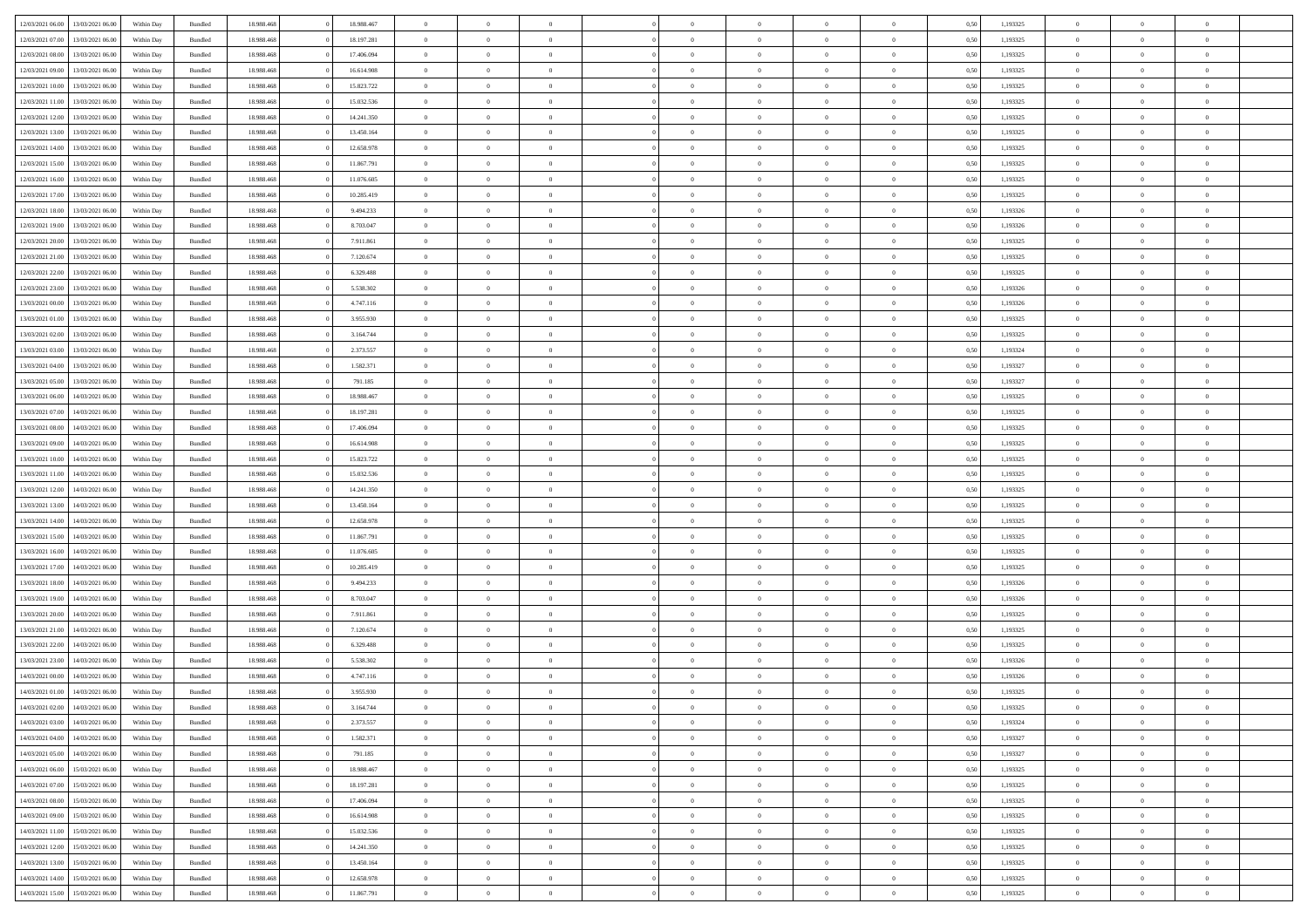| | | | | | | | | | | | | | | | | | | | | | | |
|---|---|---|---|---|---|---|---|---|---|---|---|---|---|---|---|---|---|---|---|---|---|---|
| 12/03/2021 06:00 | 13/03/2021 06:00 | Within Day | Bundled | 18.988.468 | 0 | 18.988.467 | 0 | 0 | 0 | | 0 | 0 | 0 | 0 | 0 | 0,50 | 1,193325 | 0 | 0 | 0 | |
| 12/03/2021 07:00 | 13/03/2021 06:00 | Within Day | Bundled | 18.988.468 | 0 | 18.197.281 | 0 | 0 | 0 | | 0 | 0 | 0 | 0 | 0 | 0,50 | 1,193325 | 0 | 0 | 0 | |
| 12/03/2021 08:00 | 13/03/2021 06:00 | Within Day | Bundled | 18.988.468 | 0 | 17.406.094 | 0 | 0 | 0 | | 0 | 0 | 0 | 0 | 0 | 0,50 | 1,193325 | 0 | 0 | 0 | |
| 12/03/2021 09:00 | 13/03/2021 06:00 | Within Day | Bundled | 18.988.468 | 0 | 16.614.908 | 0 | 0 | 0 | | 0 | 0 | 0 | 0 | 0 | 0,50 | 1,193325 | 0 | 0 | 0 | |
| 12/03/2021 10:00 | 13/03/2021 06:00 | Within Day | Bundled | 18.988.468 | 0 | 15.823.722 | 0 | 0 | 0 | | 0 | 0 | 0 | 0 | 0 | 0,50 | 1,193325 | 0 | 0 | 0 | |
| 12/03/2021 11:00 | 13/03/2021 06:00 | Within Day | Bundled | 18.988.468 | 0 | 15.032.536 | 0 | 0 | 0 | | 0 | 0 | 0 | 0 | 0 | 0,50 | 1,193325 | 0 | 0 | 0 | |
| 12/03/2021 12:00 | 13/03/2021 06:00 | Within Day | Bundled | 18.988.468 | 0 | 14.241.350 | 0 | 0 | 0 | | 0 | 0 | 0 | 0 | 0 | 0,50 | 1,193325 | 0 | 0 | 0 | |
| 12/03/2021 13:00 | 13/03/2021 06:00 | Within Day | Bundled | 18.988.468 | 0 | 13.450.164 | 0 | 0 | 0 | | 0 | 0 | 0 | 0 | 0 | 0,50 | 1,193325 | 0 | 0 | 0 | |
| 12/03/2021 14:00 | 13/03/2021 06:00 | Within Day | Bundled | 18.988.468 | 0 | 12.658.978 | 0 | 0 | 0 | | 0 | 0 | 0 | 0 | 0 | 0,50 | 1,193325 | 0 | 0 | 0 | |
| 12/03/2021 15:00 | 13/03/2021 06:00 | Within Day | Bundled | 18.988.468 | 0 | 11.867.791 | 0 | 0 | 0 | | 0 | 0 | 0 | 0 | 0 | 0,50 | 1,193325 | 0 | 0 | 0 | |
| 12/03/2021 16:00 | 13/03/2021 06:00 | Within Day | Bundled | 18.988.468 | 0 | 11.076.605 | 0 | 0 | 0 | | 0 | 0 | 0 | 0 | 0 | 0,50 | 1,193325 | 0 | 0 | 0 | |
| 12/03/2021 17:00 | 13/03/2021 06:00 | Within Day | Bundled | 18.988.468 | 0 | 10.285.419 | 0 | 0 | 0 | | 0 | 0 | 0 | 0 | 0 | 0,50 | 1,193325 | 0 | 0 | 0 | |
| 12/03/2021 18:00 | 13/03/2021 06:00 | Within Day | Bundled | 18.988.468 | 0 | 9.494.233 | 0 | 0 | 0 | | 0 | 0 | 0 | 0 | 0 | 0,50 | 1,193326 | 0 | 0 | 0 | |
| 12/03/2021 19:00 | 13/03/2021 06:00 | Within Day | Bundled | 18.988.468 | 0 | 8.703.047 | 0 | 0 | 0 | | 0 | 0 | 0 | 0 | 0 | 0,50 | 1,193326 | 0 | 0 | 0 | |
| 12/03/2021 20:00 | 13/03/2021 06:00 | Within Day | Bundled | 18.988.468 | 0 | 7.911.861 | 0 | 0 | 0 | | 0 | 0 | 0 | 0 | 0 | 0,50 | 1,193325 | 0 | 0 | 0 | |
| 12/03/2021 21:00 | 13/03/2021 06:00 | Within Day | Bundled | 18.988.468 | 0 | 7.120.674 | 0 | 0 | 0 | | 0 | 0 | 0 | 0 | 0 | 0,50 | 1,193325 | 0 | 0 | 0 | |
| 12/03/2021 22:00 | 13/03/2021 06:00 | Within Day | Bundled | 18.988.468 | 0 | 6.329.488 | 0 | 0 | 0 | | 0 | 0 | 0 | 0 | 0 | 0,50 | 1,193325 | 0 | 0 | 0 | |
| 12/03/2021 23:00 | 13/03/2021 06:00 | Within Day | Bundled | 18.988.468 | 0 | 5.538.302 | 0 | 0 | 0 | | 0 | 0 | 0 | 0 | 0 | 0,50 | 1,193326 | 0 | 0 | 0 | |
| 13/03/2021 00:00 | 13/03/2021 06:00 | Within Day | Bundled | 18.988.468 | 0 | 4.747.116 | 0 | 0 | 0 | | 0 | 0 | 0 | 0 | 0 | 0,50 | 1,193326 | 0 | 0 | 0 | |
| 13/03/2021 01:00 | 13/03/2021 06:00 | Within Day | Bundled | 18.988.468 | 0 | 3.955.930 | 0 | 0 | 0 | | 0 | 0 | 0 | 0 | 0 | 0,50 | 1,193325 | 0 | 0 | 0 | |
| 13/03/2021 02:00 | 13/03/2021 06:00 | Within Day | Bundled | 18.988.468 | 0 | 3.164.744 | 0 | 0 | 0 | | 0 | 0 | 0 | 0 | 0 | 0,50 | 1,193325 | 0 | 0 | 0 | |
| 13/03/2021 03:00 | 13/03/2021 06:00 | Within Day | Bundled | 18.988.468 | 0 | 2.373.557 | 0 | 0 | 0 | | 0 | 0 | 0 | 0 | 0 | 0,50 | 1,193324 | 0 | 0 | 0 | |
| 13/03/2021 04:00 | 13/03/2021 06:00 | Within Day | Bundled | 18.988.468 | 0 | 1.582.371 | 0 | 0 | 0 | | 0 | 0 | 0 | 0 | 0 | 0,50 | 1,193327 | 0 | 0 | 0 | |
| 13/03/2021 05:00 | 13/03/2021 06:00 | Within Day | Bundled | 18.988.468 | 0 | 791.185 | 0 | 0 | 0 | | 0 | 0 | 0 | 0 | 0 | 0,50 | 1,193327 | 0 | 0 | 0 | |
| 13/03/2021 06:00 | 14/03/2021 06:00 | Within Day | Bundled | 18.988.468 | 0 | 18.988.467 | 0 | 0 | 0 | | 0 | 0 | 0 | 0 | 0 | 0,50 | 1,193325 | 0 | 0 | 0 | |
| 13/03/2021 07:00 | 14/03/2021 06:00 | Within Day | Bundled | 18.988.468 | 0 | 18.197.281 | 0 | 0 | 0 | | 0 | 0 | 0 | 0 | 0 | 0,50 | 1,193325 | 0 | 0 | 0 | |
| 13/03/2021 08:00 | 14/03/2021 06:00 | Within Day | Bundled | 18.988.468 | 0 | 17.406.094 | 0 | 0 | 0 | | 0 | 0 | 0 | 0 | 0 | 0,50 | 1,193325 | 0 | 0 | 0 | |
| 13/03/2021 09:00 | 14/03/2021 06:00 | Within Day | Bundled | 18.988.468 | 0 | 16.614.908 | 0 | 0 | 0 | | 0 | 0 | 0 | 0 | 0 | 0,50 | 1,193325 | 0 | 0 | 0 | |
| 13/03/2021 10:00 | 14/03/2021 06:00 | Within Day | Bundled | 18.988.468 | 0 | 15.823.722 | 0 | 0 | 0 | | 0 | 0 | 0 | 0 | 0 | 0,50 | 1,193325 | 0 | 0 | 0 | |
| 13/03/2021 11:00 | 14/03/2021 06:00 | Within Day | Bundled | 18.988.468 | 0 | 15.032.536 | 0 | 0 | 0 | | 0 | 0 | 0 | 0 | 0 | 0,50 | 1,193325 | 0 | 0 | 0 | |
| 13/03/2021 12:00 | 14/03/2021 06:00 | Within Day | Bundled | 18.988.468 | 0 | 14.241.350 | 0 | 0 | 0 | | 0 | 0 | 0 | 0 | 0 | 0,50 | 1,193325 | 0 | 0 | 0 | |
| 13/03/2021 13:00 | 14/03/2021 06:00 | Within Day | Bundled | 18.988.468 | 0 | 13.450.164 | 0 | 0 | 0 | | 0 | 0 | 0 | 0 | 0 | 0,50 | 1,193325 | 0 | 0 | 0 | |
| 13/03/2021 14:00 | 14/03/2021 06:00 | Within Day | Bundled | 18.988.468 | 0 | 12.658.978 | 0 | 0 | 0 | | 0 | 0 | 0 | 0 | 0 | 0,50 | 1,193325 | 0 | 0 | 0 | |
| 13/03/2021 15:00 | 14/03/2021 06:00 | Within Day | Bundled | 18.988.468 | 0 | 11.867.791 | 0 | 0 | 0 | | 0 | 0 | 0 | 0 | 0 | 0,50 | 1,193325 | 0 | 0 | 0 | |
| 13/03/2021 16:00 | 14/03/2021 06:00 | Within Day | Bundled | 18.988.468 | 0 | 11.076.605 | 0 | 0 | 0 | | 0 | 0 | 0 | 0 | 0 | 0,50 | 1,193325 | 0 | 0 | 0 | |
| 13/03/2021 17:00 | 14/03/2021 06:00 | Within Day | Bundled | 18.988.468 | 0 | 10.285.419 | 0 | 0 | 0 | | 0 | 0 | 0 | 0 | 0 | 0,50 | 1,193325 | 0 | 0 | 0 | |
| 13/03/2021 18:00 | 14/03/2021 06:00 | Within Day | Bundled | 18.988.468 | 0 | 9.494.233 | 0 | 0 | 0 | | 0 | 0 | 0 | 0 | 0 | 0,50 | 1,193326 | 0 | 0 | 0 | |
| 13/03/2021 19:00 | 14/03/2021 06:00 | Within Day | Bundled | 18.988.468 | 0 | 8.703.047 | 0 | 0 | 0 | | 0 | 0 | 0 | 0 | 0 | 0,50 | 1,193326 | 0 | 0 | 0 | |
| 13/03/2021 20:00 | 14/03/2021 06:00 | Within Day | Bundled | 18.988.468 | 0 | 7.911.861 | 0 | 0 | 0 | | 0 | 0 | 0 | 0 | 0 | 0,50 | 1,193325 | 0 | 0 | 0 | |
| 13/03/2021 21:00 | 14/03/2021 06:00 | Within Day | Bundled | 18.988.468 | 0 | 7.120.674 | 0 | 0 | 0 | | 0 | 0 | 0 | 0 | 0 | 0,50 | 1,193325 | 0 | 0 | 0 | |
| 13/03/2021 22:00 | 14/03/2021 06:00 | Within Day | Bundled | 18.988.468 | 0 | 6.329.488 | 0 | 0 | 0 | | 0 | 0 | 0 | 0 | 0 | 0,50 | 1,193325 | 0 | 0 | 0 | |
| 13/03/2021 23:00 | 14/03/2021 06:00 | Within Day | Bundled | 18.988.468 | 0 | 5.538.302 | 0 | 0 | 0 | | 0 | 0 | 0 | 0 | 0 | 0,50 | 1,193326 | 0 | 0 | 0 | |
| 14/03/2021 00:00 | 14/03/2021 06:00 | Within Day | Bundled | 18.988.468 | 0 | 4.747.116 | 0 | 0 | 0 | | 0 | 0 | 0 | 0 | 0 | 0,50 | 1,193326 | 0 | 0 | 0 | |
| 14/03/2021 01:00 | 14/03/2021 06:00 | Within Day | Bundled | 18.988.468 | 0 | 3.955.930 | 0 | 0 | 0 | | 0 | 0 | 0 | 0 | 0 | 0,50 | 1,193325 | 0 | 0 | 0 | |
| 14/03/2021 02:00 | 14/03/2021 06:00 | Within Day | Bundled | 18.988.468 | 0 | 3.164.744 | 0 | 0 | 0 | | 0 | 0 | 0 | 0 | 0 | 0,50 | 1,193325 | 0 | 0 | 0 | |
| 14/03/2021 03:00 | 14/03/2021 06:00 | Within Day | Bundled | 18.988.468 | 0 | 2.373.557 | 0 | 0 | 0 | | 0 | 0 | 0 | 0 | 0 | 0,50 | 1,193324 | 0 | 0 | 0 | |
| 14/03/2021 04:00 | 14/03/2021 06:00 | Within Day | Bundled | 18.988.468 | 0 | 1.582.371 | 0 | 0 | 0 | | 0 | 0 | 0 | 0 | 0 | 0,50 | 1,193327 | 0 | 0 | 0 | |
| 14/03/2021 05:00 | 14/03/2021 06:00 | Within Day | Bundled | 18.988.468 | 0 | 791.185 | 0 | 0 | 0 | | 0 | 0 | 0 | 0 | 0 | 0,50 | 1,193327 | 0 | 0 | 0 | |
| 14/03/2021 06:00 | 15/03/2021 06:00 | Within Day | Bundled | 18.988.468 | 0 | 18.988.467 | 0 | 0 | 0 | | 0 | 0 | 0 | 0 | 0 | 0,50 | 1,193325 | 0 | 0 | 0 | |
| 14/03/2021 07:00 | 15/03/2021 06:00 | Within Day | Bundled | 18.988.468 | 0 | 18.197.281 | 0 | 0 | 0 | | 0 | 0 | 0 | 0 | 0 | 0,50 | 1,193325 | 0 | 0 | 0 | |
| 14/03/2021 08:00 | 15/03/2021 06:00 | Within Day | Bundled | 18.988.468 | 0 | 17.406.094 | 0 | 0 | 0 | | 0 | 0 | 0 | 0 | 0 | 0,50 | 1,193325 | 0 | 0 | 0 | |
| 14/03/2021 09:00 | 15/03/2021 06:00 | Within Day | Bundled | 18.988.468 | 0 | 16.614.908 | 0 | 0 | 0 | | 0 | 0 | 0 | 0 | 0 | 0,50 | 1,193325 | 0 | 0 | 0 | |
| 14/03/2021 11:00 | 15/03/2021 06:00 | Within Day | Bundled | 18.988.468 | 0 | 15.032.536 | 0 | 0 | 0 | | 0 | 0 | 0 | 0 | 0 | 0,50 | 1,193325 | 0 | 0 | 0 | |
| 14/03/2021 12:00 | 15/03/2021 06:00 | Within Day | Bundled | 18.988.468 | 0 | 14.241.350 | 0 | 0 | 0 | | 0 | 0 | 0 | 0 | 0 | 0,50 | 1,193325 | 0 | 0 | 0 | |
| 14/03/2021 13:00 | 15/03/2021 06:00 | Within Day | Bundled | 18.988.468 | 0 | 13.450.164 | 0 | 0 | 0 | | 0 | 0 | 0 | 0 | 0 | 0,50 | 1,193325 | 0 | 0 | 0 | |
| 14/03/2021 14:00 | 15/03/2021 06:00 | Within Day | Bundled | 18.988.468 | 0 | 12.658.978 | 0 | 0 | 0 | | 0 | 0 | 0 | 0 | 0 | 0,50 | 1,193325 | 0 | 0 | 0 | |
| 14/03/2021 15:00 | 15/03/2021 06:00 | Within Day | Bundled | 18.988.468 | 0 | 11.867.791 | 0 | 0 | 0 | | 0 | 0 | 0 | 0 | 0 | 0,50 | 1,193325 | 0 | 0 | 0 | |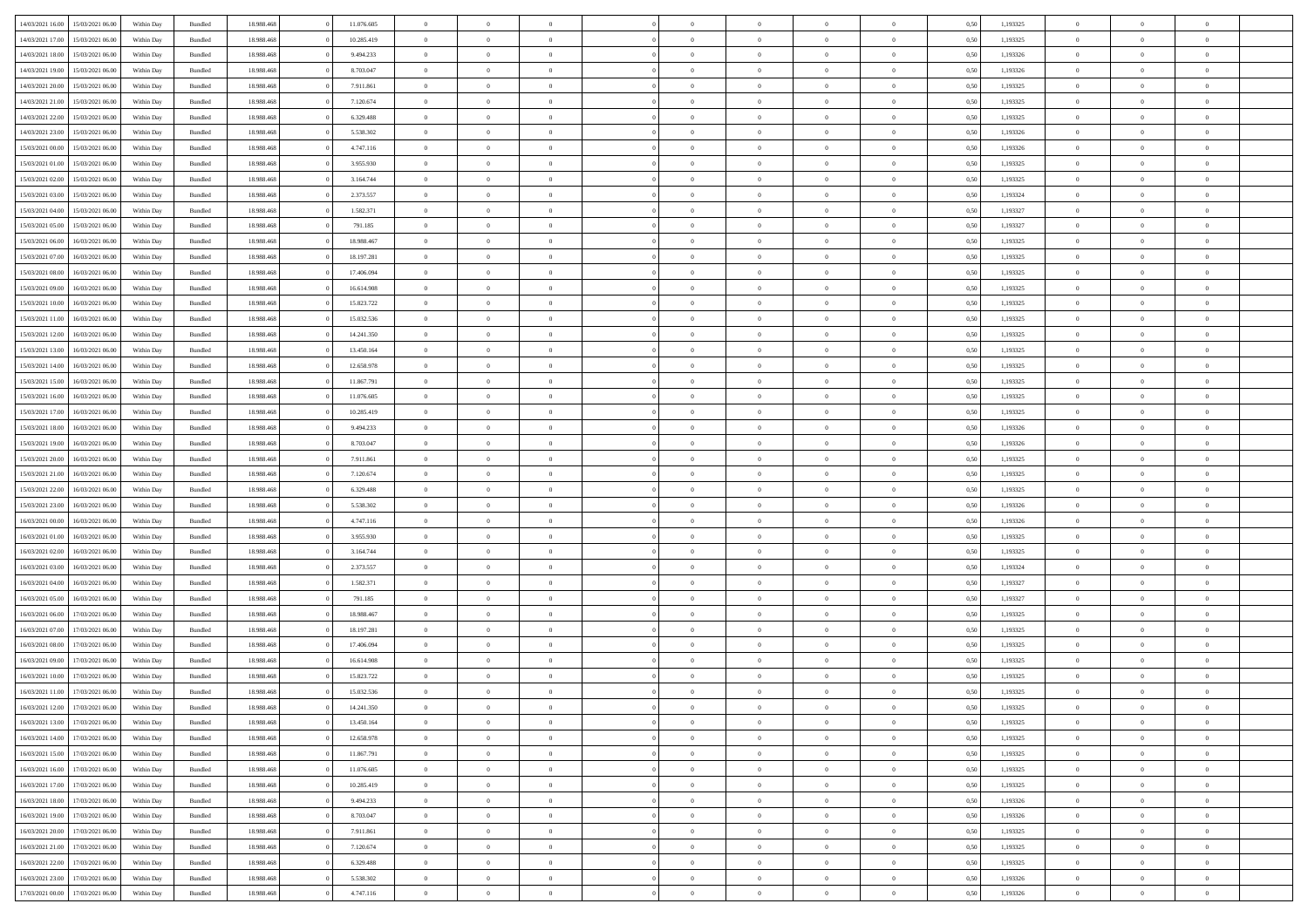| | | | | | | | | | | | | | | | | | | | | | |
|---|---|---|---|---|---|---|---|---|---|---|---|---|---|---|---|---|---|---|---|---|---|
| 14/03/2021 16:00 | 15/03/2021 06:00 | Within Day | Bundled | 18.988.468 | 0 | 11.076.605 | 0 | 0 | 0 | | 0 | 0 | 0 | 0 | 0 | 0,50 | 1,193325 | 0 | 0 | 0 | |
| 14/03/2021 17:00 | 15/03/2021 06:00 | Within Day | Bundled | 18.988.468 | 0 | 10.285.419 | 0 | 0 | 0 | | 0 | 0 | 0 | 0 | 0 | 0,50 | 1,193325 | 0 | 0 | 0 | |
| 14/03/2021 18:00 | 15/03/2021 06:00 | Within Day | Bundled | 18.988.468 | 0 | 9.494.233 | 0 | 0 | 0 | | 0 | 0 | 0 | 0 | 0 | 0,50 | 1,193326 | 0 | 0 | 0 | |
| 14/03/2021 19:00 | 15/03/2021 06:00 | Within Day | Bundled | 18.988.468 | 0 | 8.703.047 | 0 | 0 | 0 | | 0 | 0 | 0 | 0 | 0 | 0,50 | 1,193326 | 0 | 0 | 0 | |
| 14/03/2021 20:00 | 15/03/2021 06:00 | Within Day | Bundled | 18.988.468 | 0 | 7.911.861 | 0 | 0 | 0 | | 0 | 0 | 0 | 0 | 0 | 0,50 | 1,193325 | 0 | 0 | 0 | |
| 14/03/2021 21:00 | 15/03/2021 06:00 | Within Day | Bundled | 18.988.468 | 0 | 7.120.674 | 0 | 0 | 0 | | 0 | 0 | 0 | 0 | 0 | 0,50 | 1,193325 | 0 | 0 | 0 | |
| 14/03/2021 22:00 | 15/03/2021 06:00 | Within Day | Bundled | 18.988.468 | 0 | 6.329.488 | 0 | 0 | 0 | | 0 | 0 | 0 | 0 | 0 | 0,50 | 1,193325 | 0 | 0 | 0 | |
| 14/03/2021 23:00 | 15/03/2021 06:00 | Within Day | Bundled | 18.988.468 | 0 | 5.538.302 | 0 | 0 | 0 | | 0 | 0 | 0 | 0 | 0 | 0,50 | 1,193326 | 0 | 0 | 0 | |
| 15/03/2021 00:00 | 15/03/2021 06:00 | Within Day | Bundled | 18.988.468 | 0 | 4.747.116 | 0 | 0 | 0 | | 0 | 0 | 0 | 0 | 0 | 0,50 | 1,193326 | 0 | 0 | 0 | |
| 15/03/2021 01:00 | 15/03/2021 06:00 | Within Day | Bundled | 18.988.468 | 0 | 3.955.930 | 0 | 0 | 0 | | 0 | 0 | 0 | 0 | 0 | 0,50 | 1,193325 | 0 | 0 | 0 | |
| 15/03/2021 02:00 | 15/03/2021 06:00 | Within Day | Bundled | 18.988.468 | 0 | 3.164.744 | 0 | 0 | 0 | | 0 | 0 | 0 | 0 | 0 | 0,50 | 1,193325 | 0 | 0 | 0 | |
| 15/03/2021 03:00 | 15/03/2021 06:00 | Within Day | Bundled | 18.988.468 | 0 | 2.373.557 | 0 | 0 | 0 | | 0 | 0 | 0 | 0 | 0 | 0,50 | 1,193324 | 0 | 0 | 0 | |
| 15/03/2021 04:00 | 15/03/2021 06:00 | Within Day | Bundled | 18.988.468 | 0 | 1.582.371 | 0 | 0 | 0 | | 0 | 0 | 0 | 0 | 0 | 0,50 | 1,193327 | 0 | 0 | 0 | |
| 15/03/2021 05:00 | 15/03/2021 06:00 | Within Day | Bundled | 18.988.468 | 0 | 791.185 | 0 | 0 | 0 | | 0 | 0 | 0 | 0 | 0 | 0,50 | 1,193327 | 0 | 0 | 0 | |
| 15/03/2021 06:00 | 16/03/2021 06:00 | Within Day | Bundled | 18.988.468 | 0 | 18.988.467 | 0 | 0 | 0 | | 0 | 0 | 0 | 0 | 0 | 0,50 | 1,193325 | 0 | 0 | 0 | |
| 15/03/2021 07:00 | 16/03/2021 06:00 | Within Day | Bundled | 18.988.468 | 0 | 18.197.281 | 0 | 0 | 0 | | 0 | 0 | 0 | 0 | 0 | 0,50 | 1,193325 | 0 | 0 | 0 | |
| 15/03/2021 08:00 | 16/03/2021 06:00 | Within Day | Bundled | 18.988.468 | 0 | 17.406.094 | 0 | 0 | 0 | | 0 | 0 | 0 | 0 | 0 | 0,50 | 1,193325 | 0 | 0 | 0 | |
| 15/03/2021 09:00 | 16/03/2021 06:00 | Within Day | Bundled | 18.988.468 | 0 | 16.614.908 | 0 | 0 | 0 | | 0 | 0 | 0 | 0 | 0 | 0,50 | 1,193325 | 0 | 0 | 0 | |
| 15/03/2021 10:00 | 16/03/2021 06:00 | Within Day | Bundled | 18.988.468 | 0 | 15.823.722 | 0 | 0 | 0 | | 0 | 0 | 0 | 0 | 0 | 0,50 | 1,193325 | 0 | 0 | 0 | |
| 15/03/2021 11:00 | 16/03/2021 06:00 | Within Day | Bundled | 18.988.468 | 0 | 15.032.536 | 0 | 0 | 0 | | 0 | 0 | 0 | 0 | 0 | 0,50 | 1,193325 | 0 | 0 | 0 | |
| 15/03/2021 12:00 | 16/03/2021 06:00 | Within Day | Bundled | 18.988.468 | 0 | 14.241.350 | 0 | 0 | 0 | | 0 | 0 | 0 | 0 | 0 | 0,50 | 1,193325 | 0 | 0 | 0 | |
| 15/03/2021 13:00 | 16/03/2021 06:00 | Within Day | Bundled | 18.988.468 | 0 | 13.450.164 | 0 | 0 | 0 | | 0 | 0 | 0 | 0 | 0 | 0,50 | 1,193325 | 0 | 0 | 0 | |
| 15/03/2021 14:00 | 16/03/2021 06:00 | Within Day | Bundled | 18.988.468 | 0 | 12.658.978 | 0 | 0 | 0 | | 0 | 0 | 0 | 0 | 0 | 0,50 | 1,193325 | 0 | 0 | 0 | |
| 15/03/2021 15:00 | 16/03/2021 06:00 | Within Day | Bundled | 18.988.468 | 0 | 11.867.791 | 0 | 0 | 0 | | 0 | 0 | 0 | 0 | 0 | 0,50 | 1,193325 | 0 | 0 | 0 | |
| 15/03/2021 16:00 | 16/03/2021 06:00 | Within Day | Bundled | 18.988.468 | 0 | 11.076.605 | 0 | 0 | 0 | | 0 | 0 | 0 | 0 | 0 | 0,50 | 1,193325 | 0 | 0 | 0 | |
| 15/03/2021 17:00 | 16/03/2021 06:00 | Within Day | Bundled | 18.988.468 | 0 | 10.285.419 | 0 | 0 | 0 | | 0 | 0 | 0 | 0 | 0 | 0,50 | 1,193325 | 0 | 0 | 0 | |
| 15/03/2021 18:00 | 16/03/2021 06:00 | Within Day | Bundled | 18.988.468 | 0 | 9.494.233 | 0 | 0 | 0 | | 0 | 0 | 0 | 0 | 0 | 0,50 | 1,193326 | 0 | 0 | 0 | |
| 15/03/2021 19:00 | 16/03/2021 06:00 | Within Day | Bundled | 18.988.468 | 0 | 8.703.047 | 0 | 0 | 0 | | 0 | 0 | 0 | 0 | 0 | 0,50 | 1,193326 | 0 | 0 | 0 | |
| 15/03/2021 20:00 | 16/03/2021 06:00 | Within Day | Bundled | 18.988.468 | 0 | 7.911.861 | 0 | 0 | 0 | | 0 | 0 | 0 | 0 | 0 | 0,50 | 1,193325 | 0 | 0 | 0 | |
| 15/03/2021 21:00 | 16/03/2021 06:00 | Within Day | Bundled | 18.988.468 | 0 | 7.120.674 | 0 | 0 | 0 | | 0 | 0 | 0 | 0 | 0 | 0,50 | 1,193325 | 0 | 0 | 0 | |
| 15/03/2021 22:00 | 16/03/2021 06:00 | Within Day | Bundled | 18.988.468 | 0 | 6.329.488 | 0 | 0 | 0 | | 0 | 0 | 0 | 0 | 0 | 0,50 | 1,193325 | 0 | 0 | 0 | |
| 15/03/2021 23:00 | 16/03/2021 06:00 | Within Day | Bundled | 18.988.468 | 0 | 5.538.302 | 0 | 0 | 0 | | 0 | 0 | 0 | 0 | 0 | 0,50 | 1,193326 | 0 | 0 | 0 | |
| 16/03/2021 00:00 | 16/03/2021 06:00 | Within Day | Bundled | 18.988.468 | 0 | 4.747.116 | 0 | 0 | 0 | | 0 | 0 | 0 | 0 | 0 | 0,50 | 1,193326 | 0 | 0 | 0 | |
| 16/03/2021 01:00 | 16/03/2021 06:00 | Within Day | Bundled | 18.988.468 | 0 | 3.955.930 | 0 | 0 | 0 | | 0 | 0 | 0 | 0 | 0 | 0,50 | 1,193325 | 0 | 0 | 0 | |
| 16/03/2021 02:00 | 16/03/2021 06:00 | Within Day | Bundled | 18.988.468 | 0 | 3.164.744 | 0 | 0 | 0 | | 0 | 0 | 0 | 0 | 0 | 0,50 | 1,193325 | 0 | 0 | 0 | |
| 16/03/2021 03:00 | 16/03/2021 06:00 | Within Day | Bundled | 18.988.468 | 0 | 2.373.557 | 0 | 0 | 0 | | 0 | 0 | 0 | 0 | 0 | 0,50 | 1,193324 | 0 | 0 | 0 | |
| 16/03/2021 04:00 | 16/03/2021 06:00 | Within Day | Bundled | 18.988.468 | 0 | 1.582.371 | 0 | 0 | 0 | | 0 | 0 | 0 | 0 | 0 | 0,50 | 1,193327 | 0 | 0 | 0 | |
| 16/03/2021 05:00 | 16/03/2021 06:00 | Within Day | Bundled | 18.988.468 | 0 | 791.185 | 0 | 0 | 0 | | 0 | 0 | 0 | 0 | 0 | 0,50 | 1,193327 | 0 | 0 | 0 | |
| 16/03/2021 06:00 | 17/03/2021 06:00 | Within Day | Bundled | 18.988.468 | 0 | 18.988.467 | 0 | 0 | 0 | | 0 | 0 | 0 | 0 | 0 | 0,50 | 1,193325 | 0 | 0 | 0 | |
| 16/03/2021 07:00 | 17/03/2021 06:00 | Within Day | Bundled | 18.988.468 | 0 | 18.197.281 | 0 | 0 | 0 | | 0 | 0 | 0 | 0 | 0 | 0,50 | 1,193325 | 0 | 0 | 0 | |
| 16/03/2021 08:00 | 17/03/2021 06:00 | Within Day | Bundled | 18.988.468 | 0 | 17.406.094 | 0 | 0 | 0 | | 0 | 0 | 0 | 0 | 0 | 0,50 | 1,193325 | 0 | 0 | 0 | |
| 16/03/2021 09:00 | 17/03/2021 06:00 | Within Day | Bundled | 18.988.468 | 0 | 16.614.908 | 0 | 0 | 0 | | 0 | 0 | 0 | 0 | 0 | 0,50 | 1,193325 | 0 | 0 | 0 | |
| 16/03/2021 10:00 | 17/03/2021 06:00 | Within Day | Bundled | 18.988.468 | 0 | 15.823.722 | 0 | 0 | 0 | | 0 | 0 | 0 | 0 | 0 | 0,50 | 1,193325 | 0 | 0 | 0 | |
| 16/03/2021 11:00 | 17/03/2021 06:00 | Within Day | Bundled | 18.988.468 | 0 | 15.032.536 | 0 | 0 | 0 | | 0 | 0 | 0 | 0 | 0 | 0,50 | 1,193325 | 0 | 0 | 0 | |
| 16/03/2021 12:00 | 17/03/2021 06:00 | Within Day | Bundled | 18.988.468 | 0 | 14.241.350 | 0 | 0 | 0 | | 0 | 0 | 0 | 0 | 0 | 0,50 | 1,193325 | 0 | 0 | 0 | |
| 16/03/2021 13:00 | 17/03/2021 06:00 | Within Day | Bundled | 18.988.468 | 0 | 13.450.164 | 0 | 0 | 0 | | 0 | 0 | 0 | 0 | 0 | 0,50 | 1,193325 | 0 | 0 | 0 | |
| 16/03/2021 14:00 | 17/03/2021 06:00 | Within Day | Bundled | 18.988.468 | 0 | 12.658.978 | 0 | 0 | 0 | | 0 | 0 | 0 | 0 | 0 | 0,50 | 1,193325 | 0 | 0 | 0 | |
| 16/03/2021 15:00 | 17/03/2021 06:00 | Within Day | Bundled | 18.988.468 | 0 | 11.867.791 | 0 | 0 | 0 | | 0 | 0 | 0 | 0 | 0 | 0,50 | 1,193325 | 0 | 0 | 0 | |
| 16/03/2021 16:00 | 17/03/2021 06:00 | Within Day | Bundled | 18.988.468 | 0 | 11.076.605 | 0 | 0 | 0 | | 0 | 0 | 0 | 0 | 0 | 0,50 | 1,193325 | 0 | 0 | 0 | |
| 16/03/2021 17:00 | 17/03/2021 06:00 | Within Day | Bundled | 18.988.468 | 0 | 10.285.419 | 0 | 0 | 0 | | 0 | 0 | 0 | 0 | 0 | 0,50 | 1,193325 | 0 | 0 | 0 | |
| 16/03/2021 18:00 | 17/03/2021 06:00 | Within Day | Bundled | 18.988.468 | 0 | 9.494.233 | 0 | 0 | 0 | | 0 | 0 | 0 | 0 | 0 | 0,50 | 1,193326 | 0 | 0 | 0 | |
| 16/03/2021 19:00 | 17/03/2021 06:00 | Within Day | Bundled | 18.988.468 | 0 | 8.703.047 | 0 | 0 | 0 | | 0 | 0 | 0 | 0 | 0 | 0,50 | 1,193326 | 0 | 0 | 0 | |
| 16/03/2021 20:00 | 17/03/2021 06:00 | Within Day | Bundled | 18.988.468 | 0 | 7.911.861 | 0 | 0 | 0 | | 0 | 0 | 0 | 0 | 0 | 0,50 | 1,193325 | 0 | 0 | 0 | |
| 16/03/2021 21:00 | 17/03/2021 06:00 | Within Day | Bundled | 18.988.468 | 0 | 7.120.674 | 0 | 0 | 0 | | 0 | 0 | 0 | 0 | 0 | 0,50 | 1,193325 | 0 | 0 | 0 | |
| 16/03/2021 22:00 | 17/03/2021 06:00 | Within Day | Bundled | 18.988.468 | 0 | 6.329.488 | 0 | 0 | 0 | | 0 | 0 | 0 | 0 | 0 | 0,50 | 1,193325 | 0 | 0 | 0 | |
| 16/03/2021 23:00 | 17/03/2021 06:00 | Within Day | Bundled | 18.988.468 | 0 | 5.538.302 | 0 | 0 | 0 | | 0 | 0 | 0 | 0 | 0 | 0,50 | 1,193326 | 0 | 0 | 0 | |
| 17/03/2021 00:00 | 17/03/2021 06:00 | Within Day | Bundled | 18.988.468 | 0 | 4.747.116 | 0 | 0 | 0 | | 0 | 0 | 0 | 0 | 0 | 0,50 | 1,193326 | 0 | 0 | 0 | |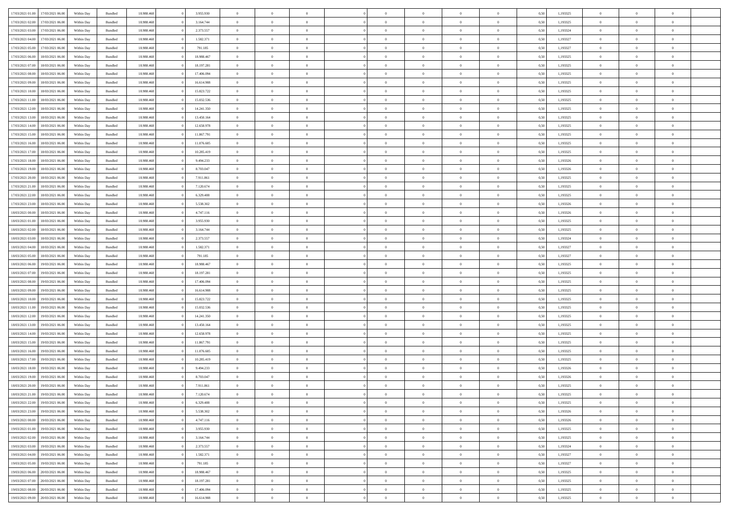| | | | | | | | | | | | | | | | | | | | | | |
|---|---|---|---|---|---|---|---|---|---|---|---|---|---|---|---|---|---|---|---|---|---|
| 17/03/2021 01:00 | 17/03/2021 06:00 | Within Day | Bundled | 18.988.468 | 0 | 3.955.930 | 0 | 0 | 0 | | 0 | 0 | 0 | 0 | 0,50 | 1,193325 | 0 | 0 | 0 | |
| 17/03/2021 02:00 | 17/03/2021 06:00 | Within Day | Bundled | 18.988.468 | 0 | 3.164.744 | 0 | 0 | 0 | | 0 | 0 | 0 | 0 | 0,50 | 1,193325 | 0 | 0 | 0 | |
| 17/03/2021 03:00 | 17/03/2021 06:00 | Within Day | Bundled | 18.988.468 | 0 | 2.373.557 | 0 | 0 | 0 | | 0 | 0 | 0 | 0 | 0,50 | 1,193324 | 0 | 0 | 0 | |
| 17/03/2021 04:00 | 17/03/2021 06:00 | Within Day | Bundled | 18.988.468 | 0 | 1.582.371 | 0 | 0 | 0 | | 0 | 0 | 0 | 0 | 0,50 | 1,193327 | 0 | 0 | 0 | |
| 17/03/2021 05:00 | 17/03/2021 06:00 | Within Day | Bundled | 18.988.468 | 0 | 791.185 | 0 | 0 | 0 | | 0 | 0 | 0 | 0 | 0,50 | 1,193327 | 0 | 0 | 0 | |
| 17/03/2021 06:00 | 18/03/2021 06:00 | Within Day | Bundled | 18.988.468 | 0 | 18.988.467 | 0 | 0 | 0 | | 0 | 0 | 0 | 0 | 0,50 | 1,193325 | 0 | 0 | 0 | |
| 17/03/2021 07:00 | 18/03/2021 06:00 | Within Day | Bundled | 18.988.468 | 0 | 18.197.281 | 0 | 0 | 0 | | 0 | 0 | 0 | 0 | 0,50 | 1,193325 | 0 | 0 | 0 | |
| 17/03/2021 08:00 | 18/03/2021 06:00 | Within Day | Bundled | 18.988.468 | 0 | 17.406.094 | 0 | 0 | 0 | | 0 | 0 | 0 | 0 | 0,50 | 1,193325 | 0 | 0 | 0 | |
| 17/03/2021 09:00 | 18/03/2021 06:00 | Within Day | Bundled | 18.988.468 | 0 | 16.614.908 | 0 | 0 | 0 | | 0 | 0 | 0 | 0 | 0,50 | 1,193325 | 0 | 0 | 0 | |
| 17/03/2021 10:00 | 18/03/2021 06:00 | Within Day | Bundled | 18.988.468 | 0 | 15.823.722 | 0 | 0 | 0 | | 0 | 0 | 0 | 0 | 0,50 | 1,193325 | 0 | 0 | 0 | |
| 17/03/2021 11:00 | 18/03/2021 06:00 | Within Day | Bundled | 18.988.468 | 0 | 15.032.536 | 0 | 0 | 0 | | 0 | 0 | 0 | 0 | 0,50 | 1,193325 | 0 | 0 | 0 | |
| 17/03/2021 12:00 | 18/03/2021 06:00 | Within Day | Bundled | 18.988.468 | 0 | 14.241.350 | 0 | 0 | 0 | | 0 | 0 | 0 | 0 | 0,50 | 1,193325 | 0 | 0 | 0 | |
| 17/03/2021 13:00 | 18/03/2021 06:00 | Within Day | Bundled | 18.988.468 | 0 | 13.450.164 | 0 | 0 | 0 | | 0 | 0 | 0 | 0 | 0,50 | 1,193325 | 0 | 0 | 0 | |
| 17/03/2021 14:00 | 18/03/2021 06:00 | Within Day | Bundled | 18.988.468 | 0 | 12.658.978 | 0 | 0 | 0 | | 0 | 0 | 0 | 0 | 0,50 | 1,193325 | 0 | 0 | 0 | |
| 17/03/2021 15:00 | 18/03/2021 06:00 | Within Day | Bundled | 18.988.468 | 0 | 11.867.791 | 0 | 0 | 0 | | 0 | 0 | 0 | 0 | 0,50 | 1,193325 | 0 | 0 | 0 | |
| 17/03/2021 16:00 | 18/03/2021 06:00 | Within Day | Bundled | 18.988.468 | 0 | 11.076.605 | 0 | 0 | 0 | | 0 | 0 | 0 | 0 | 0,50 | 1,193325 | 0 | 0 | 0 | |
| 17/03/2021 17:00 | 18/03/2021 06:00 | Within Day | Bundled | 18.988.468 | 0 | 10.285.419 | 0 | 0 | 0 | | 0 | 0 | 0 | 0 | 0,50 | 1,193325 | 0 | 0 | 0 | |
| 17/03/2021 18:00 | 18/03/2021 06:00 | Within Day | Bundled | 18.988.468 | 0 | 9.494.233 | 0 | 0 | 0 | | 0 | 0 | 0 | 0 | 0,50 | 1,193326 | 0 | 0 | 0 | |
| 17/03/2021 19:00 | 18/03/2021 06:00 | Within Day | Bundled | 18.988.468 | 0 | 8.703.047 | 0 | 0 | 0 | | 0 | 0 | 0 | 0 | 0,50 | 1,193326 | 0 | 0 | 0 | |
| 17/03/2021 20:00 | 18/03/2021 06:00 | Within Day | Bundled | 18.988.468 | 0 | 7.911.861 | 0 | 0 | 0 | | 0 | 0 | 0 | 0 | 0,50 | 1,193325 | 0 | 0 | 0 | |
| 17/03/2021 21:00 | 18/03/2021 06:00 | Within Day | Bundled | 18.988.468 | 0 | 7.120.674 | 0 | 0 | 0 | | 0 | 0 | 0 | 0 | 0,50 | 1,193325 | 0 | 0 | 0 | |
| 17/03/2021 22:00 | 18/03/2021 06:00 | Within Day | Bundled | 18.988.468 | 0 | 6.329.488 | 0 | 0 | 0 | | 0 | 0 | 0 | 0 | 0,50 | 1,193325 | 0 | 0 | 0 | |
| 17/03/2021 23:00 | 18/03/2021 06:00 | Within Day | Bundled | 18.988.468 | 0 | 5.538.302 | 0 | 0 | 0 | | 0 | 0 | 0 | 0 | 0,50 | 1,193326 | 0 | 0 | 0 | |
| 18/03/2021 00:00 | 18/03/2021 06:00 | Within Day | Bundled | 18.988.468 | 0 | 4.747.116 | 0 | 0 | 0 | | 0 | 0 | 0 | 0 | 0,50 | 1,193326 | 0 | 0 | 0 | |
| 18/03/2021 01:00 | 18/03/2021 06:00 | Within Day | Bundled | 18.988.468 | 0 | 3.955.930 | 0 | 0 | 0 | | 0 | 0 | 0 | 0 | 0,50 | 1,193325 | 0 | 0 | 0 | |
| 18/03/2021 02:00 | 18/03/2021 06:00 | Within Day | Bundled | 18.988.468 | 0 | 3.164.744 | 0 | 0 | 0 | | 0 | 0 | 0 | 0 | 0,50 | 1,193325 | 0 | 0 | 0 | |
| 18/03/2021 03:00 | 18/03/2021 06:00 | Within Day | Bundled | 18.988.468 | 0 | 2.373.557 | 0 | 0 | 0 | | 0 | 0 | 0 | 0 | 0,50 | 1,193324 | 0 | 0 | 0 | |
| 18/03/2021 04:00 | 18/03/2021 06:00 | Within Day | Bundled | 18.988.468 | 0 | 1.582.371 | 0 | 0 | 0 | | 0 | 0 | 0 | 0 | 0,50 | 1,193327 | 0 | 0 | 0 | |
| 18/03/2021 05:00 | 18/03/2021 06:00 | Within Day | Bundled | 18.988.468 | 0 | 791.185 | 0 | 0 | 0 | | 0 | 0 | 0 | 0 | 0,50 | 1,193327 | 0 | 0 | 0 | |
| 18/03/2021 06:00 | 19/03/2021 06:00 | Within Day | Bundled | 18.988.468 | 0 | 18.988.467 | 0 | 0 | 0 | | 0 | 0 | 0 | 0 | 0,50 | 1,193325 | 0 | 0 | 0 | |
| 18/03/2021 07:00 | 19/03/2021 06:00 | Within Day | Bundled | 18.988.468 | 0 | 18.197.281 | 0 | 0 | 0 | | 0 | 0 | 0 | 0 | 0,50 | 1,193325 | 0 | 0 | 0 | |
| 18/03/2021 08:00 | 19/03/2021 06:00 | Within Day | Bundled | 18.988.468 | 0 | 17.406.094 | 0 | 0 | 0 | | 0 | 0 | 0 | 0 | 0,50 | 1,193325 | 0 | 0 | 0 | |
| 18/03/2021 09:00 | 19/03/2021 06:00 | Within Day | Bundled | 18.988.468 | 0 | 16.614.908 | 0 | 0 | 0 | | 0 | 0 | 0 | 0 | 0,50 | 1,193325 | 0 | 0 | 0 | |
| 18/03/2021 10:00 | 19/03/2021 06:00 | Within Day | Bundled | 18.988.468 | 0 | 15.823.722 | 0 | 0 | 0 | | 0 | 0 | 0 | 0 | 0,50 | 1,193325 | 0 | 0 | 0 | |
| 18/03/2021 11:00 | 19/03/2021 06:00 | Within Day | Bundled | 18.988.468 | 0 | 15.032.536 | 0 | 0 | 0 | | 0 | 0 | 0 | 0 | 0,50 | 1,193325 | 0 | 0 | 0 | |
| 18/03/2021 12:00 | 19/03/2021 06:00 | Within Day | Bundled | 18.988.468 | 0 | 14.241.350 | 0 | 0 | 0 | | 0 | 0 | 0 | 0 | 0,50 | 1,193325 | 0 | 0 | 0 | |
| 18/03/2021 13:00 | 19/03/2021 06:00 | Within Day | Bundled | 18.988.468 | 0 | 13.450.164 | 0 | 0 | 0 | | 0 | 0 | 0 | 0 | 0,50 | 1,193325 | 0 | 0 | 0 | |
| 18/03/2021 14:00 | 19/03/2021 06:00 | Within Day | Bundled | 18.988.468 | 0 | 12.658.978 | 0 | 0 | 0 | | 0 | 0 | 0 | 0 | 0,50 | 1,193325 | 0 | 0 | 0 | |
| 18/03/2021 15:00 | 19/03/2021 06:00 | Within Day | Bundled | 18.988.468 | 0 | 11.867.791 | 0 | 0 | 0 | | 0 | 0 | 0 | 0 | 0,50 | 1,193325 | 0 | 0 | 0 | |
| 18/03/2021 16:00 | 19/03/2021 06:00 | Within Day | Bundled | 18.988.468 | 0 | 11.076.605 | 0 | 0 | 0 | | 0 | 0 | 0 | 0 | 0,50 | 1,193325 | 0 | 0 | 0 | |
| 18/03/2021 17:00 | 19/03/2021 06:00 | Within Day | Bundled | 18.988.468 | 0 | 10.285.419 | 0 | 0 | 0 | | 0 | 0 | 0 | 0 | 0,50 | 1,193325 | 0 | 0 | 0 | |
| 18/03/2021 18:00 | 19/03/2021 06:00 | Within Day | Bundled | 18.988.468 | 0 | 9.494.233 | 0 | 0 | 0 | | 0 | 0 | 0 | 0 | 0,50 | 1,193326 | 0 | 0 | 0 | |
| 18/03/2021 19:00 | 19/03/2021 06:00 | Within Day | Bundled | 18.988.468 | 0 | 8.703.047 | 0 | 0 | 0 | | 0 | 0 | 0 | 0 | 0,50 | 1,193326 | 0 | 0 | 0 | |
| 18/03/2021 20:00 | 19/03/2021 06:00 | Within Day | Bundled | 18.988.468 | 0 | 7.911.861 | 0 | 0 | 0 | | 0 | 0 | 0 | 0 | 0,50 | 1,193325 | 0 | 0 | 0 | |
| 18/03/2021 21:00 | 19/03/2021 06:00 | Within Day | Bundled | 18.988.468 | 0 | 7.120.674 | 0 | 0 | 0 | | 0 | 0 | 0 | 0 | 0,50 | 1,193325 | 0 | 0 | 0 | |
| 18/03/2021 22:00 | 19/03/2021 06:00 | Within Day | Bundled | 18.988.468 | 0 | 6.329.488 | 0 | 0 | 0 | | 0 | 0 | 0 | 0 | 0,50 | 1,193325 | 0 | 0 | 0 | |
| 18/03/2021 23:00 | 19/03/2021 06:00 | Within Day | Bundled | 18.988.468 | 0 | 5.538.302 | 0 | 0 | 0 | | 0 | 0 | 0 | 0 | 0,50 | 1,193326 | 0 | 0 | 0 | |
| 19/03/2021 00:00 | 19/03/2021 06:00 | Within Day | Bundled | 18.988.468 | 0 | 4.747.116 | 0 | 0 | 0 | | 0 | 0 | 0 | 0 | 0,50 | 1,193326 | 0 | 0 | 0 | |
| 19/03/2021 01:00 | 19/03/2021 06:00 | Within Day | Bundled | 18.988.468 | 0 | 3.955.930 | 0 | 0 | 0 | | 0 | 0 | 0 | 0 | 0,50 | 1,193325 | 0 | 0 | 0 | |
| 19/03/2021 02:00 | 19/03/2021 06:00 | Within Day | Bundled | 18.988.468 | 0 | 3.164.744 | 0 | 0 | 0 | | 0 | 0 | 0 | 0 | 0,50 | 1,193325 | 0 | 0 | 0 | |
| 19/03/2021 03:00 | 19/03/2021 06:00 | Within Day | Bundled | 18.988.468 | 0 | 2.373.557 | 0 | 0 | 0 | | 0 | 0 | 0 | 0 | 0,50 | 1,193324 | 0 | 0 | 0 | |
| 19/03/2021 04:00 | 19/03/2021 06:00 | Within Day | Bundled | 18.988.468 | 0 | 1.582.371 | 0 | 0 | 0 | | 0 | 0 | 0 | 0 | 0,50 | 1,193327 | 0 | 0 | 0 | |
| 19/03/2021 05:00 | 19/03/2021 06:00 | Within Day | Bundled | 18.988.468 | 0 | 791.185 | 0 | 0 | 0 | | 0 | 0 | 0 | 0 | 0,50 | 1,193327 | 0 | 0 | 0 | |
| 19/03/2021 06:00 | 20/03/2021 06:00 | Within Day | Bundled | 18.988.468 | 0 | 18.988.467 | 0 | 0 | 0 | | 0 | 0 | 0 | 0 | 0,50 | 1,193325 | 0 | 0 | 0 | |
| 19/03/2021 07:00 | 20/03/2021 06:00 | Within Day | Bundled | 18.988.468 | 0 | 18.197.281 | 0 | 0 | 0 | | 0 | 0 | 0 | 0 | 0,50 | 1,193325 | 0 | 0 | 0 | |
| 19/03/2021 08:00 | 20/03/2021 06:00 | Within Day | Bundled | 18.988.468 | 0 | 17.406.094 | 0 | 0 | 0 | | 0 | 0 | 0 | 0 | 0,50 | 1,193325 | 0 | 0 | 0 | |
| 19/03/2021 09:00 | 20/03/2021 06:00 | Within Day | Bundled | 18.988.468 | 0 | 16.614.908 | 0 | 0 | 0 | | 0 | 0 | 0 | 0 | 0,50 | 1,193325 | 0 | 0 | 0 | |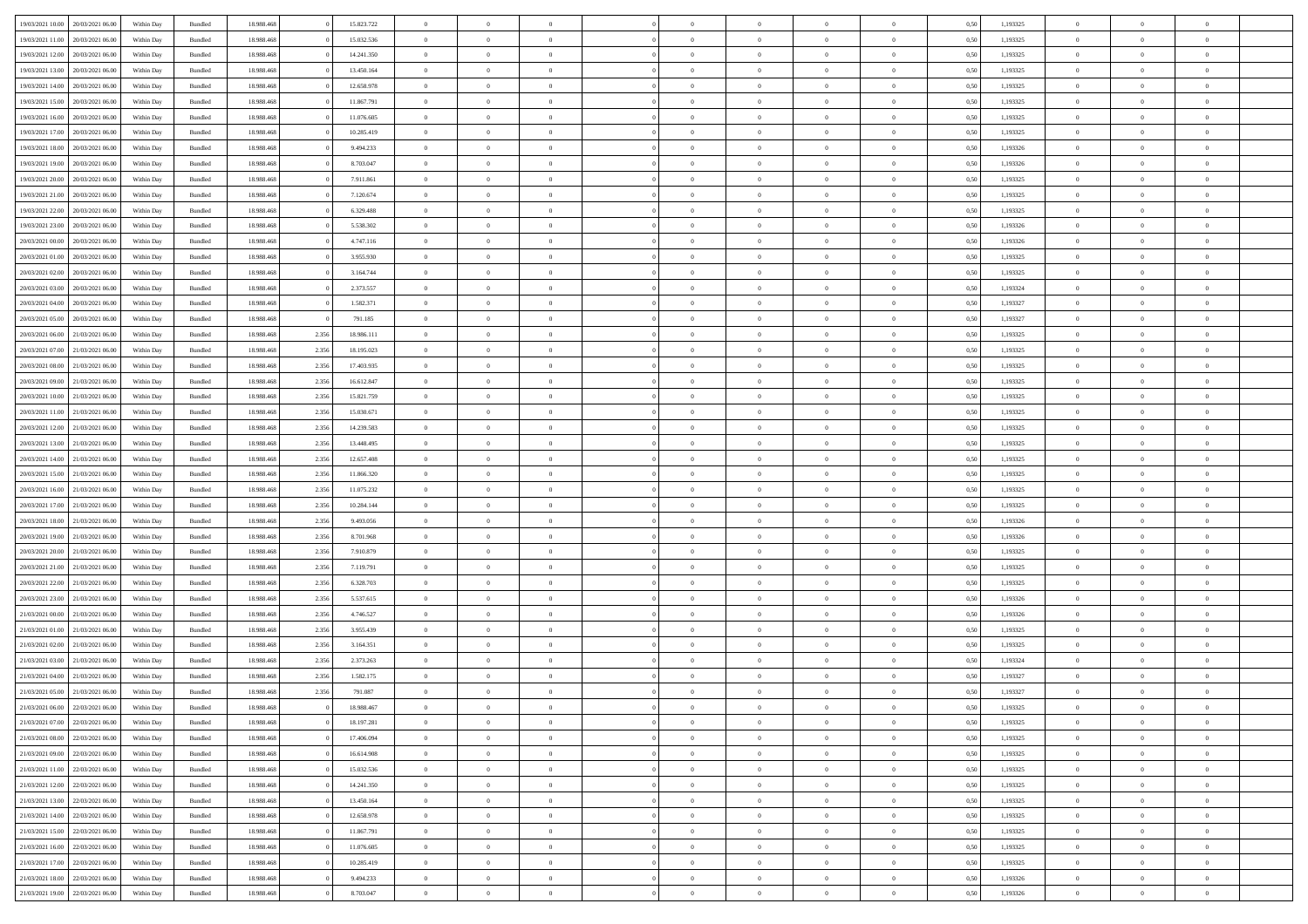| | | | | | | | | | | | | | | | | | | | | | |
|---|---|---|---|---|---|---|---|---|---|---|---|---|---|---|---|---|---|---|---|---|---|
| 19/03/2021 10:00 | 20/03/2021 06:00 | Within Day | Bundled | 18.988.468 | 0 | 15.823.722 | 0 | 0 | 0 | | 0 | 0 | 0 | 0 | 0,50 | 1,193325 | 0 | 0 | 0 | |
| 19/03/2021 11:00 | 20/03/2021 06:00 | Within Day | Bundled | 18.988.468 | 0 | 15.032.536 | 0 | 0 | 0 | | 0 | 0 | 0 | 0 | 0,50 | 1,193325 | 0 | 0 | 0 | |
| 19/03/2021 12:00 | 20/03/2021 06:00 | Within Day | Bundled | 18.988.468 | 0 | 14.241.350 | 0 | 0 | 0 | | 0 | 0 | 0 | 0 | 0,50 | 1,193325 | 0 | 0 | 0 | |
| 19/03/2021 13:00 | 20/03/2021 06:00 | Within Day | Bundled | 18.988.468 | 0 | 13.450.164 | 0 | 0 | 0 | | 0 | 0 | 0 | 0 | 0,50 | 1,193325 | 0 | 0 | 0 | |
| 19/03/2021 14:00 | 20/03/2021 06:00 | Within Day | Bundled | 18.988.468 | 0 | 12.658.978 | 0 | 0 | 0 | | 0 | 0 | 0 | 0 | 0,50 | 1,193325 | 0 | 0 | 0 | |
| 19/03/2021 15:00 | 20/03/2021 06:00 | Within Day | Bundled | 18.988.468 | 0 | 11.867.791 | 0 | 0 | 0 | | 0 | 0 | 0 | 0 | 0,50 | 1,193325 | 0 | 0 | 0 | |
| 19/03/2021 16:00 | 20/03/2021 06:00 | Within Day | Bundled | 18.988.468 | 0 | 11.076.605 | 0 | 0 | 0 | | 0 | 0 | 0 | 0 | 0,50 | 1,193325 | 0 | 0 | 0 | |
| 19/03/2021 17:00 | 20/03/2021 06:00 | Within Day | Bundled | 18.988.468 | 0 | 10.285.419 | 0 | 0 | 0 | | 0 | 0 | 0 | 0 | 0,50 | 1,193325 | 0 | 0 | 0 | |
| 19/03/2021 18:00 | 20/03/2021 06:00 | Within Day | Bundled | 18.988.468 | 0 | 9.494.233 | 0 | 0 | 0 | | 0 | 0 | 0 | 0 | 0,50 | 1,193326 | 0 | 0 | 0 | |
| 19/03/2021 19:00 | 20/03/2021 06:00 | Within Day | Bundled | 18.988.468 | 0 | 8.703.047 | 0 | 0 | 0 | | 0 | 0 | 0 | 0 | 0,50 | 1,193326 | 0 | 0 | 0 | |
| 19/03/2021 20:00 | 20/03/2021 06:00 | Within Day | Bundled | 18.988.468 | 0 | 7.911.861 | 0 | 0 | 0 | | 0 | 0 | 0 | 0 | 0,50 | 1,193325 | 0 | 0 | 0 | |
| 19/03/2021 21:00 | 20/03/2021 06:00 | Within Day | Bundled | 18.988.468 | 0 | 7.120.674 | 0 | 0 | 0 | | 0 | 0 | 0 | 0 | 0,50 | 1,193325 | 0 | 0 | 0 | |
| 19/03/2021 22:00 | 20/03/2021 06:00 | Within Day | Bundled | 18.988.468 | 0 | 6.329.488 | 0 | 0 | 0 | | 0 | 0 | 0 | 0 | 0,50 | 1,193325 | 0 | 0 | 0 | |
| 19/03/2021 23:00 | 20/03/2021 06:00 | Within Day | Bundled | 18.988.468 | 0 | 5.538.302 | 0 | 0 | 0 | | 0 | 0 | 0 | 0 | 0,50 | 1,193326 | 0 | 0 | 0 | |
| 20/03/2021 00:00 | 20/03/2021 06:00 | Within Day | Bundled | 18.988.468 | 0 | 4.747.116 | 0 | 0 | 0 | | 0 | 0 | 0 | 0 | 0,50 | 1,193326 | 0 | 0 | 0 | |
| 20/03/2021 01:00 | 20/03/2021 06:00 | Within Day | Bundled | 18.988.468 | 0 | 3.955.930 | 0 | 0 | 0 | | 0 | 0 | 0 | 0 | 0,50 | 1,193325 | 0 | 0 | 0 | |
| 20/03/2021 02:00 | 20/03/2021 06:00 | Within Day | Bundled | 18.988.468 | 0 | 3.164.744 | 0 | 0 | 0 | | 0 | 0 | 0 | 0 | 0,50 | 1,193325 | 0 | 0 | 0 | |
| 20/03/2021 03:00 | 20/03/2021 06:00 | Within Day | Bundled | 18.988.468 | 0 | 2.373.557 | 0 | 0 | 0 | | 0 | 0 | 0 | 0 | 0,50 | 1,193324 | 0 | 0 | 0 | |
| 20/03/2021 04:00 | 20/03/2021 06:00 | Within Day | Bundled | 18.988.468 | 0 | 1.582.371 | 0 | 0 | 0 | | 0 | 0 | 0 | 0 | 0,50 | 1,193327 | 0 | 0 | 0 | |
| 20/03/2021 05:00 | 20/03/2021 06:00 | Within Day | Bundled | 18.988.468 | 0 | 791.185 | 0 | 0 | 0 | | 0 | 0 | 0 | 0 | 0,50 | 1,193327 | 0 | 0 | 0 | |
| 20/03/2021 06:00 | 21/03/2021 06:00 | Within Day | Bundled | 18.988.468 | 2.356 | 18.986.111 | 0 | 0 | 0 | | 0 | 0 | 0 | 0 | 0,50 | 1,193325 | 0 | 0 | 0 | |
| 20/03/2021 07:00 | 21/03/2021 06:00 | Within Day | Bundled | 18.988.468 | 2.356 | 18.195.023 | 0 | 0 | 0 | | 0 | 0 | 0 | 0 | 0,50 | 1,193325 | 0 | 0 | 0 | |
| 20/03/2021 08:00 | 21/03/2021 06:00 | Within Day | Bundled | 18.988.468 | 2.356 | 17.403.935 | 0 | 0 | 0 | | 0 | 0 | 0 | 0 | 0,50 | 1,193325 | 0 | 0 | 0 | |
| 20/03/2021 09:00 | 21/03/2021 06:00 | Within Day | Bundled | 18.988.468 | 2.356 | 16.612.847 | 0 | 0 | 0 | | 0 | 0 | 0 | 0 | 0,50 | 1,193325 | 0 | 0 | 0 | |
| 20/03/2021 10:00 | 21/03/2021 06:00 | Within Day | Bundled | 18.988.468 | 2.356 | 15.821.759 | 0 | 0 | 0 | | 0 | 0 | 0 | 0 | 0,50 | 1,193325 | 0 | 0 | 0 | |
| 20/03/2021 11:00 | 21/03/2021 06:00 | Within Day | Bundled | 18.988.468 | 2.356 | 15.030.671 | 0 | 0 | 0 | | 0 | 0 | 0 | 0 | 0,50 | 1,193325 | 0 | 0 | 0 | |
| 20/03/2021 12:00 | 21/03/2021 06:00 | Within Day | Bundled | 18.988.468 | 2.356 | 14.239.583 | 0 | 0 | 0 | | 0 | 0 | 0 | 0 | 0,50 | 1,193325 | 0 | 0 | 0 | |
| 20/03/2021 13:00 | 21/03/2021 06:00 | Within Day | Bundled | 18.988.468 | 2.356 | 13.448.495 | 0 | 0 | 0 | | 0 | 0 | 0 | 0 | 0,50 | 1,193325 | 0 | 0 | 0 | |
| 20/03/2021 14:00 | 21/03/2021 06:00 | Within Day | Bundled | 18.988.468 | 2.356 | 12.657.408 | 0 | 0 | 0 | | 0 | 0 | 0 | 0 | 0,50 | 1,193325 | 0 | 0 | 0 | |
| 20/03/2021 15:00 | 21/03/2021 06:00 | Within Day | Bundled | 18.988.468 | 2.356 | 11.866.320 | 0 | 0 | 0 | | 0 | 0 | 0 | 0 | 0,50 | 1,193325 | 0 | 0 | 0 | |
| 20/03/2021 16:00 | 21/03/2021 06:00 | Within Day | Bundled | 18.988.468 | 2.356 | 11.075.232 | 0 | 0 | 0 | | 0 | 0 | 0 | 0 | 0,50 | 1,193325 | 0 | 0 | 0 | |
| 20/03/2021 17:00 | 21/03/2021 06:00 | Within Day | Bundled | 18.988.468 | 2.356 | 10.284.144 | 0 | 0 | 0 | | 0 | 0 | 0 | 0 | 0,50 | 1,193325 | 0 | 0 | 0 | |
| 20/03/2021 18:00 | 21/03/2021 06:00 | Within Day | Bundled | 18.988.468 | 2.356 | 9.493.056 | 0 | 0 | 0 | | 0 | 0 | 0 | 0 | 0,50 | 1,193326 | 0 | 0 | 0 | |
| 20/03/2021 19:00 | 21/03/2021 06:00 | Within Day | Bundled | 18.988.468 | 2.356 | 8.701.968 | 0 | 0 | 0 | | 0 | 0 | 0 | 0 | 0,50 | 1,193326 | 0 | 0 | 0 | |
| 20/03/2021 20:00 | 21/03/2021 06:00 | Within Day | Bundled | 18.988.468 | 2.356 | 7.910.879 | 0 | 0 | 0 | | 0 | 0 | 0 | 0 | 0,50 | 1,193325 | 0 | 0 | 0 | |
| 20/03/2021 21:00 | 21/03/2021 06:00 | Within Day | Bundled | 18.988.468 | 2.356 | 7.119.791 | 0 | 0 | 0 | | 0 | 0 | 0 | 0 | 0,50 | 1,193325 | 0 | 0 | 0 | |
| 20/03/2021 22:00 | 21/03/2021 06:00 | Within Day | Bundled | 18.988.468 | 2.356 | 6.328.703 | 0 | 0 | 0 | | 0 | 0 | 0 | 0 | 0,50 | 1,193325 | 0 | 0 | 0 | |
| 20/03/2021 23:00 | 21/03/2021 06:00 | Within Day | Bundled | 18.988.468 | 2.356 | 5.537.615 | 0 | 0 | 0 | | 0 | 0 | 0 | 0 | 0,50 | 1,193326 | 0 | 0 | 0 | |
| 21/03/2021 00:00 | 21/03/2021 06:00 | Within Day | Bundled | 18.988.468 | 2.356 | 4.746.527 | 0 | 0 | 0 | | 0 | 0 | 0 | 0 | 0,50 | 1,193326 | 0 | 0 | 0 | |
| 21/03/2021 01:00 | 21/03/2021 06:00 | Within Day | Bundled | 18.988.468 | 2.356 | 3.955.439 | 0 | 0 | 0 | | 0 | 0 | 0 | 0 | 0,50 | 1,193325 | 0 | 0 | 0 | |
| 21/03/2021 02:00 | 21/03/2021 06:00 | Within Day | Bundled | 18.988.468 | 2.356 | 3.164.351 | 0 | 0 | 0 | | 0 | 0 | 0 | 0 | 0,50 | 1,193325 | 0 | 0 | 0 | |
| 21/03/2021 03:00 | 21/03/2021 06:00 | Within Day | Bundled | 18.988.468 | 2.356 | 2.373.263 | 0 | 0 | 0 | | 0 | 0 | 0 | 0 | 0,50 | 1,193324 | 0 | 0 | 0 | |
| 21/03/2021 04:00 | 21/03/2021 06:00 | Within Day | Bundled | 18.988.468 | 2.356 | 1.582.175 | 0 | 0 | 0 | | 0 | 0 | 0 | 0 | 0,50 | 1,193327 | 0 | 0 | 0 | |
| 21/03/2021 05:00 | 21/03/2021 06:00 | Within Day | Bundled | 18.988.468 | 2.356 | 791.087 | 0 | 0 | 0 | | 0 | 0 | 0 | 0 | 0,50 | 1,193327 | 0 | 0 | 0 | |
| 21/03/2021 06:00 | 22/03/2021 06:00 | Within Day | Bundled | 18.988.468 | 0 | 18.988.467 | 0 | 0 | 0 | | 0 | 0 | 0 | 0 | 0,50 | 1,193325 | 0 | 0 | 0 | |
| 21/03/2021 07:00 | 22/03/2021 06:00 | Within Day | Bundled | 18.988.468 | 0 | 18.197.281 | 0 | 0 | 0 | | 0 | 0 | 0 | 0 | 0,50 | 1,193325 | 0 | 0 | 0 | |
| 21/03/2021 08:00 | 22/03/2021 06:00 | Within Day | Bundled | 18.988.468 | 0 | 17.406.094 | 0 | 0 | 0 | | 0 | 0 | 0 | 0 | 0,50 | 1,193325 | 0 | 0 | 0 | |
| 21/03/2021 09:00 | 22/03/2021 06:00 | Within Day | Bundled | 18.988.468 | 0 | 16.614.908 | 0 | 0 | 0 | | 0 | 0 | 0 | 0 | 0,50 | 1,193325 | 0 | 0 | 0 | |
| 21/03/2021 11:00 | 22/03/2021 06:00 | Within Day | Bundled | 18.988.468 | 0 | 15.032.536 | 0 | 0 | 0 | | 0 | 0 | 0 | 0 | 0,50 | 1,193325 | 0 | 0 | 0 | |
| 21/03/2021 12:00 | 22/03/2021 06:00 | Within Day | Bundled | 18.988.468 | 0 | 14.241.350 | 0 | 0 | 0 | | 0 | 0 | 0 | 0 | 0,50 | 1,193325 | 0 | 0 | 0 | |
| 21/03/2021 13:00 | 22/03/2021 06:00 | Within Day | Bundled | 18.988.468 | 0 | 13.450.164 | 0 | 0 | 0 | | 0 | 0 | 0 | 0 | 0,50 | 1,193325 | 0 | 0 | 0 | |
| 21/03/2021 14:00 | 22/03/2021 06:00 | Within Day | Bundled | 18.988.468 | 0 | 12.658.978 | 0 | 0 | 0 | | 0 | 0 | 0 | 0 | 0,50 | 1,193325 | 0 | 0 | 0 | |
| 21/03/2021 15:00 | 22/03/2021 06:00 | Within Day | Bundled | 18.988.468 | 0 | 11.867.791 | 0 | 0 | 0 | | 0 | 0 | 0 | 0 | 0,50 | 1,193325 | 0 | 0 | 0 | |
| 21/03/2021 16:00 | 22/03/2021 06:00 | Within Day | Bundled | 18.988.468 | 0 | 11.076.605 | 0 | 0 | 0 | | 0 | 0 | 0 | 0 | 0,50 | 1,193325 | 0 | 0 | 0 | |
| 21/03/2021 17:00 | 22/03/2021 06:00 | Within Day | Bundled | 18.988.468 | 0 | 10.285.419 | 0 | 0 | 0 | | 0 | 0 | 0 | 0 | 0,50 | 1,193325 | 0 | 0 | 0 | |
| 21/03/2021 18:00 | 22/03/2021 06:00 | Within Day | Bundled | 18.988.468 | 0 | 9.494.233 | 0 | 0 | 0 | | 0 | 0 | 0 | 0 | 0,50 | 1,193326 | 0 | 0 | 0 | |
| 21/03/2021 19:00 | 22/03/2021 06:00 | Within Day | Bundled | 18.988.468 | 0 | 8.703.047 | 0 | 0 | 0 | | 0 | 0 | 0 | 0 | 0,50 | 1,193326 | 0 | 0 | 0 | |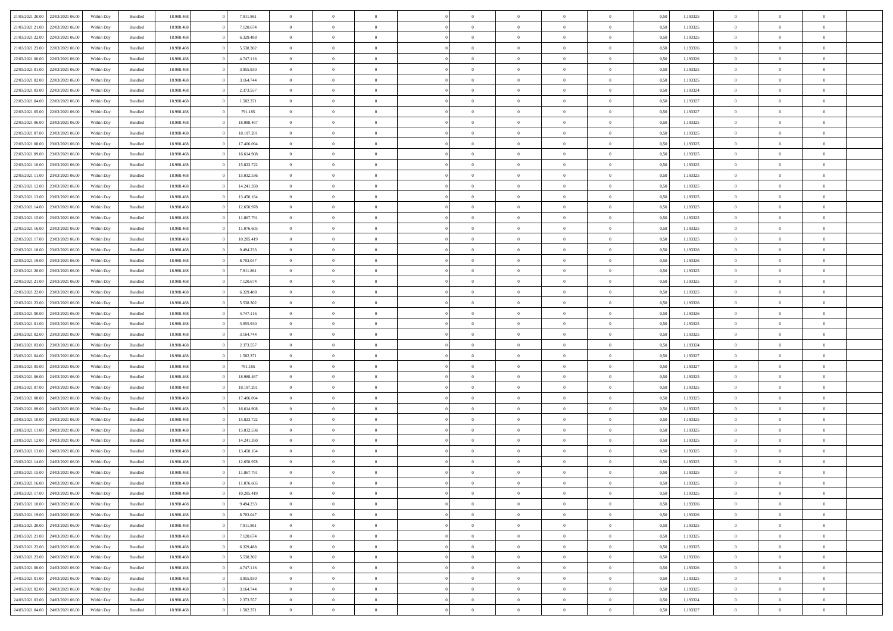| | | | | | | | | | | | | | | | | | | | | | |
|---|---|---|---|---|---|---|---|---|---|---|---|---|---|---|---|---|---|---|---|---|---|
| 21/03/2021 20:00 | 22/03/2021 06:00 | Within Day | Bundled | 18.988.468 | 0 | 7.911.861 | 0 | 0 | 0 | | 0 | 0 | 0 | 0 | 0,50 | 1,193325 | 0 | 0 | 0 | |
| 21/03/2021 21:00 | 22/03/2021 06:00 | Within Day | Bundled | 18.988.468 | 0 | 7.120.674 | 0 | 0 | 0 | | 0 | 0 | 0 | 0 | 0,50 | 1,193325 | 0 | 0 | 0 | |
| 21/03/2021 22:00 | 22/03/2021 06:00 | Within Day | Bundled | 18.988.468 | 0 | 6.329.488 | 0 | 0 | 0 | | 0 | 0 | 0 | 0 | 0,50 | 1,193325 | 0 | 0 | 0 | |
| 21/03/2021 23:00 | 22/03/2021 06:00 | Within Day | Bundled | 18.988.468 | 0 | 5.538.302 | 0 | 0 | 0 | | 0 | 0 | 0 | 0 | 0,50 | 1,193326 | 0 | 0 | 0 | |
| 22/03/2021 00:00 | 22/03/2021 06:00 | Within Day | Bundled | 18.988.468 | 0 | 4.747.116 | 0 | 0 | 0 | | 0 | 0 | 0 | 0 | 0,50 | 1,193326 | 0 | 0 | 0 | |
| 22/03/2021 01:00 | 22/03/2021 06:00 | Within Day | Bundled | 18.988.468 | 0 | 3.955.930 | 0 | 0 | 0 | | 0 | 0 | 0 | 0 | 0,50 | 1,193325 | 0 | 0 | 0 | |
| 22/03/2021 02:00 | 22/03/2021 06:00 | Within Day | Bundled | 18.988.468 | 0 | 3.164.744 | 0 | 0 | 0 | | 0 | 0 | 0 | 0 | 0,50 | 1,193325 | 0 | 0 | 0 | |
| 22/03/2021 03:00 | 22/03/2021 06:00 | Within Day | Bundled | 18.988.468 | 0 | 2.373.557 | 0 | 0 | 0 | | 0 | 0 | 0 | 0 | 0,50 | 1,193324 | 0 | 0 | 0 | |
| 22/03/2021 04:00 | 22/03/2021 06:00 | Within Day | Bundled | 18.988.468 | 0 | 1.582.371 | 0 | 0 | 0 | | 0 | 0 | 0 | 0 | 0,50 | 1,193327 | 0 | 0 | 0 | |
| 22/03/2021 05:00 | 22/03/2021 06:00 | Within Day | Bundled | 18.988.468 | 0 | 791.185 | 0 | 0 | 0 | | 0 | 0 | 0 | 0 | 0,50 | 1,193327 | 0 | 0 | 0 | |
| 22/03/2021 06:00 | 23/03/2021 06:00 | Within Day | Bundled | 18.988.468 | 0 | 18.988.467 | 0 | 0 | 0 | | 0 | 0 | 0 | 0 | 0,50 | 1,193325 | 0 | 0 | 0 | |
| 22/03/2021 07:00 | 23/03/2021 06:00 | Within Day | Bundled | 18.988.468 | 0 | 18.197.281 | 0 | 0 | 0 | | 0 | 0 | 0 | 0 | 0,50 | 1,193325 | 0 | 0 | 0 | |
| 22/03/2021 08:00 | 23/03/2021 06:00 | Within Day | Bundled | 18.988.468 | 0 | 17.406.094 | 0 | 0 | 0 | | 0 | 0 | 0 | 0 | 0,50 | 1,193325 | 0 | 0 | 0 | |
| 22/03/2021 09:00 | 23/03/2021 06:00 | Within Day | Bundled | 18.988.468 | 0 | 16.614.908 | 0 | 0 | 0 | | 0 | 0 | 0 | 0 | 0,50 | 1,193325 | 0 | 0 | 0 | |
| 22/03/2021 10:00 | 23/03/2021 06:00 | Within Day | Bundled | 18.988.468 | 0 | 15.823.722 | 0 | 0 | 0 | | 0 | 0 | 0 | 0 | 0,50 | 1,193325 | 0 | 0 | 0 | |
| 22/03/2021 11:00 | 23/03/2021 06:00 | Within Day | Bundled | 18.988.468 | 0 | 15.032.536 | 0 | 0 | 0 | | 0 | 0 | 0 | 0 | 0,50 | 1,193325 | 0 | 0 | 0 | |
| 22/03/2021 12:00 | 23/03/2021 06:00 | Within Day | Bundled | 18.988.468 | 0 | 14.241.350 | 0 | 0 | 0 | | 0 | 0 | 0 | 0 | 0,50 | 1,193325 | 0 | 0 | 0 | |
| 22/03/2021 13:00 | 23/03/2021 06:00 | Within Day | Bundled | 18.988.468 | 0 | 13.450.164 | 0 | 0 | 0 | | 0 | 0 | 0 | 0 | 0,50 | 1,193325 | 0 | 0 | 0 | |
| 22/03/2021 14:00 | 23/03/2021 06:00 | Within Day | Bundled | 18.988.468 | 0 | 12.658.978 | 0 | 0 | 0 | | 0 | 0 | 0 | 0 | 0,50 | 1,193325 | 0 | 0 | 0 | |
| 22/03/2021 15:00 | 23/03/2021 06:00 | Within Day | Bundled | 18.988.468 | 0 | 11.867.791 | 0 | 0 | 0 | | 0 | 0 | 0 | 0 | 0,50 | 1,193325 | 0 | 0 | 0 | |
| 22/03/2021 16:00 | 23/03/2021 06:00 | Within Day | Bundled | 18.988.468 | 0 | 11.076.605 | 0 | 0 | 0 | | 0 | 0 | 0 | 0 | 0,50 | 1,193325 | 0 | 0 | 0 | |
| 22/03/2021 17:00 | 23/03/2021 06:00 | Within Day | Bundled | 18.988.468 | 0 | 10.285.419 | 0 | 0 | 0 | | 0 | 0 | 0 | 0 | 0,50 | 1,193325 | 0 | 0 | 0 | |
| 22/03/2021 18:00 | 23/03/2021 06:00 | Within Day | Bundled | 18.988.468 | 0 | 9.494.233 | 0 | 0 | 0 | | 0 | 0 | 0 | 0 | 0,50 | 1,193326 | 0 | 0 | 0 | |
| 22/03/2021 19:00 | 23/03/2021 06:00 | Within Day | Bundled | 18.988.468 | 0 | 8.703.047 | 0 | 0 | 0 | | 0 | 0 | 0 | 0 | 0,50 | 1,193326 | 0 | 0 | 0 | |
| 22/03/2021 20:00 | 23/03/2021 06:00 | Within Day | Bundled | 18.988.468 | 0 | 7.911.861 | 0 | 0 | 0 | | 0 | 0 | 0 | 0 | 0,50 | 1,193325 | 0 | 0 | 0 | |
| 22/03/2021 21:00 | 23/03/2021 06:00 | Within Day | Bundled | 18.988.468 | 0 | 7.120.674 | 0 | 0 | 0 | | 0 | 0 | 0 | 0 | 0,50 | 1,193325 | 0 | 0 | 0 | |
| 22/03/2021 22:00 | 23/03/2021 06:00 | Within Day | Bundled | 18.988.468 | 0 | 6.329.488 | 0 | 0 | 0 | | 0 | 0 | 0 | 0 | 0,50 | 1,193325 | 0 | 0 | 0 | |
| 22/03/2021 23:00 | 23/03/2021 06:00 | Within Day | Bundled | 18.988.468 | 0 | 5.538.302 | 0 | 0 | 0 | | 0 | 0 | 0 | 0 | 0,50 | 1,193326 | 0 | 0 | 0 | |
| 23/03/2021 00:00 | 23/03/2021 06:00 | Within Day | Bundled | 18.988.468 | 0 | 4.747.116 | 0 | 0 | 0 | | 0 | 0 | 0 | 0 | 0,50 | 1,193326 | 0 | 0 | 0 | |
| 23/03/2021 01:00 | 23/03/2021 06:00 | Within Day | Bundled | 18.988.468 | 0 | 3.955.930 | 0 | 0 | 0 | | 0 | 0 | 0 | 0 | 0,50 | 1,193325 | 0 | 0 | 0 | |
| 23/03/2021 02:00 | 23/03/2021 06:00 | Within Day | Bundled | 18.988.468 | 0 | 3.164.744 | 0 | 0 | 0 | | 0 | 0 | 0 | 0 | 0,50 | 1,193325 | 0 | 0 | 0 | |
| 23/03/2021 03:00 | 23/03/2021 06:00 | Within Day | Bundled | 18.988.468 | 0 | 2.373.557 | 0 | 0 | 0 | | 0 | 0 | 0 | 0 | 0,50 | 1,193324 | 0 | 0 | 0 | |
| 23/03/2021 04:00 | 23/03/2021 06:00 | Within Day | Bundled | 18.988.468 | 0 | 1.582.371 | 0 | 0 | 0 | | 0 | 0 | 0 | 0 | 0,50 | 1,193327 | 0 | 0 | 0 | |
| 23/03/2021 05:00 | 23/03/2021 06:00 | Within Day | Bundled | 18.988.468 | 0 | 791.185 | 0 | 0 | 0 | | 0 | 0 | 0 | 0 | 0,50 | 1,193327 | 0 | 0 | 0 | |
| 23/03/2021 06:00 | 24/03/2021 06:00 | Within Day | Bundled | 18.988.468 | 0 | 18.988.467 | 0 | 0 | 0 | | 0 | 0 | 0 | 0 | 0,50 | 1,193325 | 0 | 0 | 0 | |
| 23/03/2021 07:00 | 24/03/2021 06:00 | Within Day | Bundled | 18.988.468 | 0 | 18.197.281 | 0 | 0 | 0 | | 0 | 0 | 0 | 0 | 0,50 | 1,193325 | 0 | 0 | 0 | |
| 23/03/2021 08:00 | 24/03/2021 06:00 | Within Day | Bundled | 18.988.468 | 0 | 17.406.094 | 0 | 0 | 0 | | 0 | 0 | 0 | 0 | 0,50 | 1,193325 | 0 | 0 | 0 | |
| 23/03/2021 09:00 | 24/03/2021 06:00 | Within Day | Bundled | 18.988.468 | 0 | 16.614.908 | 0 | 0 | 0 | | 0 | 0 | 0 | 0 | 0,50 | 1,193325 | 0 | 0 | 0 | |
| 23/03/2021 10:00 | 24/03/2021 06:00 | Within Day | Bundled | 18.988.468 | 0 | 15.823.722 | 0 | 0 | 0 | | 0 | 0 | 0 | 0 | 0,50 | 1,193325 | 0 | 0 | 0 | |
| 23/03/2021 11:00 | 24/03/2021 06:00 | Within Day | Bundled | 18.988.468 | 0 | 15.032.536 | 0 | 0 | 0 | | 0 | 0 | 0 | 0 | 0,50 | 1,193325 | 0 | 0 | 0 | |
| 23/03/2021 12:00 | 24/03/2021 06:00 | Within Day | Bundled | 18.988.468 | 0 | 14.241.350 | 0 | 0 | 0 | | 0 | 0 | 0 | 0 | 0,50 | 1,193325 | 0 | 0 | 0 | |
| 23/03/2021 13:00 | 24/03/2021 06:00 | Within Day | Bundled | 18.988.468 | 0 | 13.450.164 | 0 | 0 | 0 | | 0 | 0 | 0 | 0 | 0,50 | 1,193325 | 0 | 0 | 0 | |
| 23/03/2021 14:00 | 24/03/2021 06:00 | Within Day | Bundled | 18.988.468 | 0 | 12.658.978 | 0 | 0 | 0 | | 0 | 0 | 0 | 0 | 0,50 | 1,193325 | 0 | 0 | 0 | |
| 23/03/2021 15:00 | 24/03/2021 06:00 | Within Day | Bundled | 18.988.468 | 0 | 11.867.791 | 0 | 0 | 0 | | 0 | 0 | 0 | 0 | 0,50 | 1,193325 | 0 | 0 | 0 | |
| 23/03/2021 16:00 | 24/03/2021 06:00 | Within Day | Bundled | 18.988.468 | 0 | 11.076.605 | 0 | 0 | 0 | | 0 | 0 | 0 | 0 | 0,50 | 1,193325 | 0 | 0 | 0 | |
| 23/03/2021 17:00 | 24/03/2021 06:00 | Within Day | Bundled | 18.988.468 | 0 | 10.285.419 | 0 | 0 | 0 | | 0 | 0 | 0 | 0 | 0,50 | 1,193325 | 0 | 0 | 0 | |
| 23/03/2021 18:00 | 24/03/2021 06:00 | Within Day | Bundled | 18.988.468 | 0 | 9.494.233 | 0 | 0 | 0 | | 0 | 0 | 0 | 0 | 0,50 | 1,193326 | 0 | 0 | 0 | |
| 23/03/2021 19:00 | 24/03/2021 06:00 | Within Day | Bundled | 18.988.468 | 0 | 8.703.047 | 0 | 0 | 0 | | 0 | 0 | 0 | 0 | 0,50 | 1,193326 | 0 | 0 | 0 | |
| 23/03/2021 20:00 | 24/03/2021 06:00 | Within Day | Bundled | 18.988.468 | 0 | 7.911.861 | 0 | 0 | 0 | | 0 | 0 | 0 | 0 | 0,50 | 1,193325 | 0 | 0 | 0 | |
| 23/03/2021 21:00 | 24/03/2021 06:00 | Within Day | Bundled | 18.988.468 | 0 | 7.120.674 | 0 | 0 | 0 | | 0 | 0 | 0 | 0 | 0,50 | 1,193325 | 0 | 0 | 0 | |
| 23/03/2021 22:00 | 24/03/2021 06:00 | Within Day | Bundled | 18.988.468 | 0 | 6.329.488 | 0 | 0 | 0 | | 0 | 0 | 0 | 0 | 0,50 | 1,193325 | 0 | 0 | 0 | |
| 23/03/2021 23:00 | 24/03/2021 06:00 | Within Day | Bundled | 18.988.468 | 0 | 5.538.302 | 0 | 0 | 0 | | 0 | 0 | 0 | 0 | 0,50 | 1,193326 | 0 | 0 | 0 | |
| 24/03/2021 00:00 | 24/03/2021 06:00 | Within Day | Bundled | 18.988.468 | 0 | 4.747.116 | 0 | 0 | 0 | | 0 | 0 | 0 | 0 | 0,50 | 1,193326 | 0 | 0 | 0 | |
| 24/03/2021 01:00 | 24/03/2021 06:00 | Within Day | Bundled | 18.988.468 | 0 | 3.955.930 | 0 | 0 | 0 | | 0 | 0 | 0 | 0 | 0,50 | 1,193325 | 0 | 0 | 0 | |
| 24/03/2021 02:00 | 24/03/2021 06:00 | Within Day | Bundled | 18.988.468 | 0 | 3.164.744 | 0 | 0 | 0 | | 0 | 0 | 0 | 0 | 0,50 | 1,193325 | 0 | 0 | 0 | |
| 24/03/2021 03:00 | 24/03/2021 06:00 | Within Day | Bundled | 18.988.468 | 0 | 2.373.557 | 0 | 0 | 0 | | 0 | 0 | 0 | 0 | 0,50 | 1,193324 | 0 | 0 | 0 | |
| 24/03/2021 04:00 | 24/03/2021 06:00 | Within Day | Bundled | 18.988.468 | 0 | 1.582.371 | 0 | 0 | 0 | | 0 | 0 | 0 | 0 | 0,50 | 1,193327 | 0 | 0 | 0 | |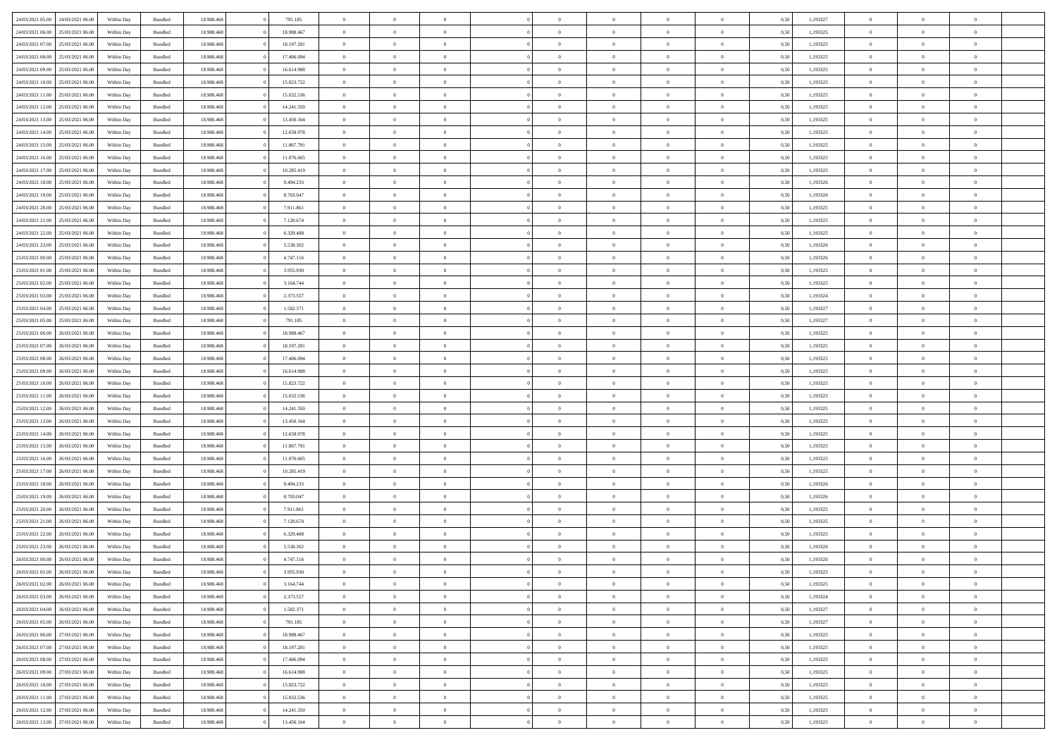| | | | | | | | | | | | | | | | | | | | | | |
|---|---|---|---|---|---|---|---|---|---|---|---|---|---|---|---|---|---|---|---|---|---|
| 24/03/2021 05.00 | 24/03/2021 06.00 | Within Day | Bundled | 18.988.468 | 0 | 791.185 | 0 | 0 | 0 | | 0 | 0 | 0 | 0 | 0 | 0,50 | 1,193327 | 0 | 0 | 0 | |
| 24/03/2021 06.00 | 25/03/2021 06.00 | Within Day | Bundled | 18.988.468 | 0 | 18.988.467 | 0 | 0 | 0 | | 0 | 0 | 0 | 0 | 0 | 0,50 | 1,193325 | 0 | 0 | 0 | |
| 24/03/2021 07.00 | 25/03/2021 06.00 | Within Day | Bundled | 18.988.468 | 0 | 18.197.281 | 0 | 0 | 0 | | 0 | 0 | 0 | 0 | 0 | 0,50 | 1,193325 | 0 | 0 | 0 | |
| 24/03/2021 08.00 | 25/03/2021 06.00 | Within Day | Bundled | 18.988.468 | 0 | 17.406.094 | 0 | 0 | 0 | | 0 | 0 | 0 | 0 | 0 | 0,50 | 1,193325 | 0 | 0 | 0 | |
| 24/03/2021 09.00 | 25/03/2021 06.00 | Within Day | Bundled | 18.988.468 | 0 | 16.614.908 | 0 | 0 | 0 | | 0 | 0 | 0 | 0 | 0 | 0,50 | 1,193325 | 0 | 0 | 0 | |
| 24/03/2021 10.00 | 25/03/2021 06.00 | Within Day | Bundled | 18.988.468 | 0 | 15.823.722 | 0 | 0 | 0 | | 0 | 0 | 0 | 0 | 0 | 0,50 | 1,193325 | 0 | 0 | 0 | |
| 24/03/2021 11.00 | 25/03/2021 06.00 | Within Day | Bundled | 18.988.468 | 0 | 15.032.536 | 0 | 0 | 0 | | 0 | 0 | 0 | 0 | 0 | 0,50 | 1,193325 | 0 | 0 | 0 | |
| 24/03/2021 12.00 | 25/03/2021 06.00 | Within Day | Bundled | 18.988.468 | 0 | 14.241.350 | 0 | 0 | 0 | | 0 | 0 | 0 | 0 | 0 | 0,50 | 1,193325 | 0 | 0 | 0 | |
| 24/03/2021 13.00 | 25/03/2021 06.00 | Within Day | Bundled | 18.988.468 | 0 | 13.450.164 | 0 | 0 | 0 | | 0 | 0 | 0 | 0 | 0 | 0,50 | 1,193325 | 0 | 0 | 0 | |
| 24/03/2021 14.00 | 25/03/2021 06.00 | Within Day | Bundled | 18.988.468 | 0 | 12.658.978 | 0 | 0 | 0 | | 0 | 0 | 0 | 0 | 0 | 0,50 | 1,193325 | 0 | 0 | 0 | |
| 24/03/2021 15.00 | 25/03/2021 06.00 | Within Day | Bundled | 18.988.468 | 0 | 11.867.791 | 0 | 0 | 0 | | 0 | 0 | 0 | 0 | 0 | 0,50 | 1,193325 | 0 | 0 | 0 | |
| 24/03/2021 16.00 | 25/03/2021 06.00 | Within Day | Bundled | 18.988.468 | 0 | 11.076.605 | 0 | 0 | 0 | | 0 | 0 | 0 | 0 | 0 | 0,50 | 1,193325 | 0 | 0 | 0 | |
| 24/03/2021 17.00 | 25/03/2021 06.00 | Within Day | Bundled | 18.988.468 | 0 | 10.285.419 | 0 | 0 | 0 | | 0 | 0 | 0 | 0 | 0 | 0,50 | 1,193325 | 0 | 0 | 0 | |
| 24/03/2021 18.00 | 25/03/2021 06.00 | Within Day | Bundled | 18.988.468 | 0 | 9.494.233 | 0 | 0 | 0 | | 0 | 0 | 0 | 0 | 0 | 0,50 | 1,193326 | 0 | 0 | 0 | |
| 24/03/2021 19.00 | 25/03/2021 06.00 | Within Day | Bundled | 18.988.468 | 0 | 8.703.047 | 0 | 0 | 0 | | 0 | 0 | 0 | 0 | 0 | 0,50 | 1,193326 | 0 | 0 | 0 | |
| 24/03/2021 20.00 | 25/03/2021 06.00 | Within Day | Bundled | 18.988.468 | 0 | 7.911.861 | 0 | 0 | 0 | | 0 | 0 | 0 | 0 | 0 | 0,50 | 1,193325 | 0 | 0 | 0 | |
| 24/03/2021 21.00 | 25/03/2021 06.00 | Within Day | Bundled | 18.988.468 | 0 | 7.120.674 | 0 | 0 | 0 | | 0 | 0 | 0 | 0 | 0 | 0,50 | 1,193325 | 0 | 0 | 0 | |
| 24/03/2021 22.00 | 25/03/2021 06.00 | Within Day | Bundled | 18.988.468 | 0 | 6.329.488 | 0 | 0 | 0 | | 0 | 0 | 0 | 0 | 0 | 0,50 | 1,193325 | 0 | 0 | 0 | |
| 24/03/2021 23.00 | 25/03/2021 06.00 | Within Day | Bundled | 18.988.468 | 0 | 5.538.302 | 0 | 0 | 0 | | 0 | 0 | 0 | 0 | 0 | 0,50 | 1,193326 | 0 | 0 | 0 | |
| 25/03/2021 00.00 | 25/03/2021 06.00 | Within Day | Bundled | 18.988.468 | 0 | 4.747.116 | 0 | 0 | 0 | | 0 | 0 | 0 | 0 | 0 | 0,50 | 1,193326 | 0 | 0 | 0 | |
| 25/03/2021 01.00 | 25/03/2021 06.00 | Within Day | Bundled | 18.988.468 | 0 | 3.955.930 | 0 | 0 | 0 | | 0 | 0 | 0 | 0 | 0 | 0,50 | 1,193325 | 0 | 0 | 0 | |
| 25/03/2021 02.00 | 25/03/2021 06.00 | Within Day | Bundled | 18.988.468 | 0 | 3.164.744 | 0 | 0 | 0 | | 0 | 0 | 0 | 0 | 0 | 0,50 | 1,193325 | 0 | 0 | 0 | |
| 25/03/2021 03.00 | 25/03/2021 06.00 | Within Day | Bundled | 18.988.468 | 0 | 2.373.557 | 0 | 0 | 0 | | 0 | 0 | 0 | 0 | 0 | 0,50 | 1,193324 | 0 | 0 | 0 | |
| 25/03/2021 04.00 | 25/03/2021 06.00 | Within Day | Bundled | 18.988.468 | 0 | 1.582.371 | 0 | 0 | 0 | | 0 | 0 | 0 | 0 | 0 | 0,50 | 1,193327 | 0 | 0 | 0 | |
| 25/03/2021 05.00 | 25/03/2021 06.00 | Within Day | Bundled | 18.988.468 | 0 | 791.185 | 0 | 0 | 0 | | 0 | 0 | 0 | 0 | 0 | 0,50 | 1,193327 | 0 | 0 | 0 | |
| 25/03/2021 06.00 | 26/03/2021 06.00 | Within Day | Bundled | 18.988.468 | 0 | 18.988.467 | 0 | 0 | 0 | | 0 | 0 | 0 | 0 | 0 | 0,50 | 1,193325 | 0 | 0 | 0 | |
| 25/03/2021 07.00 | 26/03/2021 06.00 | Within Day | Bundled | 18.988.468 | 0 | 18.197.281 | 0 | 0 | 0 | | 0 | 0 | 0 | 0 | 0 | 0,50 | 1,193325 | 0 | 0 | 0 | |
| 25/03/2021 08.00 | 26/03/2021 06.00 | Within Day | Bundled | 18.988.468 | 0 | 17.406.094 | 0 | 0 | 0 | | 0 | 0 | 0 | 0 | 0 | 0,50 | 1,193325 | 0 | 0 | 0 | |
| 25/03/2021 09.00 | 26/03/2021 06.00 | Within Day | Bundled | 18.988.468 | 0 | 16.614.908 | 0 | 0 | 0 | | 0 | 0 | 0 | 0 | 0 | 0,50 | 1,193325 | 0 | 0 | 0 | |
| 25/03/2021 10.00 | 26/03/2021 06.00 | Within Day | Bundled | 18.988.468 | 0 | 15.823.722 | 0 | 0 | 0 | | 0 | 0 | 0 | 0 | 0 | 0,50 | 1,193325 | 0 | 0 | 0 | |
| 25/03/2021 11.00 | 26/03/2021 06.00 | Within Day | Bundled | 18.988.468 | 0 | 15.032.536 | 0 | 0 | 0 | | 0 | 0 | 0 | 0 | 0 | 0,50 | 1,193325 | 0 | 0 | 0 | |
| 25/03/2021 12.00 | 26/03/2021 06.00 | Within Day | Bundled | 18.988.468 | 0 | 14.241.350 | 0 | 0 | 0 | | 0 | 0 | 0 | 0 | 0 | 0,50 | 1,193325 | 0 | 0 | 0 | |
| 25/03/2021 13.00 | 26/03/2021 06.00 | Within Day | Bundled | 18.988.468 | 0 | 13.450.164 | 0 | 0 | 0 | | 0 | 0 | 0 | 0 | 0 | 0,50 | 1,193325 | 0 | 0 | 0 | |
| 25/03/2021 14.00 | 26/03/2021 06.00 | Within Day | Bundled | 18.988.468 | 0 | 12.658.978 | 0 | 0 | 0 | | 0 | 0 | 0 | 0 | 0 | 0,50 | 1,193325 | 0 | 0 | 0 | |
| 25/03/2021 15.00 | 26/03/2021 06.00 | Within Day | Bundled | 18.988.468 | 0 | 11.867.791 | 0 | 0 | 0 | | 0 | 0 | 0 | 0 | 0 | 0,50 | 1,193325 | 0 | 0 | 0 | |
| 25/03/2021 16.00 | 26/03/2021 06.00 | Within Day | Bundled | 18.988.468 | 0 | 11.076.605 | 0 | 0 | 0 | | 0 | 0 | 0 | 0 | 0 | 0,50 | 1,193325 | 0 | 0 | 0 | |
| 25/03/2021 17.00 | 26/03/2021 06.00 | Within Day | Bundled | 18.988.468 | 0 | 10.285.419 | 0 | 0 | 0 | | 0 | 0 | 0 | 0 | 0 | 0,50 | 1,193325 | 0 | 0 | 0 | |
| 25/03/2021 18.00 | 26/03/2021 06.00 | Within Day | Bundled | 18.988.468 | 0 | 9.494.233 | 0 | 0 | 0 | | 0 | 0 | 0 | 0 | 0 | 0,50 | 1,193326 | 0 | 0 | 0 | |
| 25/03/2021 19.00 | 26/03/2021 06.00 | Within Day | Bundled | 18.988.468 | 0 | 8.703.047 | 0 | 0 | 0 | | 0 | 0 | 0 | 0 | 0 | 0,50 | 1,193326 | 0 | 0 | 0 | |
| 25/03/2021 20.00 | 26/03/2021 06.00 | Within Day | Bundled | 18.988.468 | 0 | 7.911.861 | 0 | 0 | 0 | | 0 | 0 | 0 | 0 | 0 | 0,50 | 1,193325 | 0 | 0 | 0 | |
| 25/03/2021 21.00 | 26/03/2021 06.00 | Within Day | Bundled | 18.988.468 | 0 | 7.120.674 | 0 | 0 | 0 | | 0 | 0 | 0 | 0 | 0 | 0,50 | 1,193325 | 0 | 0 | 0 | |
| 25/03/2021 22.00 | 26/03/2021 06.00 | Within Day | Bundled | 18.988.468 | 0 | 6.329.488 | 0 | 0 | 0 | | 0 | 0 | 0 | 0 | 0 | 0,50 | 1,193325 | 0 | 0 | 0 | |
| 25/03/2021 23.00 | 26/03/2021 06.00 | Within Day | Bundled | 18.988.468 | 0 | 5.538.302 | 0 | 0 | 0 | | 0 | 0 | 0 | 0 | 0 | 0,50 | 1,193326 | 0 | 0 | 0 | |
| 26/03/2021 00.00 | 26/03/2021 06.00 | Within Day | Bundled | 18.988.468 | 0 | 4.747.116 | 0 | 0 | 0 | | 0 | 0 | 0 | 0 | 0 | 0,50 | 1,193326 | 0 | 0 | 0 | |
| 26/03/2021 01.00 | 26/03/2021 06.00 | Within Day | Bundled | 18.988.468 | 0 | 3.955.930 | 0 | 0 | 0 | | 0 | 0 | 0 | 0 | 0 | 0,50 | 1,193325 | 0 | 0 | 0 | |
| 26/03/2021 02.00 | 26/03/2021 06.00 | Within Day | Bundled | 18.988.468 | 0 | 3.164.744 | 0 | 0 | 0 | | 0 | 0 | 0 | 0 | 0 | 0,50 | 1,193325 | 0 | 0 | 0 | |
| 26/03/2021 03.00 | 26/03/2021 06.00 | Within Day | Bundled | 18.988.468 | 0 | 2.373.557 | 0 | 0 | 0 | | 0 | 0 | 0 | 0 | 0 | 0,50 | 1,193324 | 0 | 0 | 0 | |
| 26/03/2021 04.00 | 26/03/2021 06.00 | Within Day | Bundled | 18.988.468 | 0 | 1.582.371 | 0 | 0 | 0 | | 0 | 0 | 0 | 0 | 0 | 0,50 | 1,193327 | 0 | 0 | 0 | |
| 26/03/2021 05.00 | 26/03/2021 06.00 | Within Day | Bundled | 18.988.468 | 0 | 791.185 | 0 | 0 | 0 | | 0 | 0 | 0 | 0 | 0 | 0,50 | 1,193327 | 0 | 0 | 0 | |
| 26/03/2021 06.00 | 27/03/2021 06.00 | Within Day | Bundled | 18.988.468 | 0 | 18.988.467 | 0 | 0 | 0 | | 0 | 0 | 0 | 0 | 0 | 0,50 | 1,193325 | 0 | 0 | 0 | |
| 26/03/2021 07.00 | 27/03/2021 06.00 | Within Day | Bundled | 18.988.468 | 0 | 18.197.281 | 0 | 0 | 0 | | 0 | 0 | 0 | 0 | 0 | 0,50 | 1,193325 | 0 | 0 | 0 | |
| 26/03/2021 08.00 | 27/03/2021 06.00 | Within Day | Bundled | 18.988.468 | 0 | 17.406.094 | 0 | 0 | 0 | | 0 | 0 | 0 | 0 | 0 | 0,50 | 1,193325 | 0 | 0 | 0 | |
| 26/03/2021 09.00 | 27/03/2021 06.00 | Within Day | Bundled | 18.988.468 | 0 | 16.614.908 | 0 | 0 | 0 | | 0 | 0 | 0 | 0 | 0 | 0,50 | 1,193325 | 0 | 0 | 0 | |
| 26/03/2021 10.00 | 27/03/2021 06.00 | Within Day | Bundled | 18.988.468 | 0 | 15.823.722 | 0 | 0 | 0 | | 0 | 0 | 0 | 0 | 0 | 0,50 | 1,193325 | 0 | 0 | 0 | |
| 26/03/2021 11.00 | 27/03/2021 06.00 | Within Day | Bundled | 18.988.468 | 0 | 15.032.536 | 0 | 0 | 0 | | 0 | 0 | 0 | 0 | 0 | 0,50 | 1,193325 | 0 | 0 | 0 | |
| 26/03/2021 12.00 | 27/03/2021 06.00 | Within Day | Bundled | 18.988.468 | 0 | 14.241.350 | 0 | 0 | 0 | | 0 | 0 | 0 | 0 | 0 | 0,50 | 1,193325 | 0 | 0 | 0 | |
| 26/03/2021 13.00 | 27/03/2021 06.00 | Within Day | Bundled | 18.988.468 | 0 | 13.450.164 | 0 | 0 | 0 | | 0 | 0 | 0 | 0 | 0 | 0,50 | 1,193325 | 0 | 0 | 0 | |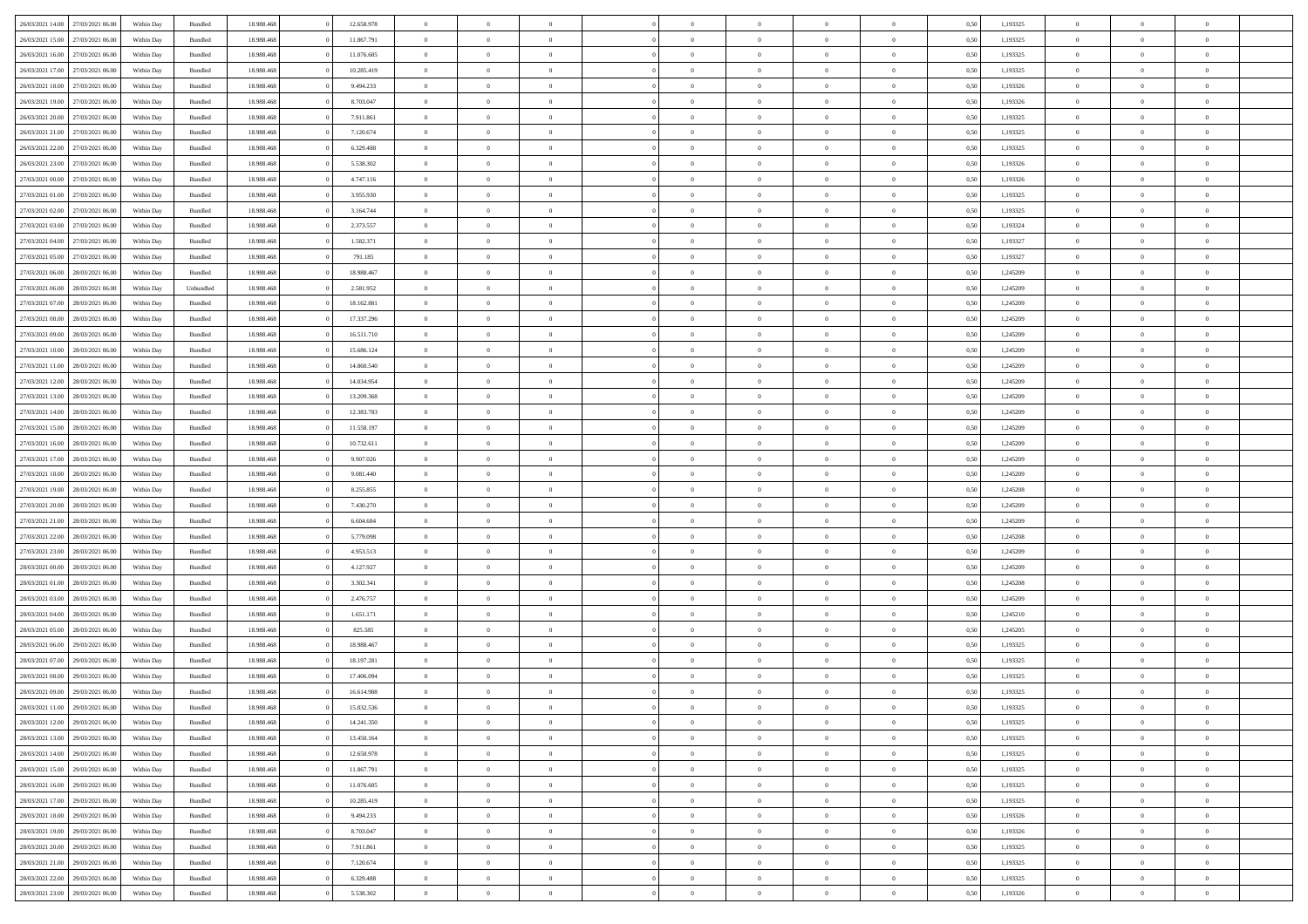| | | | | | | | | | | | | | | | | | | | | |
|---|---|---|---|---|---|---|---|---|---|---|---|---|---|---|---|---|---|---|---|---|
| 26/03/2021 14:00 | 27/03/2021 06:00 | Within Day | Bundled | 18.988.468 | 0 | 12.658.978 | 0 | 0 | 0 | | 0 | 0 | 0 | 0 | 0,50 | 1,193325 | 0 | 0 | 0 | |
| 26/03/2021 15:00 | 27/03/2021 06:00 | Within Day | Bundled | 18.988.468 | 0 | 11.867.791 | 0 | 0 | 0 | | 0 | 0 | 0 | 0 | 0,50 | 1,193325 | 0 | 0 | 0 | |
| 26/03/2021 16:00 | 27/03/2021 06:00 | Within Day | Bundled | 18.988.468 | 0 | 11.076.605 | 0 | 0 | 0 | | 0 | 0 | 0 | 0 | 0,50 | 1,193325 | 0 | 0 | 0 | |
| 26/03/2021 17:00 | 27/03/2021 06:00 | Within Day | Bundled | 18.988.468 | 0 | 10.285.419 | 0 | 0 | 0 | | 0 | 0 | 0 | 0 | 0,50 | 1,193325 | 0 | 0 | 0 | |
| 26/03/2021 18:00 | 27/03/2021 06:00 | Within Day | Bundled | 18.988.468 | 0 | 9.494.233 | 0 | 0 | 0 | | 0 | 0 | 0 | 0 | 0,50 | 1,193326 | 0 | 0 | 0 | |
| 26/03/2021 19:00 | 27/03/2021 06:00 | Within Day | Bundled | 18.988.468 | 0 | 8.703.047 | 0 | 0 | 0 | | 0 | 0 | 0 | 0 | 0,50 | 1,193326 | 0 | 0 | 0 | |
| 26/03/2021 20:00 | 27/03/2021 06:00 | Within Day | Bundled | 18.988.468 | 0 | 7.911.861 | 0 | 0 | 0 | | 0 | 0 | 0 | 0 | 0,50 | 1,193325 | 0 | 0 | 0 | |
| 26/03/2021 21:00 | 27/03/2021 06:00 | Within Day | Bundled | 18.988.468 | 0 | 7.120.674 | 0 | 0 | 0 | | 0 | 0 | 0 | 0 | 0,50 | 1,193325 | 0 | 0 | 0 | |
| 26/03/2021 22:00 | 27/03/2021 06:00 | Within Day | Bundled | 18.988.468 | 0 | 6.329.488 | 0 | 0 | 0 | | 0 | 0 | 0 | 0 | 0,50 | 1,193325 | 0 | 0 | 0 | |
| 26/03/2021 23:00 | 27/03/2021 06:00 | Within Day | Bundled | 18.988.468 | 0 | 5.538.302 | 0 | 0 | 0 | | 0 | 0 | 0 | 0 | 0,50 | 1,193326 | 0 | 0 | 0 | |
| 27/03/2021 00:00 | 27/03/2021 06:00 | Within Day | Bundled | 18.988.468 | 0 | 4.747.116 | 0 | 0 | 0 | | 0 | 0 | 0 | 0 | 0,50 | 1,193326 | 0 | 0 | 0 | |
| 27/03/2021 01:00 | 27/03/2021 06:00 | Within Day | Bundled | 18.988.468 | 0 | 3.955.930 | 0 | 0 | 0 | | 0 | 0 | 0 | 0 | 0,50 | 1,193325 | 0 | 0 | 0 | |
| 27/03/2021 02:00 | 27/03/2021 06:00 | Within Day | Bundled | 18.988.468 | 0 | 3.164.744 | 0 | 0 | 0 | | 0 | 0 | 0 | 0 | 0,50 | 1,193325 | 0 | 0 | 0 | |
| 27/03/2021 03:00 | 27/03/2021 06:00 | Within Day | Bundled | 18.988.468 | 0 | 2.373.557 | 0 | 0 | 0 | | 0 | 0 | 0 | 0 | 0,50 | 1,193324 | 0 | 0 | 0 | |
| 27/03/2021 04:00 | 27/03/2021 06:00 | Within Day | Bundled | 18.988.468 | 0 | 1.582.371 | 0 | 0 | 0 | | 0 | 0 | 0 | 0 | 0,50 | 1,193327 | 0 | 0 | 0 | |
| 27/03/2021 05:00 | 27/03/2021 06:00 | Within Day | Bundled | 18.988.468 | 0 | 791.185 | 0 | 0 | 0 | | 0 | 0 | 0 | 0 | 0,50 | 1,193327 | 0 | 0 | 0 | |
| 27/03/2021 06:00 | 28/03/2021 06:00 | Within Day | Bundled | 18.988.468 | 0 | 18.988.467 | 0 | 0 | 0 | | 0 | 0 | 0 | 0 | 0,50 | 1,245209 | 0 | 0 | 0 | |
| 27/03/2021 06:00 | 28/03/2021 06:00 | Within Day | Unbundled | 18.988.468 | 0 | 2.581.952 | 0 | 0 | 0 | | 0 | 0 | 0 | 0 | 0,50 | 1,245209 | 0 | 0 | 0 | |
| 27/03/2021 07:00 | 28/03/2021 06:00 | Within Day | Bundled | 18.988.468 | 0 | 18.162.881 | 0 | 0 | 0 | | 0 | 0 | 0 | 0 | 0,50 | 1,245209 | 0 | 0 | 0 | |
| 27/03/2021 08:00 | 28/03/2021 06:00 | Within Day | Bundled | 18.988.468 | 0 | 17.337.296 | 0 | 0 | 0 | | 0 | 0 | 0 | 0 | 0,50 | 1,245209 | 0 | 0 | 0 | |
| 27/03/2021 09:00 | 28/03/2021 06:00 | Within Day | Bundled | 18.988.468 | 0 | 16.511.710 | 0 | 0 | 0 | | 0 | 0 | 0 | 0 | 0,50 | 1,245209 | 0 | 0 | 0 | |
| 27/03/2021 10:00 | 28/03/2021 06:00 | Within Day | Bundled | 18.988.468 | 0 | 15.686.124 | 0 | 0 | 0 | | 0 | 0 | 0 | 0 | 0,50 | 1,245209 | 0 | 0 | 0 | |
| 27/03/2021 11:00 | 28/03/2021 06:00 | Within Day | Bundled | 18.988.468 | 0 | 14.860.540 | 0 | 0 | 0 | | 0 | 0 | 0 | 0 | 0,50 | 1,245209 | 0 | 0 | 0 | |
| 27/03/2021 12:00 | 28/03/2021 06:00 | Within Day | Bundled | 18.988.468 | 0 | 14.034.954 | 0 | 0 | 0 | | 0 | 0 | 0 | 0 | 0,50 | 1,245209 | 0 | 0 | 0 | |
| 27/03/2021 13:00 | 28/03/2021 06:00 | Within Day | Bundled | 18.988.468 | 0 | 13.209.368 | 0 | 0 | 0 | | 0 | 0 | 0 | 0 | 0,50 | 1,245209 | 0 | 0 | 0 | |
| 27/03/2021 14:00 | 28/03/2021 06:00 | Within Day | Bundled | 18.988.468 | 0 | 12.383.783 | 0 | 0 | 0 | | 0 | 0 | 0 | 0 | 0,50 | 1,245209 | 0 | 0 | 0 | |
| 27/03/2021 15:00 | 28/03/2021 06:00 | Within Day | Bundled | 18.988.468 | 0 | 11.558.197 | 0 | 0 | 0 | | 0 | 0 | 0 | 0 | 0,50 | 1,245209 | 0 | 0 | 0 | |
| 27/03/2021 16:00 | 28/03/2021 06:00 | Within Day | Bundled | 18.988.468 | 0 | 10.732.611 | 0 | 0 | 0 | | 0 | 0 | 0 | 0 | 0,50 | 1,245209 | 0 | 0 | 0 | |
| 27/03/2021 17:00 | 28/03/2021 06:00 | Within Day | Bundled | 18.988.468 | 0 | 9.907.026 | 0 | 0 | 0 | | 0 | 0 | 0 | 0 | 0,50 | 1,245209 | 0 | 0 | 0 | |
| 27/03/2021 18:00 | 28/03/2021 06:00 | Within Day | Bundled | 18.988.468 | 0 | 9.081.440 | 0 | 0 | 0 | | 0 | 0 | 0 | 0 | 0,50 | 1,245209 | 0 | 0 | 0 | |
| 27/03/2021 19:00 | 28/03/2021 06:00 | Within Day | Bundled | 18.988.468 | 0 | 8.255.855 | 0 | 0 | 0 | | 0 | 0 | 0 | 0 | 0,50 | 1,245208 | 0 | 0 | 0 | |
| 27/03/2021 20:00 | 28/03/2021 06:00 | Within Day | Bundled | 18.988.468 | 0 | 7.430.270 | 0 | 0 | 0 | | 0 | 0 | 0 | 0 | 0,50 | 1,245209 | 0 | 0 | 0 | |
| 27/03/2021 21:00 | 28/03/2021 06:00 | Within Day | Bundled | 18.988.468 | 0 | 6.604.684 | 0 | 0 | 0 | | 0 | 0 | 0 | 0 | 0,50 | 1,245209 | 0 | 0 | 0 | |
| 27/03/2021 22:00 | 28/03/2021 06:00 | Within Day | Bundled | 18.988.468 | 0 | 5.779.098 | 0 | 0 | 0 | | 0 | 0 | 0 | 0 | 0,50 | 1,245208 | 0 | 0 | 0 | |
| 27/03/2021 23:00 | 28/03/2021 06:00 | Within Day | Bundled | 18.988.468 | 0 | 4.953.513 | 0 | 0 | 0 | | 0 | 0 | 0 | 0 | 0,50 | 1,245209 | 0 | 0 | 0 | |
| 28/03/2021 00:00 | 28/03/2021 06:00 | Within Day | Bundled | 18.988.468 | 0 | 4.127.927 | 0 | 0 | 0 | | 0 | 0 | 0 | 0 | 0,50 | 1,245209 | 0 | 0 | 0 | |
| 28/03/2021 01:00 | 28/03/2021 06:00 | Within Day | Bundled | 18.988.468 | 0 | 3.302.341 | 0 | 0 | 0 | | 0 | 0 | 0 | 0 | 0,50 | 1,245208 | 0 | 0 | 0 | |
| 28/03/2021 03:00 | 28/03/2021 06:00 | Within Day | Bundled | 18.988.468 | 0 | 2.476.757 | 0 | 0 | 0 | | 0 | 0 | 0 | 0 | 0,50 | 1,245209 | 0 | 0 | 0 | |
| 28/03/2021 04:00 | 28/03/2021 06:00 | Within Day | Bundled | 18.988.468 | 0 | 1.651.171 | 0 | 0 | 0 | | 0 | 0 | 0 | 0 | 0,50 | 1,245210 | 0 | 0 | 0 | |
| 28/03/2021 05:00 | 28/03/2021 06:00 | Within Day | Bundled | 18.988.468 | 0 | 825.585 | 0 | 0 | 0 | | 0 | 0 | 0 | 0 | 0,50 | 1,245205 | 0 | 0 | 0 | |
| 28/03/2021 06:00 | 29/03/2021 06:00 | Within Day | Bundled | 18.988.468 | 0 | 18.988.467 | 0 | 0 | 0 | | 0 | 0 | 0 | 0 | 0,50 | 1,193325 | 0 | 0 | 0 | |
| 28/03/2021 07:00 | 29/03/2021 06:00 | Within Day | Bundled | 18.988.468 | 0 | 18.197.281 | 0 | 0 | 0 | | 0 | 0 | 0 | 0 | 0,50 | 1,193325 | 0 | 0 | 0 | |
| 28/03/2021 08:00 | 29/03/2021 06:00 | Within Day | Bundled | 18.988.468 | 0 | 17.406.094 | 0 | 0 | 0 | | 0 | 0 | 0 | 0 | 0,50 | 1,193325 | 0 | 0 | 0 | |
| 28/03/2021 09:00 | 29/03/2021 06:00 | Within Day | Bundled | 18.988.468 | 0 | 16.614.908 | 0 | 0 | 0 | | 0 | 0 | 0 | 0 | 0,50 | 1,193325 | 0 | 0 | 0 | |
| 28/03/2021 11:00 | 29/03/2021 06:00 | Within Day | Bundled | 18.988.468 | 0 | 15.032.536 | 0 | 0 | 0 | | 0 | 0 | 0 | 0 | 0,50 | 1,193325 | 0 | 0 | 0 | |
| 28/03/2021 12:00 | 29/03/2021 06:00 | Within Day | Bundled | 18.988.468 | 0 | 14.241.350 | 0 | 0 | 0 | | 0 | 0 | 0 | 0 | 0,50 | 1,193325 | 0 | 0 | 0 | |
| 28/03/2021 13:00 | 29/03/2021 06:00 | Within Day | Bundled | 18.988.468 | 0 | 13.450.164 | 0 | 0 | 0 | | 0 | 0 | 0 | 0 | 0,50 | 1,193325 | 0 | 0 | 0 | |
| 28/03/2021 14:00 | 29/03/2021 06:00 | Within Day | Bundled | 18.988.468 | 0 | 12.658.978 | 0 | 0 | 0 | | 0 | 0 | 0 | 0 | 0,50 | 1,193325 | 0 | 0 | 0 | |
| 28/03/2021 15:00 | 29/03/2021 06:00 | Within Day | Bundled | 18.988.468 | 0 | 11.867.791 | 0 | 0 | 0 | | 0 | 0 | 0 | 0 | 0,50 | 1,193325 | 0 | 0 | 0 | |
| 28/03/2021 16:00 | 29/03/2021 06:00 | Within Day | Bundled | 18.988.468 | 0 | 11.076.605 | 0 | 0 | 0 | | 0 | 0 | 0 | 0 | 0,50 | 1,193325 | 0 | 0 | 0 | |
| 28/03/2021 17:00 | 29/03/2021 06:00 | Within Day | Bundled | 18.988.468 | 0 | 10.285.419 | 0 | 0 | 0 | | 0 | 0 | 0 | 0 | 0,50 | 1,193325 | 0 | 0 | 0 | |
| 28/03/2021 18:00 | 29/03/2021 06:00 | Within Day | Bundled | 18.988.468 | 0 | 9.494.233 | 0 | 0 | 0 | | 0 | 0 | 0 | 0 | 0,50 | 1,193326 | 0 | 0 | 0 | |
| 28/03/2021 19:00 | 29/03/2021 06:00 | Within Day | Bundled | 18.988.468 | 0 | 8.703.047 | 0 | 0 | 0 | | 0 | 0 | 0 | 0 | 0,50 | 1,193326 | 0 | 0 | 0 | |
| 28/03/2021 20:00 | 29/03/2021 06:00 | Within Day | Bundled | 18.988.468 | 0 | 7.911.861 | 0 | 0 | 0 | | 0 | 0 | 0 | 0 | 0,50 | 1,193325 | 0 | 0 | 0 | |
| 28/03/2021 21:00 | 29/03/2021 06:00 | Within Day | Bundled | 18.988.468 | 0 | 7.120.674 | 0 | 0 | 0 | | 0 | 0 | 0 | 0 | 0,50 | 1,193325 | 0 | 0 | 0 | |
| 28/03/2021 22:00 | 29/03/2021 06:00 | Within Day | Bundled | 18.988.468 | 0 | 6.329.488 | 0 | 0 | 0 | | 0 | 0 | 0 | 0 | 0,50 | 1,193325 | 0 | 0 | 0 | |
| 28/03/2021 23:00 | 29/03/2021 06:00 | Within Day | Bundled | 18.988.468 | 0 | 5.538.302 | 0 | 0 | 0 | | 0 | 0 | 0 | 0 | 0,50 | 1,193326 | 0 | 0 | 0 | |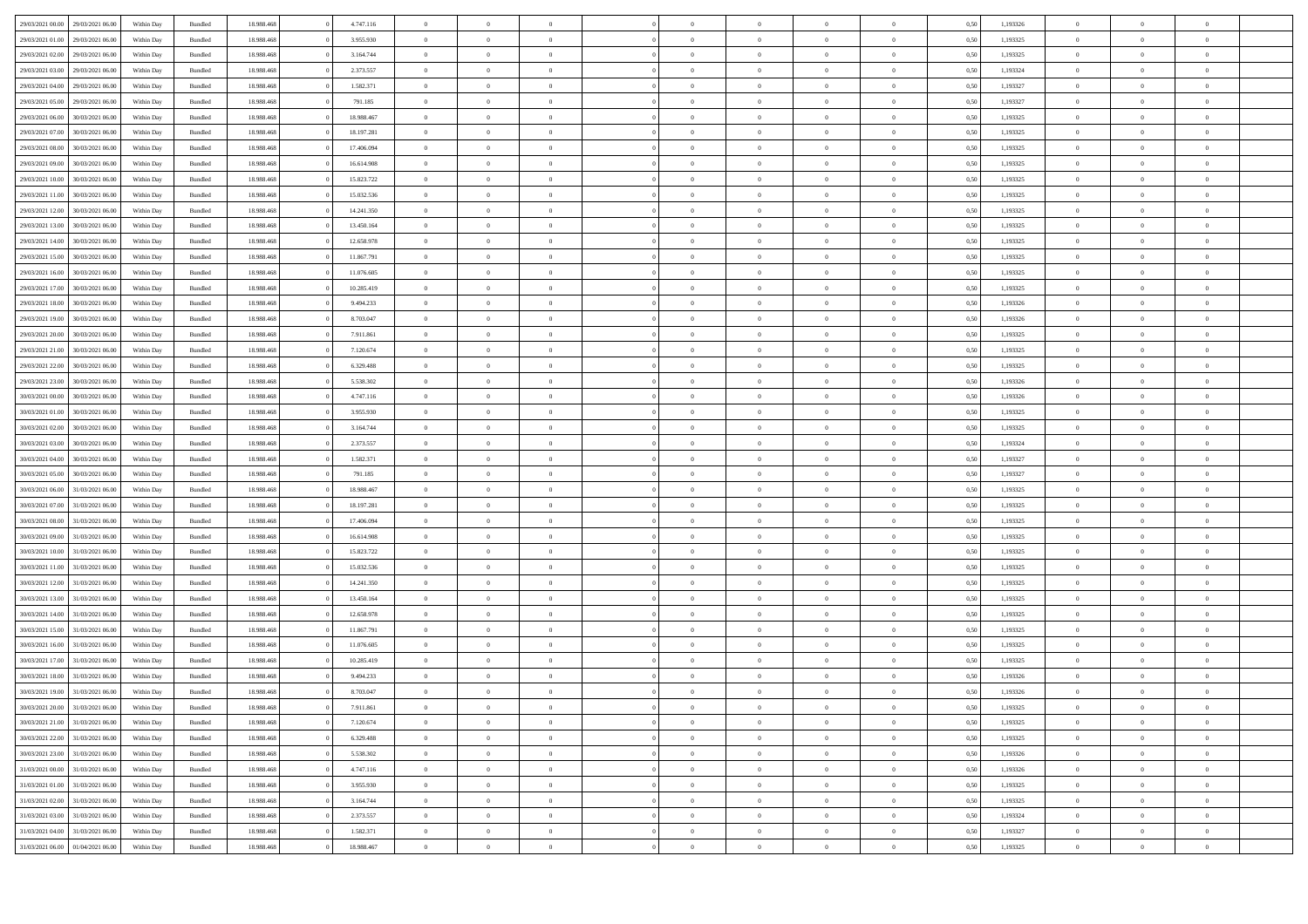| | | | | | | | | | | | | | | | | | | | | | |
|---|---|---|---|---|---|---|---|---|---|---|---|---|---|---|---|---|---|---|---|---|---|
| 29/03/2021 00:00 | 29/03/2021 06:00 | Within Day | Bundled | 18.988.468 | 0 | 4.747.116 | 0 | 0 | 0 | | 0 | 0 | 0 | 0 | 0 | 0,50 | 1,193326 | 0 | 0 | 0 | |
| 29/03/2021 01:00 | 29/03/2021 06:00 | Within Day | Bundled | 18.988.468 | 0 | 3.955.930 | 0 | 0 | 0 | | 0 | 0 | 0 | 0 | 0 | 0,50 | 1,193325 | 0 | 0 | 0 | |
| 29/03/2021 02:00 | 29/03/2021 06:00 | Within Day | Bundled | 18.988.468 | 0 | 3.164.744 | 0 | 0 | 0 | | 0 | 0 | 0 | 0 | 0 | 0,50 | 1,193325 | 0 | 0 | 0 | |
| 29/03/2021 03:00 | 29/03/2021 06:00 | Within Day | Bundled | 18.988.468 | 0 | 2.373.557 | 0 | 0 | 0 | | 0 | 0 | 0 | 0 | 0 | 0,50 | 1,193324 | 0 | 0 | 0 | |
| 29/03/2021 04:00 | 29/03/2021 06:00 | Within Day | Bundled | 18.988.468 | 0 | 1.582.371 | 0 | 0 | 0 | | 0 | 0 | 0 | 0 | 0 | 0,50 | 1,193327 | 0 | 0 | 0 | |
| 29/03/2021 05:00 | 29/03/2021 06:00 | Within Day | Bundled | 18.988.468 | 0 | 791.185 | 0 | 0 | 0 | | 0 | 0 | 0 | 0 | 0 | 0,50 | 1,193327 | 0 | 0 | 0 | |
| 29/03/2021 06:00 | 30/03/2021 06:00 | Within Day | Bundled | 18.988.468 | 0 | 18.988.467 | 0 | 0 | 0 | | 0 | 0 | 0 | 0 | 0 | 0,50 | 1,193325 | 0 | 0 | 0 | |
| 29/03/2021 07:00 | 30/03/2021 06:00 | Within Day | Bundled | 18.988.468 | 0 | 18.197.281 | 0 | 0 | 0 | | 0 | 0 | 0 | 0 | 0 | 0,50 | 1,193325 | 0 | 0 | 0 | |
| 29/03/2021 08:00 | 30/03/2021 06:00 | Within Day | Bundled | 18.988.468 | 0 | 17.406.094 | 0 | 0 | 0 | | 0 | 0 | 0 | 0 | 0 | 0,50 | 1,193325 | 0 | 0 | 0 | |
| 29/03/2021 09:00 | 30/03/2021 06:00 | Within Day | Bundled | 18.988.468 | 0 | 16.614.908 | 0 | 0 | 0 | | 0 | 0 | 0 | 0 | 0 | 0,50 | 1,193325 | 0 | 0 | 0 | |
| 29/03/2021 10:00 | 30/03/2021 06:00 | Within Day | Bundled | 18.988.468 | 0 | 15.823.722 | 0 | 0 | 0 | | 0 | 0 | 0 | 0 | 0 | 0,50 | 1,193325 | 0 | 0 | 0 | |
| 29/03/2021 11:00 | 30/03/2021 06:00 | Within Day | Bundled | 18.988.468 | 0 | 15.032.536 | 0 | 0 | 0 | | 0 | 0 | 0 | 0 | 0 | 0,50 | 1,193325 | 0 | 0 | 0 | |
| 29/03/2021 12:00 | 30/03/2021 06:00 | Within Day | Bundled | 18.988.468 | 0 | 14.241.350 | 0 | 0 | 0 | | 0 | 0 | 0 | 0 | 0 | 0,50 | 1,193325 | 0 | 0 | 0 | |
| 29/03/2021 13:00 | 30/03/2021 06:00 | Within Day | Bundled | 18.988.468 | 0 | 13.450.164 | 0 | 0 | 0 | | 0 | 0 | 0 | 0 | 0 | 0,50 | 1,193325 | 0 | 0 | 0 | |
| 29/03/2021 14:00 | 30/03/2021 06:00 | Within Day | Bundled | 18.988.468 | 0 | 12.658.978 | 0 | 0 | 0 | | 0 | 0 | 0 | 0 | 0 | 0,50 | 1,193325 | 0 | 0 | 0 | |
| 29/03/2021 15:00 | 30/03/2021 06:00 | Within Day | Bundled | 18.988.468 | 0 | 11.867.791 | 0 | 0 | 0 | | 0 | 0 | 0 | 0 | 0 | 0,50 | 1,193325 | 0 | 0 | 0 | |
| 29/03/2021 16:00 | 30/03/2021 06:00 | Within Day | Bundled | 18.988.468 | 0 | 11.076.605 | 0 | 0 | 0 | | 0 | 0 | 0 | 0 | 0 | 0,50 | 1,193325 | 0 | 0 | 0 | |
| 29/03/2021 17:00 | 30/03/2021 06:00 | Within Day | Bundled | 18.988.468 | 0 | 10.285.419 | 0 | 0 | 0 | | 0 | 0 | 0 | 0 | 0 | 0,50 | 1,193325 | 0 | 0 | 0 | |
| 29/03/2021 18:00 | 30/03/2021 06:00 | Within Day | Bundled | 18.988.468 | 0 | 9.494.233 | 0 | 0 | 0 | | 0 | 0 | 0 | 0 | 0 | 0,50 | 1,193326 | 0 | 0 | 0 | |
| 29/03/2021 19:00 | 30/03/2021 06:00 | Within Day | Bundled | 18.988.468 | 0 | 8.703.047 | 0 | 0 | 0 | | 0 | 0 | 0 | 0 | 0 | 0,50 | 1,193326 | 0 | 0 | 0 | |
| 29/03/2021 20:00 | 30/03/2021 06:00 | Within Day | Bundled | 18.988.468 | 0 | 7.911.861 | 0 | 0 | 0 | | 0 | 0 | 0 | 0 | 0 | 0,50 | 1,193325 | 0 | 0 | 0 | |
| 29/03/2021 21:00 | 30/03/2021 06:00 | Within Day | Bundled | 18.988.468 | 0 | 7.120.674 | 0 | 0 | 0 | | 0 | 0 | 0 | 0 | 0 | 0,50 | 1,193325 | 0 | 0 | 0 | |
| 29/03/2021 22:00 | 30/03/2021 06:00 | Within Day | Bundled | 18.988.468 | 0 | 6.329.488 | 0 | 0 | 0 | | 0 | 0 | 0 | 0 | 0 | 0,50 | 1,193325 | 0 | 0 | 0 | |
| 29/03/2021 23:00 | 30/03/2021 06:00 | Within Day | Bundled | 18.988.468 | 0 | 5.538.302 | 0 | 0 | 0 | | 0 | 0 | 0 | 0 | 0 | 0,50 | 1,193326 | 0 | 0 | 0 | |
| 30/03/2021 00:00 | 30/03/2021 06:00 | Within Day | Bundled | 18.988.468 | 0 | 4.747.116 | 0 | 0 | 0 | | 0 | 0 | 0 | 0 | 0 | 0,50 | 1,193326 | 0 | 0 | 0 | |
| 30/03/2021 01:00 | 30/03/2021 06:00 | Within Day | Bundled | 18.988.468 | 0 | 3.955.930 | 0 | 0 | 0 | | 0 | 0 | 0 | 0 | 0 | 0,50 | 1,193325 | 0 | 0 | 0 | |
| 30/03/2021 02:00 | 30/03/2021 06:00 | Within Day | Bundled | 18.988.468 | 0 | 3.164.744 | 0 | 0 | 0 | | 0 | 0 | 0 | 0 | 0 | 0,50 | 1,193325 | 0 | 0 | 0 | |
| 30/03/2021 03:00 | 30/03/2021 06:00 | Within Day | Bundled | 18.988.468 | 0 | 2.373.557 | 0 | 0 | 0 | | 0 | 0 | 0 | 0 | 0 | 0,50 | 1,193324 | 0 | 0 | 0 | |
| 30/03/2021 04:00 | 30/03/2021 06:00 | Within Day | Bundled | 18.988.468 | 0 | 1.582.371 | 0 | 0 | 0 | | 0 | 0 | 0 | 0 | 0 | 0,50 | 1,193327 | 0 | 0 | 0 | |
| 30/03/2021 05:00 | 30/03/2021 06:00 | Within Day | Bundled | 18.988.468 | 0 | 791.185 | 0 | 0 | 0 | | 0 | 0 | 0 | 0 | 0 | 0,50 | 1,193327 | 0 | 0 | 0 | |
| 30/03/2021 06:00 | 31/03/2021 06:00 | Within Day | Bundled | 18.988.468 | 0 | 18.988.467 | 0 | 0 | 0 | | 0 | 0 | 0 | 0 | 0 | 0,50 | 1,193325 | 0 | 0 | 0 | |
| 30/03/2021 07:00 | 31/03/2021 06:00 | Within Day | Bundled | 18.988.468 | 0 | 18.197.281 | 0 | 0 | 0 | | 0 | 0 | 0 | 0 | 0 | 0,50 | 1,193325 | 0 | 0 | 0 | |
| 30/03/2021 08:00 | 31/03/2021 06:00 | Within Day | Bundled | 18.988.468 | 0 | 17.406.094 | 0 | 0 | 0 | | 0 | 0 | 0 | 0 | 0 | 0,50 | 1,193325 | 0 | 0 | 0 | |
| 30/03/2021 09:00 | 31/03/2021 06:00 | Within Day | Bundled | 18.988.468 | 0 | 16.614.908 | 0 | 0 | 0 | | 0 | 0 | 0 | 0 | 0 | 0,50 | 1,193325 | 0 | 0 | 0 | |
| 30/03/2021 10:00 | 31/03/2021 06:00 | Within Day | Bundled | 18.988.468 | 0 | 15.823.722 | 0 | 0 | 0 | | 0 | 0 | 0 | 0 | 0 | 0,50 | 1,193325 | 0 | 0 | 0 | |
| 30/03/2021 11:00 | 31/03/2021 06:00 | Within Day | Bundled | 18.988.468 | 0 | 15.032.536 | 0 | 0 | 0 | | 0 | 0 | 0 | 0 | 0 | 0,50 | 1,193325 | 0 | 0 | 0 | |
| 30/03/2021 12:00 | 31/03/2021 06:00 | Within Day | Bundled | 18.988.468 | 0 | 14.241.350 | 0 | 0 | 0 | | 0 | 0 | 0 | 0 | 0 | 0,50 | 1,193325 | 0 | 0 | 0 | |
| 30/03/2021 13:00 | 31/03/2021 06:00 | Within Day | Bundled | 18.988.468 | 0 | 13.450.164 | 0 | 0 | 0 | | 0 | 0 | 0 | 0 | 0 | 0,50 | 1,193325 | 0 | 0 | 0 | |
| 30/03/2021 14:00 | 31/03/2021 06:00 | Within Day | Bundled | 18.988.468 | 0 | 12.658.978 | 0 | 0 | 0 | | 0 | 0 | 0 | 0 | 0 | 0,50 | 1,193325 | 0 | 0 | 0 | |
| 30/03/2021 15:00 | 31/03/2021 06:00 | Within Day | Bundled | 18.988.468 | 0 | 11.867.791 | 0 | 0 | 0 | | 0 | 0 | 0 | 0 | 0 | 0,50 | 1,193325 | 0 | 0 | 0 | |
| 30/03/2021 16:00 | 31/03/2021 06:00 | Within Day | Bundled | 18.988.468 | 0 | 11.076.605 | 0 | 0 | 0 | | 0 | 0 | 0 | 0 | 0 | 0,50 | 1,193325 | 0 | 0 | 0 | |
| 30/03/2021 17:00 | 31/03/2021 06:00 | Within Day | Bundled | 18.988.468 | 0 | 10.285.419 | 0 | 0 | 0 | | 0 | 0 | 0 | 0 | 0 | 0,50 | 1,193325 | 0 | 0 | 0 | |
| 30/03/2021 18:00 | 31/03/2021 06:00 | Within Day | Bundled | 18.988.468 | 0 | 9.494.233 | 0 | 0 | 0 | | 0 | 0 | 0 | 0 | 0 | 0,50 | 1,193326 | 0 | 0 | 0 | |
| 30/03/2021 19:00 | 31/03/2021 06:00 | Within Day | Bundled | 18.988.468 | 0 | 8.703.047 | 0 | 0 | 0 | | 0 | 0 | 0 | 0 | 0 | 0,50 | 1,193326 | 0 | 0 | 0 | |
| 30/03/2021 20:00 | 31/03/2021 06:00 | Within Day | Bundled | 18.988.468 | 0 | 7.911.861 | 0 | 0 | 0 | | 0 | 0 | 0 | 0 | 0 | 0,50 | 1,193325 | 0 | 0 | 0 | |
| 30/03/2021 21:00 | 31/03/2021 06:00 | Within Day | Bundled | 18.988.468 | 0 | 7.120.674 | 0 | 0 | 0 | | 0 | 0 | 0 | 0 | 0 | 0,50 | 1,193325 | 0 | 0 | 0 | |
| 30/03/2021 22:00 | 31/03/2021 06:00 | Within Day | Bundled | 18.988.468 | 0 | 6.329.488 | 0 | 0 | 0 | | 0 | 0 | 0 | 0 | 0 | 0,50 | 1,193325 | 0 | 0 | 0 | |
| 30/03/2021 23:00 | 31/03/2021 06:00 | Within Day | Bundled | 18.988.468 | 0 | 5.538.302 | 0 | 0 | 0 | | 0 | 0 | 0 | 0 | 0 | 0,50 | 1,193326 | 0 | 0 | 0 | |
| 31/03/2021 00:00 | 31/03/2021 06:00 | Within Day | Bundled | 18.988.468 | 0 | 4.747.116 | 0 | 0 | 0 | | 0 | 0 | 0 | 0 | 0 | 0,50 | 1,193326 | 0 | 0 | 0 | |
| 31/03/2021 01:00 | 31/03/2021 06:00 | Within Day | Bundled | 18.988.468 | 0 | 3.955.930 | 0 | 0 | 0 | | 0 | 0 | 0 | 0 | 0 | 0,50 | 1,193325 | 0 | 0 | 0 | |
| 31/03/2021 02:00 | 31/03/2021 06:00 | Within Day | Bundled | 18.988.468 | 0 | 3.164.744 | 0 | 0 | 0 | | 0 | 0 | 0 | 0 | 0 | 0,50 | 1,193325 | 0 | 0 | 0 | |
| 31/03/2021 03:00 | 31/03/2021 06:00 | Within Day | Bundled | 18.988.468 | 0 | 2.373.557 | 0 | 0 | 0 | | 0 | 0 | 0 | 0 | 0 | 0,50 | 1,193324 | 0 | 0 | 0 | |
| 31/03/2021 04:00 | 31/03/2021 06:00 | Within Day | Bundled | 18.988.468 | 0 | 1.582.371 | 0 | 0 | 0 | | 0 | 0 | 0 | 0 | 0 | 0,50 | 1,193327 | 0 | 0 | 0 | |
| 31/03/2021 06:00 | 01/04/2021 06:00 | Within Day | Bundled | 18.988.468 | 0 | 18.988.467 | 0 | 0 | 0 | | 0 | 0 | 0 | 0 | 0 | 0,50 | 1,193325 | 0 | 0 | 0 | |